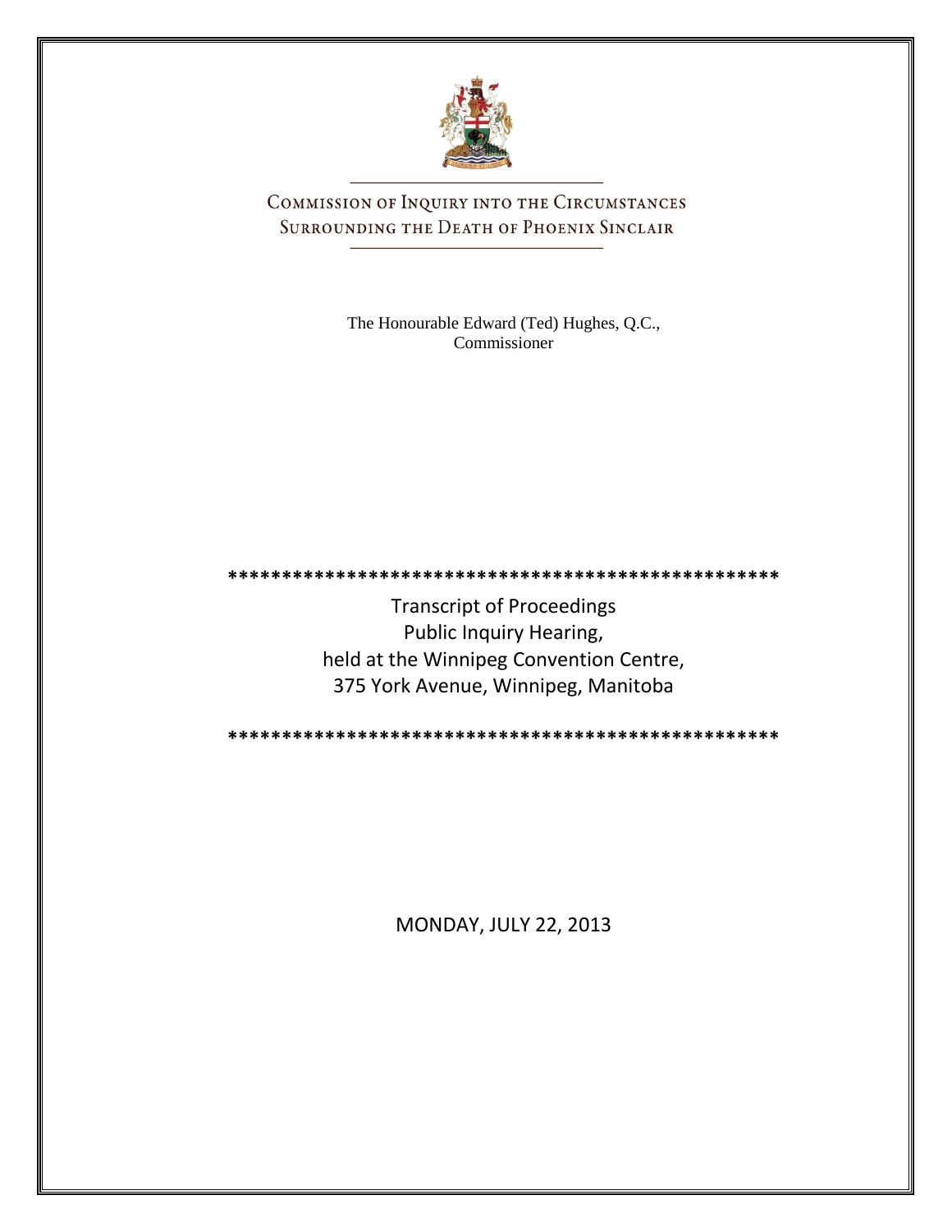# Commission of Inquiry into the Circumstances Surrounding the Death of Phoenix Sinclair

The Honourable Edward (Ted) Hughes, Q.C., Commissioner

\*\*\*\*\*\*\*\*\*\*\*\*\*\*\*\*\*\*\*\*\*\*\*\*\*\*\*\*\*\*\*\*\*\*\*\*\*\*\*\*\*\*\*\*\*\*\*\*\*\*\*\*\*

Transcript of Proceedings
Public Inquiry Hearing,
held at the Winnipeg Convention Centre,
375 York Avenue, Winnipeg, Manitoba

\*\*\*\*\*\*\*\*\*\*\*\*\*\*\*\*\*\*\*\*\*\*\*\*\*\*\*\*\*\*\*\*\*\*\*\*\*\*\*\*\*\*\*\*\*\*\*\*\*\*\*\*\*

MONDAY, JULY 22, 2013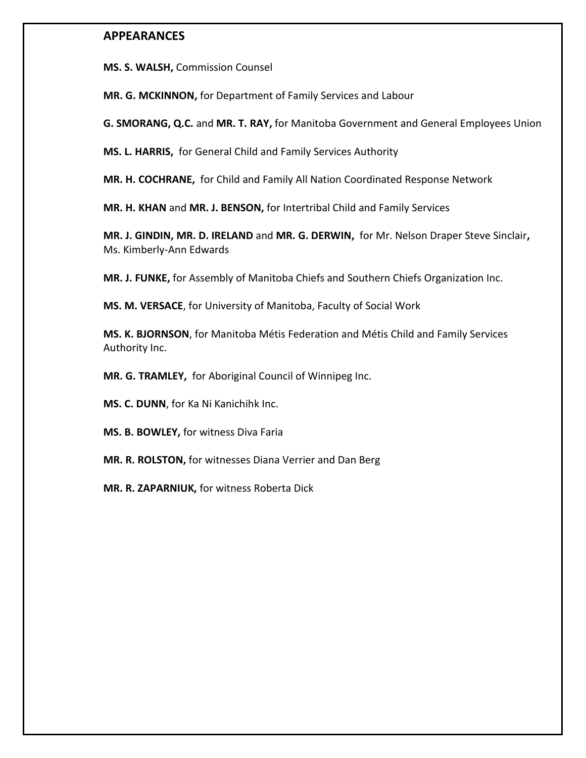## APPEARANCES

**MS. S. WALSH,** Commission Counsel

**MR. G. MCKINNON,** for Department of Family Services and Labour

**G. SMORANG, Q.C.** and **MR. T. RAY,** for Manitoba Government and General Employees Union

**MS. L. HARRIS,** for General Child and Family Services Authority

**MR. H. COCHRANE,** for Child and Family All Nation Coordinated Response Network

**MR. H. KHAN** and **MR. J. BENSON,** for Intertribal Child and Family Services

**MR. J. GINDIN, MR. D. IRELAND** and **MR. G. DERWIN,** for Mr. Nelson Draper Steve Sinclair**,** Ms. Kimberly-Ann Edwards

**MR. J. FUNKE,** for Assembly of Manitoba Chiefs and Southern Chiefs Organization Inc.

**MS. M. VERSACE**, for University of Manitoba, Faculty of Social Work

**MS. K. BJORNSON**, for Manitoba Métis Federation and Métis Child and Family Services Authority Inc.

**MR. G. TRAMLEY,** for Aboriginal Council of Winnipeg Inc.

**MS. C. DUNN**, for Ka Ni Kanichihk Inc.

**MS. B. BOWLEY,** for witness Diva Faria

**MR. R. ROLSTON,** for witnesses Diana Verrier and Dan Berg

**MR. R. ZAPARNIUK,** for witness Roberta Dick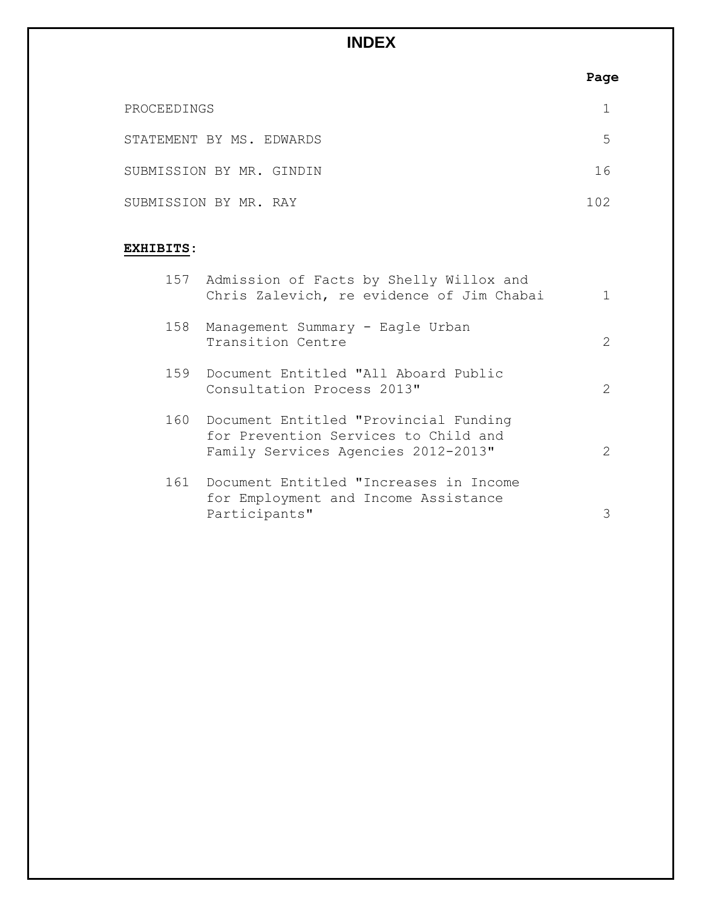# INDEX

| | Page |
|---|---|
| PROCEEDINGS | 1 |
| STATEMENT BY MS. EDWARDS | 5 |
| SUBMISSION BY MR. GINDIN | 16 |
| SUBMISSION BY MR. RAY | 102 |

**EXHIBITS**:

| | | |
|---|---|---|
| 157 | Admission of Facts by Shelly Willox and Chris Zalevich, re evidence of Jim Chabai | 1 |
| 158 | Management Summary - Eagle Urban Transition Centre | 2 |
| 159 | Document Entitled "All Aboard Public Consultation Process 2013" | 2 |
| 160 | Document Entitled "Provincial Funding for Prevention Services to Child and Family Services Agencies 2012-2013" | 2 |
| 161 | Document Entitled "Increases in Income for Employment and Income Assistance Participants" | 3 |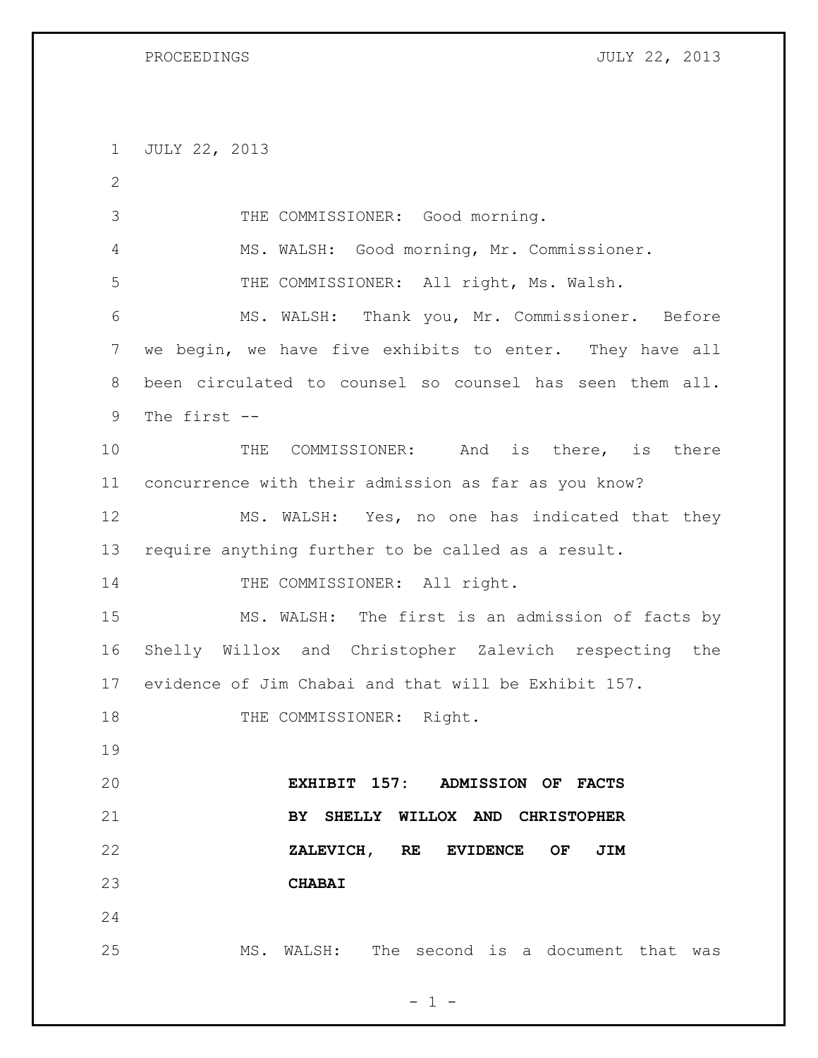JULY 22, 2013

THE COMMISSIONER: Good morning.

MS. WALSH: Good morning, Mr. Commissioner.

THE COMMISSIONER: All right, Ms. Walsh.

MS. WALSH: Thank you, Mr. Commissioner. Before we begin, we have five exhibits to enter. They have all been circulated to counsel so counsel has seen them all. The first --

THE COMMISSIONER: And is there, is there concurrence with their admission as far as you know?

MS. WALSH: Yes, no one has indicated that they require anything further to be called as a result.

THE COMMISSIONER: All right.

MS. WALSH: The first is an admission of facts by Shelly Willox and Christopher Zalevich respecting the evidence of Jim Chabai and that will be Exhibit 157.

THE COMMISSIONER: Right.

**EXHIBIT 157: ADMISSION OF FACTS BY SHELLY WILLOX AND CHRISTOPHER ZALEVICH, RE EVIDENCE OF JIM CHABAI**

MS. WALSH: The second is a document that was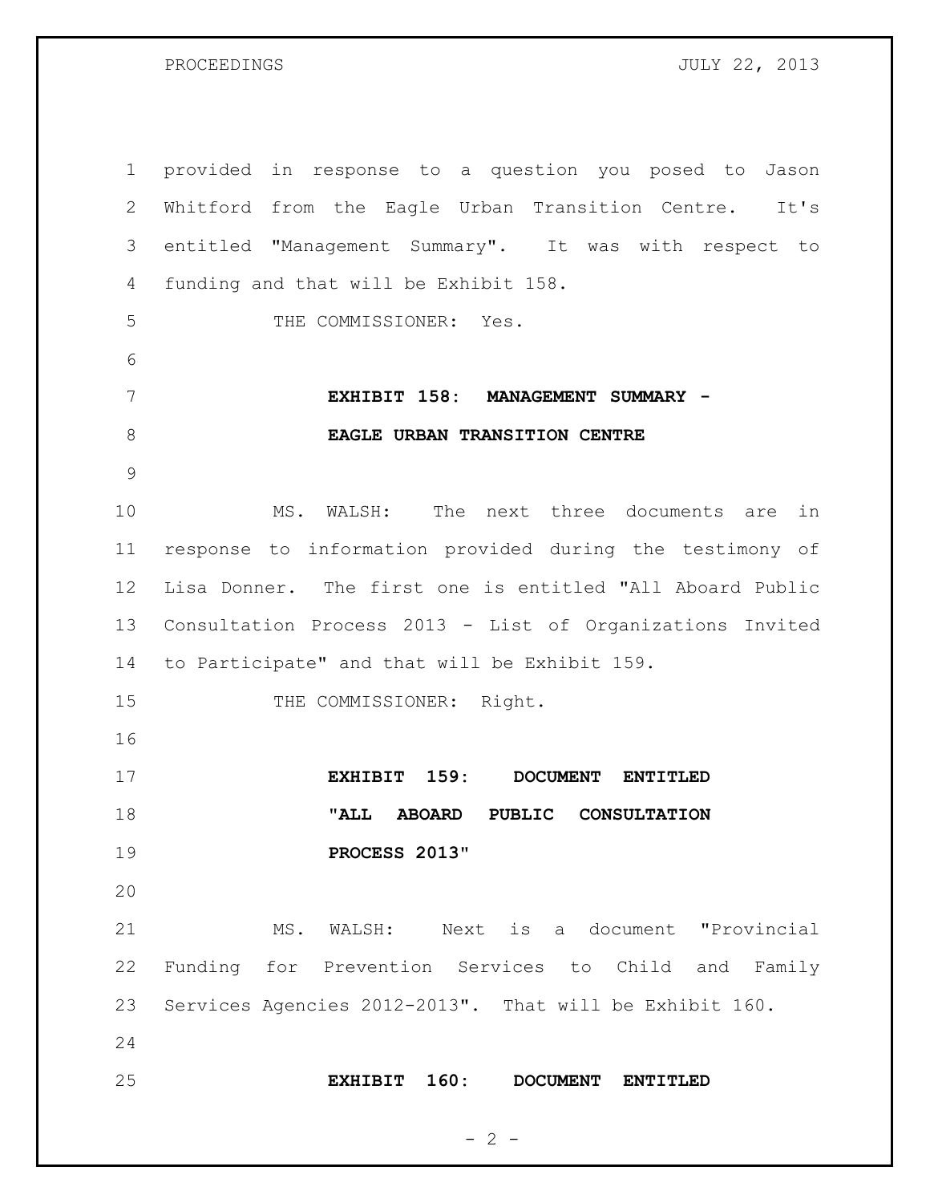provided in response to a question you posed to Jason Whitford from the Eagle Urban Transition Centre. It's entitled "Management Summary". It was with respect to funding and that will be Exhibit 158.

THE COMMISSIONER: Yes.

**EXHIBIT 158: MANAGEMENT SUMMARY - EAGLE URBAN TRANSITION CENTRE**

MS. WALSH: The next three documents are in response to information provided during the testimony of Lisa Donner. The first one is entitled "All Aboard Public Consultation Process 2013 - List of Organizations Invited to Participate" and that will be Exhibit 159.

THE COMMISSIONER: Right.

**EXHIBIT 159: DOCUMENT ENTITLED "ALL ABOARD PUBLIC CONSULTATION PROCESS 2013"**

MS. WALSH: Next is a document "Provincial Funding for Prevention Services to Child and Family Services Agencies 2012-2013". That will be Exhibit 160.

**EXHIBIT 160: DOCUMENT ENTITLED**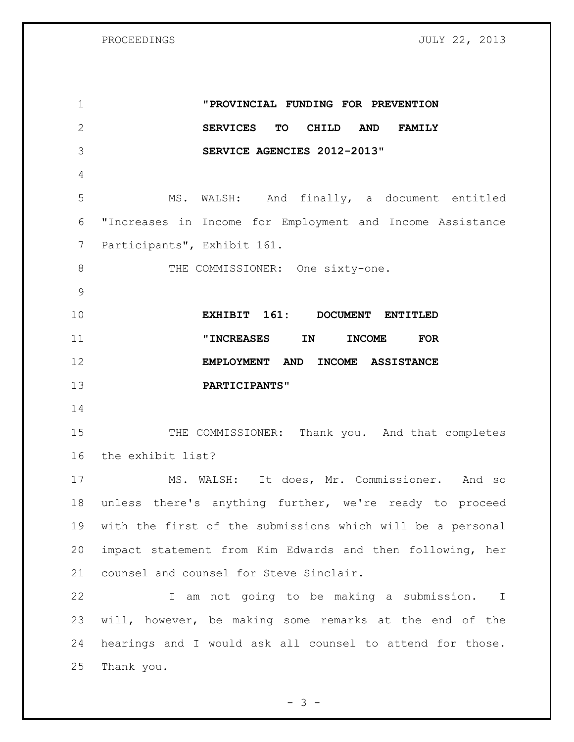**"PROVINCIAL FUNDING FOR PREVENTION SERVICES TO CHILD AND FAMILY SERVICE AGENCIES 2012-2013"**

MS. WALSH: And finally, a document entitled "Increases in Income for Employment and Income Assistance Participants", Exhibit 161.

THE COMMISSIONER: One sixty-one.

**EXHIBIT 161: DOCUMENT ENTITLED "INCREASES IN INCOME FOR EMPLOYMENT AND INCOME ASSISTANCE PARTICIPANTS"**

THE COMMISSIONER: Thank you. And that completes the exhibit list?

MS. WALSH: It does, Mr. Commissioner. And so unless there's anything further, we're ready to proceed with the first of the submissions which will be a personal impact statement from Kim Edwards and then following, her counsel and counsel for Steve Sinclair.

I am not going to be making a submission. I will, however, be making some remarks at the end of the hearings and I would ask all counsel to attend for those. Thank you.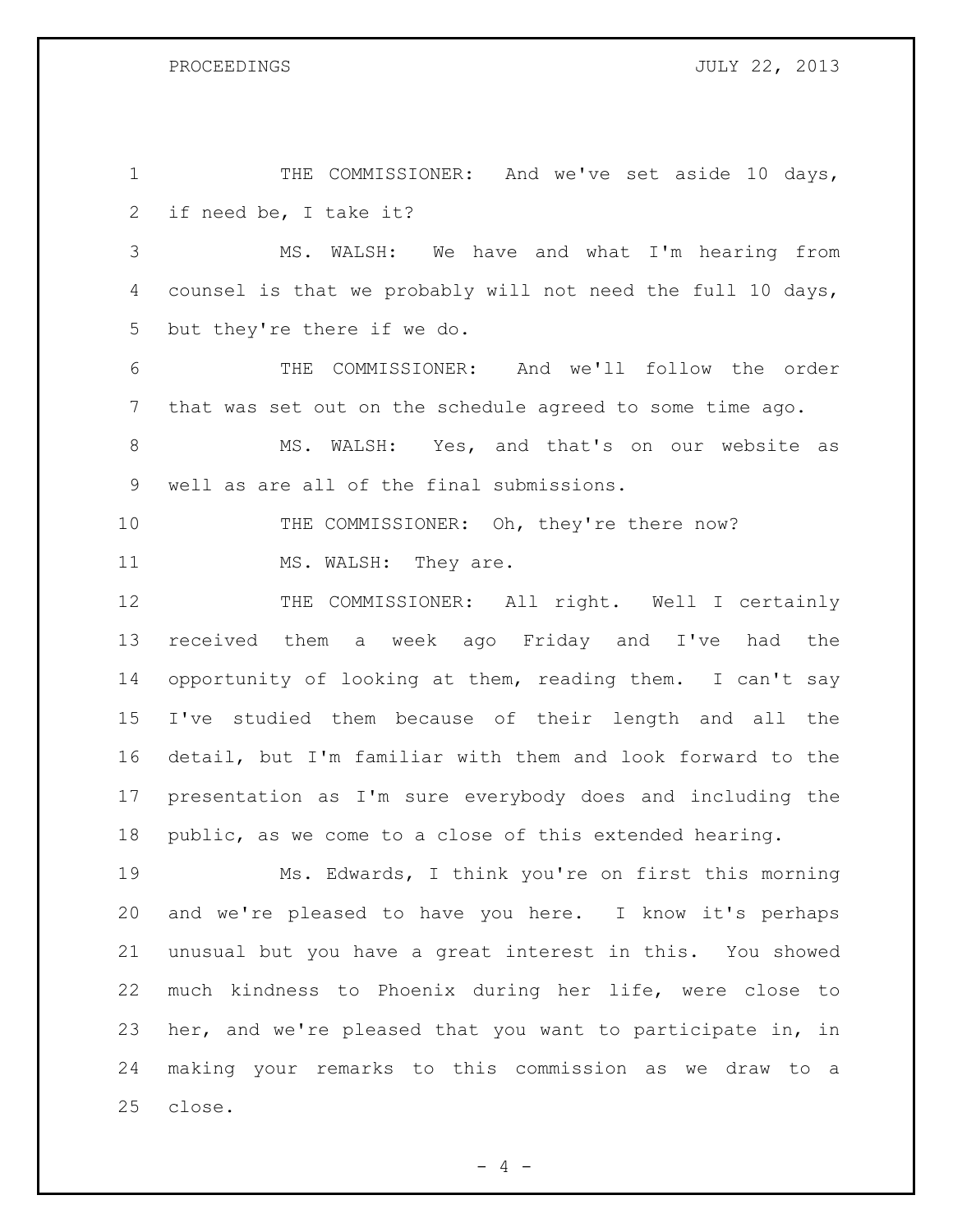THE COMMISSIONER: And we've set aside 10 days, if need be, I take it?

MS. WALSH: We have and what I'm hearing from counsel is that we probably will not need the full 10 days, but they're there if we do.

THE COMMISSIONER: And we'll follow the order that was set out on the schedule agreed to some time ago.

MS. WALSH: Yes, and that's on our website as well as are all of the final submissions.

THE COMMISSIONER: Oh, they're there now?

MS. WALSH: They are.

THE COMMISSIONER: All right. Well I certainly received them a week ago Friday and I've had the opportunity of looking at them, reading them. I can't say I've studied them because of their length and all the detail, but I'm familiar with them and look forward to the presentation as I'm sure everybody does and including the public, as we come to a close of this extended hearing.

Ms. Edwards, I think you're on first this morning and we're pleased to have you here. I know it's perhaps unusual but you have a great interest in this. You showed much kindness to Phoenix during her life, were close to her, and we're pleased that you want to participate in, in making your remarks to this commission as we draw to a close.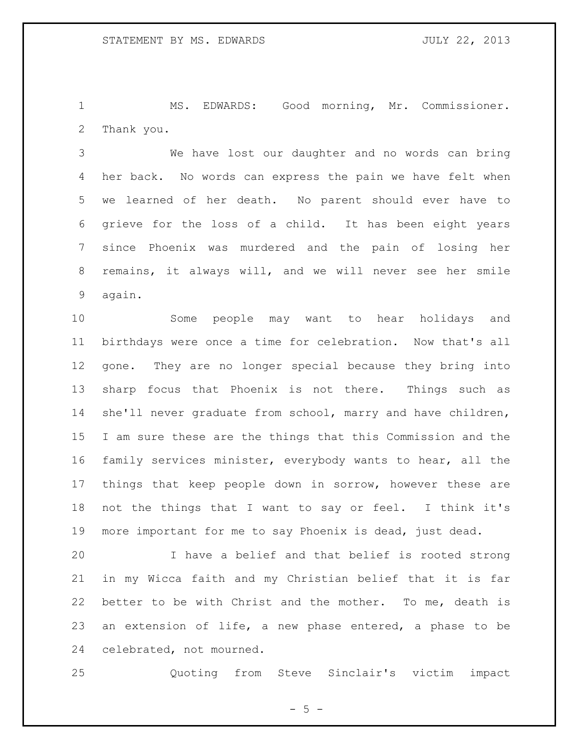MS. EDWARDS: Good morning, Mr. Commissioner. Thank you.

We have lost our daughter and no words can bring her back. No words can express the pain we have felt when we learned of her death. No parent should ever have to grieve for the loss of a child. It has been eight years since Phoenix was murdered and the pain of losing her remains, it always will, and we will never see her smile again.

Some people may want to hear holidays and birthdays were once a time for celebration. Now that's all gone. They are no longer special because they bring into sharp focus that Phoenix is not there. Things such as she'll never graduate from school, marry and have children, I am sure these are the things that this Commission and the family services minister, everybody wants to hear, all the things that keep people down in sorrow, however these are not the things that I want to say or feel. I think it's more important for me to say Phoenix is dead, just dead.

I have a belief and that belief is rooted strong in my Wicca faith and my Christian belief that it is far better to be with Christ and the mother. To me, death is an extension of life, a new phase entered, a phase to be celebrated, not mourned.

Quoting from Steve Sinclair's victim impact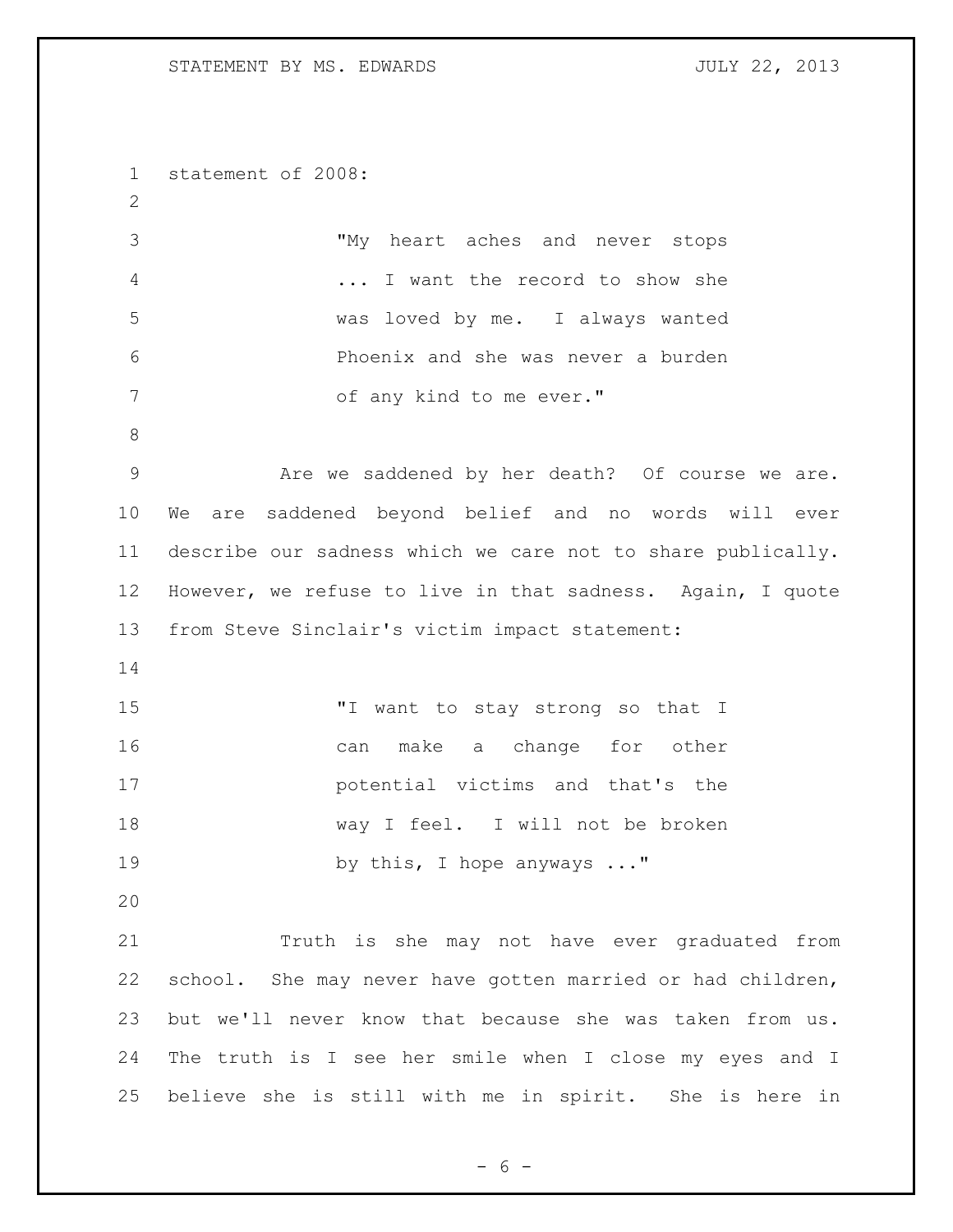statement of 2008:

> "My heart aches and never stops ... I want the record to show she was loved by me. I always wanted Phoenix and she was never a burden of any kind to me ever."

Are we saddened by her death? Of course we are. We are saddened beyond belief and no words will ever describe our sadness which we care not to share publically. However, we refuse to live in that sadness. Again, I quote from Steve Sinclair's victim impact statement:

> "I want to stay strong so that I can make a change for other potential victims and that's the way I feel. I will not be broken by this, I hope anyways ..."

Truth is she may not have ever graduated from school. She may never have gotten married or had children, but we'll never know that because she was taken from us. The truth is I see her smile when I close my eyes and I believe she is still with me in spirit. She is here in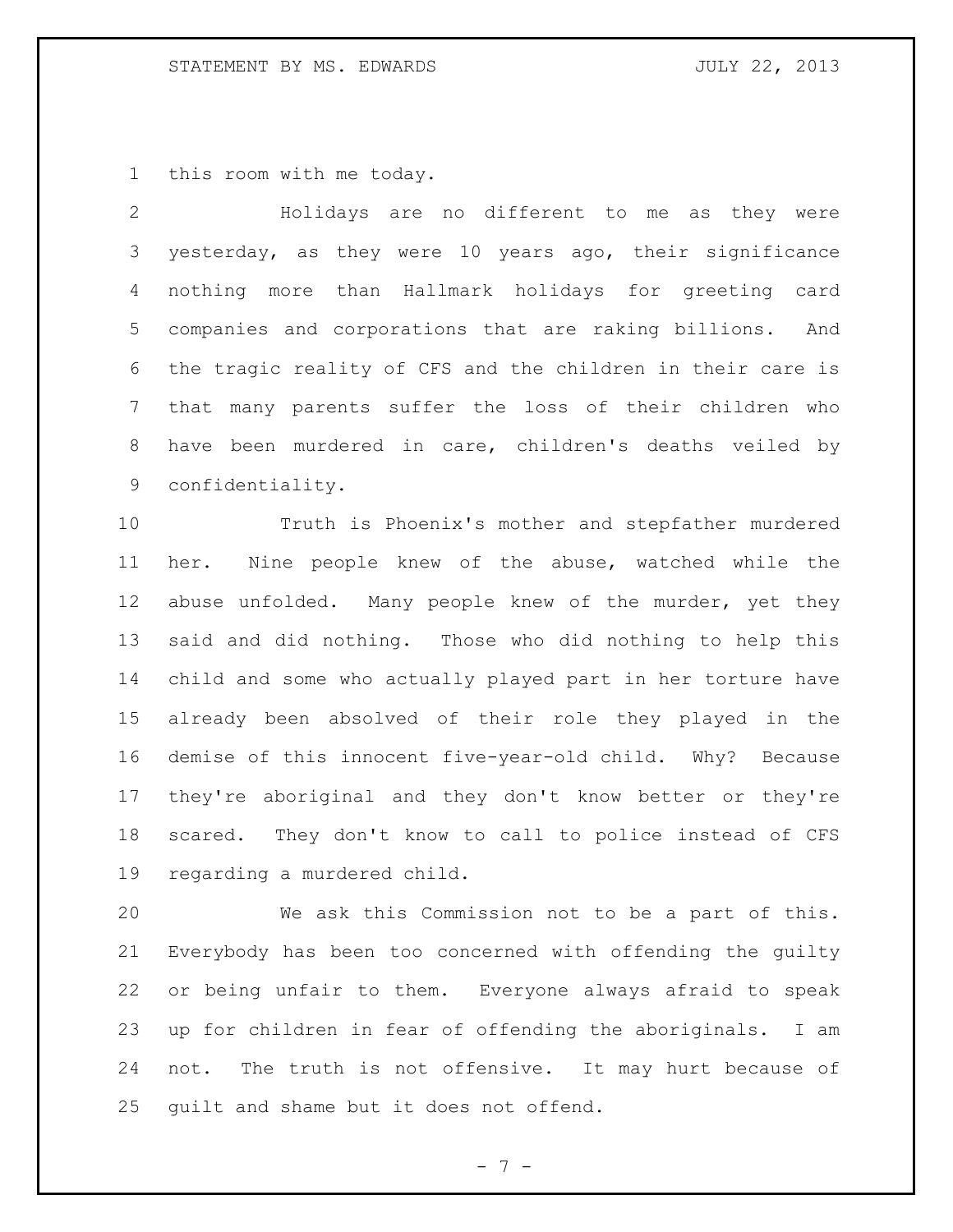this room with me today.

Holidays are no different to me as they were yesterday, as they were 10 years ago, their significance nothing more than Hallmark holidays for greeting card companies and corporations that are raking billions. And the tragic reality of CFS and the children in their care is that many parents suffer the loss of their children who have been murdered in care, children's deaths veiled by confidentiality.

Truth is Phoenix's mother and stepfather murdered her. Nine people knew of the abuse, watched while the abuse unfolded. Many people knew of the murder, yet they said and did nothing. Those who did nothing to help this child and some who actually played part in her torture have already been absolved of their role they played in the demise of this innocent five-year-old child. Why? Because they're aboriginal and they don't know better or they're scared. They don't know to call to police instead of CFS regarding a murdered child.

We ask this Commission not to be a part of this. Everybody has been too concerned with offending the guilty or being unfair to them. Everyone always afraid to speak up for children in fear of offending the aboriginals. I am not. The truth is not offensive. It may hurt because of guilt and shame but it does not offend.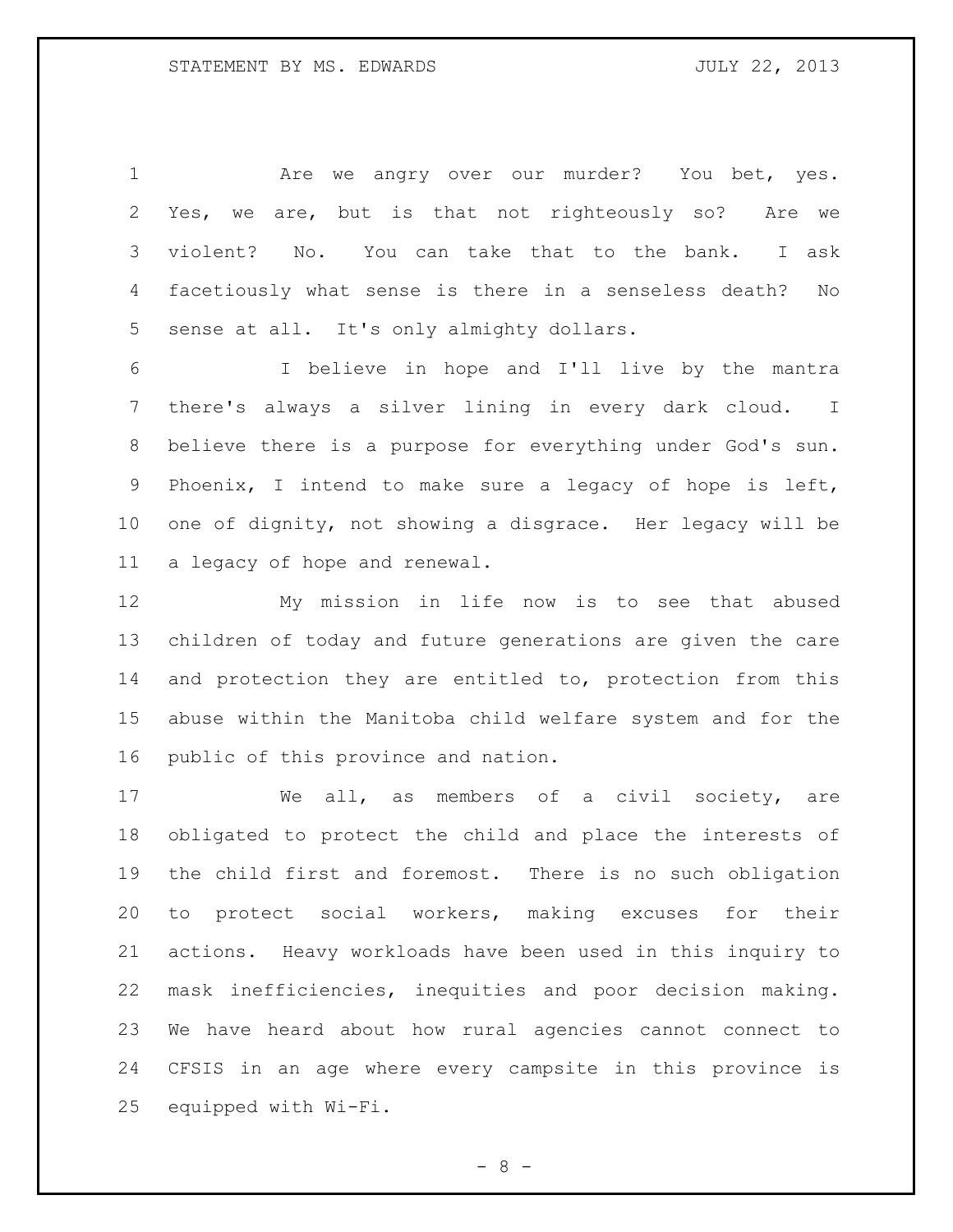Are we angry over our murder? You bet, yes. Yes, we are, but is that not righteously so? Are we violent? No. You can take that to the bank. I ask facetiously what sense is there in a senseless death? No sense at all. It's only almighty dollars.

I believe in hope and I'll live by the mantra there's always a silver lining in every dark cloud. I believe there is a purpose for everything under God's sun. Phoenix, I intend to make sure a legacy of hope is left, one of dignity, not showing a disgrace. Her legacy will be a legacy of hope and renewal.

My mission in life now is to see that abused children of today and future generations are given the care and protection they are entitled to, protection from this abuse within the Manitoba child welfare system and for the public of this province and nation.

We all, as members of a civil society, are obligated to protect the child and place the interests of the child first and foremost. There is no such obligation to protect social workers, making excuses for their actions. Heavy workloads have been used in this inquiry to mask inefficiencies, inequities and poor decision making. We have heard about how rural agencies cannot connect to CFSIS in an age where every campsite in this province is equipped with Wi-Fi.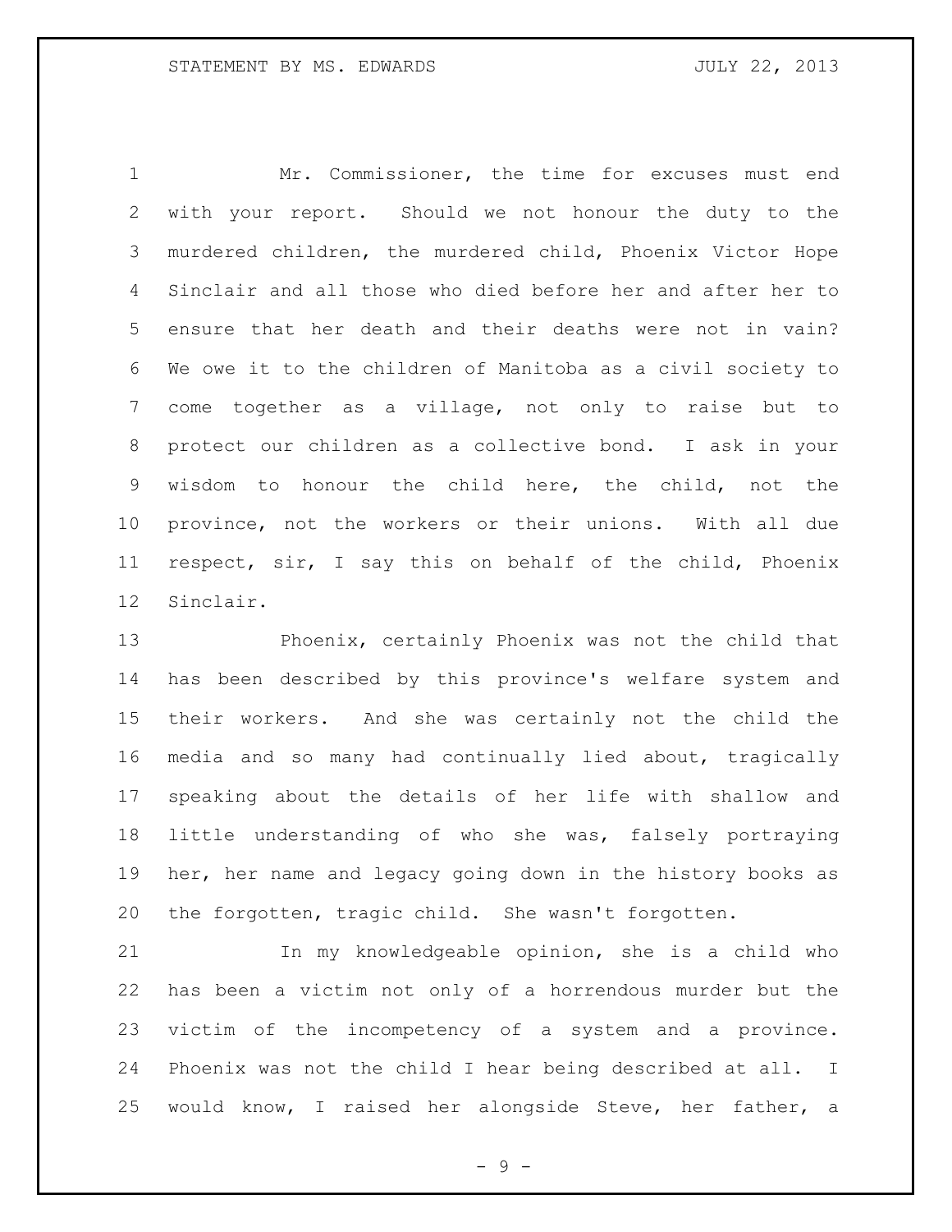Mr. Commissioner, the time for excuses must end with your report. Should we not honour the duty to the murdered children, the murdered child, Phoenix Victor Hope Sinclair and all those who died before her and after her to ensure that her death and their deaths were not in vain? We owe it to the children of Manitoba as a civil society to come together as a village, not only to raise but to protect our children as a collective bond. I ask in your wisdom to honour the child here, the child, not the province, not the workers or their unions. With all due respect, sir, I say this on behalf of the child, Phoenix Sinclair.

Phoenix, certainly Phoenix was not the child that has been described by this province's welfare system and their workers. And she was certainly not the child the media and so many had continually lied about, tragically speaking about the details of her life with shallow and little understanding of who she was, falsely portraying her, her name and legacy going down in the history books as the forgotten, tragic child. She wasn't forgotten.

In my knowledgeable opinion, she is a child who has been a victim not only of a horrendous murder but the victim of the incompetency of a system and a province. Phoenix was not the child I hear being described at all. I would know, I raised her alongside Steve, her father, a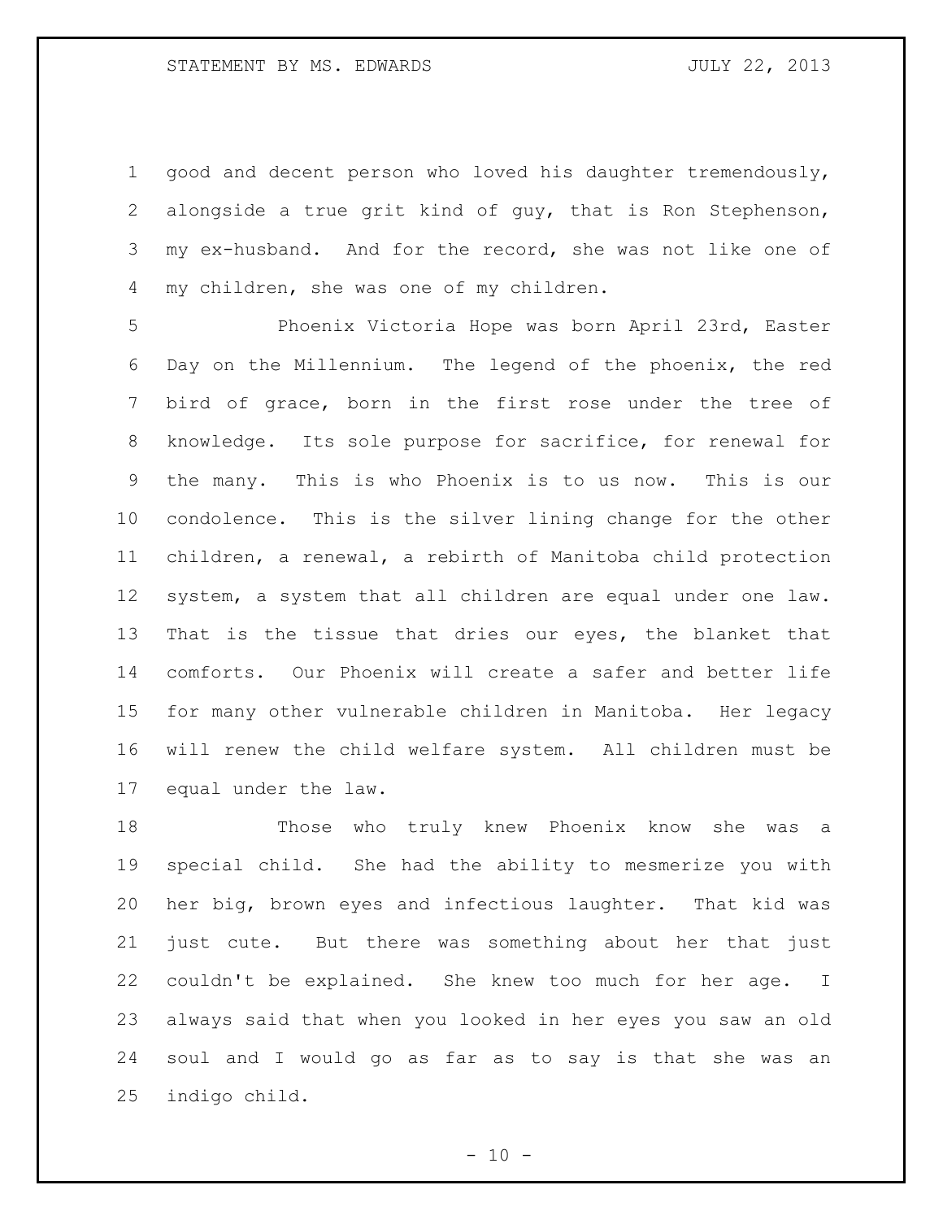good and decent person who loved his daughter tremendously, alongside a true grit kind of guy, that is Ron Stephenson, my ex-husband. And for the record, she was not like one of my children, she was one of my children.

Phoenix Victoria Hope was born April 23rd, Easter Day on the Millennium. The legend of the phoenix, the red bird of grace, born in the first rose under the tree of knowledge. Its sole purpose for sacrifice, for renewal for the many. This is who Phoenix is to us now. This is our condolence. This is the silver lining change for the other children, a renewal, a rebirth of Manitoba child protection system, a system that all children are equal under one law. That is the tissue that dries our eyes, the blanket that comforts. Our Phoenix will create a safer and better life for many other vulnerable children in Manitoba. Her legacy will renew the child welfare system. All children must be equal under the law.

Those who truly knew Phoenix know she was a special child. She had the ability to mesmerize you with her big, brown eyes and infectious laughter. That kid was just cute. But there was something about her that just couldn't be explained. She knew too much for her age. I always said that when you looked in her eyes you saw an old soul and I would go as far as to say is that she was an indigo child.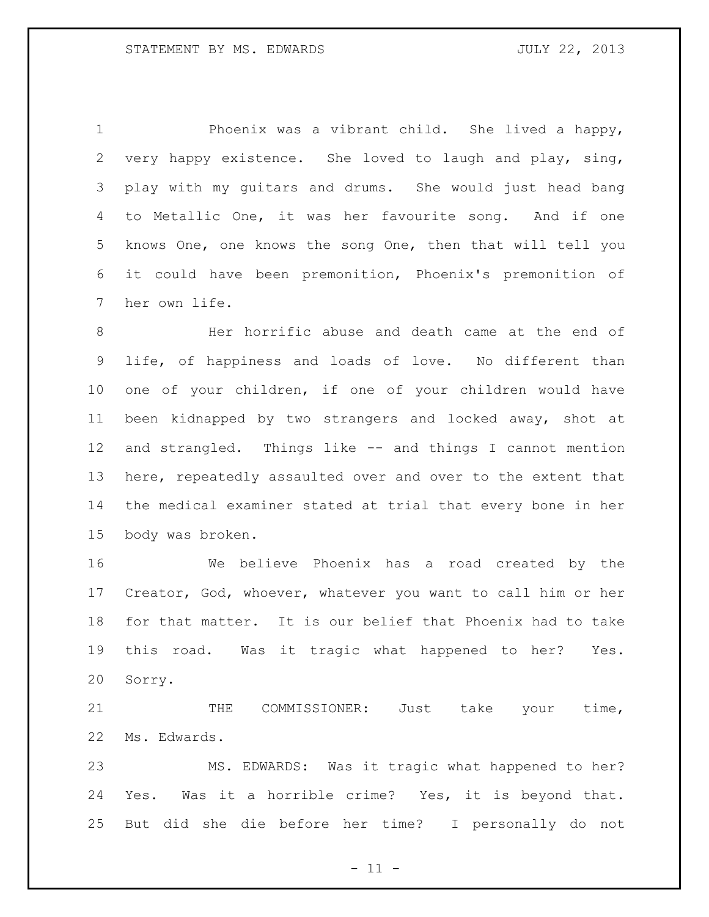Phoenix was a vibrant child. She lived a happy, very happy existence. She loved to laugh and play, sing, play with my guitars and drums. She would just head bang to Metallic One, it was her favourite song. And if one knows One, one knows the song One, then that will tell you it could have been premonition, Phoenix's premonition of her own life.

Her horrific abuse and death came at the end of life, of happiness and loads of love. No different than one of your children, if one of your children would have been kidnapped by two strangers and locked away, shot at and strangled. Things like -- and things I cannot mention here, repeatedly assaulted over and over to the extent that the medical examiner stated at trial that every bone in her body was broken.

We believe Phoenix has a road created by the Creator, God, whoever, whatever you want to call him or her for that matter. It is our belief that Phoenix had to take this road. Was it tragic what happened to her? Yes. Sorry.

THE COMMISSIONER: Just take your time, Ms. Edwards.

MS. EDWARDS: Was it tragic what happened to her? Yes. Was it a horrible crime? Yes, it is beyond that. But did she die before her time? I personally do not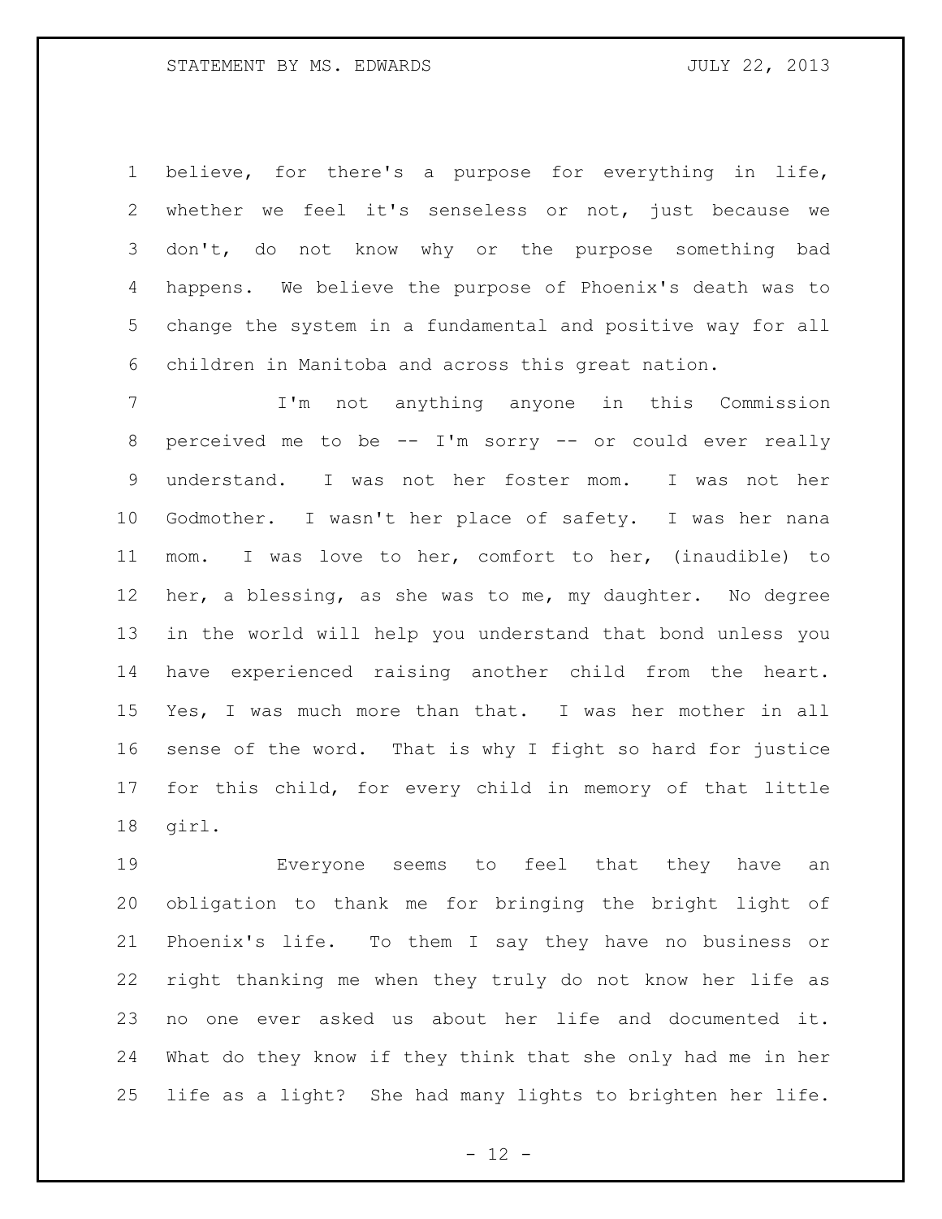believe, for there's a purpose for everything in life, whether we feel it's senseless or not, just because we don't, do not know why or the purpose something bad happens. We believe the purpose of Phoenix's death was to change the system in a fundamental and positive way for all children in Manitoba and across this great nation.

I'm not anything anyone in this Commission perceived me to be -- I'm sorry -- or could ever really understand. I was not her foster mom. I was not her Godmother. I wasn't her place of safety. I was her nana mom. I was love to her, comfort to her, (inaudible) to her, a blessing, as she was to me, my daughter. No degree in the world will help you understand that bond unless you have experienced raising another child from the heart. Yes, I was much more than that. I was her mother in all sense of the word. That is why I fight so hard for justice for this child, for every child in memory of that little girl.

Everyone seems to feel that they have an obligation to thank me for bringing the bright light of Phoenix's life. To them I say they have no business or right thanking me when they truly do not know her life as no one ever asked us about her life and documented it. What do they know if they think that she only had me in her life as a light? She had many lights to brighten her life.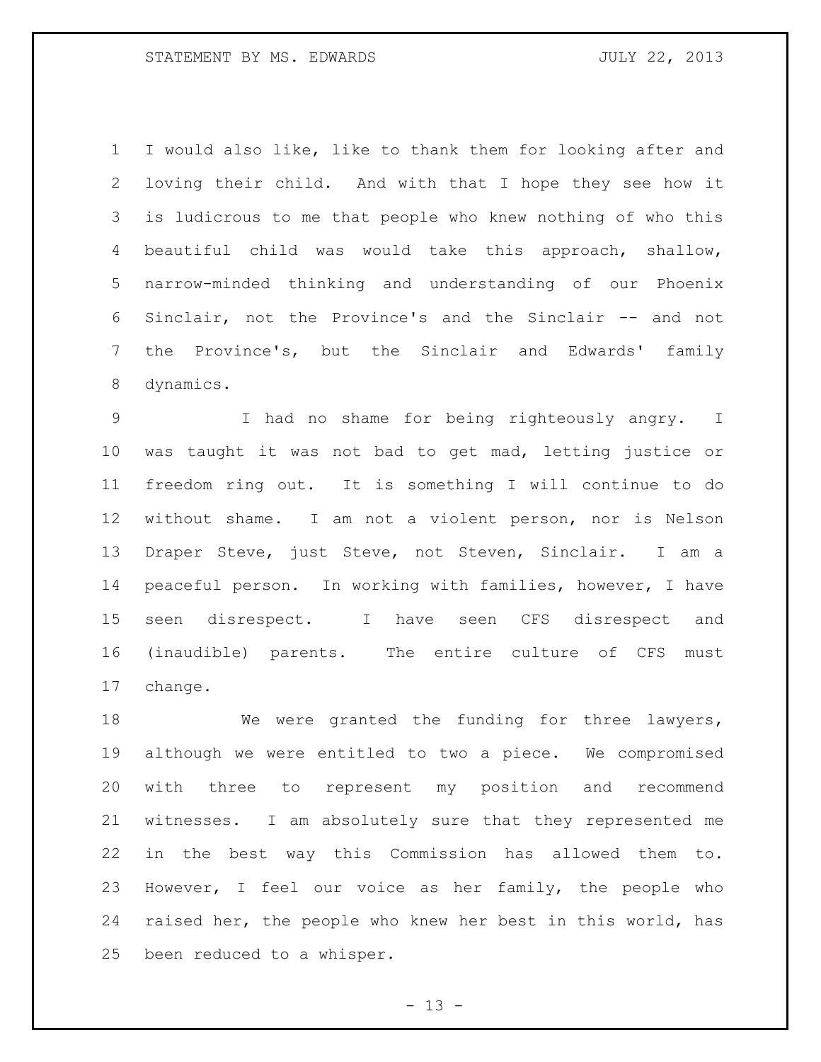I would also like, like to thank them for looking after and loving their child. And with that I hope they see how it is ludicrous to me that people who knew nothing of who this beautiful child was would take this approach, shallow, narrow-minded thinking and understanding of our Phoenix Sinclair, not the Province's and the Sinclair -- and not the Province's, but the Sinclair and Edwards' family dynamics.

I had no shame for being righteously angry. I was taught it was not bad to get mad, letting justice or freedom ring out. It is something I will continue to do without shame. I am not a violent person, nor is Nelson Draper Steve, just Steve, not Steven, Sinclair. I am a peaceful person. In working with families, however, I have seen disrespect. I have seen CFS disrespect and (inaudible) parents. The entire culture of CFS must change.

We were granted the funding for three lawyers, although we were entitled to two a piece. We compromised with three to represent my position and recommend witnesses. I am absolutely sure that they represented me in the best way this Commission has allowed them to. However, I feel our voice as her family, the people who raised her, the people who knew her best in this world, has been reduced to a whisper.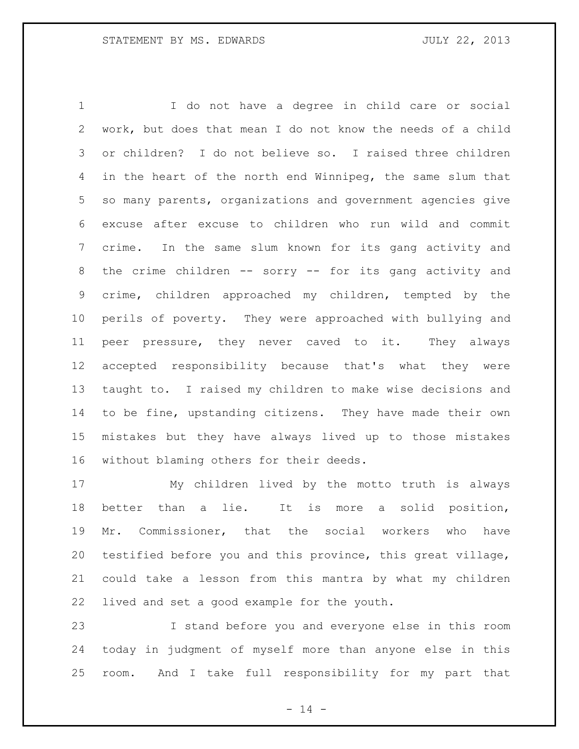I do not have a degree in child care or social work, but does that mean I do not know the needs of a child or children? I do not believe so. I raised three children in the heart of the north end Winnipeg, the same slum that so many parents, organizations and government agencies give excuse after excuse to children who run wild and commit crime. In the same slum known for its gang activity and the crime children -- sorry -- for its gang activity and crime, children approached my children, tempted by the perils of poverty. They were approached with bullying and peer pressure, they never caved to it. They always accepted responsibility because that's what they were taught to. I raised my children to make wise decisions and to be fine, upstanding citizens. They have made their own mistakes but they have always lived up to those mistakes without blaming others for their deeds.

My children lived by the motto truth is always better than a lie. It is more a solid position, Mr. Commissioner, that the social workers who have testified before you and this province, this great village, could take a lesson from this mantra by what my children lived and set a good example for the youth.

I stand before you and everyone else in this room today in judgment of myself more than anyone else in this room. And I take full responsibility for my part that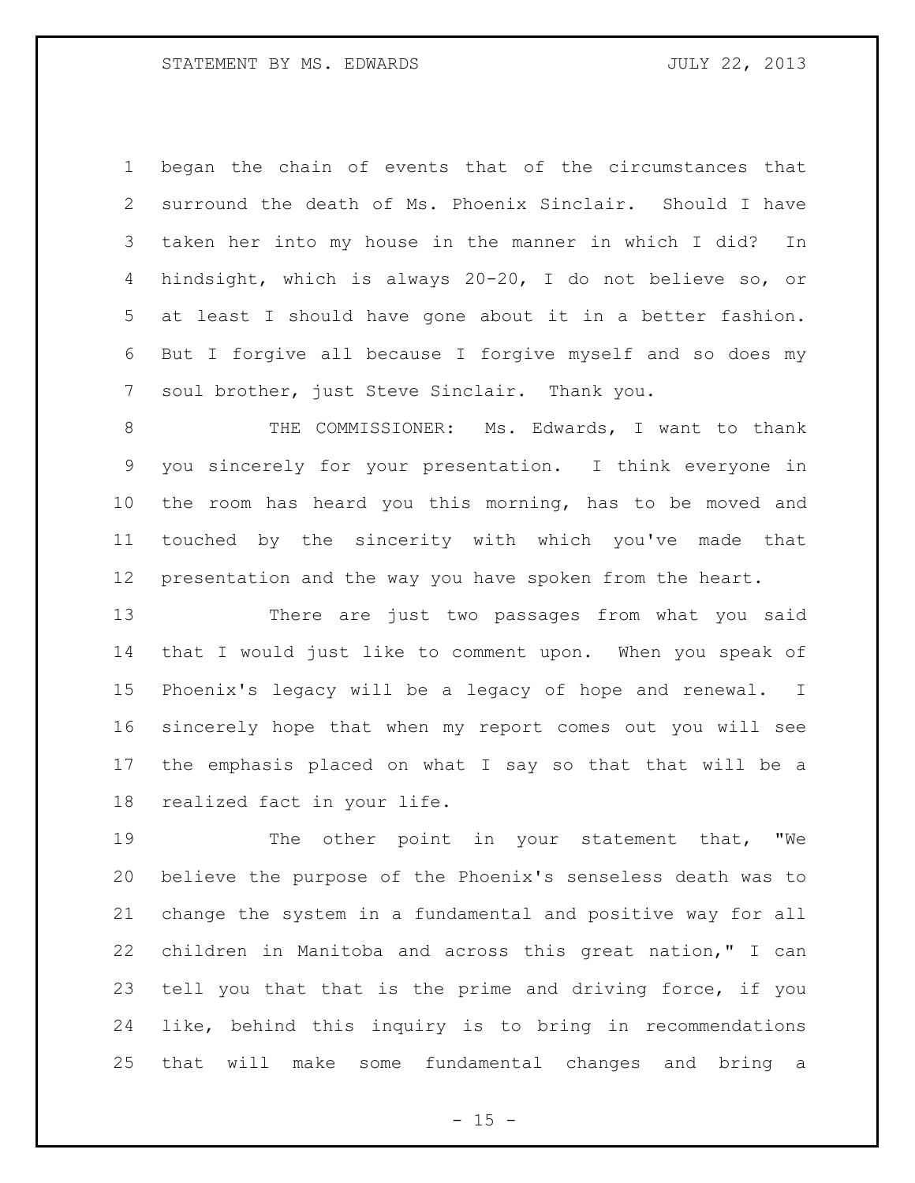began the chain of events that of the circumstances that surround the death of Ms. Phoenix Sinclair. Should I have taken her into my house in the manner in which I did? In hindsight, which is always 20-20, I do not believe so, or at least I should have gone about it in a better fashion. But I forgive all because I forgive myself and so does my soul brother, just Steve Sinclair. Thank you.

THE COMMISSIONER: Ms. Edwards, I want to thank you sincerely for your presentation. I think everyone in the room has heard you this morning, has to be moved and touched by the sincerity with which you've made that presentation and the way you have spoken from the heart.

There are just two passages from what you said that I would just like to comment upon. When you speak of Phoenix's legacy will be a legacy of hope and renewal. I sincerely hope that when my report comes out you will see the emphasis placed on what I say so that that will be a realized fact in your life.

The other point in your statement that, "We believe the purpose of the Phoenix's senseless death was to change the system in a fundamental and positive way for all children in Manitoba and across this great nation," I can tell you that that is the prime and driving force, if you like, behind this inquiry is to bring in recommendations that will make some fundamental changes and bring a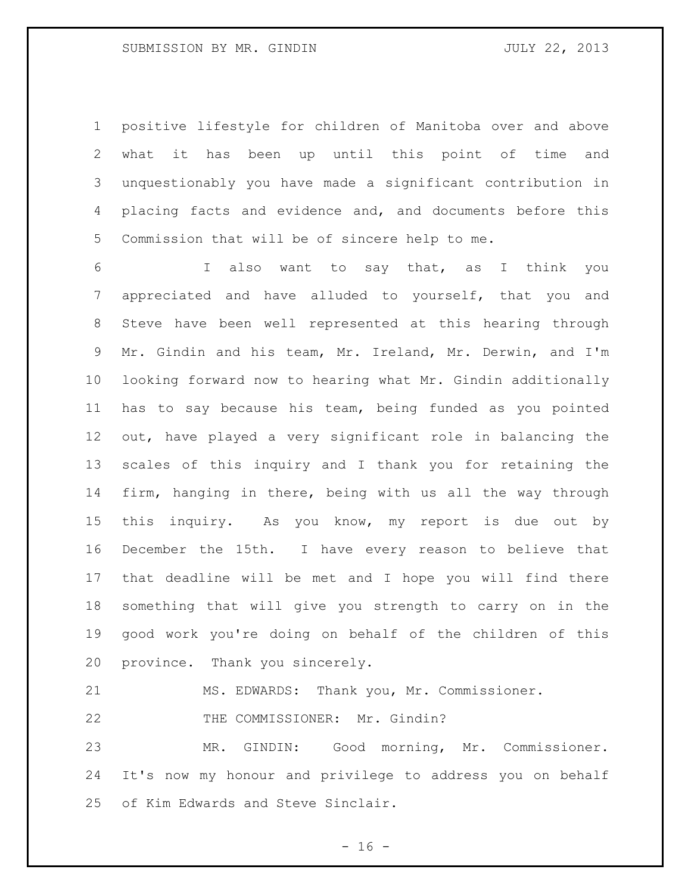positive lifestyle for children of Manitoba over and above what it has been up until this point of time and unquestionably you have made a significant contribution in placing facts and evidence and, and documents before this Commission that will be of sincere help to me.

I also want to say that, as I think you appreciated and have alluded to yourself, that you and Steve have been well represented at this hearing through Mr. Gindin and his team, Mr. Ireland, Mr. Derwin, and I'm looking forward now to hearing what Mr. Gindin additionally has to say because his team, being funded as you pointed out, have played a very significant role in balancing the scales of this inquiry and I thank you for retaining the firm, hanging in there, being with us all the way through this inquiry. As you know, my report is due out by December the 15th. I have every reason to believe that that deadline will be met and I hope you will find there something that will give you strength to carry on in the good work you're doing on behalf of the children of this province. Thank you sincerely.

MS. EDWARDS: Thank you, Mr. Commissioner.

THE COMMISSIONER: Mr. Gindin?

MR. GINDIN: Good morning, Mr. Commissioner. It's now my honour and privilege to address you on behalf of Kim Edwards and Steve Sinclair.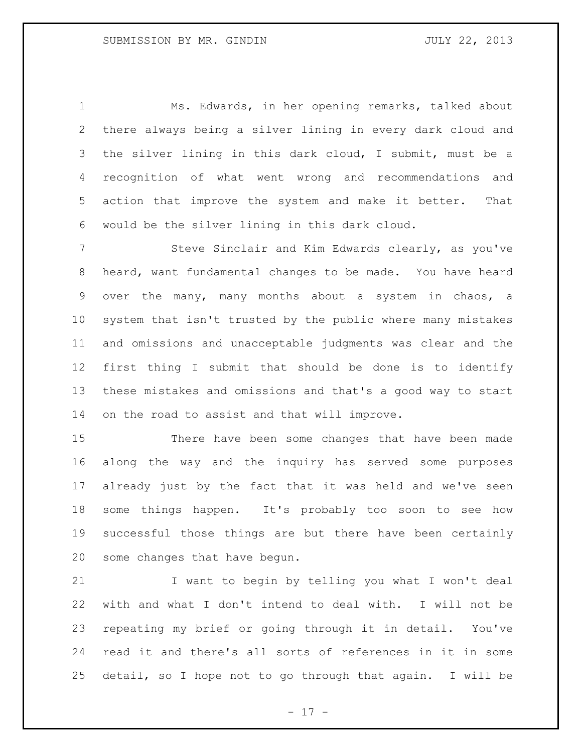Ms. Edwards, in her opening remarks, talked about there always being a silver lining in every dark cloud and the silver lining in this dark cloud, I submit, must be a recognition of what went wrong and recommendations and action that improve the system and make it better. That would be the silver lining in this dark cloud.

Steve Sinclair and Kim Edwards clearly, as you've heard, want fundamental changes to be made. You have heard over the many, many months about a system in chaos, a system that isn't trusted by the public where many mistakes and omissions and unacceptable judgments was clear and the first thing I submit that should be done is to identify these mistakes and omissions and that's a good way to start on the road to assist and that will improve.

There have been some changes that have been made along the way and the inquiry has served some purposes already just by the fact that it was held and we've seen some things happen. It's probably too soon to see how successful those things are but there have been certainly some changes that have begun.

I want to begin by telling you what I won't deal with and what I don't intend to deal with. I will not be repeating my brief or going through it in detail. You've read it and there's all sorts of references in it in some detail, so I hope not to go through that again. I will be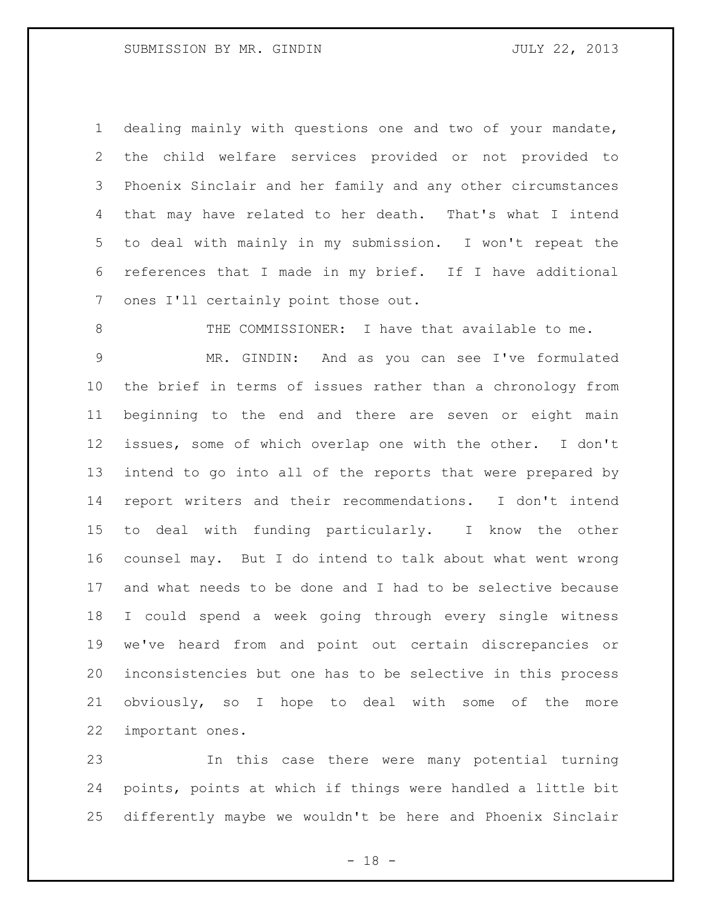dealing mainly with questions one and two of your mandate, the child welfare services provided or not provided to Phoenix Sinclair and her family and any other circumstances that may have related to her death. That's what I intend to deal with mainly in my submission. I won't repeat the references that I made in my brief. If I have additional ones I'll certainly point those out.

THE COMMISSIONER: I have that available to me.

MR. GINDIN: And as you can see I've formulated the brief in terms of issues rather than a chronology from beginning to the end and there are seven or eight main issues, some of which overlap one with the other. I don't intend to go into all of the reports that were prepared by report writers and their recommendations. I don't intend to deal with funding particularly. I know the other counsel may. But I do intend to talk about what went wrong and what needs to be done and I had to be selective because I could spend a week going through every single witness we've heard from and point out certain discrepancies or inconsistencies but one has to be selective in this process obviously, so I hope to deal with some of the more important ones.

In this case there were many potential turning points, points at which if things were handled a little bit differently maybe we wouldn't be here and Phoenix Sinclair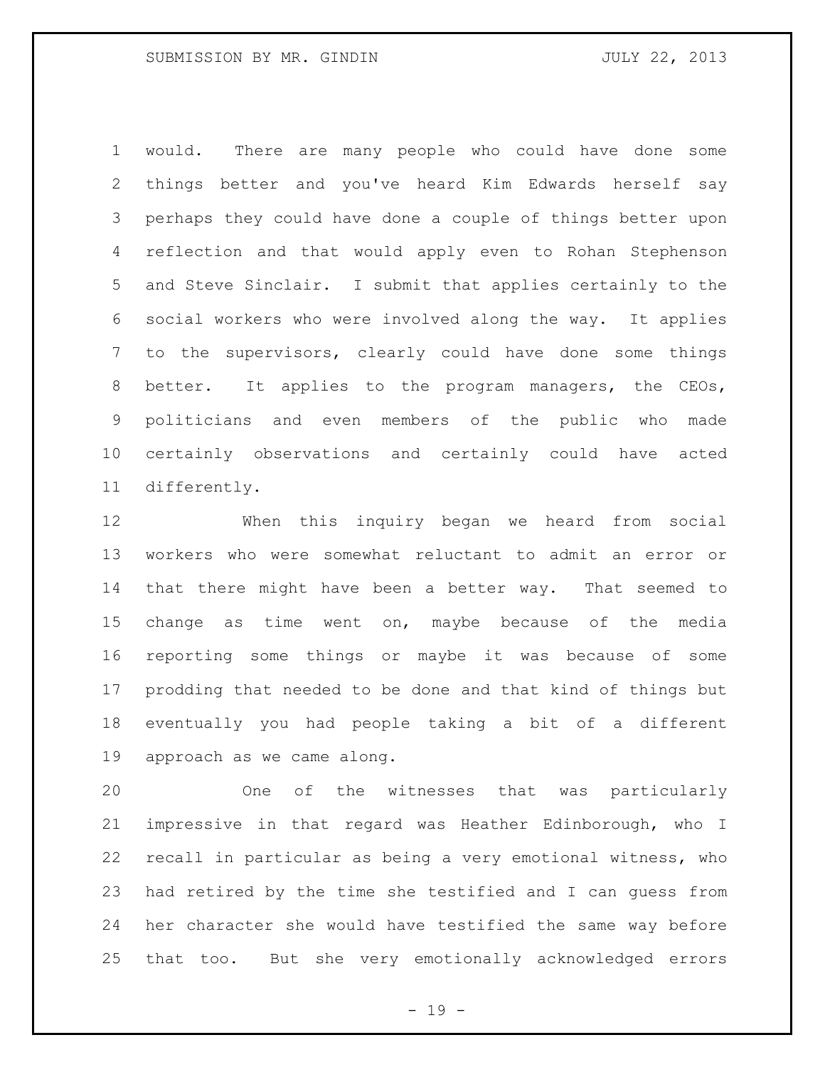would. There are many people who could have done some things better and you've heard Kim Edwards herself say perhaps they could have done a couple of things better upon reflection and that would apply even to Rohan Stephenson and Steve Sinclair. I submit that applies certainly to the social workers who were involved along the way. It applies to the supervisors, clearly could have done some things better. It applies to the program managers, the CEOs, politicians and even members of the public who made certainly observations and certainly could have acted differently.

When this inquiry began we heard from social workers who were somewhat reluctant to admit an error or that there might have been a better way. That seemed to change as time went on, maybe because of the media reporting some things or maybe it was because of some prodding that needed to be done and that kind of things but eventually you had people taking a bit of a different approach as we came along.

One of the witnesses that was particularly impressive in that regard was Heather Edinborough, who I recall in particular as being a very emotional witness, who had retired by the time she testified and I can guess from her character she would have testified the same way before that too. But she very emotionally acknowledged errors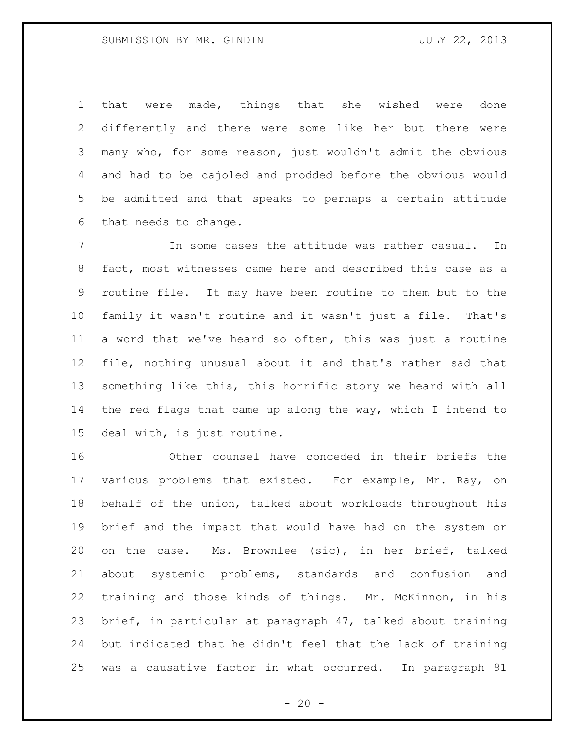that were made, things that she wished were done differently and there were some like her but there were many who, for some reason, just wouldn't admit the obvious and had to be cajoled and prodded before the obvious would be admitted and that speaks to perhaps a certain attitude that needs to change.

In some cases the attitude was rather casual. In fact, most witnesses came here and described this case as a routine file. It may have been routine to them but to the family it wasn't routine and it wasn't just a file. That's a word that we've heard so often, this was just a routine file, nothing unusual about it and that's rather sad that something like this, this horrific story we heard with all the red flags that came up along the way, which I intend to deal with, is just routine.

Other counsel have conceded in their briefs the various problems that existed. For example, Mr. Ray, on behalf of the union, talked about workloads throughout his brief and the impact that would have had on the system or on the case. Ms. Brownlee (sic), in her brief, talked about systemic problems, standards and confusion and training and those kinds of things. Mr. McKinnon, in his brief, in particular at paragraph 47, talked about training but indicated that he didn't feel that the lack of training was a causative factor in what occurred. In paragraph 91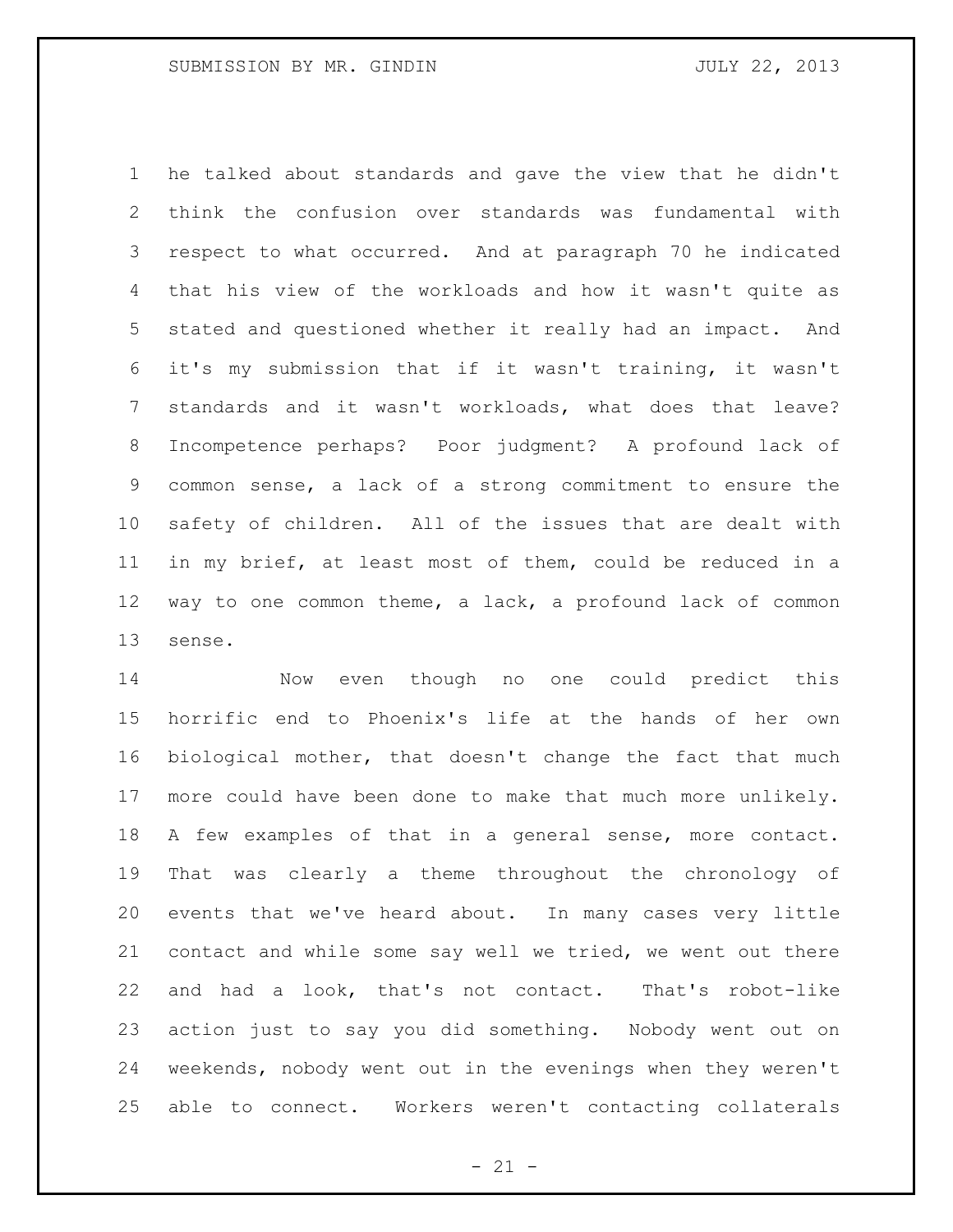he talked about standards and gave the view that he didn't think the confusion over standards was fundamental with respect to what occurred. And at paragraph 70 he indicated that his view of the workloads and how it wasn't quite as stated and questioned whether it really had an impact. And it's my submission that if it wasn't training, it wasn't standards and it wasn't workloads, what does that leave? Incompetence perhaps? Poor judgment? A profound lack of common sense, a lack of a strong commitment to ensure the safety of children. All of the issues that are dealt with in my brief, at least most of them, could be reduced in a way to one common theme, a lack, a profound lack of common sense.

Now even though no one could predict this horrific end to Phoenix's life at the hands of her own biological mother, that doesn't change the fact that much more could have been done to make that much more unlikely. A few examples of that in a general sense, more contact. That was clearly a theme throughout the chronology of events that we've heard about. In many cases very little contact and while some say well we tried, we went out there and had a look, that's not contact. That's robot-like action just to say you did something. Nobody went out on weekends, nobody went out in the evenings when they weren't able to connect. Workers weren't contacting collaterals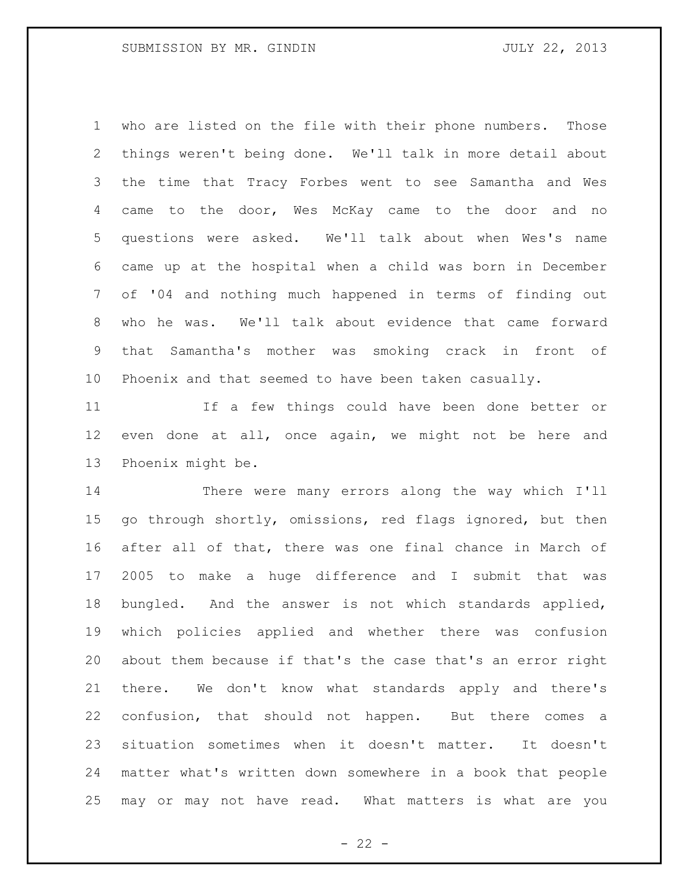who are listed on the file with their phone numbers. Those things weren't being done. We'll talk in more detail about the time that Tracy Forbes went to see Samantha and Wes came to the door, Wes McKay came to the door and no questions were asked. We'll talk about when Wes's name came up at the hospital when a child was born in December of '04 and nothing much happened in terms of finding out who he was. We'll talk about evidence that came forward that Samantha's mother was smoking crack in front of Phoenix and that seemed to have been taken casually.

If a few things could have been done better or even done at all, once again, we might not be here and Phoenix might be.

There were many errors along the way which I'll go through shortly, omissions, red flags ignored, but then after all of that, there was one final chance in March of 2005 to make a huge difference and I submit that was bungled. And the answer is not which standards applied, which policies applied and whether there was confusion about them because if that's the case that's an error right there. We don't know what standards apply and there's confusion, that should not happen. But there comes a situation sometimes when it doesn't matter. It doesn't matter what's written down somewhere in a book that people may or may not have read. What matters is what are you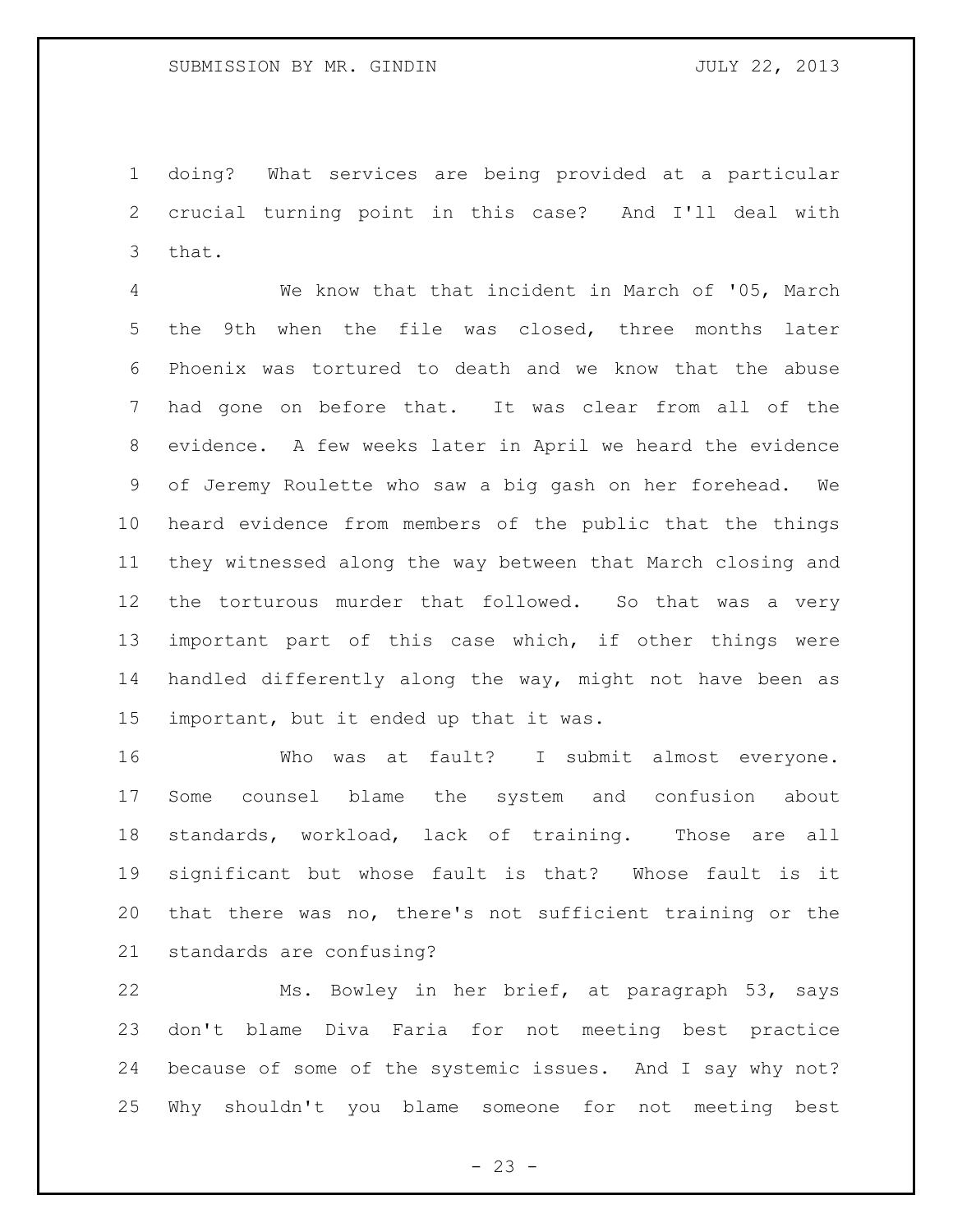doing? What services are being provided at a particular crucial turning point in this case? And I'll deal with that.

We know that that incident in March of '05, March the 9th when the file was closed, three months later Phoenix was tortured to death and we know that the abuse had gone on before that. It was clear from all of the evidence. A few weeks later in April we heard the evidence of Jeremy Roulette who saw a big gash on her forehead. We heard evidence from members of the public that the things they witnessed along the way between that March closing and the torturous murder that followed. So that was a very important part of this case which, if other things were handled differently along the way, might not have been as important, but it ended up that it was.

Who was at fault? I submit almost everyone. Some counsel blame the system and confusion about standards, workload, lack of training. Those are all significant but whose fault is that? Whose fault is it that there was no, there's not sufficient training or the standards are confusing?

Ms. Bowley in her brief, at paragraph 53, says don't blame Diva Faria for not meeting best practice because of some of the systemic issues. And I say why not? Why shouldn't you blame someone for not meeting best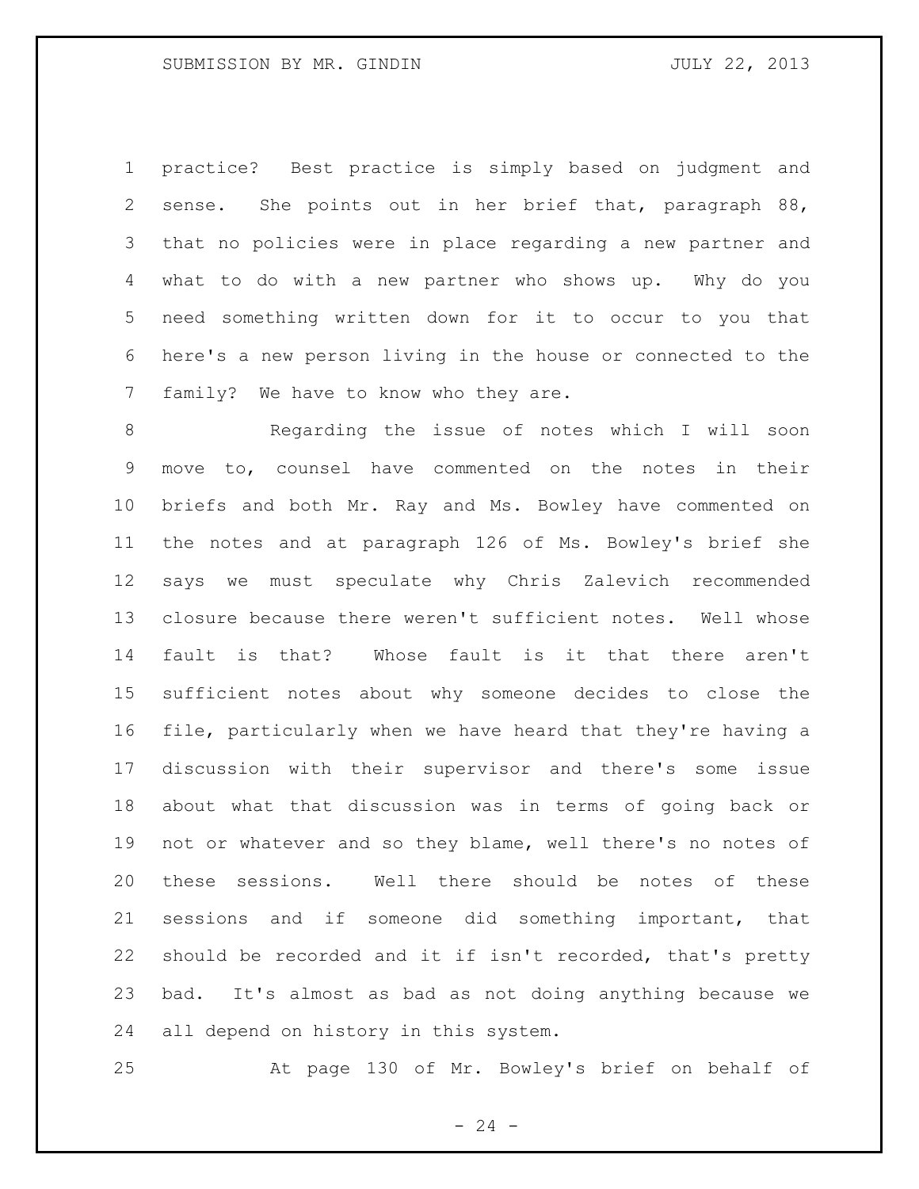practice? Best practice is simply based on judgment and sense. She points out in her brief that, paragraph 88, that no policies were in place regarding a new partner and what to do with a new partner who shows up. Why do you need something written down for it to occur to you that here's a new person living in the house or connected to the family? We have to know who they are.

Regarding the issue of notes which I will soon move to, counsel have commented on the notes in their briefs and both Mr. Ray and Ms. Bowley have commented on the notes and at paragraph 126 of Ms. Bowley's brief she says we must speculate why Chris Zalevich recommended closure because there weren't sufficient notes. Well whose fault is that? Whose fault is it that there aren't sufficient notes about why someone decides to close the file, particularly when we have heard that they're having a discussion with their supervisor and there's some issue about what that discussion was in terms of going back or not or whatever and so they blame, well there's no notes of these sessions. Well there should be notes of these sessions and if someone did something important, that should be recorded and it if isn't recorded, that's pretty bad. It's almost as bad as not doing anything because we all depend on history in this system.

At page 130 of Mr. Bowley's brief on behalf of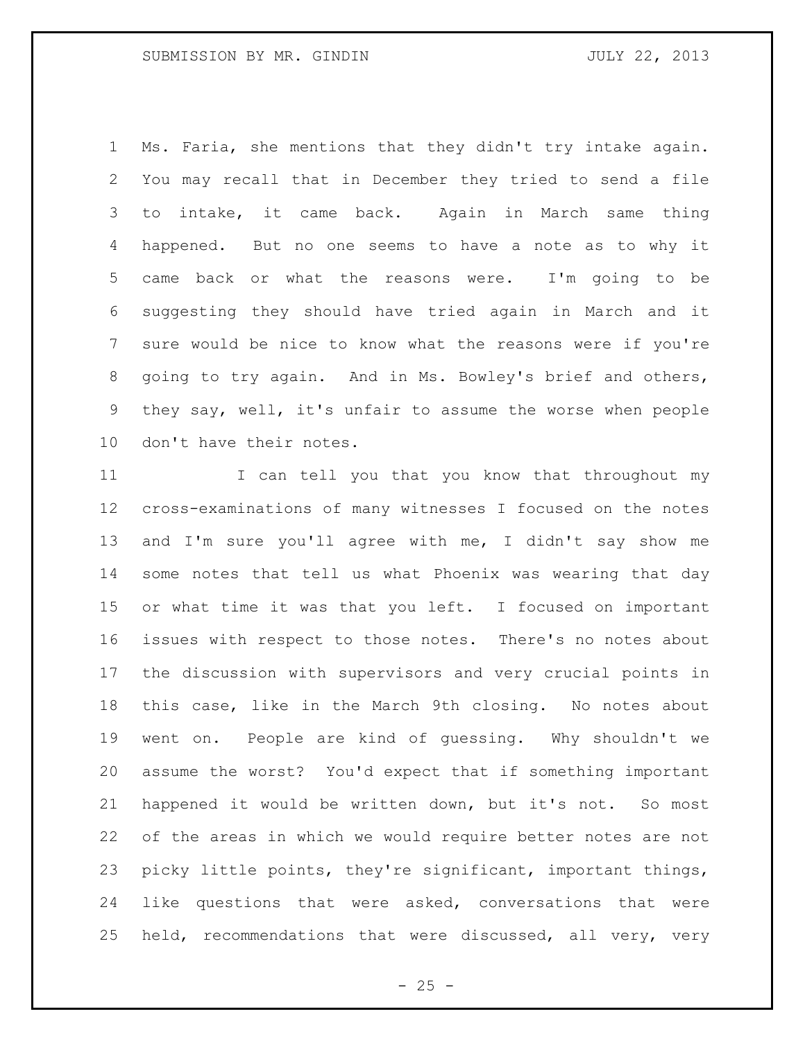Ms. Faria, she mentions that they didn't try intake again. You may recall that in December they tried to send a file to intake, it came back. Again in March same thing happened. But no one seems to have a note as to why it came back or what the reasons were. I'm going to be suggesting they should have tried again in March and it sure would be nice to know what the reasons were if you're going to try again. And in Ms. Bowley's brief and others, they say, well, it's unfair to assume the worse when people don't have their notes.

I can tell you that you know that throughout my cross-examinations of many witnesses I focused on the notes and I'm sure you'll agree with me, I didn't say show me some notes that tell us what Phoenix was wearing that day or what time it was that you left. I focused on important issues with respect to those notes. There's no notes about the discussion with supervisors and very crucial points in this case, like in the March 9th closing. No notes about went on. People are kind of guessing. Why shouldn't we assume the worst? You'd expect that if something important happened it would be written down, but it's not. So most of the areas in which we would require better notes are not picky little points, they're significant, important things, like questions that were asked, conversations that were held, recommendations that were discussed, all very, very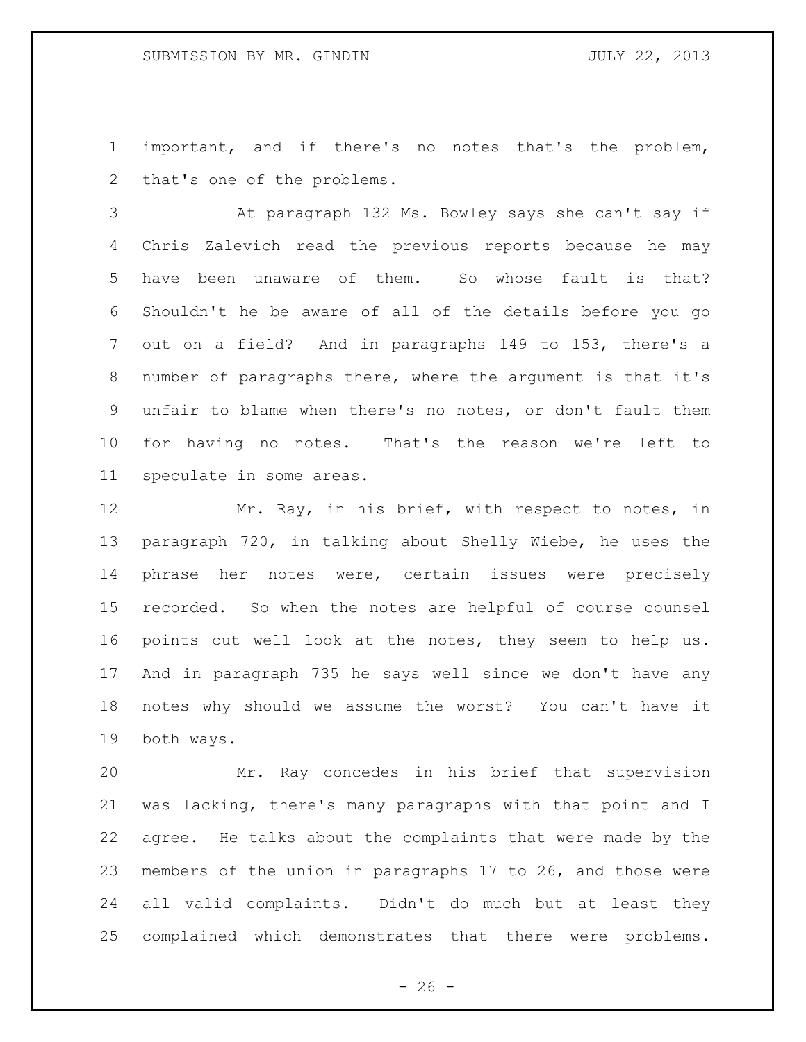important, and if there's no notes that's the problem, that's one of the problems.

At paragraph 132 Ms. Bowley says she can't say if Chris Zalevich read the previous reports because he may have been unaware of them. So whose fault is that? Shouldn't he be aware of all of the details before you go out on a field? And in paragraphs 149 to 153, there's a number of paragraphs there, where the argument is that it's unfair to blame when there's no notes, or don't fault them for having no notes. That's the reason we're left to speculate in some areas.

Mr. Ray, in his brief, with respect to notes, in paragraph 720, in talking about Shelly Wiebe, he uses the phrase her notes were, certain issues were precisely recorded. So when the notes are helpful of course counsel points out well look at the notes, they seem to help us. And in paragraph 735 he says well since we don't have any notes why should we assume the worst? You can't have it both ways.

Mr. Ray concedes in his brief that supervision was lacking, there's many paragraphs with that point and I agree. He talks about the complaints that were made by the members of the union in paragraphs 17 to 26, and those were all valid complaints. Didn't do much but at least they complained which demonstrates that there were problems.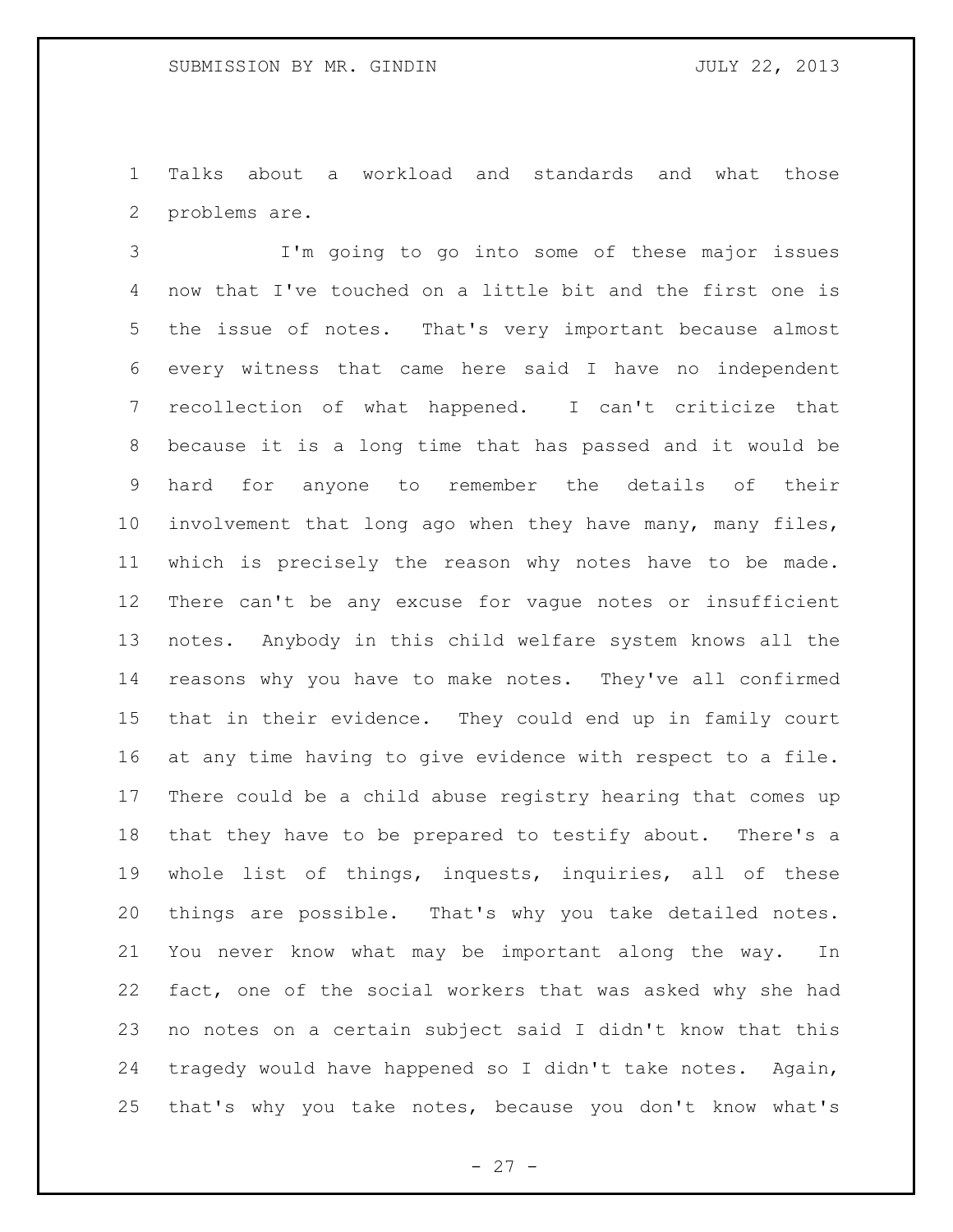Talks about a workload and standards and what those problems are.

I'm going to go into some of these major issues now that I've touched on a little bit and the first one is the issue of notes. That's very important because almost every witness that came here said I have no independent recollection of what happened. I can't criticize that because it is a long time that has passed and it would be hard for anyone to remember the details of their involvement that long ago when they have many, many files, which is precisely the reason why notes have to be made. There can't be any excuse for vague notes or insufficient notes. Anybody in this child welfare system knows all the reasons why you have to make notes. They've all confirmed that in their evidence. They could end up in family court at any time having to give evidence with respect to a file. There could be a child abuse registry hearing that comes up that they have to be prepared to testify about. There's a whole list of things, inquests, inquiries, all of these things are possible. That's why you take detailed notes. You never know what may be important along the way. In fact, one of the social workers that was asked why she had no notes on a certain subject said I didn't know that this tragedy would have happened so I didn't take notes. Again, that's why you take notes, because you don't know what's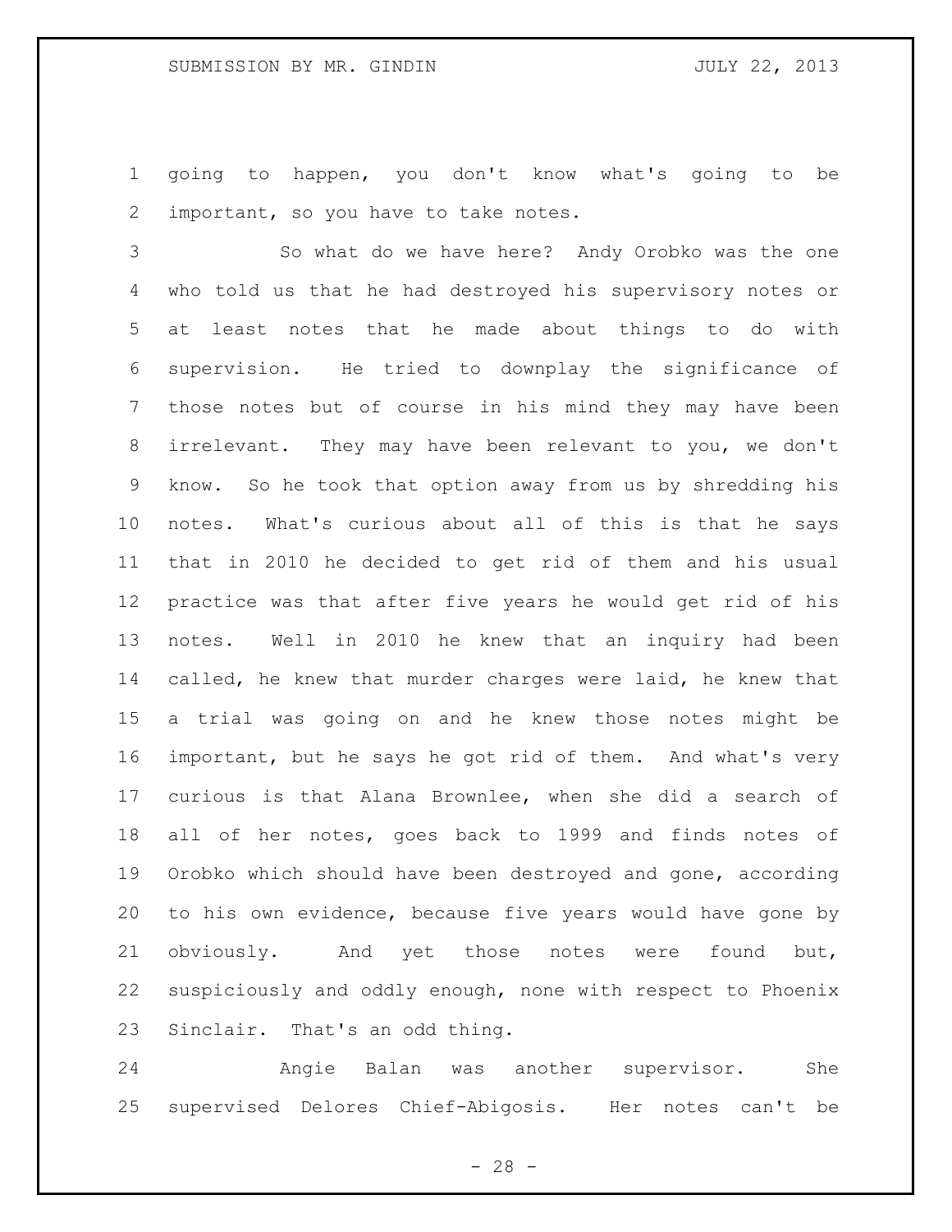going to happen, you don't know what's going to be important, so you have to take notes.

So what do we have here? Andy Orobko was the one who told us that he had destroyed his supervisory notes or at least notes that he made about things to do with supervision. He tried to downplay the significance of those notes but of course in his mind they may have been irrelevant. They may have been relevant to you, we don't know. So he took that option away from us by shredding his notes. What's curious about all of this is that he says that in 2010 he decided to get rid of them and his usual practice was that after five years he would get rid of his notes. Well in 2010 he knew that an inquiry had been called, he knew that murder charges were laid, he knew that a trial was going on and he knew those notes might be important, but he says he got rid of them. And what's very curious is that Alana Brownlee, when she did a search of all of her notes, goes back to 1999 and finds notes of Orobko which should have been destroyed and gone, according to his own evidence, because five years would have gone by obviously. And yet those notes were found but, suspiciously and oddly enough, none with respect to Phoenix Sinclair. That's an odd thing.

Angie Balan was another supervisor. She supervised Delores Chief-Abigosis. Her notes can't be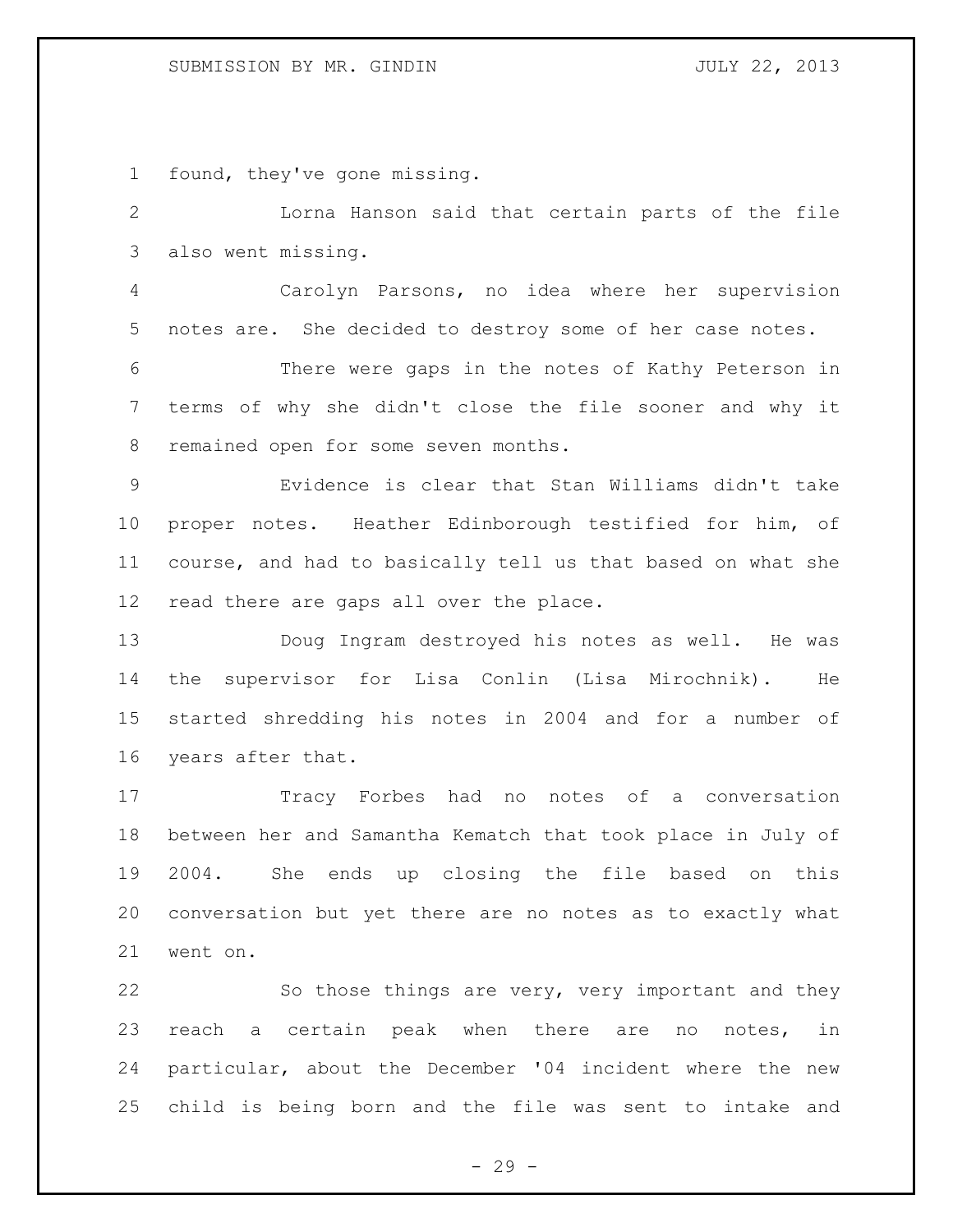found, they've gone missing.

Lorna Hanson said that certain parts of the file also went missing.

Carolyn Parsons, no idea where her supervision notes are. She decided to destroy some of her case notes.

There were gaps in the notes of Kathy Peterson in terms of why she didn't close the file sooner and why it remained open for some seven months.

Evidence is clear that Stan Williams didn't take proper notes. Heather Edinborough testified for him, of course, and had to basically tell us that based on what she read there are gaps all over the place.

Doug Ingram destroyed his notes as well. He was the supervisor for Lisa Conlin (Lisa Mirochnik). He started shredding his notes in 2004 and for a number of years after that.

Tracy Forbes had no notes of a conversation between her and Samantha Kematch that took place in July of 2004. She ends up closing the file based on this conversation but yet there are no notes as to exactly what went on.

So those things are very, very important and they reach a certain peak when there are no notes, in particular, about the December '04 incident where the new child is being born and the file was sent to intake and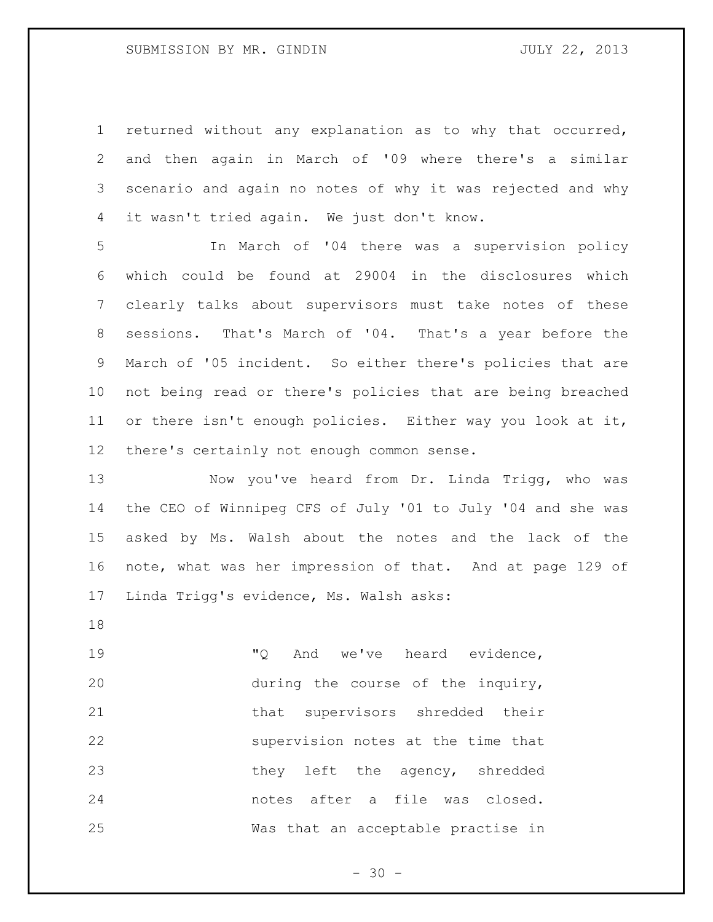returned without any explanation as to why that occurred, and then again in March of '09 where there's a similar scenario and again no notes of why it was rejected and why it wasn't tried again. We just don't know.

In March of '04 there was a supervision policy which could be found at 29004 in the disclosures which clearly talks about supervisors must take notes of these sessions. That's March of '04. That's a year before the March of '05 incident. So either there's policies that are not being read or there's policies that are being breached or there isn't enough policies. Either way you look at it, there's certainly not enough common sense.

Now you've heard from Dr. Linda Trigg, who was the CEO of Winnipeg CFS of July '01 to July '04 and she was asked by Ms. Walsh about the notes and the lack of the note, what was her impression of that. And at page 129 of Linda Trigg's evidence, Ms. Walsh asks:

> "Q And we've heard evidence, during the course of the inquiry, that supervisors shredded their supervision notes at the time that they left the agency, shredded notes after a file was closed. Was that an acceptable practise in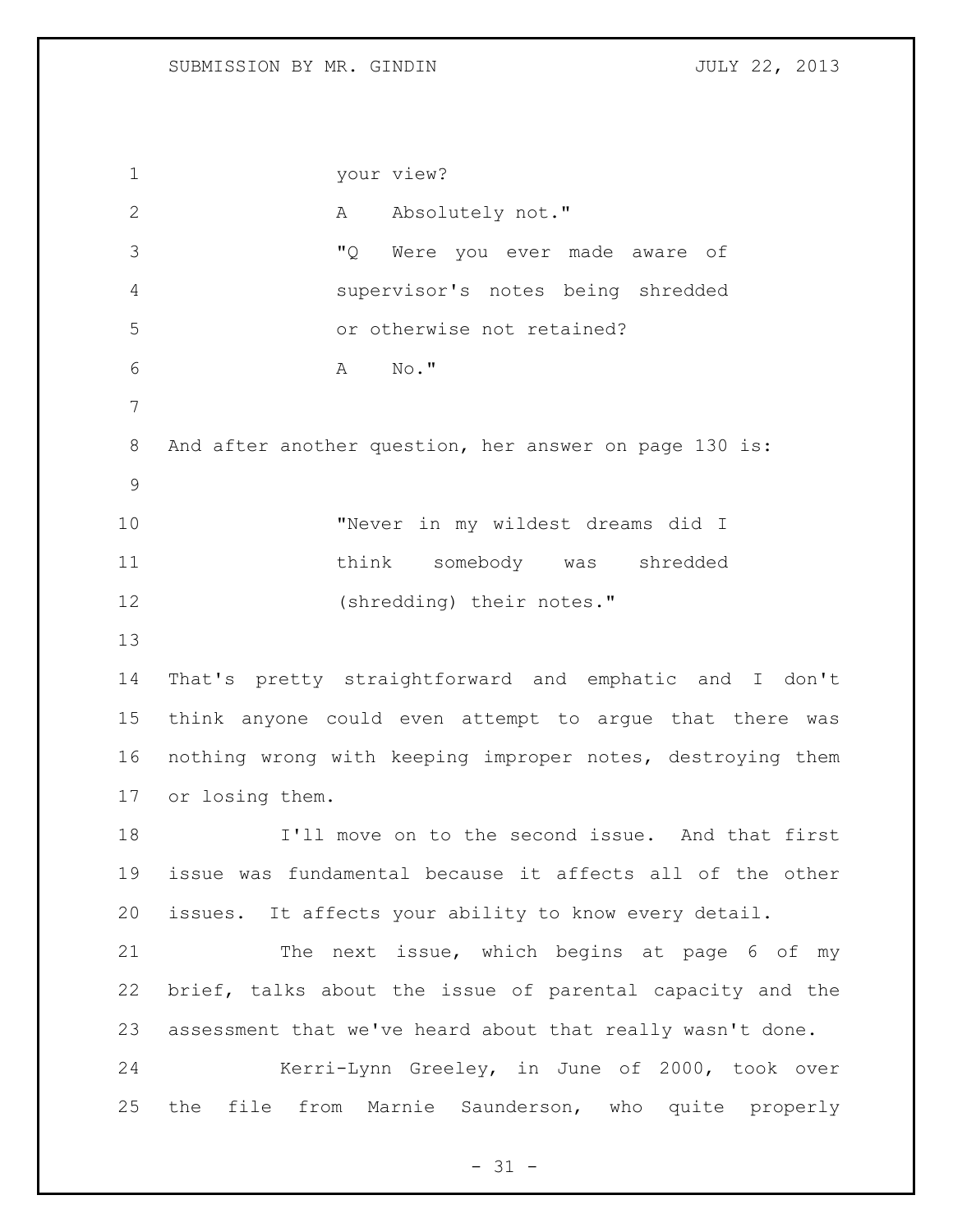your view?

A    Absolutely not."

"Q    Were you ever made aware of supervisor's notes being shredded or otherwise not retained?

A    No."

And after another question, her answer on page 130 is:

"Never in my wildest dreams did I think somebody was shredded (shredding) their notes."

That's pretty straightforward and emphatic and I don't think anyone could even attempt to argue that there was nothing wrong with keeping improper notes, destroying them or losing them.

I'll move on to the second issue. And that first issue was fundamental because it affects all of the other issues. It affects your ability to know every detail.

The next issue, which begins at page 6 of my brief, talks about the issue of parental capacity and the assessment that we've heard about that really wasn't done.

Kerri-Lynn Greeley, in June of 2000, took over the file from Marnie Saunderson, who quite properly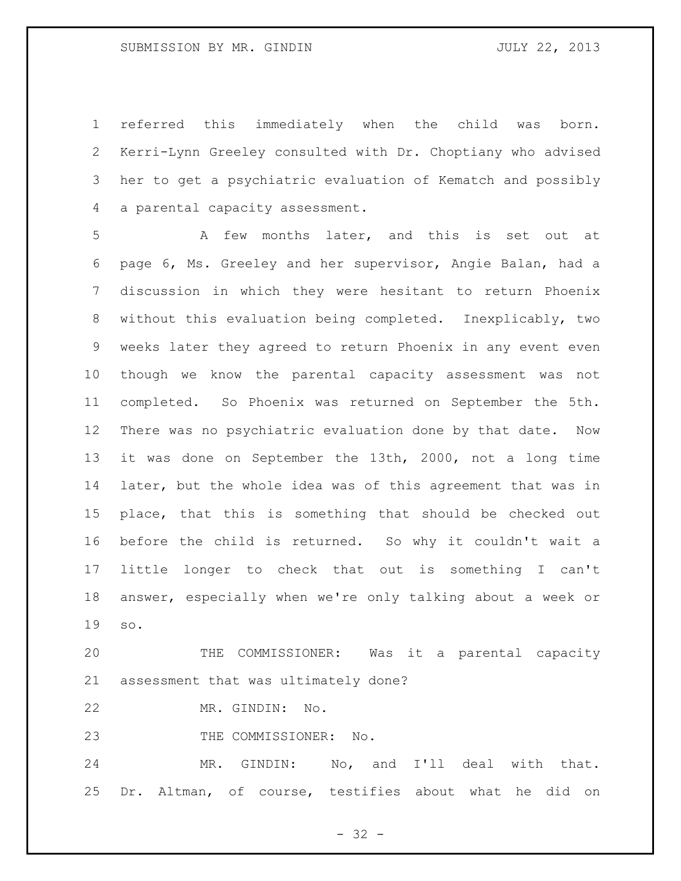referred this immediately when the child was born. Kerri-Lynn Greeley consulted with Dr. Choptiany who advised her to get a psychiatric evaluation of Kematch and possibly a parental capacity assessment.

A few months later, and this is set out at page 6, Ms. Greeley and her supervisor, Angie Balan, had a discussion in which they were hesitant to return Phoenix without this evaluation being completed. Inexplicably, two weeks later they agreed to return Phoenix in any event even though we know the parental capacity assessment was not completed. So Phoenix was returned on September the 5th. There was no psychiatric evaluation done by that date. Now it was done on September the 13th, 2000, not a long time later, but the whole idea was of this agreement that was in place, that this is something that should be checked out before the child is returned. So why it couldn't wait a little longer to check that out is something I can't answer, especially when we're only talking about a week or so.

THE COMMISSIONER: Was it a parental capacity assessment that was ultimately done?

MR. GINDIN: No.

THE COMMISSIONER: No.

MR. GINDIN: No, and I'll deal with that. Dr. Altman, of course, testifies about what he did on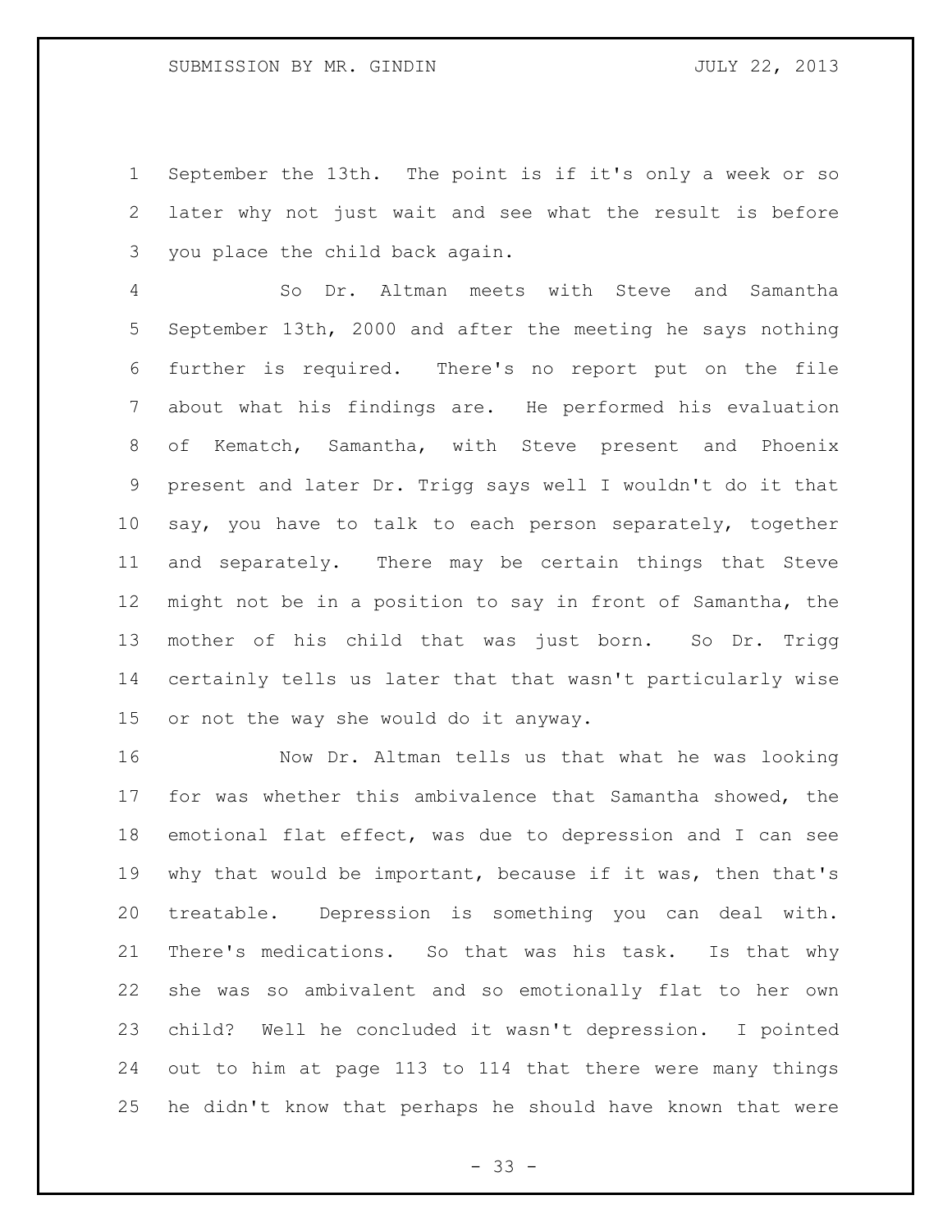September the 13th. The point is if it's only a week or so later why not just wait and see what the result is before you place the child back again.

So Dr. Altman meets with Steve and Samantha September 13th, 2000 and after the meeting he says nothing further is required. There's no report put on the file about what his findings are. He performed his evaluation of Kematch, Samantha, with Steve present and Phoenix present and later Dr. Trigg says well I wouldn't do it that say, you have to talk to each person separately, together and separately. There may be certain things that Steve might not be in a position to say in front of Samantha, the mother of his child that was just born. So Dr. Trigg certainly tells us later that that wasn't particularly wise or not the way she would do it anyway.

Now Dr. Altman tells us that what he was looking for was whether this ambivalence that Samantha showed, the emotional flat effect, was due to depression and I can see why that would be important, because if it was, then that's treatable. Depression is something you can deal with. There's medications. So that was his task. Is that why she was so ambivalent and so emotionally flat to her own child? Well he concluded it wasn't depression. I pointed out to him at page 113 to 114 that there were many things he didn't know that perhaps he should have known that were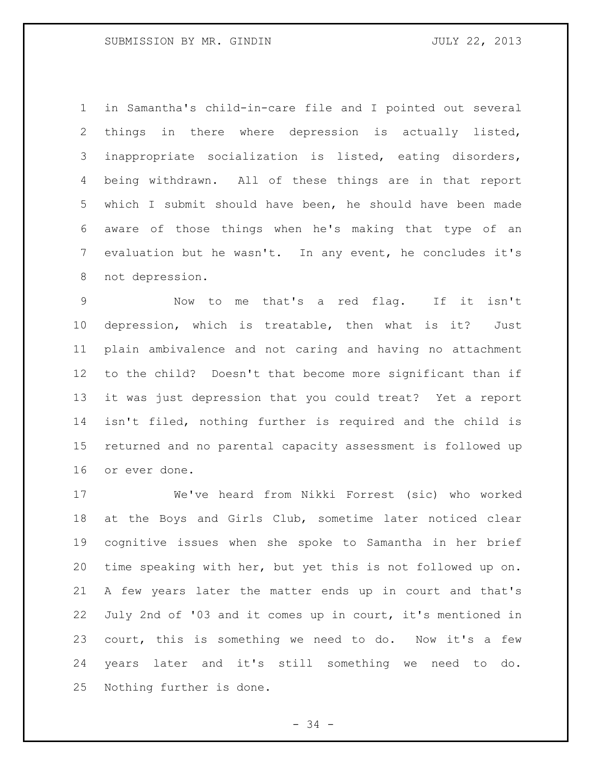in Samantha's child-in-care file and I pointed out several things in there where depression is actually listed, inappropriate socialization is listed, eating disorders, being withdrawn. All of these things are in that report which I submit should have been, he should have been made aware of those things when he's making that type of an evaluation but he wasn't. In any event, he concludes it's not depression.

Now to me that's a red flag. If it isn't depression, which is treatable, then what is it? Just plain ambivalence and not caring and having no attachment to the child? Doesn't that become more significant than if it was just depression that you could treat? Yet a report isn't filed, nothing further is required and the child is returned and no parental capacity assessment is followed up or ever done.

We've heard from Nikki Forrest (sic) who worked at the Boys and Girls Club, sometime later noticed clear cognitive issues when she spoke to Samantha in her brief time speaking with her, but yet this is not followed up on. A few years later the matter ends up in court and that's July 2nd of '03 and it comes up in court, it's mentioned in court, this is something we need to do. Now it's a few years later and it's still something we need to do. Nothing further is done.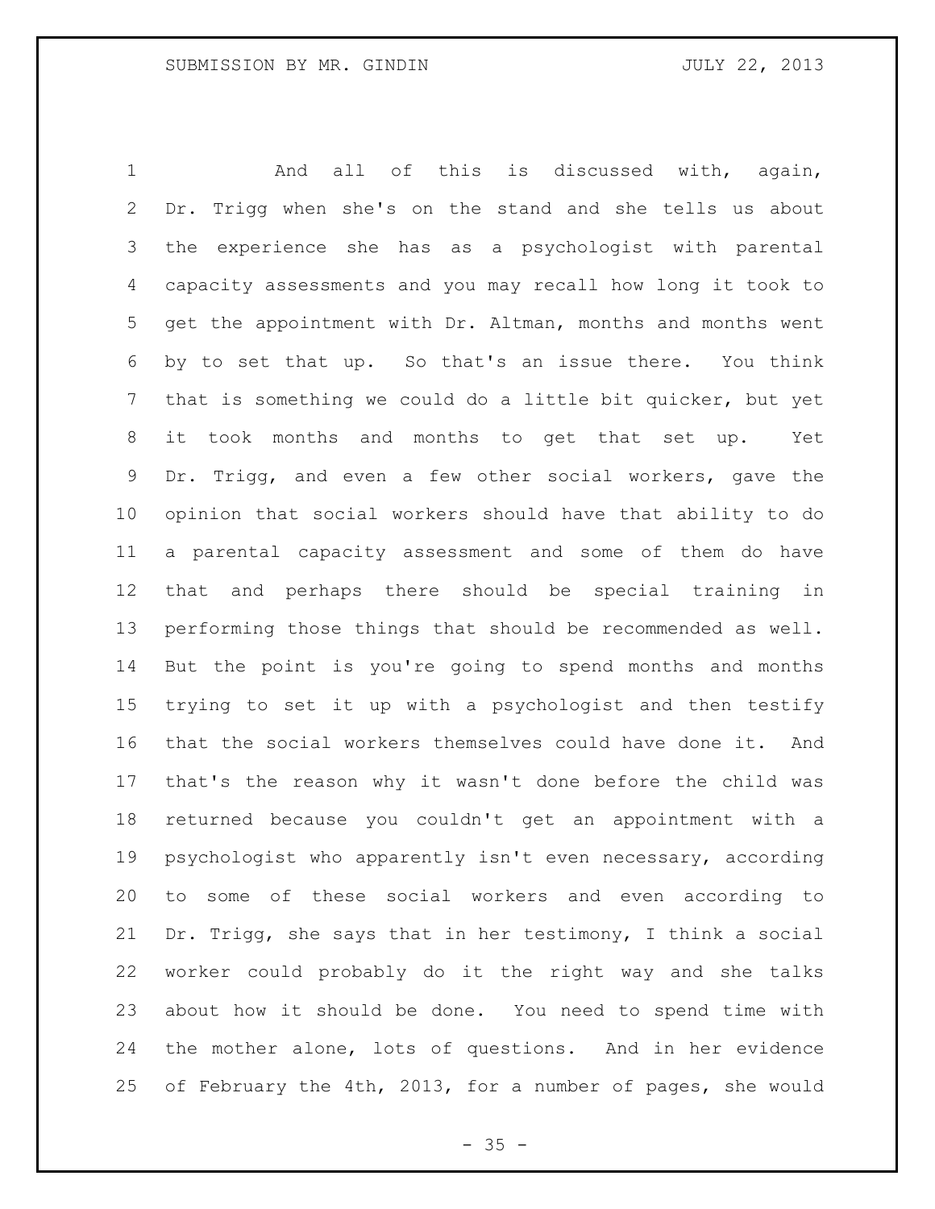And all of this is discussed with, again, Dr. Trigg when she's on the stand and she tells us about the experience she has as a psychologist with parental capacity assessments and you may recall how long it took to get the appointment with Dr. Altman, months and months went by to set that up. So that's an issue there. You think that is something we could do a little bit quicker, but yet it took months and months to get that set up. Yet Dr. Trigg, and even a few other social workers, gave the opinion that social workers should have that ability to do a parental capacity assessment and some of them do have that and perhaps there should be special training in performing those things that should be recommended as well. But the point is you're going to spend months and months trying to set it up with a psychologist and then testify that the social workers themselves could have done it. And that's the reason why it wasn't done before the child was returned because you couldn't get an appointment with a psychologist who apparently isn't even necessary, according to some of these social workers and even according to Dr. Trigg, she says that in her testimony, I think a social worker could probably do it the right way and she talks about how it should be done. You need to spend time with the mother alone, lots of questions. And in her evidence of February the 4th, 2013, for a number of pages, she would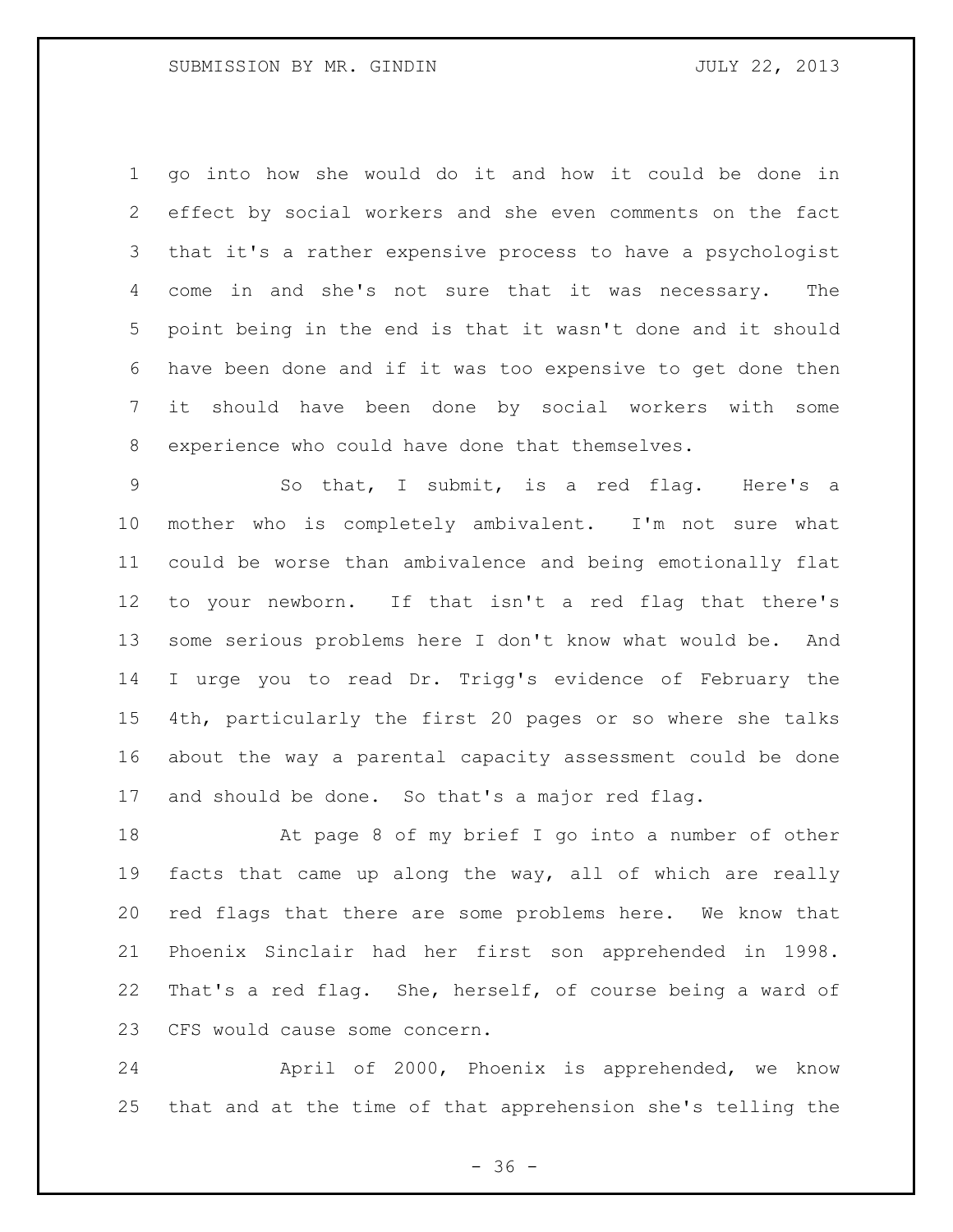go into how she would do it and how it could be done in effect by social workers and she even comments on the fact that it's a rather expensive process to have a psychologist come in and she's not sure that it was necessary. The point being in the end is that it wasn't done and it should have been done and if it was too expensive to get done then it should have been done by social workers with some experience who could have done that themselves.

So that, I submit, is a red flag. Here's a mother who is completely ambivalent. I'm not sure what could be worse than ambivalence and being emotionally flat to your newborn. If that isn't a red flag that there's some serious problems here I don't know what would be. And I urge you to read Dr. Trigg's evidence of February the 4th, particularly the first 20 pages or so where she talks about the way a parental capacity assessment could be done and should be done. So that's a major red flag.

At page 8 of my brief I go into a number of other facts that came up along the way, all of which are really red flags that there are some problems here. We know that Phoenix Sinclair had her first son apprehended in 1998. That's a red flag. She, herself, of course being a ward of CFS would cause some concern.

April of 2000, Phoenix is apprehended, we know that and at the time of that apprehension she's telling the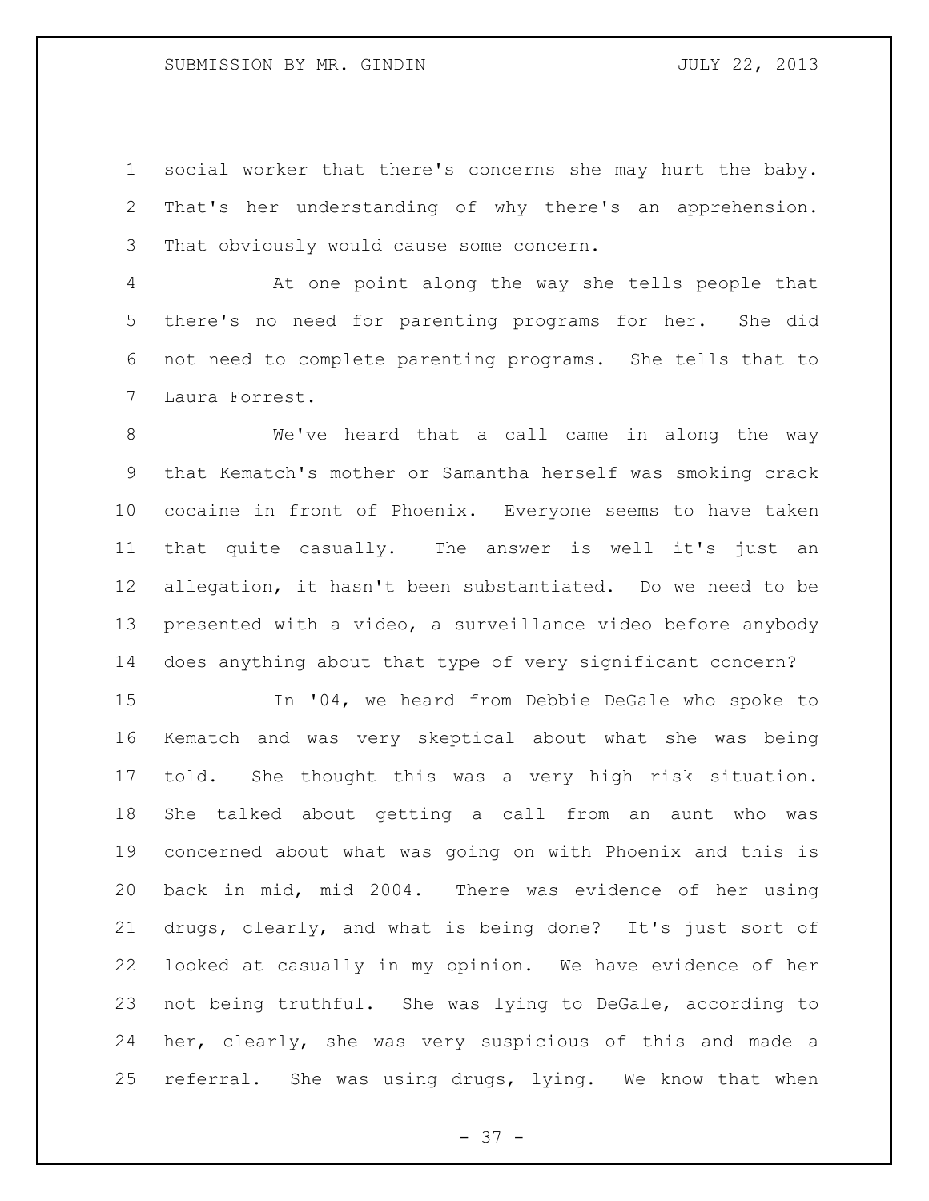social worker that there's concerns she may hurt the baby. That's her understanding of why there's an apprehension. That obviously would cause some concern.

At one point along the way she tells people that there's no need for parenting programs for her. She did not need to complete parenting programs. She tells that to Laura Forrest.

We've heard that a call came in along the way that Kematch's mother or Samantha herself was smoking crack cocaine in front of Phoenix. Everyone seems to have taken that quite casually. The answer is well it's just an allegation, it hasn't been substantiated. Do we need to be presented with a video, a surveillance video before anybody does anything about that type of very significant concern?

In '04, we heard from Debbie DeGale who spoke to Kematch and was very skeptical about what she was being told. She thought this was a very high risk situation. She talked about getting a call from an aunt who was concerned about what was going on with Phoenix and this is back in mid, mid 2004. There was evidence of her using drugs, clearly, and what is being done? It's just sort of looked at casually in my opinion. We have evidence of her not being truthful. She was lying to DeGale, according to her, clearly, she was very suspicious of this and made a referral. She was using drugs, lying. We know that when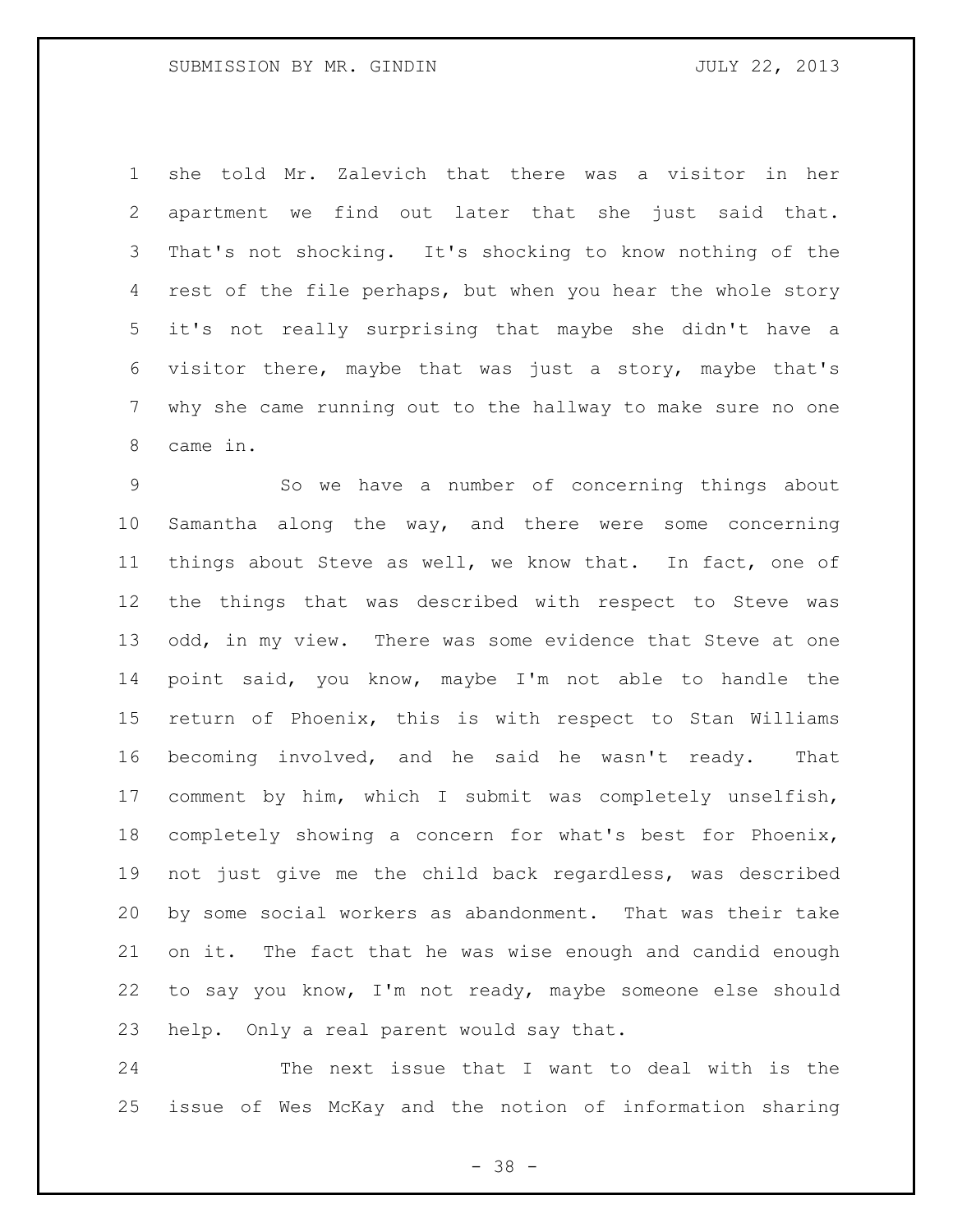she told Mr. Zalevich that there was a visitor in her apartment we find out later that she just said that. That's not shocking. It's shocking to know nothing of the rest of the file perhaps, but when you hear the whole story it's not really surprising that maybe she didn't have a visitor there, maybe that was just a story, maybe that's why she came running out to the hallway to make sure no one came in.

So we have a number of concerning things about Samantha along the way, and there were some concerning things about Steve as well, we know that. In fact, one of the things that was described with respect to Steve was odd, in my view. There was some evidence that Steve at one point said, you know, maybe I'm not able to handle the return of Phoenix, this is with respect to Stan Williams becoming involved, and he said he wasn't ready. That comment by him, which I submit was completely unselfish, completely showing a concern for what's best for Phoenix, not just give me the child back regardless, was described by some social workers as abandonment. That was their take on it. The fact that he was wise enough and candid enough to say you know, I'm not ready, maybe someone else should help. Only a real parent would say that.

The next issue that I want to deal with is the issue of Wes McKay and the notion of information sharing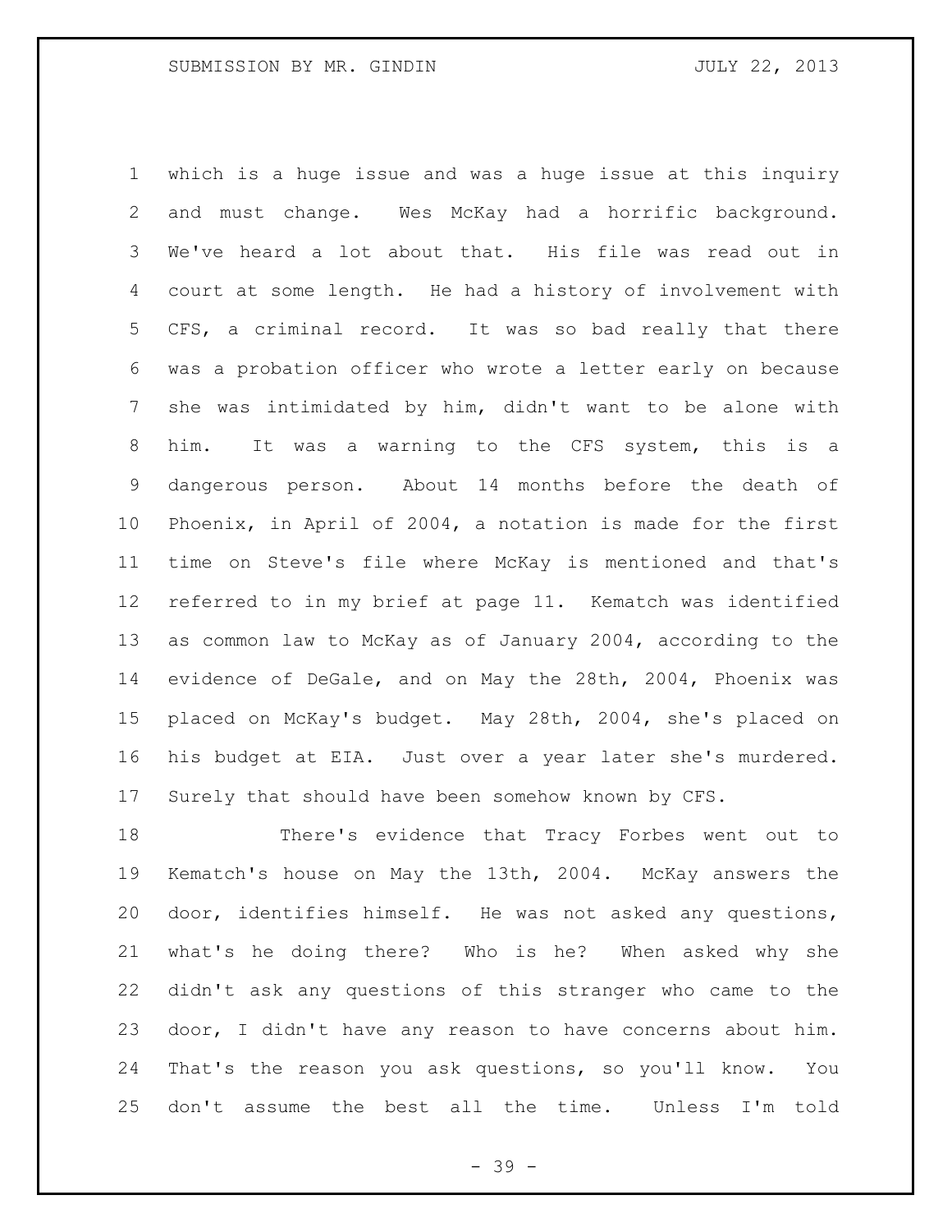which is a huge issue and was a huge issue at this inquiry and must change. Wes McKay had a horrific background. We've heard a lot about that. His file was read out in court at some length. He had a history of involvement with CFS, a criminal record. It was so bad really that there was a probation officer who wrote a letter early on because she was intimidated by him, didn't want to be alone with him. It was a warning to the CFS system, this is a dangerous person. About 14 months before the death of Phoenix, in April of 2004, a notation is made for the first time on Steve's file where McKay is mentioned and that's referred to in my brief at page 11. Kematch was identified as common law to McKay as of January 2004, according to the evidence of DeGale, and on May the 28th, 2004, Phoenix was placed on McKay's budget. May 28th, 2004, she's placed on his budget at EIA. Just over a year later she's murdered. Surely that should have been somehow known by CFS.

There's evidence that Tracy Forbes went out to Kematch's house on May the 13th, 2004. McKay answers the door, identifies himself. He was not asked any questions, what's he doing there? Who is he? When asked why she didn't ask any questions of this stranger who came to the door, I didn't have any reason to have concerns about him. That's the reason you ask questions, so you'll know. You don't assume the best all the time. Unless I'm told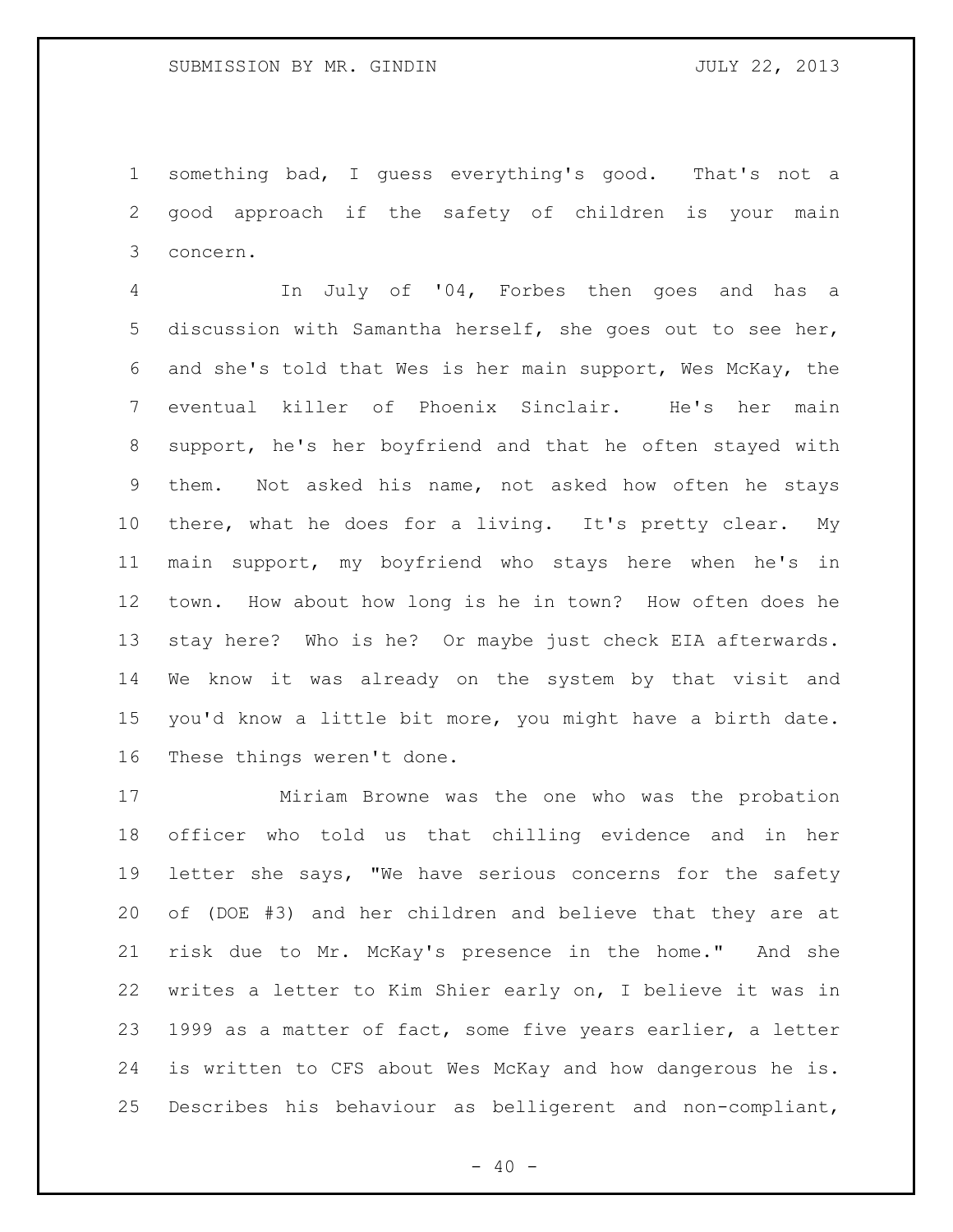something bad, I guess everything's good. That's not a good approach if the safety of children is your main concern.

In July of '04, Forbes then goes and has a discussion with Samantha herself, she goes out to see her, and she's told that Wes is her main support, Wes McKay, the eventual killer of Phoenix Sinclair. He's her main support, he's her boyfriend and that he often stayed with them. Not asked his name, not asked how often he stays there, what he does for a living. It's pretty clear. My main support, my boyfriend who stays here when he's in town. How about how long is he in town? How often does he stay here? Who is he? Or maybe just check EIA afterwards. We know it was already on the system by that visit and you'd know a little bit more, you might have a birth date. These things weren't done.

Miriam Browne was the one who was the probation officer who told us that chilling evidence and in her letter she says, "We have serious concerns for the safety of (DOE #3) and her children and believe that they are at risk due to Mr. McKay's presence in the home." And she writes a letter to Kim Shier early on, I believe it was in 1999 as a matter of fact, some five years earlier, a letter is written to CFS about Wes McKay and how dangerous he is. Describes his behaviour as belligerent and non-compliant,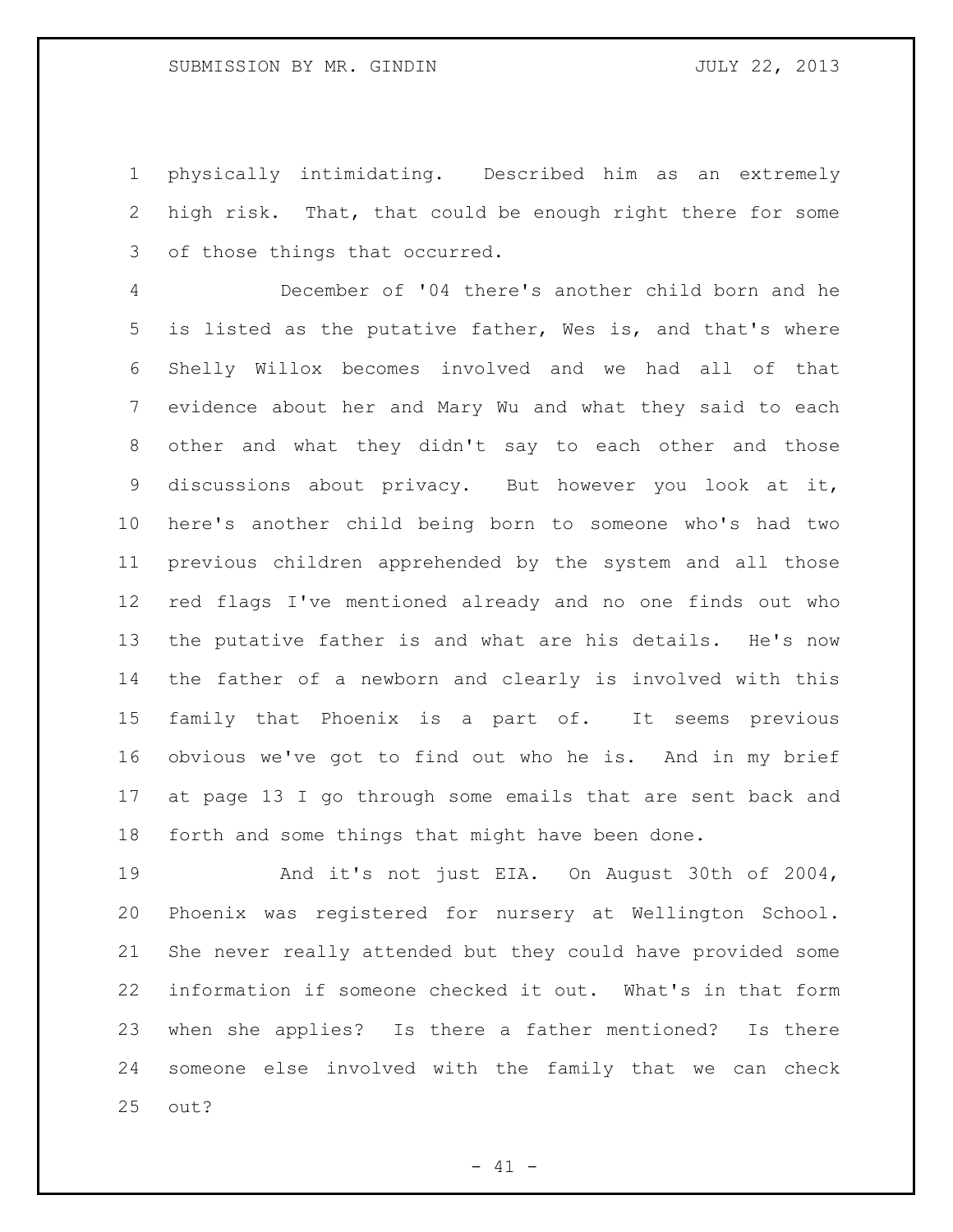physically intimidating. Described him as an extremely high risk. That, that could be enough right there for some of those things that occurred.

December of '04 there's another child born and he is listed as the putative father, Wes is, and that's where Shelly Willox becomes involved and we had all of that evidence about her and Mary Wu and what they said to each other and what they didn't say to each other and those discussions about privacy. But however you look at it, here's another child being born to someone who's had two previous children apprehended by the system and all those red flags I've mentioned already and no one finds out who the putative father is and what are his details. He's now the father of a newborn and clearly is involved with this family that Phoenix is a part of. It seems previous obvious we've got to find out who he is. And in my brief at page 13 I go through some emails that are sent back and forth and some things that might have been done.

And it's not just EIA. On August 30th of 2004, Phoenix was registered for nursery at Wellington School. She never really attended but they could have provided some information if someone checked it out. What's in that form when she applies? Is there a father mentioned? Is there someone else involved with the family that we can check out?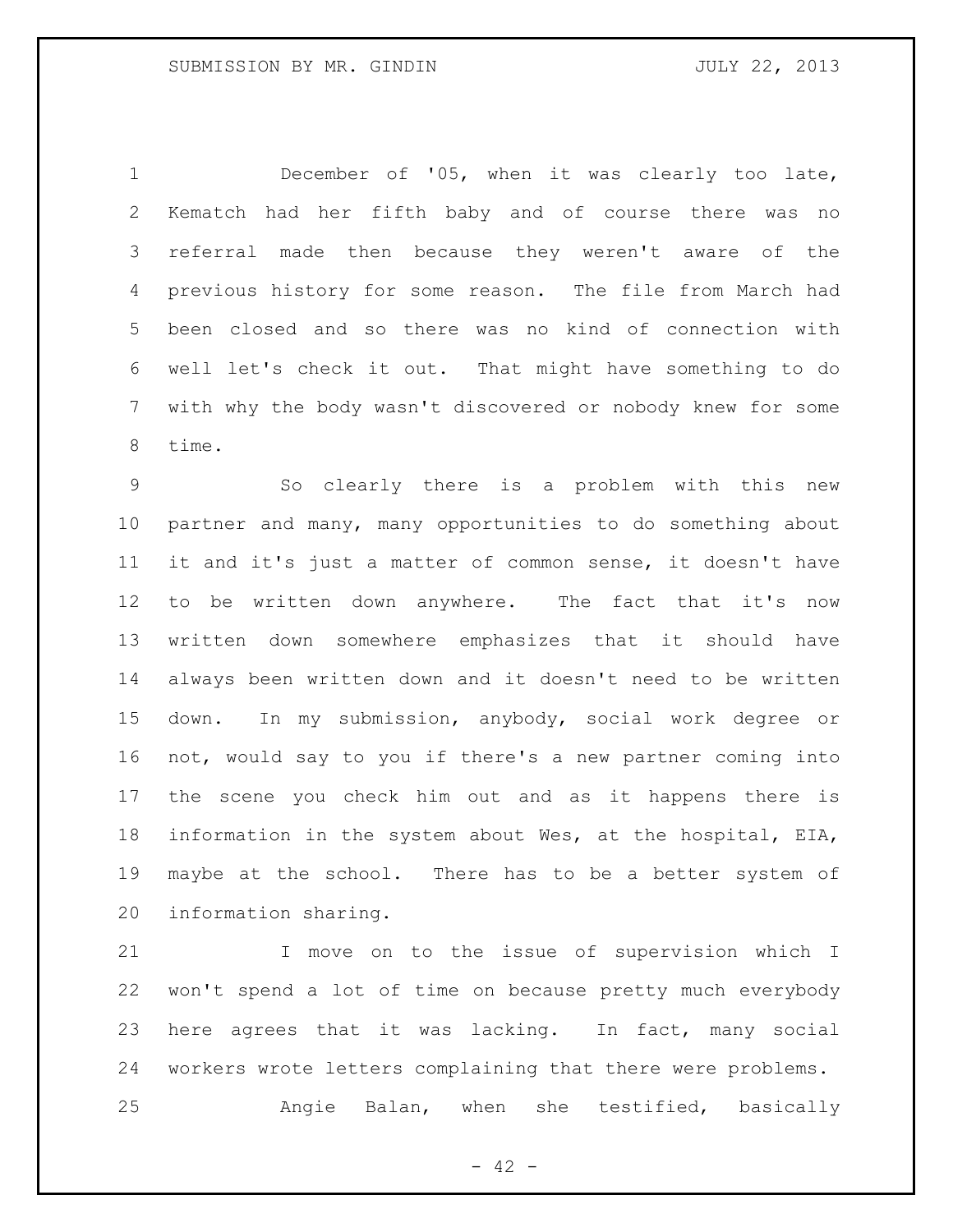December of '05, when it was clearly too late, Kematch had her fifth baby and of course there was no referral made then because they weren't aware of the previous history for some reason. The file from March had been closed and so there was no kind of connection with well let's check it out. That might have something to do with why the body wasn't discovered or nobody knew for some time.

So clearly there is a problem with this new partner and many, many opportunities to do something about it and it's just a matter of common sense, it doesn't have to be written down anywhere. The fact that it's now written down somewhere emphasizes that it should have always been written down and it doesn't need to be written down. In my submission, anybody, social work degree or not, would say to you if there's a new partner coming into the scene you check him out and as it happens there is information in the system about Wes, at the hospital, EIA, maybe at the school. There has to be a better system of information sharing.

I move on to the issue of supervision which I won't spend a lot of time on because pretty much everybody here agrees that it was lacking. In fact, many social workers wrote letters complaining that there were problems.

Angie Balan, when she testified, basically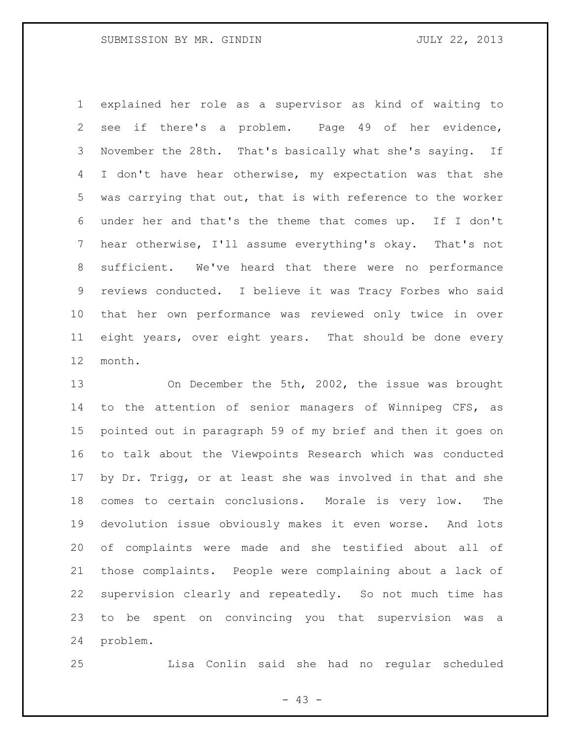explained her role as a supervisor as kind of waiting to see if there's a problem. Page 49 of her evidence, November the 28th. That's basically what she's saying. If I don't have hear otherwise, my expectation was that she was carrying that out, that is with reference to the worker under her and that's the theme that comes up. If I don't hear otherwise, I'll assume everything's okay. That's not sufficient. We've heard that there were no performance reviews conducted. I believe it was Tracy Forbes who said that her own performance was reviewed only twice in over eight years, over eight years. That should be done every month.

On December the 5th, 2002, the issue was brought to the attention of senior managers of Winnipeg CFS, as pointed out in paragraph 59 of my brief and then it goes on to talk about the Viewpoints Research which was conducted by Dr. Trigg, or at least she was involved in that and she comes to certain conclusions. Morale is very low. The devolution issue obviously makes it even worse. And lots of complaints were made and she testified about all of those complaints. People were complaining about a lack of supervision clearly and repeatedly. So not much time has to be spent on convincing you that supervision was a problem.

Lisa Conlin said she had no regular scheduled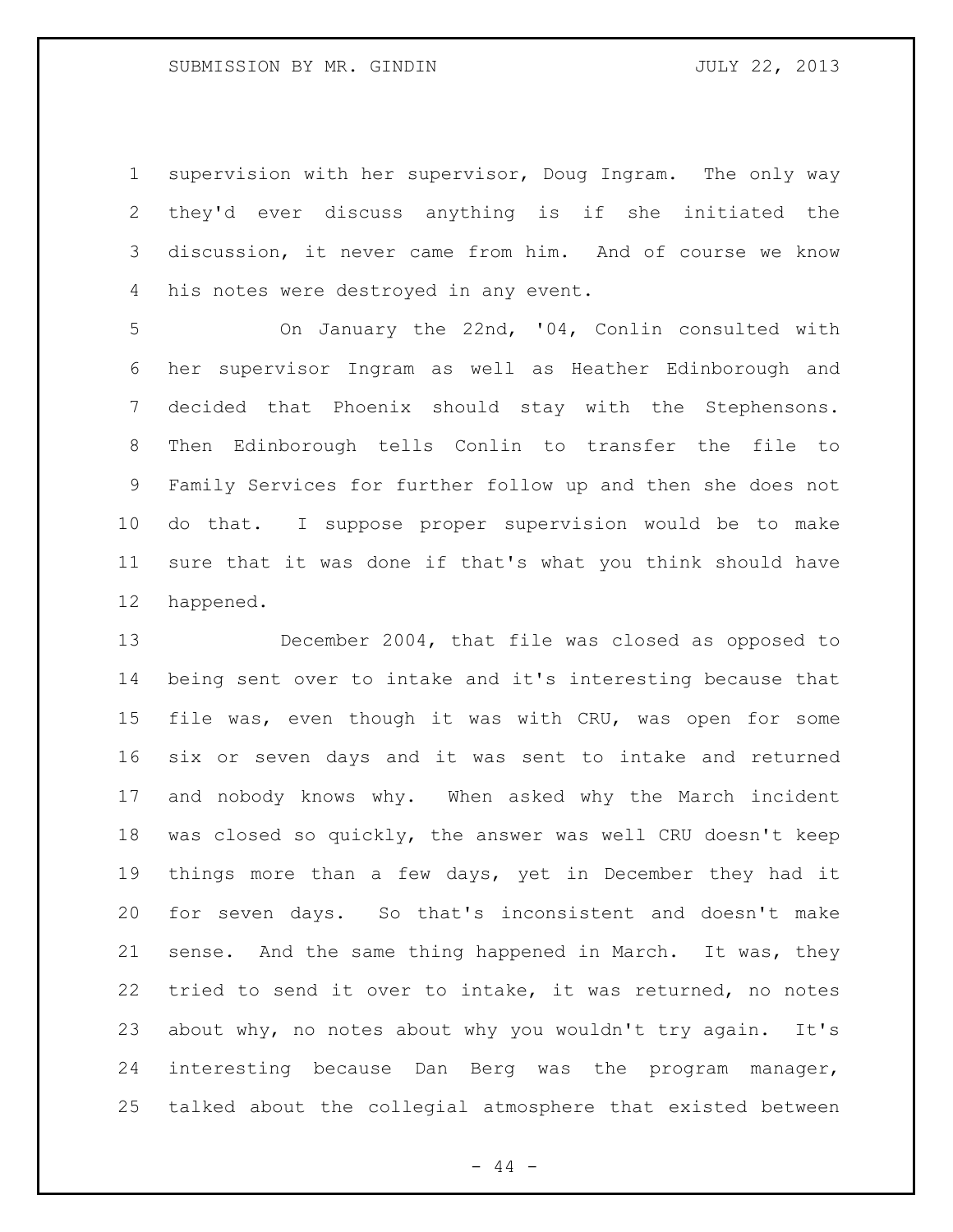supervision with her supervisor, Doug Ingram. The only way they'd ever discuss anything is if she initiated the discussion, it never came from him. And of course we know his notes were destroyed in any event.

On January the 22nd, '04, Conlin consulted with her supervisor Ingram as well as Heather Edinborough and decided that Phoenix should stay with the Stephensons. Then Edinborough tells Conlin to transfer the file to Family Services for further follow up and then she does not do that. I suppose proper supervision would be to make sure that it was done if that's what you think should have happened.

December 2004, that file was closed as opposed to being sent over to intake and it's interesting because that file was, even though it was with CRU, was open for some six or seven days and it was sent to intake and returned and nobody knows why. When asked why the March incident was closed so quickly, the answer was well CRU doesn't keep things more than a few days, yet in December they had it for seven days. So that's inconsistent and doesn't make sense. And the same thing happened in March. It was, they tried to send it over to intake, it was returned, no notes about why, no notes about why you wouldn't try again. It's interesting because Dan Berg was the program manager, talked about the collegial atmosphere that existed between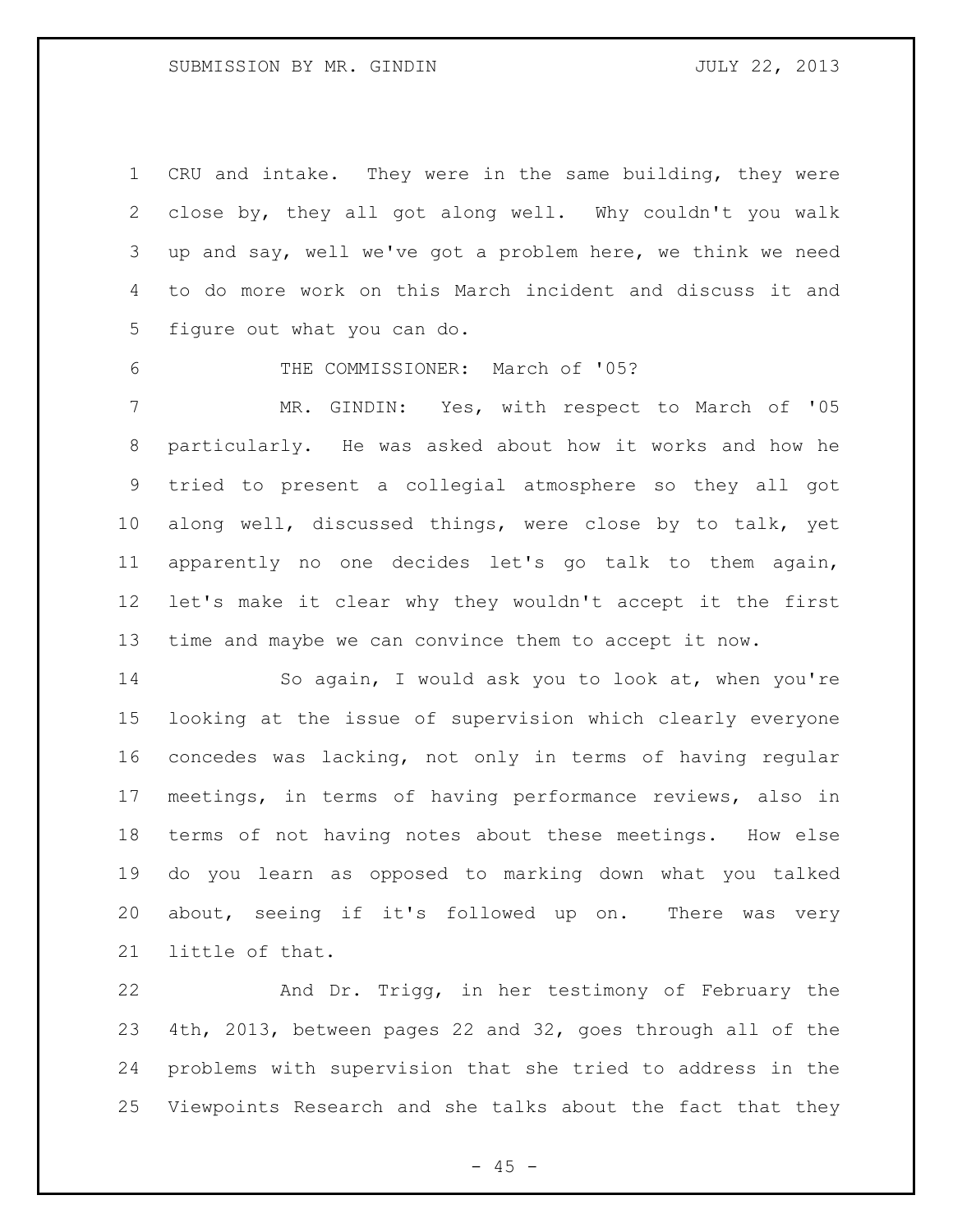CRU and intake. They were in the same building, they were close by, they all got along well. Why couldn't you walk up and say, well we've got a problem here, we think we need to do more work on this March incident and discuss it and figure out what you can do.

THE COMMISSIONER: March of '05?

MR. GINDIN: Yes, with respect to March of '05 particularly. He was asked about how it works and how he tried to present a collegial atmosphere so they all got along well, discussed things, were close by to talk, yet apparently no one decides let's go talk to them again, let's make it clear why they wouldn't accept it the first time and maybe we can convince them to accept it now.

So again, I would ask you to look at, when you're looking at the issue of supervision which clearly everyone concedes was lacking, not only in terms of having regular meetings, in terms of having performance reviews, also in terms of not having notes about these meetings. How else do you learn as opposed to marking down what you talked about, seeing if it's followed up on. There was very little of that.

And Dr. Trigg, in her testimony of February the 4th, 2013, between pages 22 and 32, goes through all of the problems with supervision that she tried to address in the Viewpoints Research and she talks about the fact that they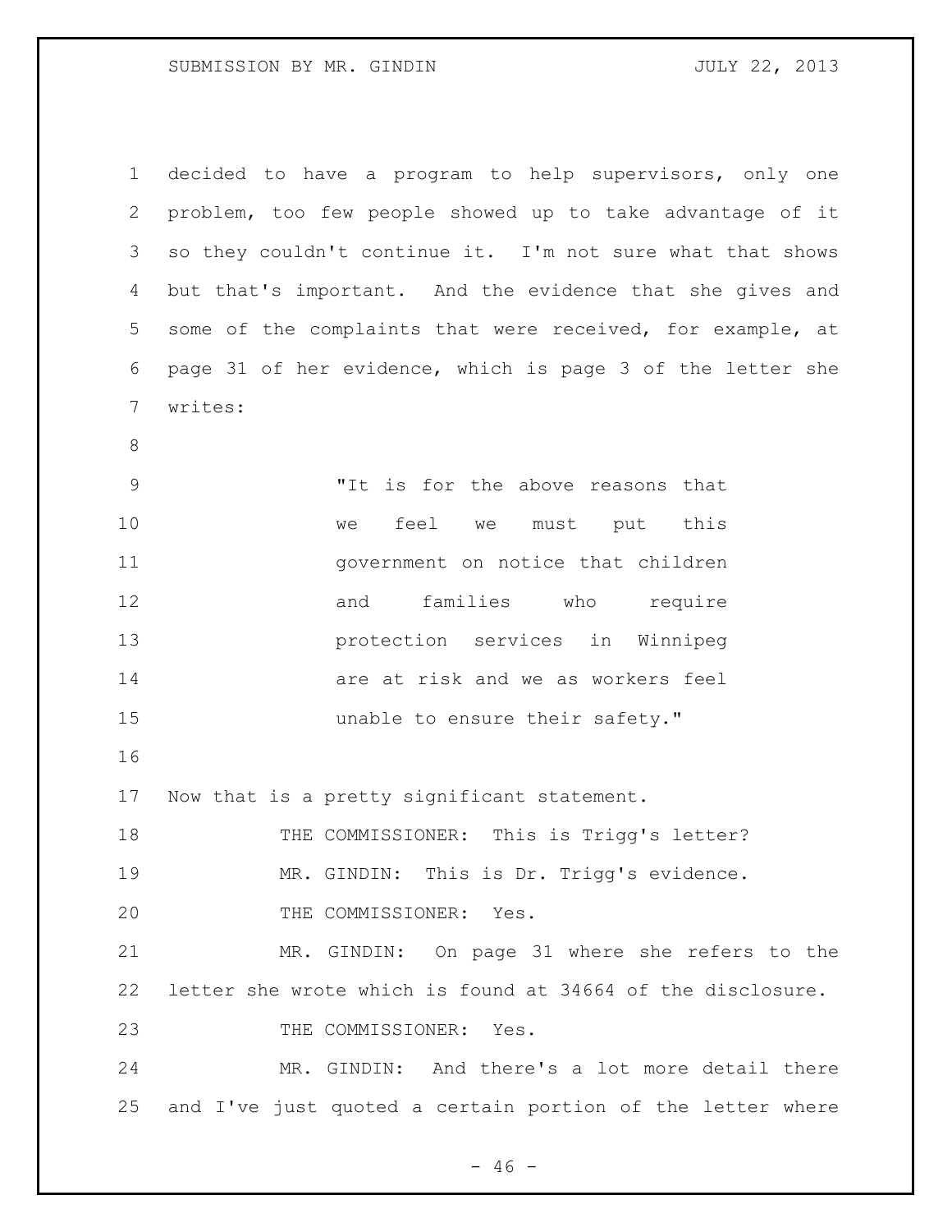decided to have a program to help supervisors, only one problem, too few people showed up to take advantage of it so they couldn't continue it. I'm not sure what that shows but that's important. And the evidence that she gives and some of the complaints that were received, for example, at page 31 of her evidence, which is page 3 of the letter she writes:

> "It is for the above reasons that we feel we must put this government on notice that children and families who require protection services in Winnipeg are at risk and we as workers feel unable to ensure their safety."

Now that is a pretty significant statement.

THE COMMISSIONER: This is Trigg's letter?

MR. GINDIN: This is Dr. Trigg's evidence.

THE COMMISSIONER: Yes.

MR. GINDIN: On page 31 where she refers to the letter she wrote which is found at 34664 of the disclosure.

THE COMMISSIONER: Yes.

MR. GINDIN: And there's a lot more detail there and I've just quoted a certain portion of the letter where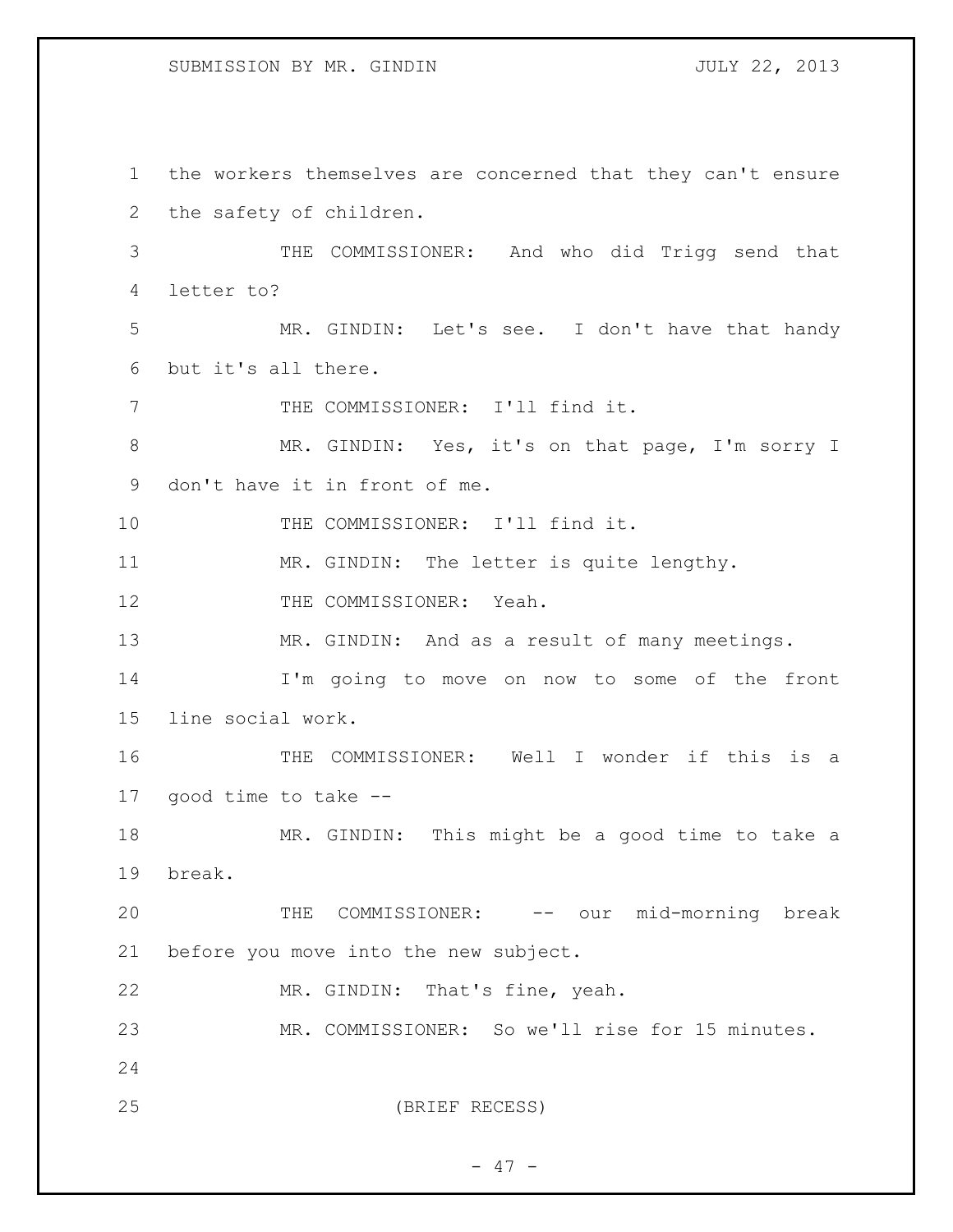the workers themselves are concerned that they can't ensure the safety of children.

THE COMMISSIONER: And who did Trigg send that letter to?

MR. GINDIN: Let's see. I don't have that handy but it's all there.

THE COMMISSIONER: I'll find it.

MR. GINDIN: Yes, it's on that page, I'm sorry I don't have it in front of me.

THE COMMISSIONER: I'll find it.

MR. GINDIN: The letter is quite lengthy.

THE COMMISSIONER: Yeah.

MR. GINDIN: And as a result of many meetings.

I'm going to move on now to some of the front line social work.

THE COMMISSIONER: Well I wonder if this is a good time to take --

MR. GINDIN: This might be a good time to take a break.

THE COMMISSIONER: -- our mid-morning break before you move into the new subject.

MR. GINDIN: That's fine, yeah.

MR. COMMISSIONER: So we'll rise for 15 minutes.

(BRIEF RECESS)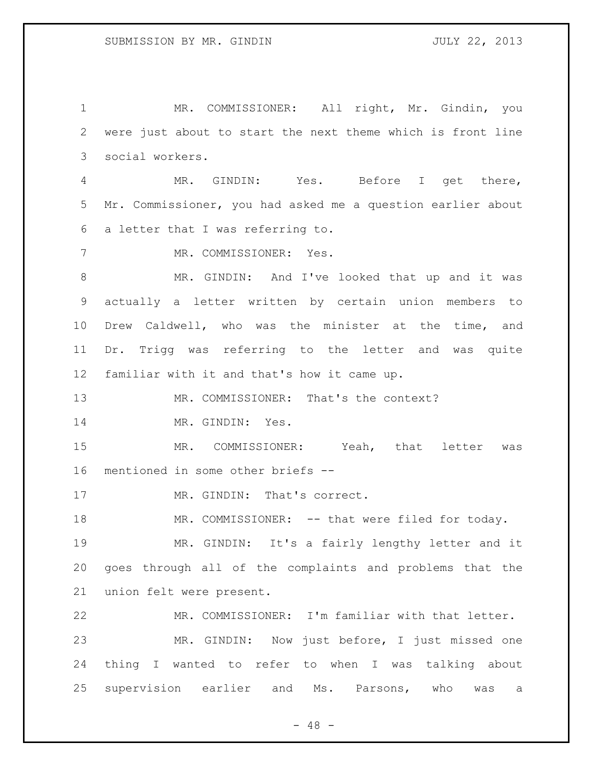MR. COMMISSIONER: All right, Mr. Gindin, you were just about to start the next theme which is front line social workers.

MR. GINDIN: Yes. Before I get there, Mr. Commissioner, you had asked me a question earlier about a letter that I was referring to.

MR. COMMISSIONER: Yes.

MR. GINDIN: And I've looked that up and it was actually a letter written by certain union members to Drew Caldwell, who was the minister at the time, and Dr. Trigg was referring to the letter and was quite familiar with it and that's how it came up.

MR. COMMISSIONER: That's the context?

MR. GINDIN: Yes.

MR. COMMISSIONER: Yeah, that letter was mentioned in some other briefs --

MR. GINDIN: That's correct.

MR. COMMISSIONER: -- that were filed for today.

MR. GINDIN: It's a fairly lengthy letter and it goes through all of the complaints and problems that the union felt were present.

MR. COMMISSIONER: I'm familiar with that letter.

MR. GINDIN: Now just before, I just missed one thing I wanted to refer to when I was talking about supervision earlier and Ms. Parsons, who was a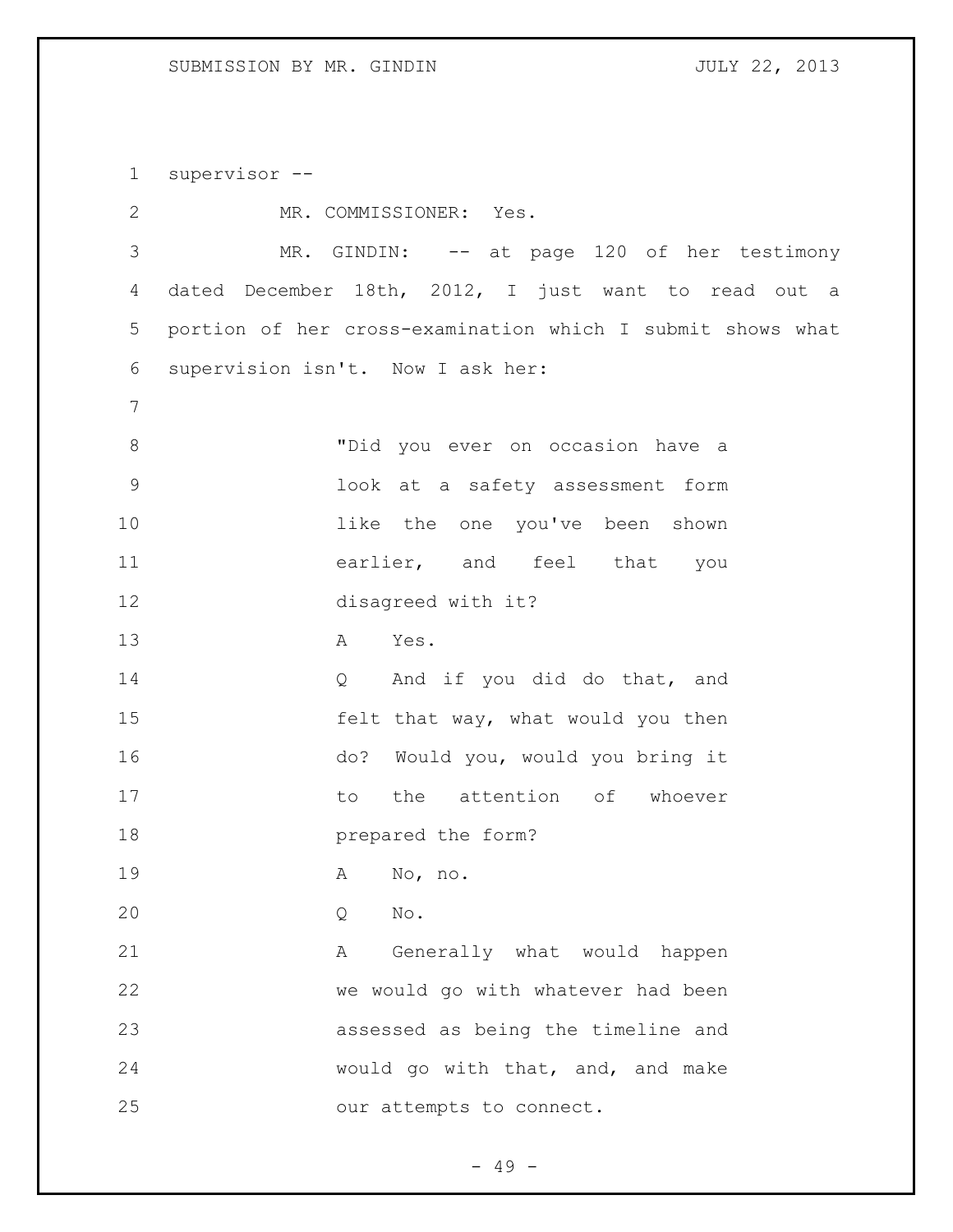supervisor --

MR. COMMISSIONER: Yes.

MR. GINDIN: -- at page 120 of her testimony dated December 18th, 2012, I just want to read out a portion of her cross-examination which I submit shows what supervision isn't. Now I ask her:

> "Did you ever on occasion have a look at a safety assessment form like the one you've been shown earlier, and feel that you disagreed with it?
>
> A Yes.
>
> Q And if you did do that, and felt that way, what would you then do? Would you, would you bring it to the attention of whoever prepared the form?
>
> A No, no.
>
> Q No.
>
> A Generally what would happen we would go with whatever had been assessed as being the timeline and would go with that, and, and make our attempts to connect.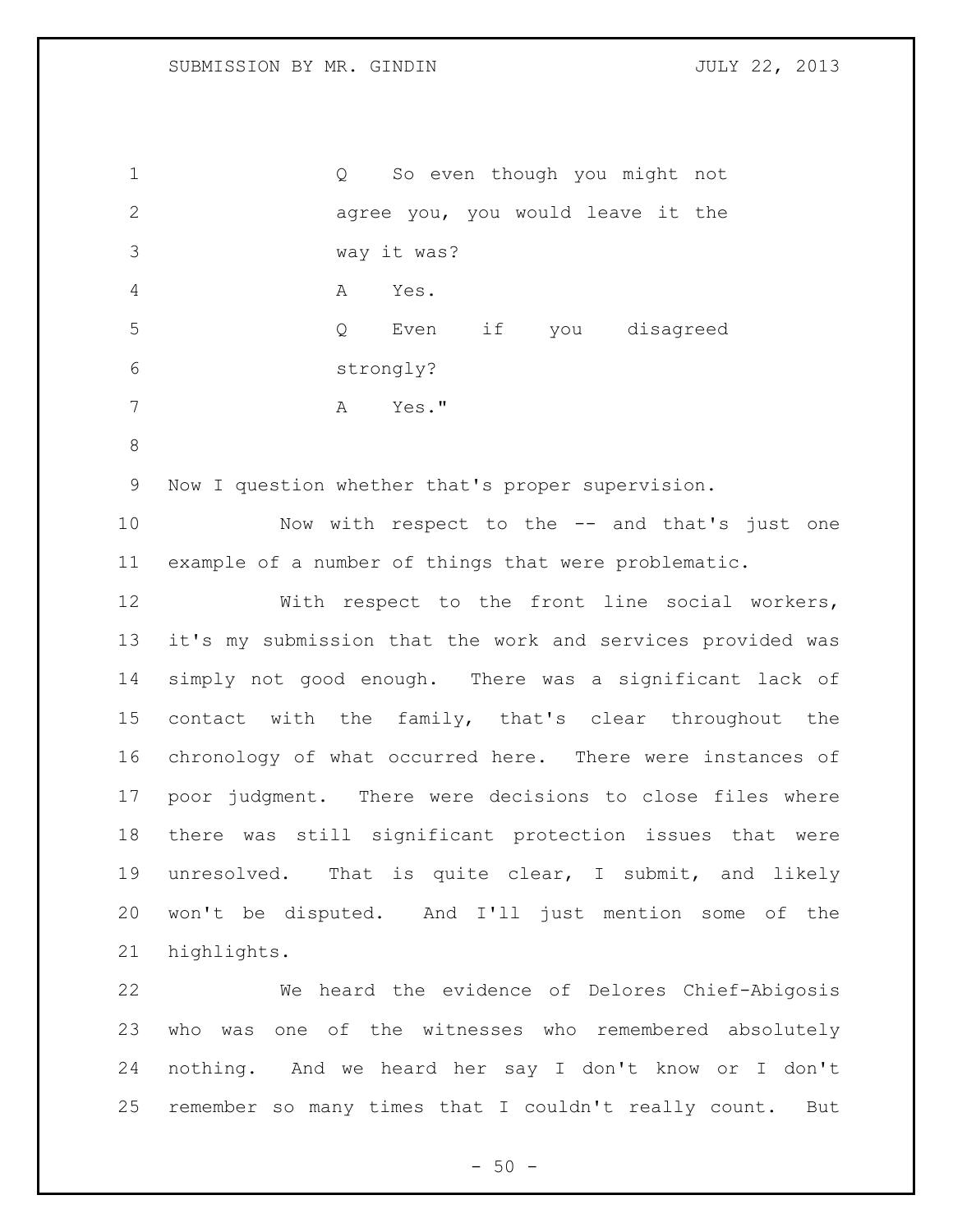Q So even though you might not agree you, you would leave it the way it was?

A Yes.

Q Even if you disagreed strongly?

A Yes."

Now I question whether that's proper supervision.

Now with respect to the -- and that's just one example of a number of things that were problematic.

With respect to the front line social workers, it's my submission that the work and services provided was simply not good enough. There was a significant lack of contact with the family, that's clear throughout the chronology of what occurred here. There were instances of poor judgment. There were decisions to close files where there was still significant protection issues that were unresolved. That is quite clear, I submit, and likely won't be disputed. And I'll just mention some of the highlights.

We heard the evidence of Delores Chief-Abigosis who was one of the witnesses who remembered absolutely nothing. And we heard her say I don't know or I don't remember so many times that I couldn't really count. But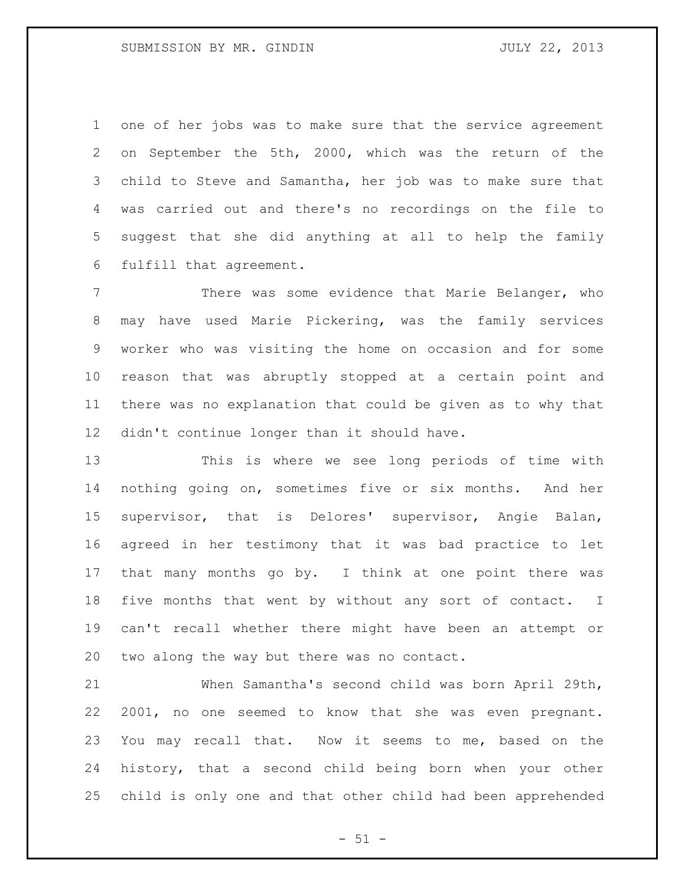one of her jobs was to make sure that the service agreement on September the 5th, 2000, which was the return of the child to Steve and Samantha, her job was to make sure that was carried out and there's no recordings on the file to suggest that she did anything at all to help the family fulfill that agreement.

There was some evidence that Marie Belanger, who may have used Marie Pickering, was the family services worker who was visiting the home on occasion and for some reason that was abruptly stopped at a certain point and there was no explanation that could be given as to why that didn't continue longer than it should have.

This is where we see long periods of time with nothing going on, sometimes five or six months. And her supervisor, that is Delores' supervisor, Angie Balan, agreed in her testimony that it was bad practice to let that many months go by. I think at one point there was five months that went by without any sort of contact. I can't recall whether there might have been an attempt or two along the way but there was no contact.

When Samantha's second child was born April 29th, 2001, no one seemed to know that she was even pregnant. You may recall that. Now it seems to me, based on the history, that a second child being born when your other child is only one and that other child had been apprehended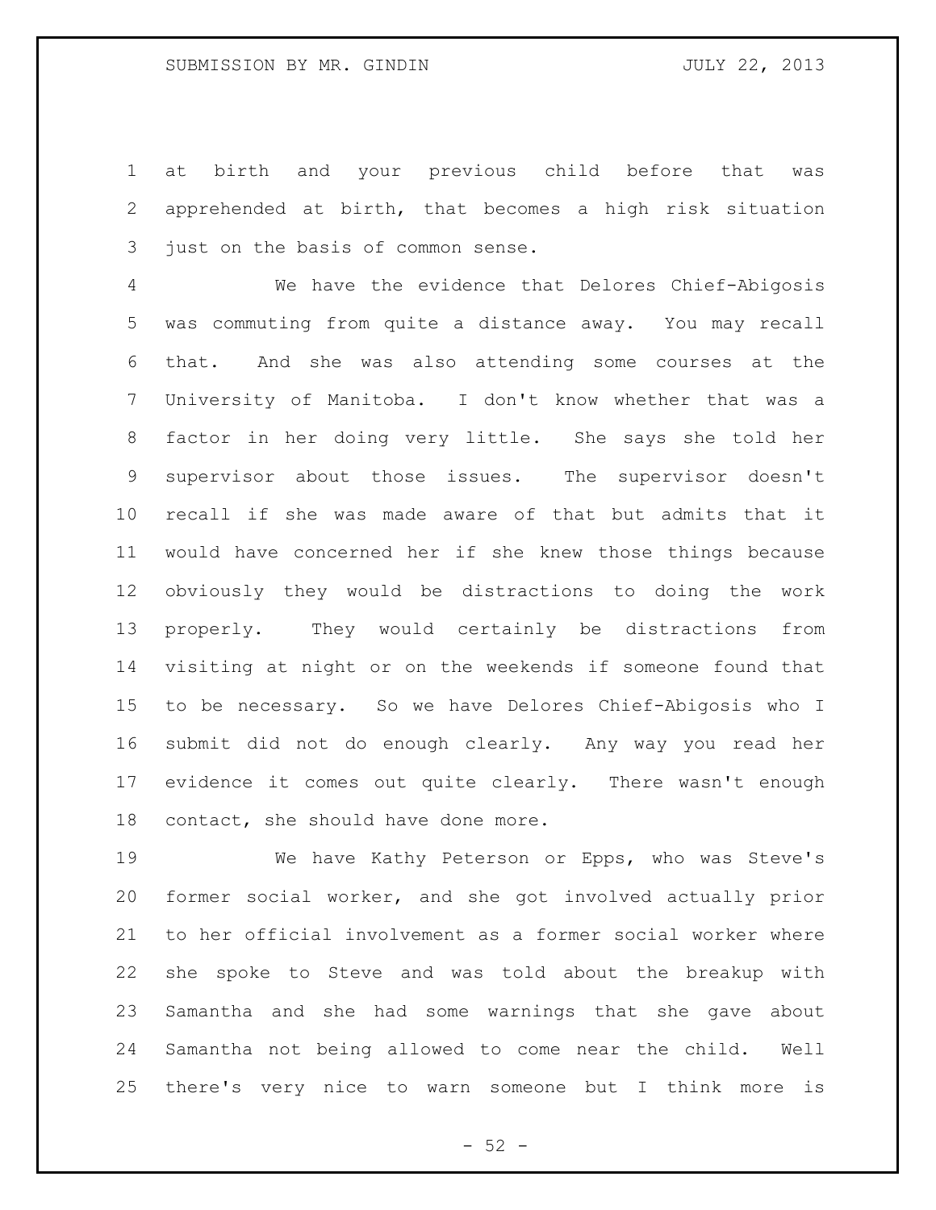at birth and your previous child before that was apprehended at birth, that becomes a high risk situation just on the basis of common sense.

We have the evidence that Delores Chief-Abigosis was commuting from quite a distance away. You may recall that. And she was also attending some courses at the University of Manitoba. I don't know whether that was a factor in her doing very little. She says she told her supervisor about those issues. The supervisor doesn't recall if she was made aware of that but admits that it would have concerned her if she knew those things because obviously they would be distractions to doing the work properly. They would certainly be distractions from visiting at night or on the weekends if someone found that to be necessary. So we have Delores Chief-Abigosis who I submit did not do enough clearly. Any way you read her evidence it comes out quite clearly. There wasn't enough contact, she should have done more.

We have Kathy Peterson or Epps, who was Steve's former social worker, and she got involved actually prior to her official involvement as a former social worker where she spoke to Steve and was told about the breakup with Samantha and she had some warnings that she gave about Samantha not being allowed to come near the child. Well there's very nice to warn someone but I think more is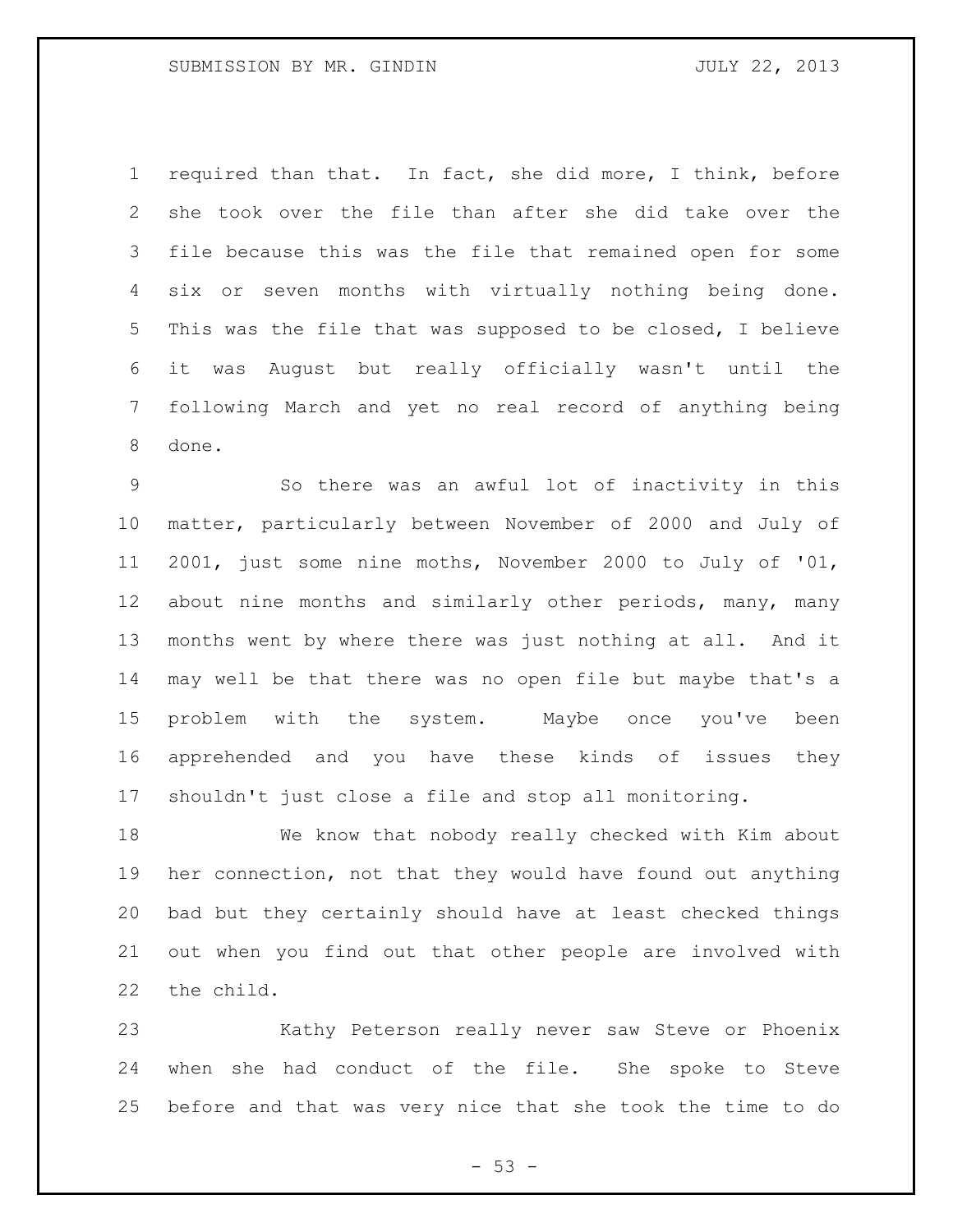required than that. In fact, she did more, I think, before she took over the file than after she did take over the file because this was the file that remained open for some six or seven months with virtually nothing being done. This was the file that was supposed to be closed, I believe it was August but really officially wasn't until the following March and yet no real record of anything being done.

So there was an awful lot of inactivity in this matter, particularly between November of 2000 and July of 2001, just some nine moths, November 2000 to July of '01, about nine months and similarly other periods, many, many months went by where there was just nothing at all. And it may well be that there was no open file but maybe that's a problem with the system. Maybe once you've been apprehended and you have these kinds of issues they shouldn't just close a file and stop all monitoring.

We know that nobody really checked with Kim about her connection, not that they would have found out anything bad but they certainly should have at least checked things out when you find out that other people are involved with the child.

Kathy Peterson really never saw Steve or Phoenix when she had conduct of the file. She spoke to Steve before and that was very nice that she took the time to do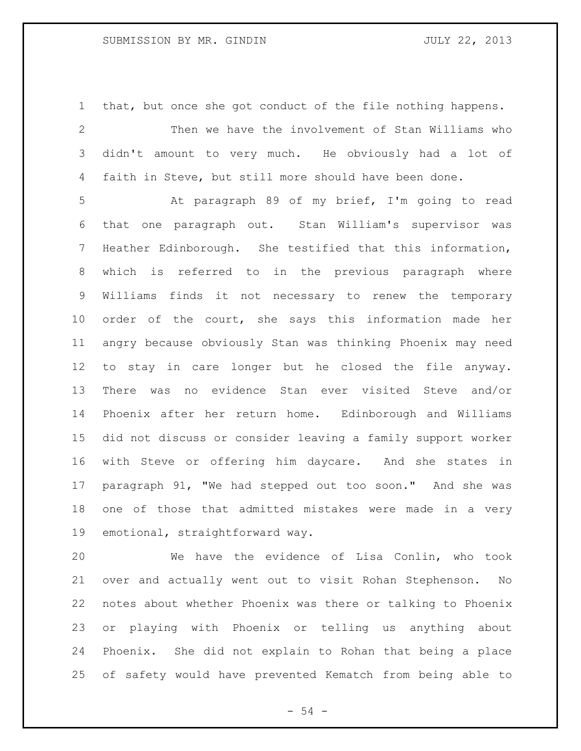that, but once she got conduct of the file nothing happens.

Then we have the involvement of Stan Williams who didn't amount to very much. He obviously had a lot of faith in Steve, but still more should have been done.

At paragraph 89 of my brief, I'm going to read that one paragraph out. Stan William's supervisor was Heather Edinborough. She testified that this information, which is referred to in the previous paragraph where Williams finds it not necessary to renew the temporary order of the court, she says this information made her angry because obviously Stan was thinking Phoenix may need to stay in care longer but he closed the file anyway. There was no evidence Stan ever visited Steve and/or Phoenix after her return home. Edinborough and Williams did not discuss or consider leaving a family support worker with Steve or offering him daycare. And she states in paragraph 91, "We had stepped out too soon." And she was one of those that admitted mistakes were made in a very emotional, straightforward way.

We have the evidence of Lisa Conlin, who took over and actually went out to visit Rohan Stephenson. No notes about whether Phoenix was there or talking to Phoenix or playing with Phoenix or telling us anything about Phoenix. She did not explain to Rohan that being a place of safety would have prevented Kematch from being able to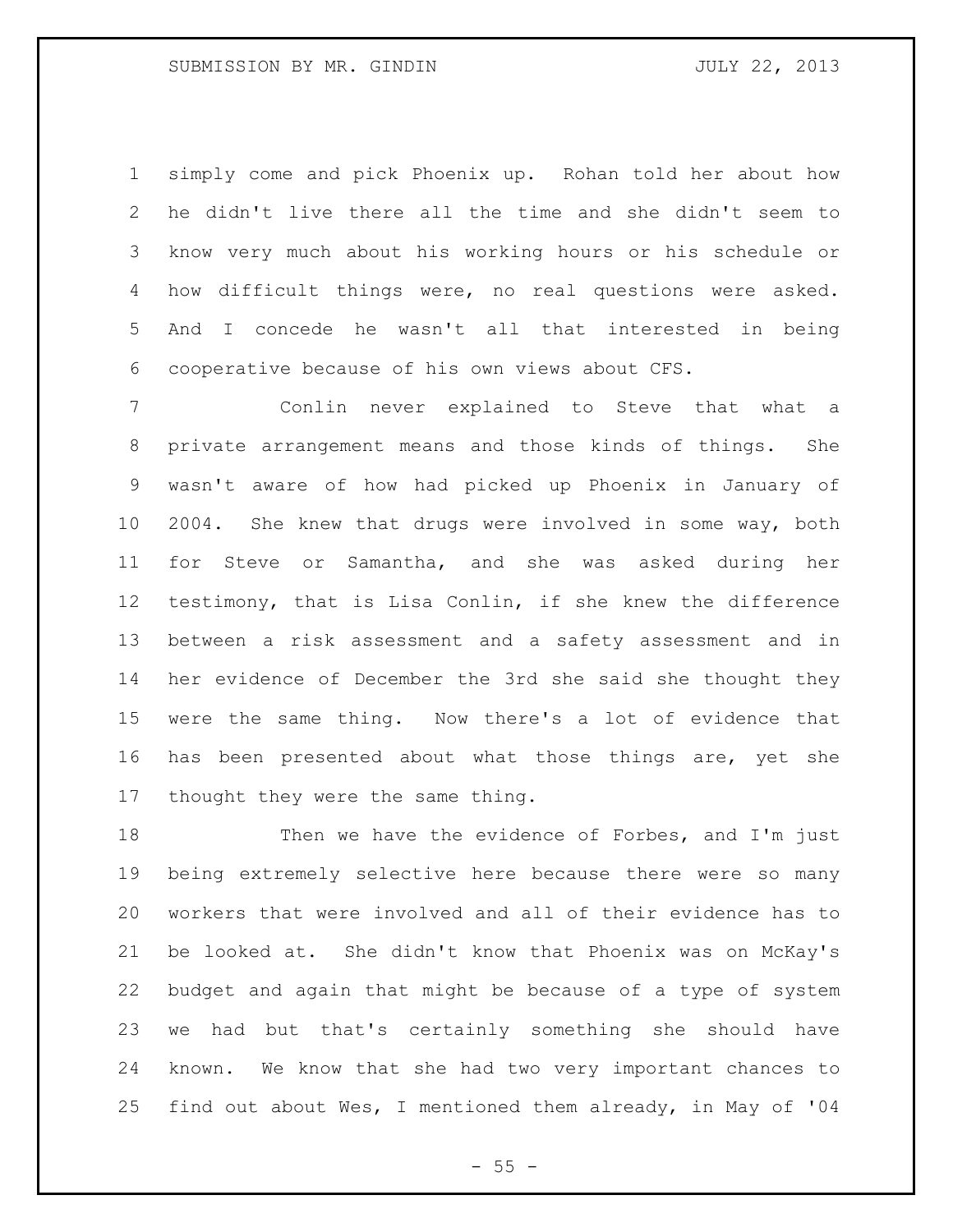simply come and pick Phoenix up. Rohan told her about how he didn't live there all the time and she didn't seem to know very much about his working hours or his schedule or how difficult things were, no real questions were asked. And I concede he wasn't all that interested in being cooperative because of his own views about CFS.

Conlin never explained to Steve that what a private arrangement means and those kinds of things. She wasn't aware of how had picked up Phoenix in January of 2004. She knew that drugs were involved in some way, both for Steve or Samantha, and she was asked during her testimony, that is Lisa Conlin, if she knew the difference between a risk assessment and a safety assessment and in her evidence of December the 3rd she said she thought they were the same thing. Now there's a lot of evidence that has been presented about what those things are, yet she thought they were the same thing.

Then we have the evidence of Forbes, and I'm just being extremely selective here because there were so many workers that were involved and all of their evidence has to be looked at. She didn't know that Phoenix was on McKay's budget and again that might be because of a type of system we had but that's certainly something she should have known. We know that she had two very important chances to find out about Wes, I mentioned them already, in May of '04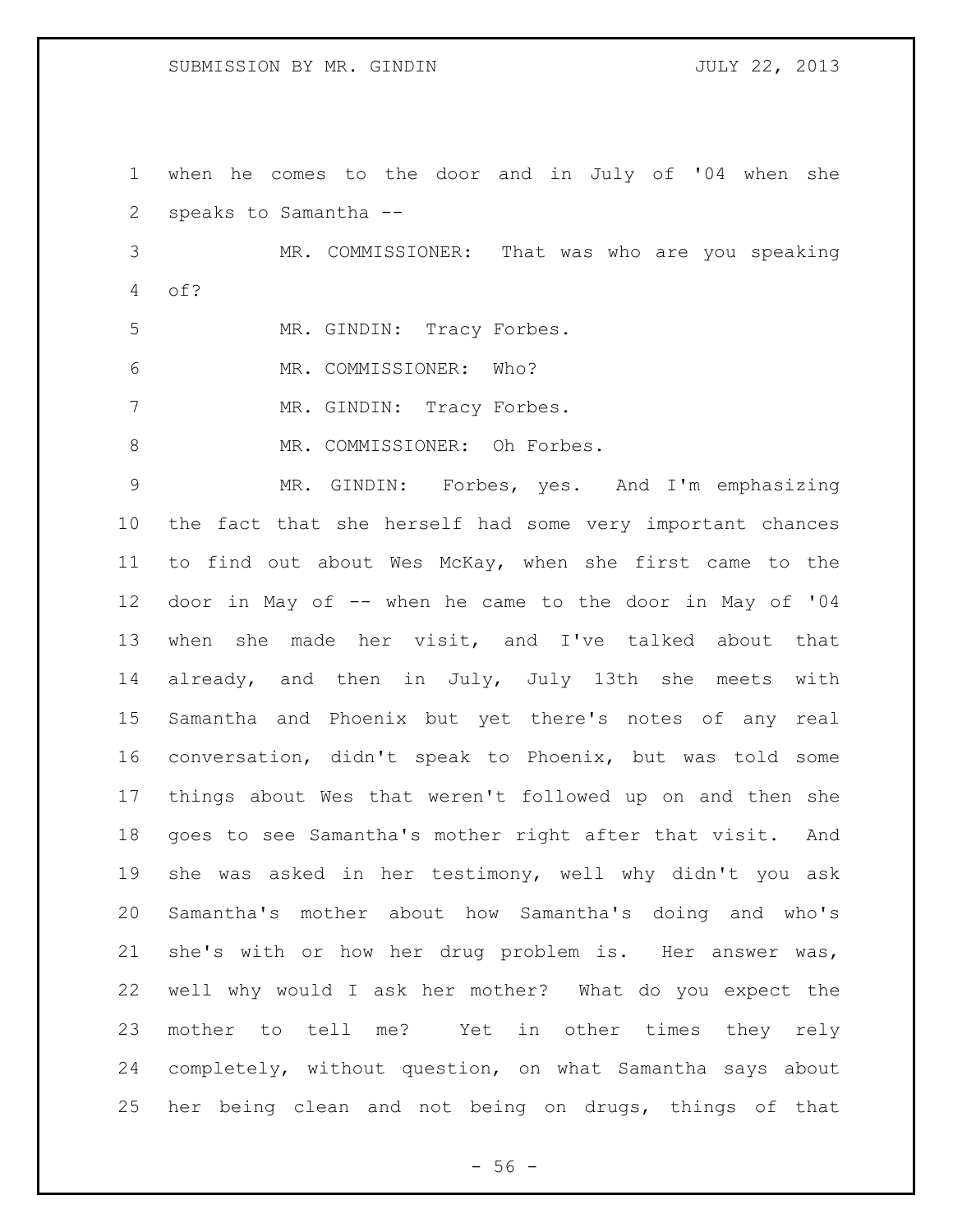when he comes to the door and in July of '04 when she speaks to Samantha --

MR. COMMISSIONER: That was who are you speaking of?

MR. GINDIN: Tracy Forbes.

MR. COMMISSIONER: Who?

MR. GINDIN: Tracy Forbes.

MR. COMMISSIONER: Oh Forbes.

MR. GINDIN: Forbes, yes. And I'm emphasizing the fact that she herself had some very important chances to find out about Wes McKay, when she first came to the door in May of -- when he came to the door in May of '04 when she made her visit, and I've talked about that already, and then in July, July 13th she meets with Samantha and Phoenix but yet there's notes of any real conversation, didn't speak to Phoenix, but was told some things about Wes that weren't followed up on and then she goes to see Samantha's mother right after that visit. And she was asked in her testimony, well why didn't you ask Samantha's mother about how Samantha's doing and who's she's with or how her drug problem is. Her answer was, well why would I ask her mother? What do you expect the mother to tell me? Yet in other times they rely completely, without question, on what Samantha says about her being clean and not being on drugs, things of that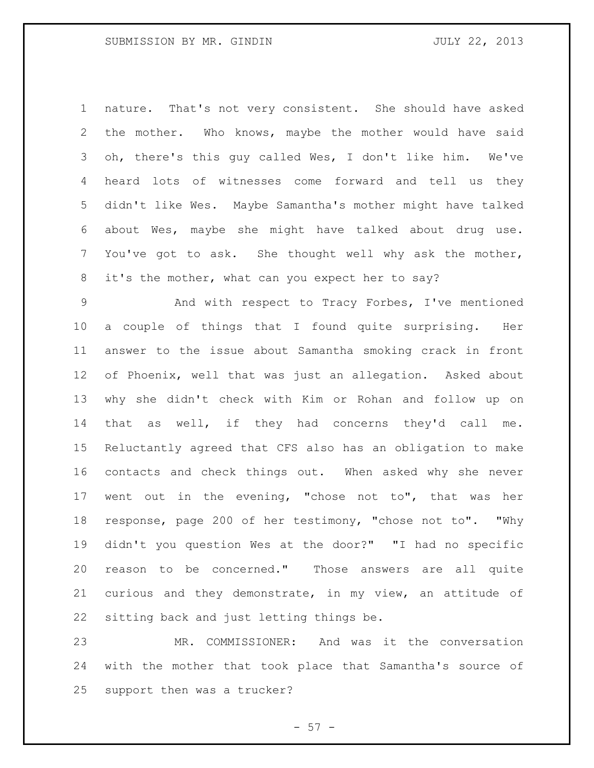nature. That's not very consistent. She should have asked the mother. Who knows, maybe the mother would have said oh, there's this guy called Wes, I don't like him. We've heard lots of witnesses come forward and tell us they didn't like Wes. Maybe Samantha's mother might have talked about Wes, maybe she might have talked about drug use. You've got to ask. She thought well why ask the mother, it's the mother, what can you expect her to say?

And with respect to Tracy Forbes, I've mentioned a couple of things that I found quite surprising. Her answer to the issue about Samantha smoking crack in front of Phoenix, well that was just an allegation. Asked about why she didn't check with Kim or Rohan and follow up on that as well, if they had concerns they'd call me. Reluctantly agreed that CFS also has an obligation to make contacts and check things out. When asked why she never went out in the evening, "chose not to", that was her response, page 200 of her testimony, "chose not to". "Why didn't you question Wes at the door?" "I had no specific reason to be concerned." Those answers are all quite curious and they demonstrate, in my view, an attitude of sitting back and just letting things be.

MR. COMMISSIONER: And was it the conversation with the mother that took place that Samantha's source of support then was a trucker?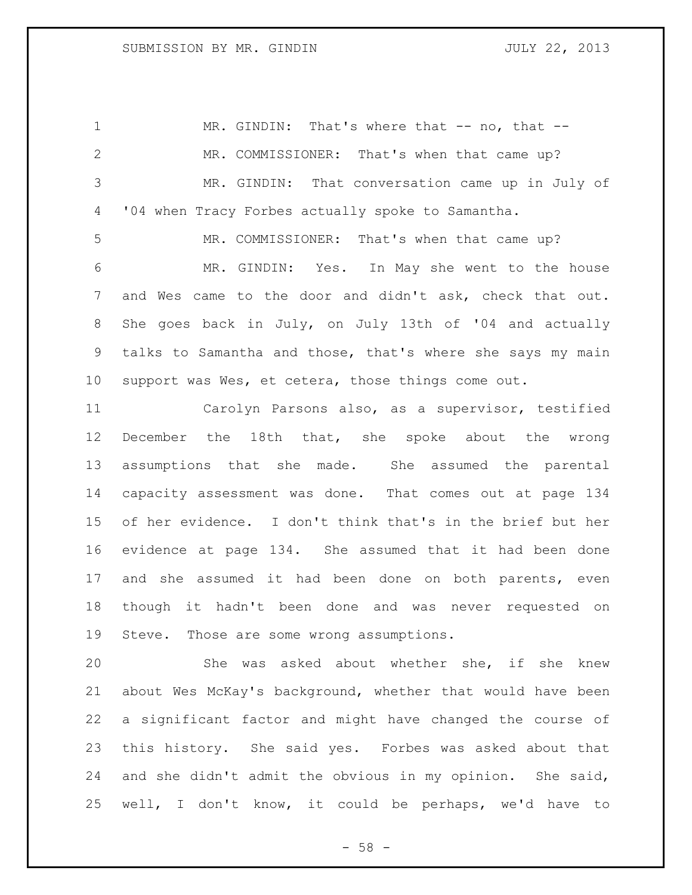MR. GINDIN: That's where that -- no, that --

MR. COMMISSIONER: That's when that came up?

MR. GINDIN: That conversation came up in July of '04 when Tracy Forbes actually spoke to Samantha.

MR. COMMISSIONER: That's when that came up?

MR. GINDIN: Yes. In May she went to the house and Wes came to the door and didn't ask, check that out. She goes back in July, on July 13th of '04 and actually talks to Samantha and those, that's where she says my main support was Wes, et cetera, those things come out.

Carolyn Parsons also, as a supervisor, testified December the 18th that, she spoke about the wrong assumptions that she made. She assumed the parental capacity assessment was done. That comes out at page 134 of her evidence. I don't think that's in the brief but her evidence at page 134. She assumed that it had been done and she assumed it had been done on both parents, even though it hadn't been done and was never requested on Steve. Those are some wrong assumptions.

She was asked about whether she, if she knew about Wes McKay's background, whether that would have been a significant factor and might have changed the course of this history. She said yes. Forbes was asked about that and she didn't admit the obvious in my opinion. She said, well, I don't know, it could be perhaps, we'd have to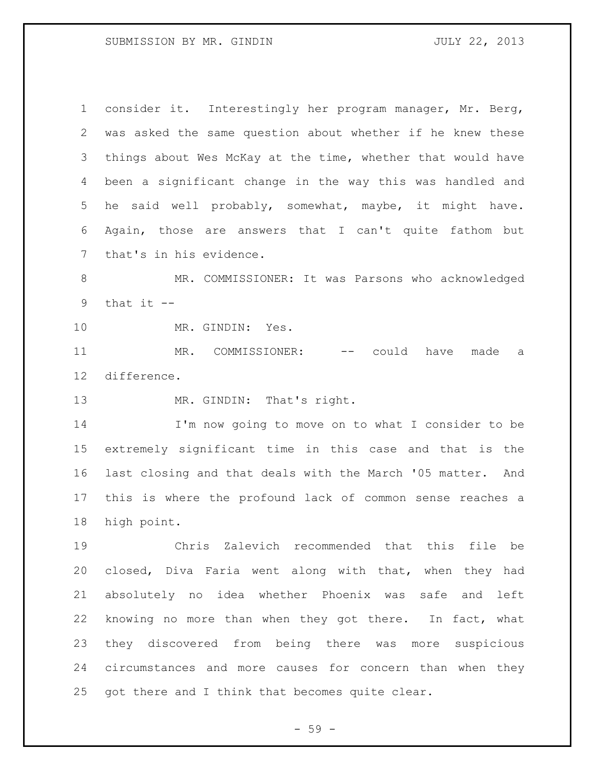consider it. Interestingly her program manager, Mr. Berg, was asked the same question about whether if he knew these things about Wes McKay at the time, whether that would have been a significant change in the way this was handled and he said well probably, somewhat, maybe, it might have. Again, those are answers that I can't quite fathom but that's in his evidence.

MR. COMMISSIONER: It was Parsons who acknowledged that it --

MR. GINDIN: Yes.

MR. COMMISSIONER: -- could have made a difference.

MR. GINDIN: That's right.

I'm now going to move on to what I consider to be extremely significant time in this case and that is the last closing and that deals with the March '05 matter. And this is where the profound lack of common sense reaches a high point.

Chris Zalevich recommended that this file be closed, Diva Faria went along with that, when they had absolutely no idea whether Phoenix was safe and left knowing no more than when they got there. In fact, what they discovered from being there was more suspicious circumstances and more causes for concern than when they got there and I think that becomes quite clear.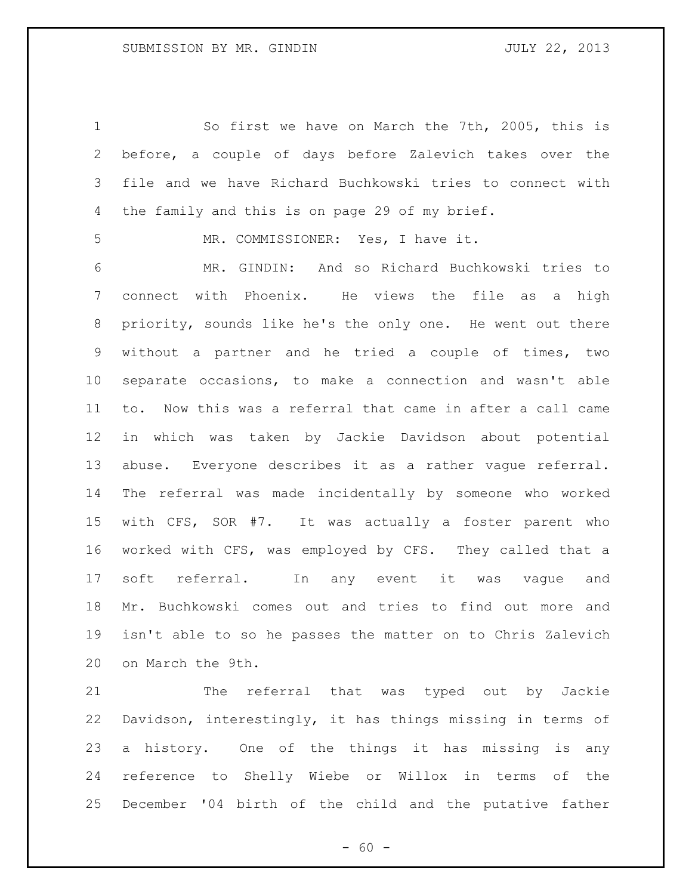So first we have on March the 7th, 2005, this is before, a couple of days before Zalevich takes over the file and we have Richard Buchkowski tries to connect with the family and this is on page 29 of my brief.

MR. COMMISSIONER: Yes, I have it.

MR. GINDIN: And so Richard Buchkowski tries to connect with Phoenix. He views the file as a high priority, sounds like he's the only one. He went out there without a partner and he tried a couple of times, two separate occasions, to make a connection and wasn't able to. Now this was a referral that came in after a call came in which was taken by Jackie Davidson about potential abuse. Everyone describes it as a rather vague referral. The referral was made incidentally by someone who worked with CFS, SOR #7. It was actually a foster parent who worked with CFS, was employed by CFS. They called that a soft referral. In any event it was vague and Mr. Buchkowski comes out and tries to find out more and isn't able to so he passes the matter on to Chris Zalevich on March the 9th.

The referral that was typed out by Jackie Davidson, interestingly, it has things missing in terms of a history. One of the things it has missing is any reference to Shelly Wiebe or Willox in terms of the December '04 birth of the child and the putative father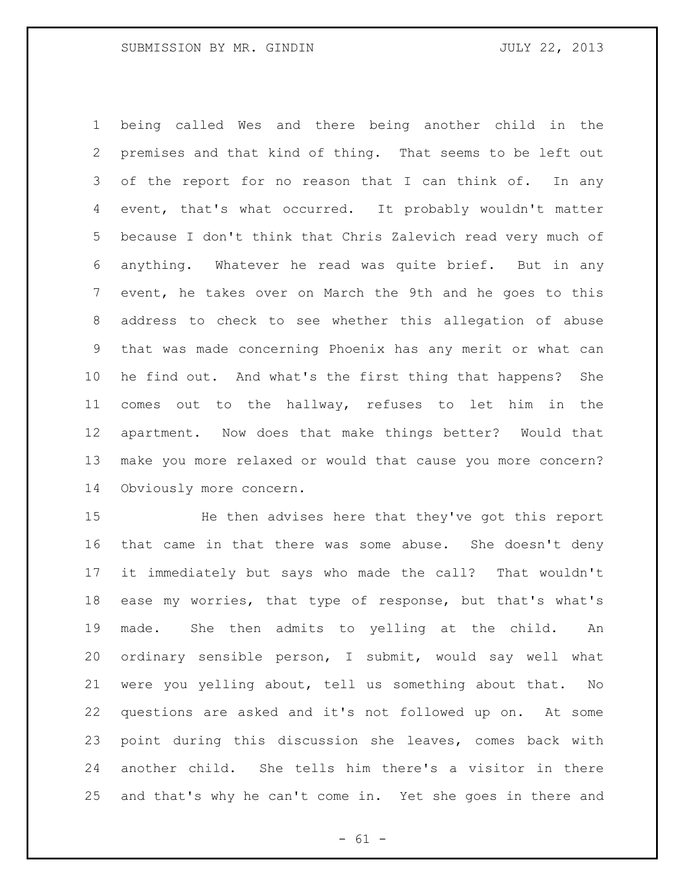being called Wes and there being another child in the premises and that kind of thing. That seems to be left out of the report for no reason that I can think of. In any event, that's what occurred. It probably wouldn't matter because I don't think that Chris Zalevich read very much of anything. Whatever he read was quite brief. But in any event, he takes over on March the 9th and he goes to this address to check to see whether this allegation of abuse that was made concerning Phoenix has any merit or what can he find out. And what's the first thing that happens? She comes out to the hallway, refuses to let him in the apartment. Now does that make things better? Would that make you more relaxed or would that cause you more concern? Obviously more concern.

He then advises here that they've got this report that came in that there was some abuse. She doesn't deny it immediately but says who made the call? That wouldn't ease my worries, that type of response, but that's what's made. She then admits to yelling at the child. An ordinary sensible person, I submit, would say well what were you yelling about, tell us something about that. No questions are asked and it's not followed up on. At some point during this discussion she leaves, comes back with another child. She tells him there's a visitor in there and that's why he can't come in. Yet she goes in there and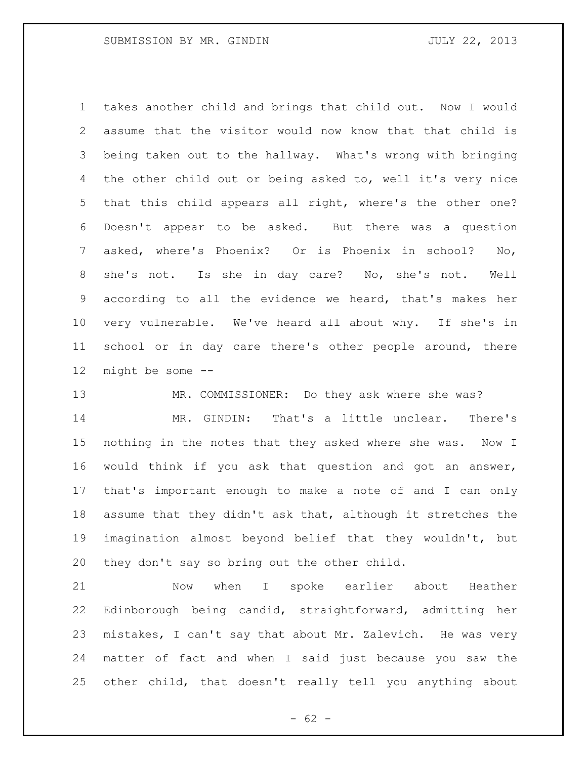takes another child and brings that child out. Now I would assume that the visitor would now know that that child is being taken out to the hallway. What's wrong with bringing the other child out or being asked to, well it's very nice that this child appears all right, where's the other one? Doesn't appear to be asked. But there was a question asked, where's Phoenix? Or is Phoenix in school? No, she's not. Is she in day care? No, she's not. Well according to all the evidence we heard, that's makes her very vulnerable. We've heard all about why. If she's in school or in day care there's other people around, there might be some --

MR. COMMISSIONER: Do they ask where she was?

MR. GINDIN: That's a little unclear. There's nothing in the notes that they asked where she was. Now I would think if you ask that question and got an answer, that's important enough to make a note of and I can only assume that they didn't ask that, although it stretches the imagination almost beyond belief that they wouldn't, but they don't say so bring out the other child.

Now when I spoke earlier about Heather Edinborough being candid, straightforward, admitting her mistakes, I can't say that about Mr. Zalevich. He was very matter of fact and when I said just because you saw the other child, that doesn't really tell you anything about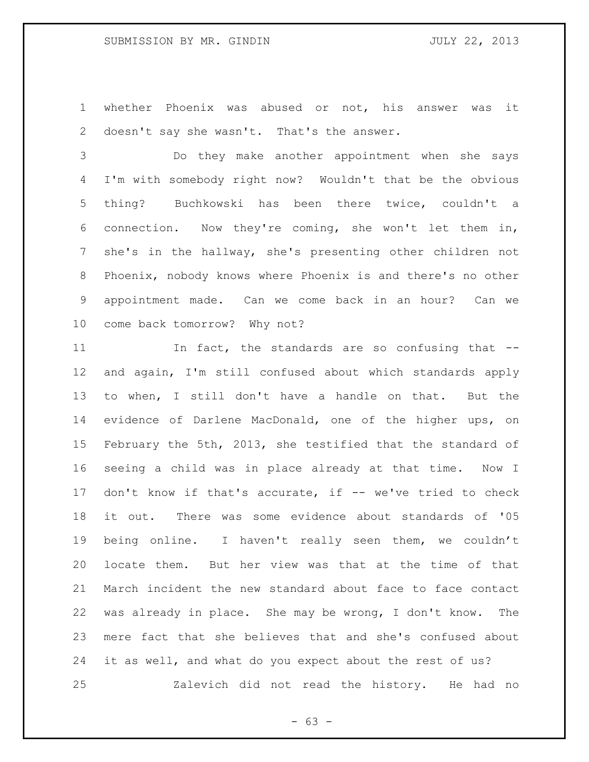whether Phoenix was abused or not, his answer was it doesn't say she wasn't. That's the answer.

Do they make another appointment when she says I'm with somebody right now? Wouldn't that be the obvious thing? Buchkowski has been there twice, couldn't a connection. Now they're coming, she won't let them in, she's in the hallway, she's presenting other children not Phoenix, nobody knows where Phoenix is and there's no other appointment made. Can we come back in an hour? Can we come back tomorrow? Why not?

In fact, the standards are so confusing that -- and again, I'm still confused about which standards apply to when, I still don't have a handle on that. But the evidence of Darlene MacDonald, one of the higher ups, on February the 5th, 2013, she testified that the standard of seeing a child was in place already at that time. Now I don't know if that's accurate, if -- we've tried to check it out. There was some evidence about standards of '05 being online. I haven't really seen them, we couldn't locate them. But her view was that at the time of that March incident the new standard about face to face contact was already in place. She may be wrong, I don't know. The mere fact that she believes that and she's confused about it as well, and what do you expect about the rest of us?

Zalevich did not read the history. He had no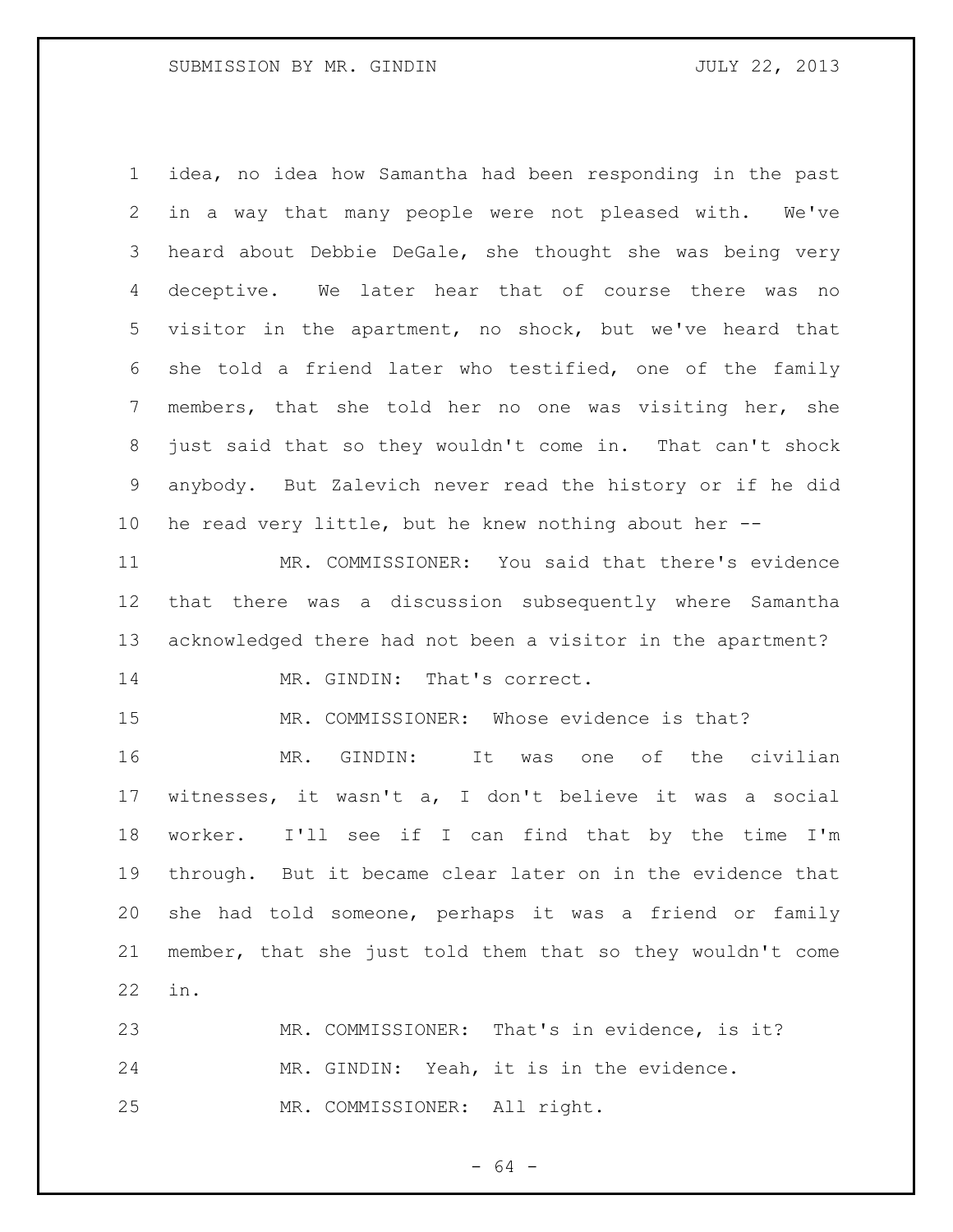idea, no idea how Samantha had been responding in the past in a way that many people were not pleased with. We've heard about Debbie DeGale, she thought she was being very deceptive. We later hear that of course there was no visitor in the apartment, no shock, but we've heard that she told a friend later who testified, one of the family members, that she told her no one was visiting her, she just said that so they wouldn't come in. That can't shock anybody. But Zalevich never read the history or if he did he read very little, but he knew nothing about her --

MR. COMMISSIONER: You said that there's evidence that there was a discussion subsequently where Samantha acknowledged there had not been a visitor in the apartment?

MR. GINDIN: That's correct.

MR. COMMISSIONER: Whose evidence is that?

MR. GINDIN: It was one of the civilian witnesses, it wasn't a, I don't believe it was a social worker. I'll see if I can find that by the time I'm through. But it became clear later on in the evidence that she had told someone, perhaps it was a friend or family member, that she just told them that so they wouldn't come in.

MR. COMMISSIONER: That's in evidence, is it?

MR. GINDIN: Yeah, it is in the evidence.

MR. COMMISSIONER: All right.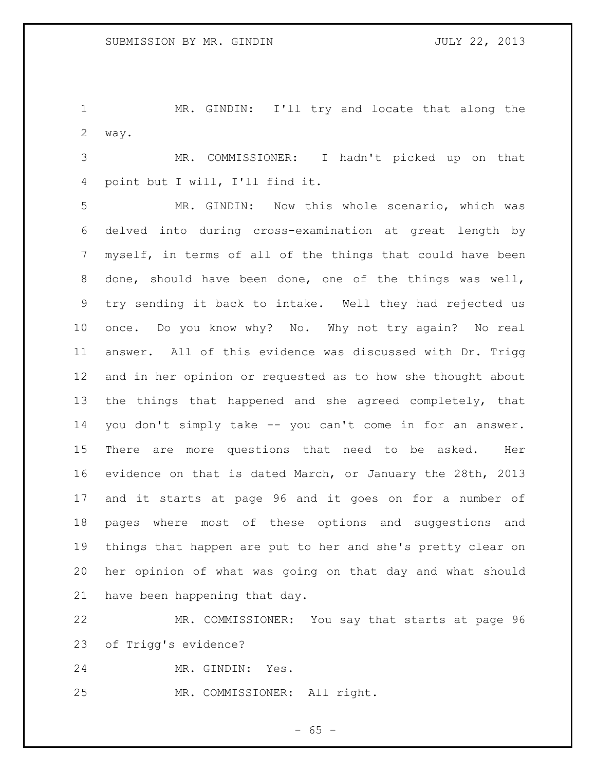MR. GINDIN: I'll try and locate that along the way.

MR. COMMISSIONER: I hadn't picked up on that point but I will, I'll find it.

MR. GINDIN: Now this whole scenario, which was delved into during cross-examination at great length by myself, in terms of all of the things that could have been done, should have been done, one of the things was well, try sending it back to intake. Well they had rejected us once. Do you know why? No. Why not try again? No real answer. All of this evidence was discussed with Dr. Trigg and in her opinion or requested as to how she thought about the things that happened and she agreed completely, that you don't simply take -- you can't come in for an answer. There are more questions that need to be asked. Her evidence on that is dated March, or January the 28th, 2013 and it starts at page 96 and it goes on for a number of pages where most of these options and suggestions and things that happen are put to her and she's pretty clear on her opinion of what was going on that day and what should have been happening that day.

MR. COMMISSIONER: You say that starts at page 96 of Trigg's evidence?

MR. GINDIN: Yes.

MR. COMMISSIONER: All right.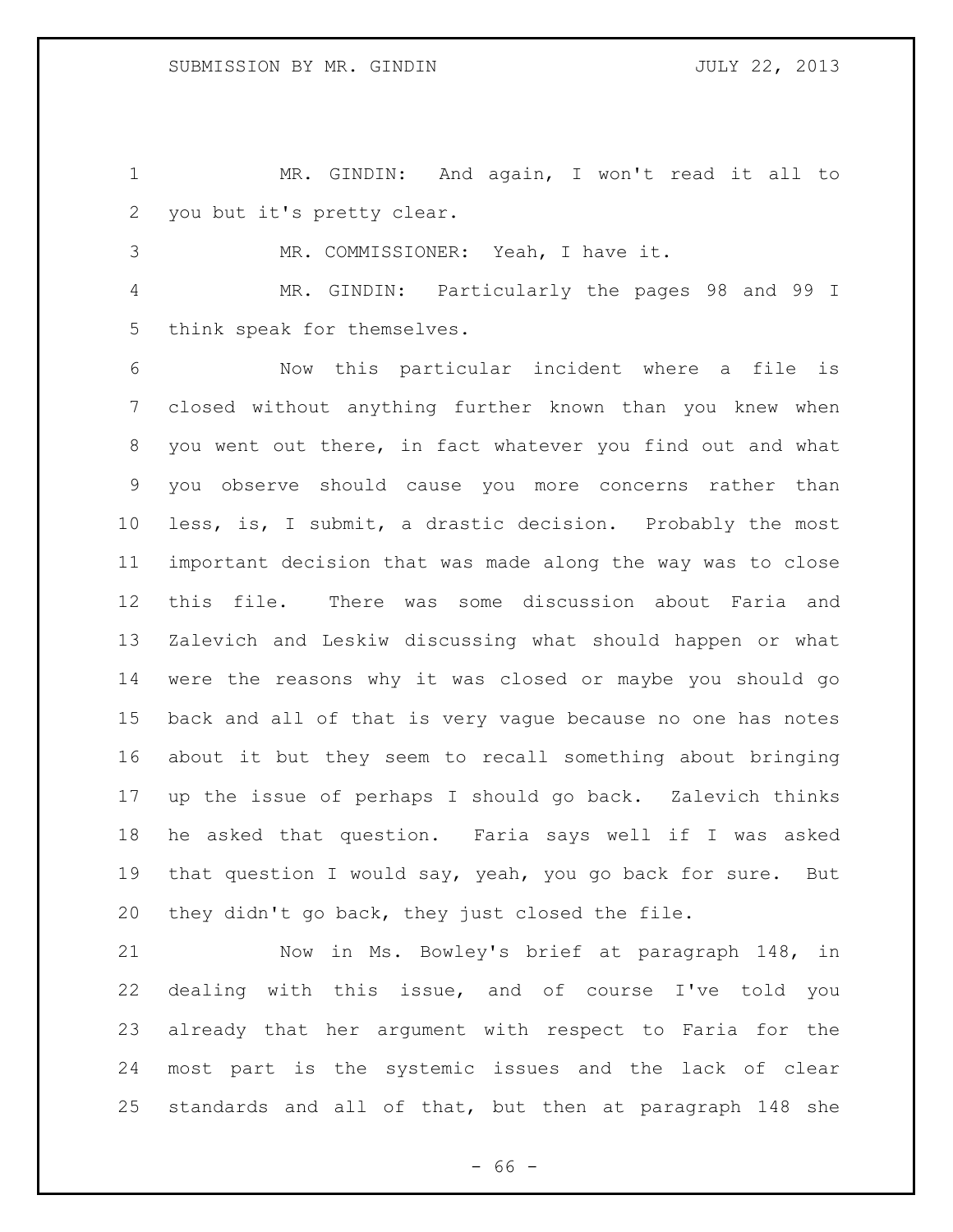MR. GINDIN: And again, I won't read it all to you but it's pretty clear.

MR. COMMISSIONER: Yeah, I have it.

MR. GINDIN: Particularly the pages 98 and 99 I think speak for themselves.

Now this particular incident where a file is closed without anything further known than you knew when you went out there, in fact whatever you find out and what you observe should cause you more concerns rather than less, is, I submit, a drastic decision. Probably the most important decision that was made along the way was to close this file. There was some discussion about Faria and Zalevich and Leskiw discussing what should happen or what were the reasons why it was closed or maybe you should go back and all of that is very vague because no one has notes about it but they seem to recall something about bringing up the issue of perhaps I should go back. Zalevich thinks he asked that question. Faria says well if I was asked that question I would say, yeah, you go back for sure. But they didn't go back, they just closed the file.

Now in Ms. Bowley's brief at paragraph 148, in dealing with this issue, and of course I've told you already that her argument with respect to Faria for the most part is the systemic issues and the lack of clear standards and all of that, but then at paragraph 148 she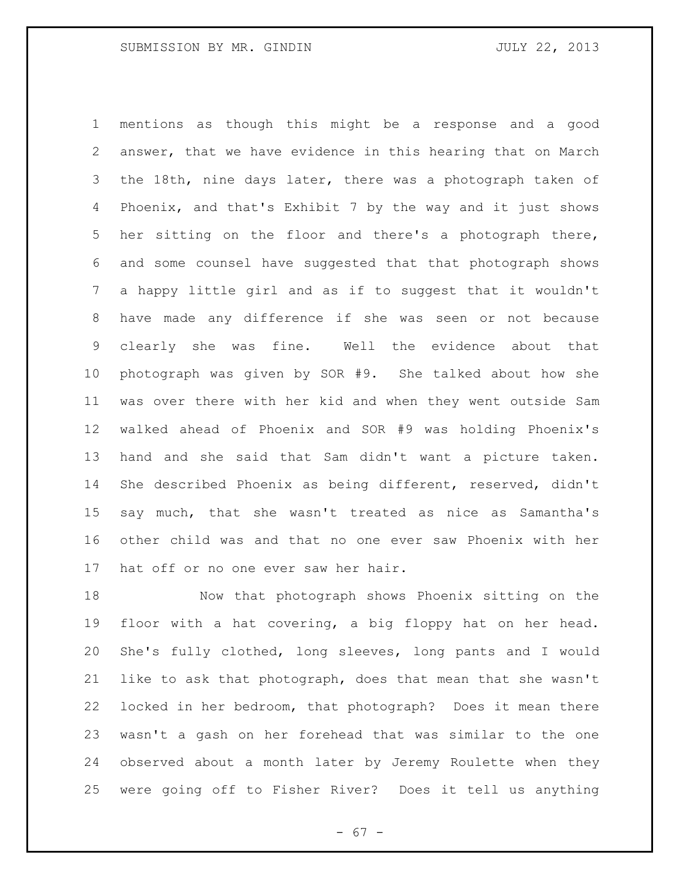mentions as though this might be a response and a good answer, that we have evidence in this hearing that on March the 18th, nine days later, there was a photograph taken of Phoenix, and that's Exhibit 7 by the way and it just shows her sitting on the floor and there's a photograph there, and some counsel have suggested that that photograph shows a happy little girl and as if to suggest that it wouldn't have made any difference if she was seen or not because clearly she was fine. Well the evidence about that photograph was given by SOR #9. She talked about how she was over there with her kid and when they went outside Sam walked ahead of Phoenix and SOR #9 was holding Phoenix's hand and she said that Sam didn't want a picture taken. She described Phoenix as being different, reserved, didn't say much, that she wasn't treated as nice as Samantha's other child was and that no one ever saw Phoenix with her hat off or no one ever saw her hair.

Now that photograph shows Phoenix sitting on the floor with a hat covering, a big floppy hat on her head. She's fully clothed, long sleeves, long pants and I would like to ask that photograph, does that mean that she wasn't locked in her bedroom, that photograph? Does it mean there wasn't a gash on her forehead that was similar to the one observed about a month later by Jeremy Roulette when they were going off to Fisher River? Does it tell us anything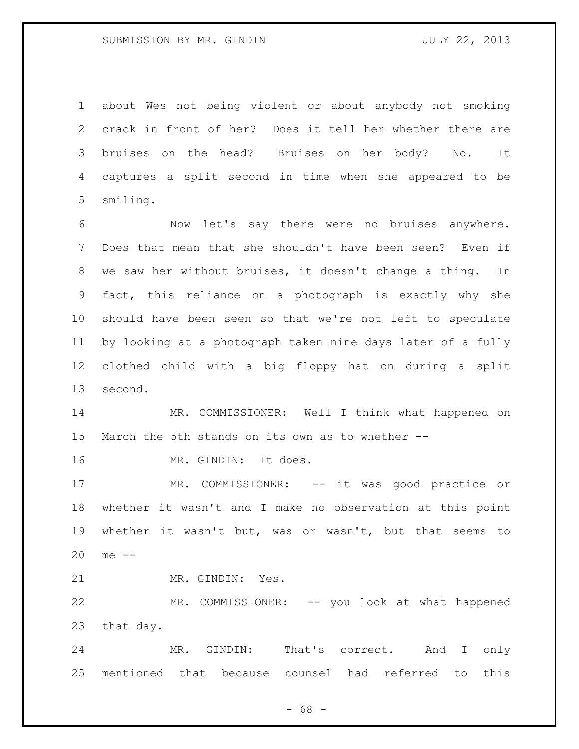about Wes not being violent or about anybody not smoking crack in front of her? Does it tell her whether there are bruises on the head? Bruises on her body? No. It captures a split second in time when she appeared to be smiling.

Now let's say there were no bruises anywhere. Does that mean that she shouldn't have been seen? Even if we saw her without bruises, it doesn't change a thing. In fact, this reliance on a photograph is exactly why she should have been seen so that we're not left to speculate by looking at a photograph taken nine days later of a fully clothed child with a big floppy hat on during a split second.

MR. COMMISSIONER: Well I think what happened on March the 5th stands on its own as to whether --

MR. GINDIN: It does.

MR. COMMISSIONER: -- it was good practice or whether it wasn't and I make no observation at this point whether it wasn't but, was or wasn't, but that seems to me --

MR. GINDIN: Yes.

MR. COMMISSIONER: -- you look at what happened that day.

MR. GINDIN: That's correct. And I only mentioned that because counsel had referred to this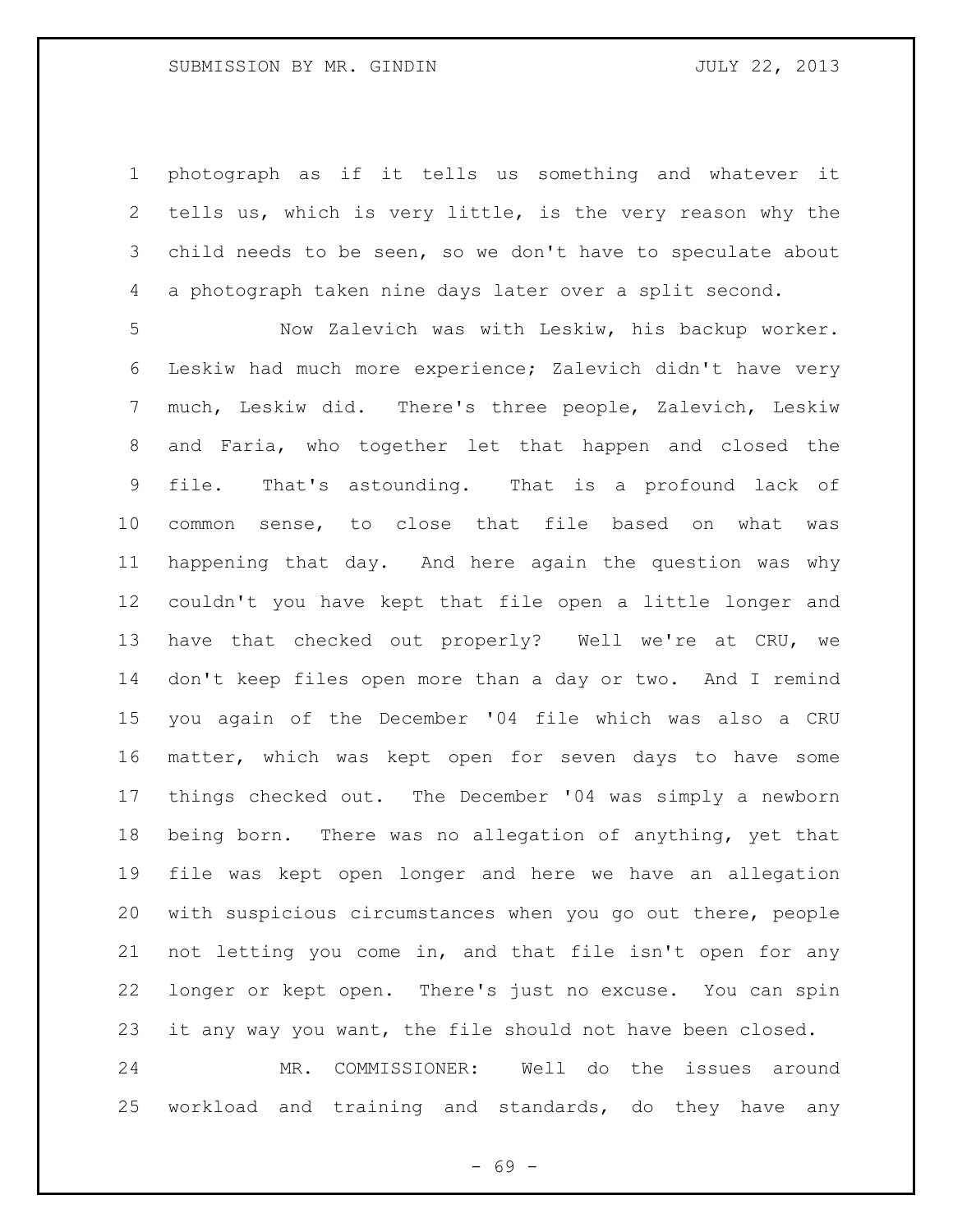photograph as if it tells us something and whatever it tells us, which is very little, is the very reason why the child needs to be seen, so we don't have to speculate about a photograph taken nine days later over a split second.

Now Zalevich was with Leskiw, his backup worker. Leskiw had much more experience; Zalevich didn't have very much, Leskiw did. There's three people, Zalevich, Leskiw and Faria, who together let that happen and closed the file. That's astounding. That is a profound lack of common sense, to close that file based on what was happening that day. And here again the question was why couldn't you have kept that file open a little longer and have that checked out properly? Well we're at CRU, we don't keep files open more than a day or two. And I remind you again of the December '04 file which was also a CRU matter, which was kept open for seven days to have some things checked out. The December '04 was simply a newborn being born. There was no allegation of anything, yet that file was kept open longer and here we have an allegation with suspicious circumstances when you go out there, people not letting you come in, and that file isn't open for any longer or kept open. There's just no excuse. You can spin it any way you want, the file should not have been closed.

MR. COMMISSIONER: Well do the issues around workload and training and standards, do they have any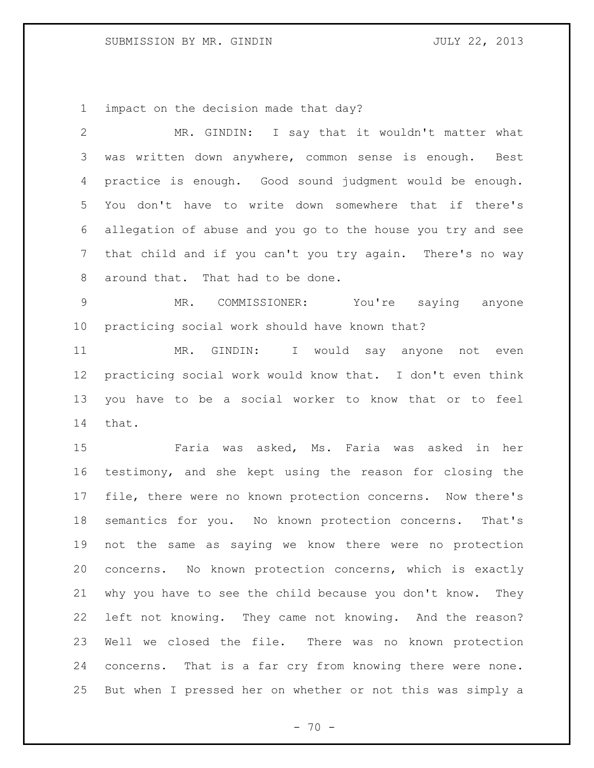impact on the decision made that day?

MR. GINDIN: I say that it wouldn't matter what was written down anywhere, common sense is enough. Best practice is enough. Good sound judgment would be enough. You don't have to write down somewhere that if there's allegation of abuse and you go to the house you try and see that child and if you can't you try again. There's no way around that. That had to be done.

MR. COMMISSIONER: You're saying anyone practicing social work should have known that?

MR. GINDIN: I would say anyone not even practicing social work would know that. I don't even think you have to be a social worker to know that or to feel that.

Faria was asked, Ms. Faria was asked in her testimony, and she kept using the reason for closing the file, there were no known protection concerns. Now there's semantics for you. No known protection concerns. That's not the same as saying we know there were no protection concerns. No known protection concerns, which is exactly why you have to see the child because you don't know. They left not knowing. They came not knowing. And the reason? Well we closed the file. There was no known protection concerns. That is a far cry from knowing there were none. But when I pressed her on whether or not this was simply a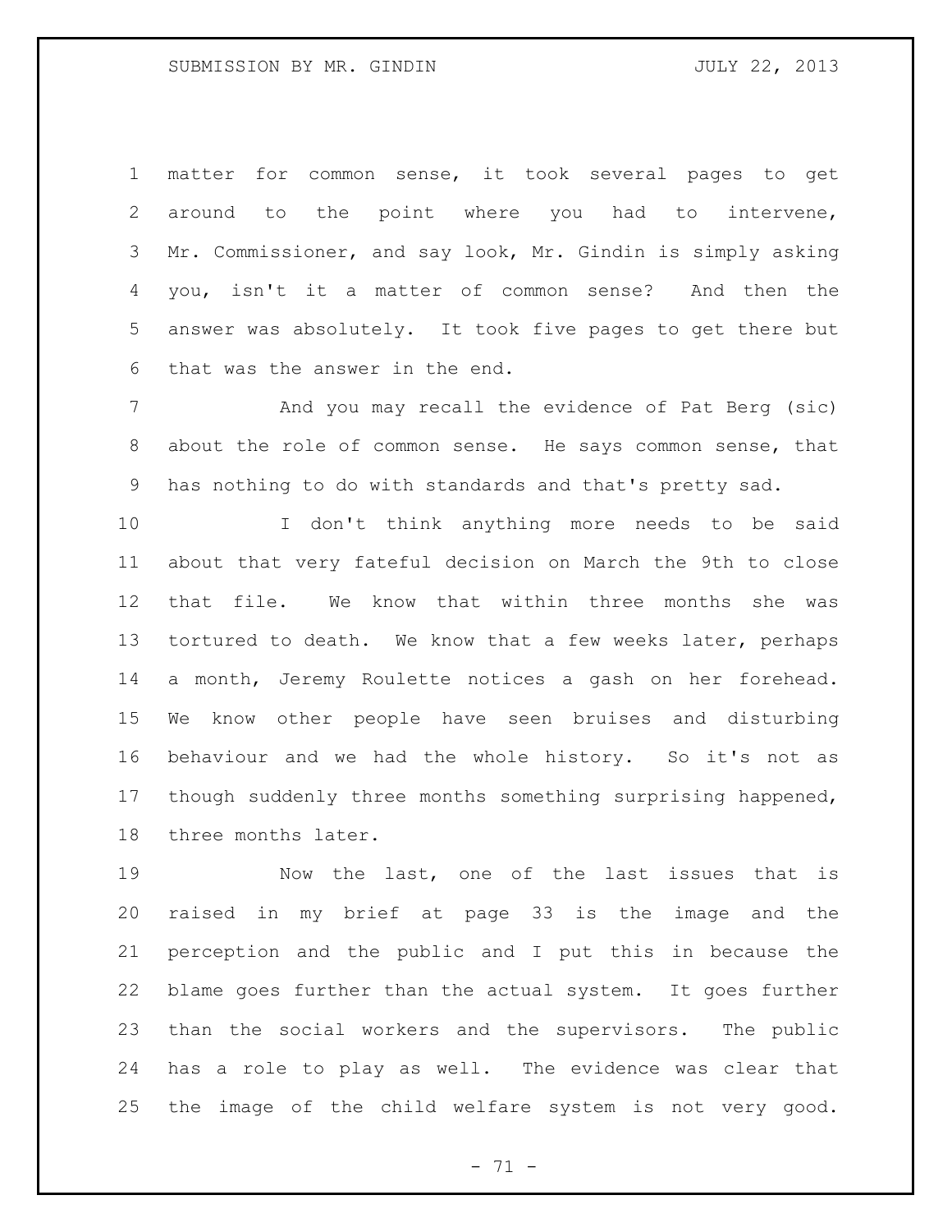matter for common sense, it took several pages to get around to the point where you had to intervene, Mr. Commissioner, and say look, Mr. Gindin is simply asking you, isn't it a matter of common sense? And then the answer was absolutely. It took five pages to get there but that was the answer in the end.

And you may recall the evidence of Pat Berg (sic) about the role of common sense. He says common sense, that has nothing to do with standards and that's pretty sad.

I don't think anything more needs to be said about that very fateful decision on March the 9th to close that file. We know that within three months she was tortured to death. We know that a few weeks later, perhaps a month, Jeremy Roulette notices a gash on her forehead. We know other people have seen bruises and disturbing behaviour and we had the whole history. So it's not as though suddenly three months something surprising happened, three months later.

Now the last, one of the last issues that is raised in my brief at page 33 is the image and the perception and the public and I put this in because the blame goes further than the actual system. It goes further than the social workers and the supervisors. The public has a role to play as well. The evidence was clear that the image of the child welfare system is not very good.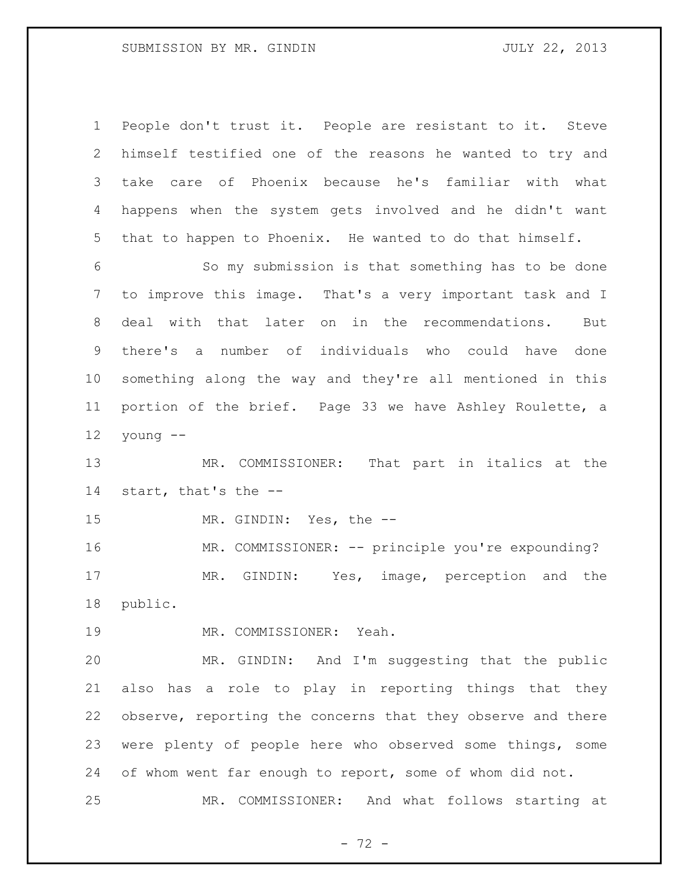People don't trust it. People are resistant to it. Steve himself testified one of the reasons he wanted to try and take care of Phoenix because he's familiar with what happens when the system gets involved and he didn't want that to happen to Phoenix. He wanted to do that himself.

So my submission is that something has to be done to improve this image. That's a very important task and I deal with that later on in the recommendations. But there's a number of individuals who could have done something along the way and they're all mentioned in this portion of the brief. Page 33 we have Ashley Roulette, a young --

MR. COMMISSIONER: That part in italics at the start, that's the --

MR. GINDIN: Yes, the --

MR. COMMISSIONER: -- principle you're expounding?

MR. GINDIN: Yes, image, perception and the public.

MR. COMMISSIONER: Yeah.

MR. GINDIN: And I'm suggesting that the public also has a role to play in reporting things that they observe, reporting the concerns that they observe and there were plenty of people here who observed some things, some of whom went far enough to report, some of whom did not.

MR. COMMISSIONER: And what follows starting at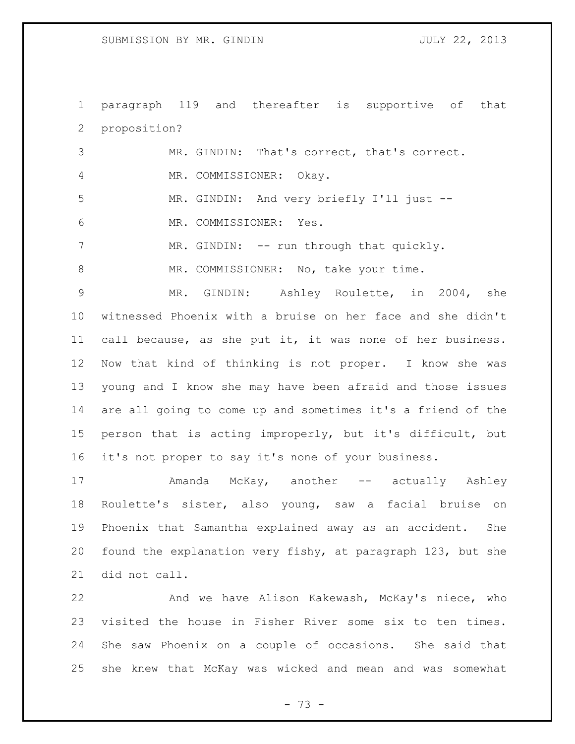paragraph 119 and thereafter is supportive of that proposition?

MR. GINDIN: That's correct, that's correct.

MR. COMMISSIONER: Okay.

MR. GINDIN: And very briefly I'll just --

MR. COMMISSIONER: Yes.

MR. GINDIN: -- run through that quickly.

MR. COMMISSIONER: No, take your time.

MR. GINDIN: Ashley Roulette, in 2004, she witnessed Phoenix with a bruise on her face and she didn't call because, as she put it, it was none of her business. Now that kind of thinking is not proper. I know she was young and I know she may have been afraid and those issues are all going to come up and sometimes it's a friend of the person that is acting improperly, but it's difficult, but it's not proper to say it's none of your business.

Amanda McKay, another -- actually Ashley Roulette's sister, also young, saw a facial bruise on Phoenix that Samantha explained away as an accident. She found the explanation very fishy, at paragraph 123, but she did not call.

And we have Alison Kakewash, McKay's niece, who visited the house in Fisher River some six to ten times. She saw Phoenix on a couple of occasions. She said that she knew that McKay was wicked and mean and was somewhat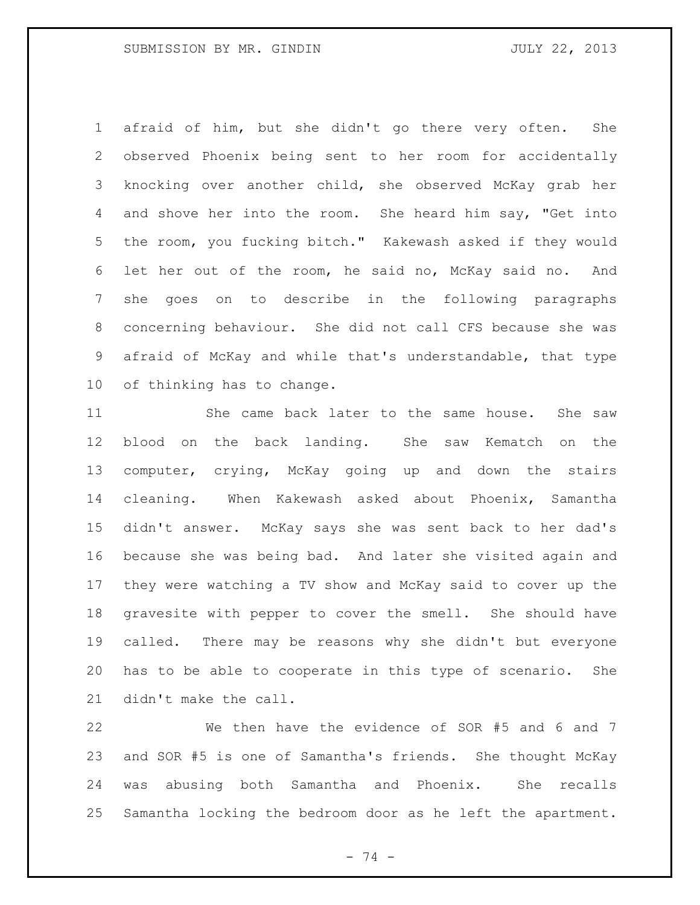afraid of him, but she didn't go there very often. She observed Phoenix being sent to her room for accidentally knocking over another child, she observed McKay grab her and shove her into the room. She heard him say, "Get into the room, you fucking bitch." Kakewash asked if they would let her out of the room, he said no, McKay said no. And she goes on to describe in the following paragraphs concerning behaviour. She did not call CFS because she was afraid of McKay and while that's understandable, that type of thinking has to change.

She came back later to the same house. She saw blood on the back landing. She saw Kematch on the computer, crying, McKay going up and down the stairs cleaning. When Kakewash asked about Phoenix, Samantha didn't answer. McKay says she was sent back to her dad's because she was being bad. And later she visited again and they were watching a TV show and McKay said to cover up the gravesite with pepper to cover the smell. She should have called. There may be reasons why she didn't but everyone has to be able to cooperate in this type of scenario. She didn't make the call.

We then have the evidence of SOR #5 and 6 and 7 and SOR #5 is one of Samantha's friends. She thought McKay was abusing both Samantha and Phoenix. She recalls Samantha locking the bedroom door as he left the apartment.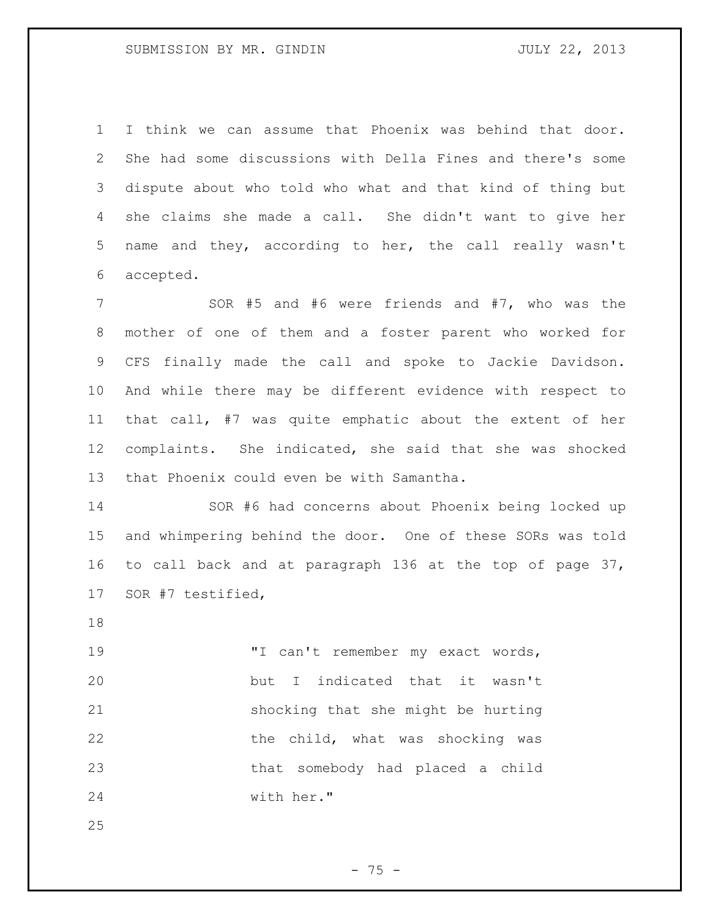I think we can assume that Phoenix was behind that door. She had some discussions with Della Fines and there's some dispute about who told who what and that kind of thing but she claims she made a call. She didn't want to give her name and they, according to her, the call really wasn't accepted.

SOR #5 and #6 were friends and #7, who was the mother of one of them and a foster parent who worked for CFS finally made the call and spoke to Jackie Davidson. And while there may be different evidence with respect to that call, #7 was quite emphatic about the extent of her complaints. She indicated, she said that she was shocked that Phoenix could even be with Samantha.

SOR #6 had concerns about Phoenix being locked up and whimpering behind the door. One of these SORs was told to call back and at paragraph 136 at the top of page 37, SOR #7 testified,

> "I can't remember my exact words, but I indicated that it wasn't shocking that she might be hurting the child, what was shocking was that somebody had placed a child with her."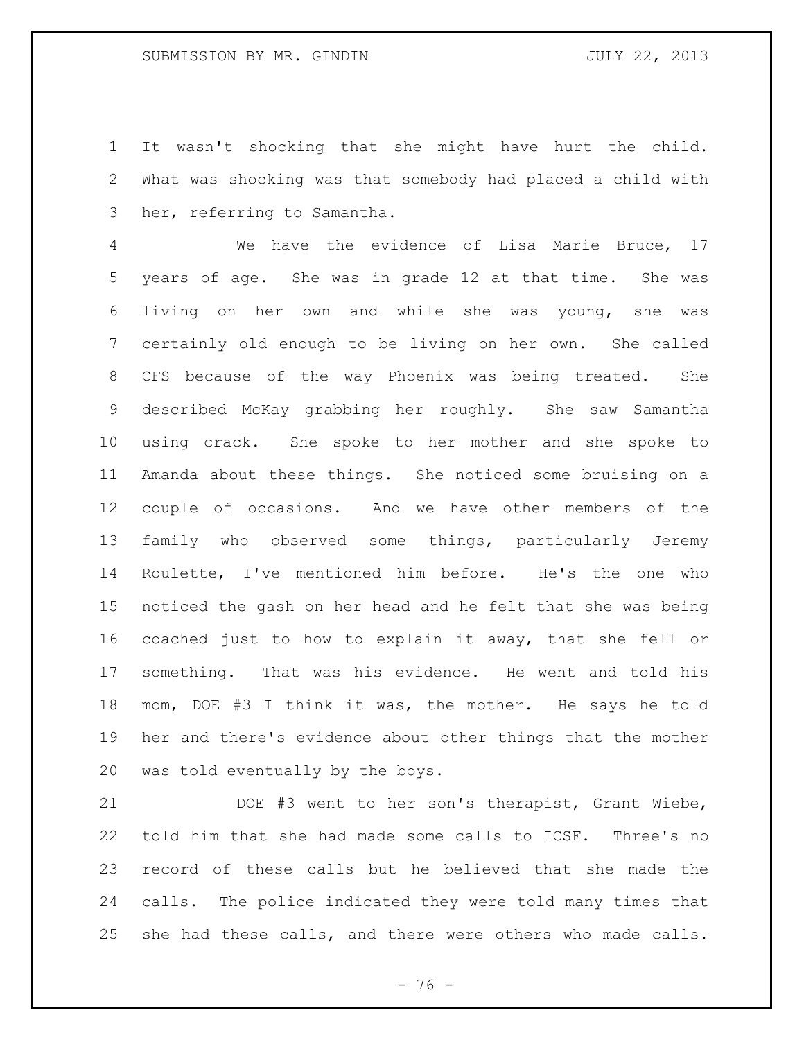It wasn't shocking that she might have hurt the child. What was shocking was that somebody had placed a child with her, referring to Samantha.

We have the evidence of Lisa Marie Bruce, 17 years of age. She was in grade 12 at that time. She was living on her own and while she was young, she was certainly old enough to be living on her own. She called CFS because of the way Phoenix was being treated. She described McKay grabbing her roughly. She saw Samantha using crack. She spoke to her mother and she spoke to Amanda about these things. She noticed some bruising on a couple of occasions. And we have other members of the family who observed some things, particularly Jeremy Roulette, I've mentioned him before. He's the one who noticed the gash on her head and he felt that she was being coached just to how to explain it away, that she fell or something. That was his evidence. He went and told his mom, DOE #3 I think it was, the mother. He says he told her and there's evidence about other things that the mother was told eventually by the boys.

DOE #3 went to her son's therapist, Grant Wiebe, told him that she had made some calls to ICSF. Three's no record of these calls but he believed that she made the calls. The police indicated they were told many times that she had these calls, and there were others who made calls.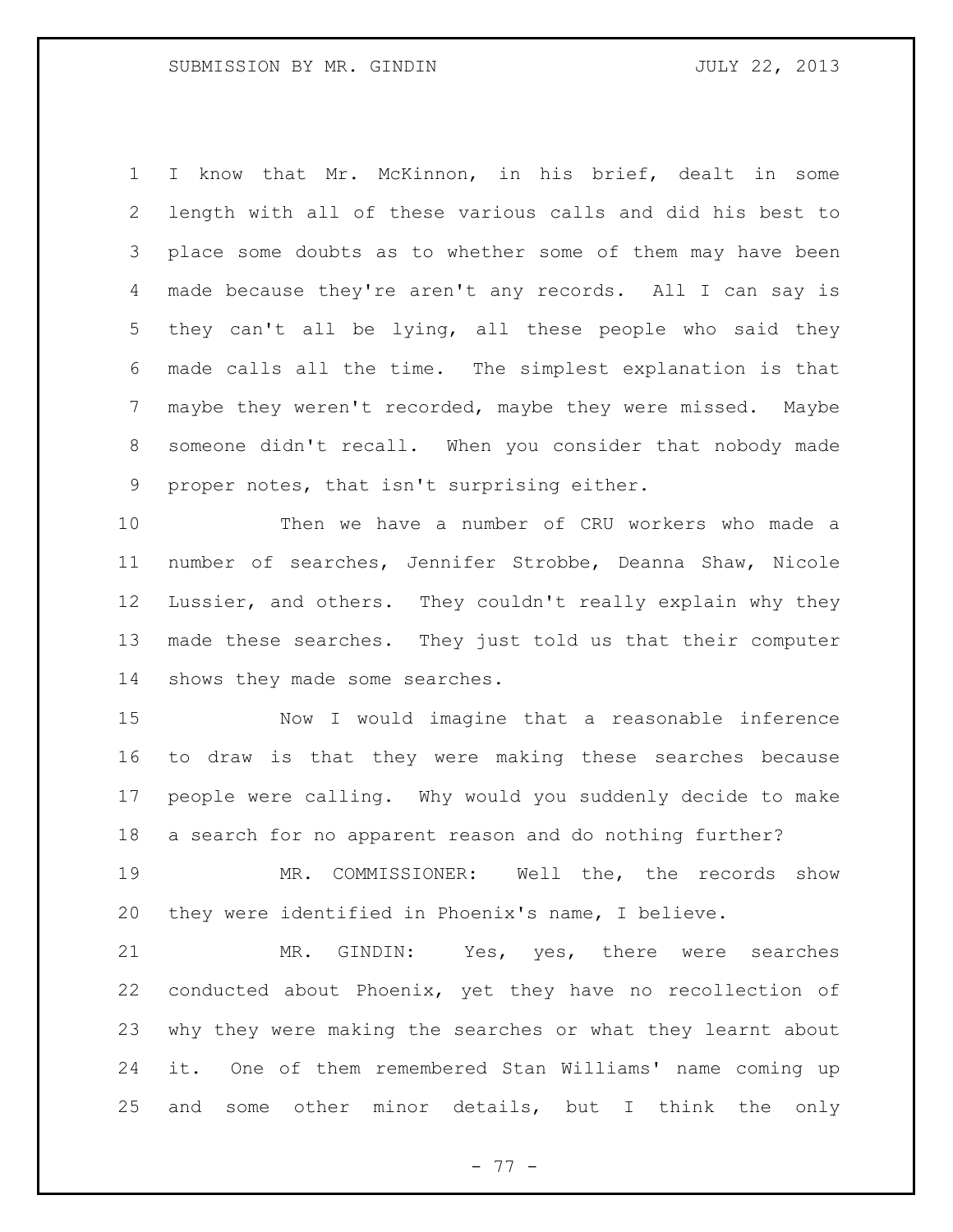I know that Mr. McKinnon, in his brief, dealt in some length with all of these various calls and did his best to place some doubts as to whether some of them may have been made because they're aren't any records. All I can say is they can't all be lying, all these people who said they made calls all the time. The simplest explanation is that maybe they weren't recorded, maybe they were missed. Maybe someone didn't recall. When you consider that nobody made proper notes, that isn't surprising either.

Then we have a number of CRU workers who made a number of searches, Jennifer Strobbe, Deanna Shaw, Nicole Lussier, and others. They couldn't really explain why they made these searches. They just told us that their computer shows they made some searches.

Now I would imagine that a reasonable inference to draw is that they were making these searches because people were calling. Why would you suddenly decide to make a search for no apparent reason and do nothing further?

MR. COMMISSIONER: Well the, the records show they were identified in Phoenix's name, I believe.

MR. GINDIN: Yes, yes, there were searches conducted about Phoenix, yet they have no recollection of why they were making the searches or what they learnt about it. One of them remembered Stan Williams' name coming up and some other minor details, but I think the only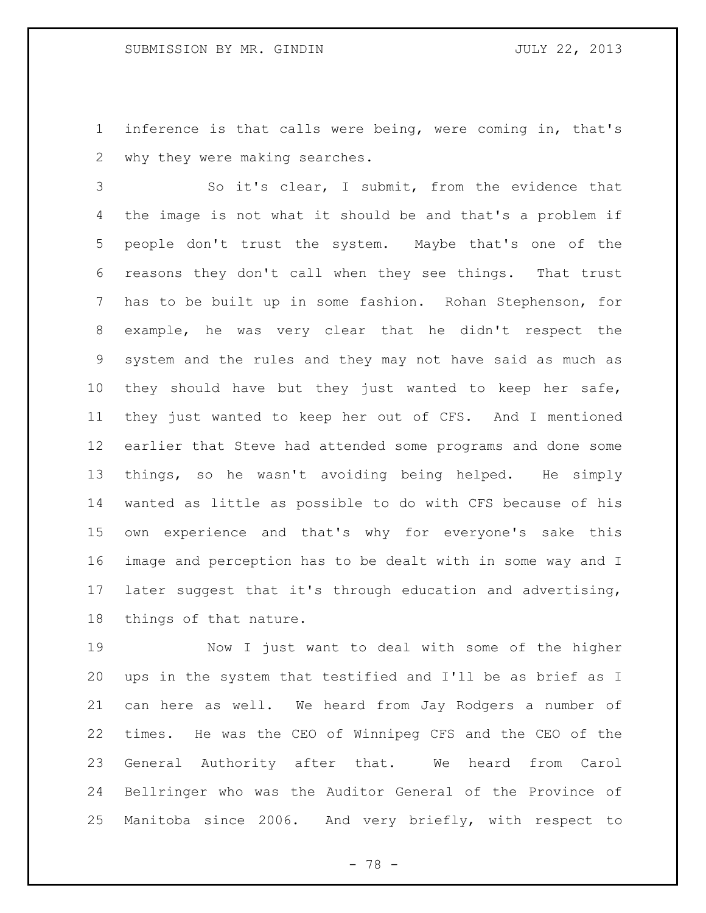inference is that calls were being, were coming in, that's why they were making searches.

So it's clear, I submit, from the evidence that the image is not what it should be and that's a problem if people don't trust the system. Maybe that's one of the reasons they don't call when they see things. That trust has to be built up in some fashion. Rohan Stephenson, for example, he was very clear that he didn't respect the system and the rules and they may not have said as much as they should have but they just wanted to keep her safe, they just wanted to keep her out of CFS. And I mentioned earlier that Steve had attended some programs and done some things, so he wasn't avoiding being helped. He simply wanted as little as possible to do with CFS because of his own experience and that's why for everyone's sake this image and perception has to be dealt with in some way and I later suggest that it's through education and advertising, things of that nature.

Now I just want to deal with some of the higher ups in the system that testified and I'll be as brief as I can here as well. We heard from Jay Rodgers a number of times. He was the CEO of Winnipeg CFS and the CEO of the General Authority after that. We heard from Carol Bellringer who was the Auditor General of the Province of Manitoba since 2006. And very briefly, with respect to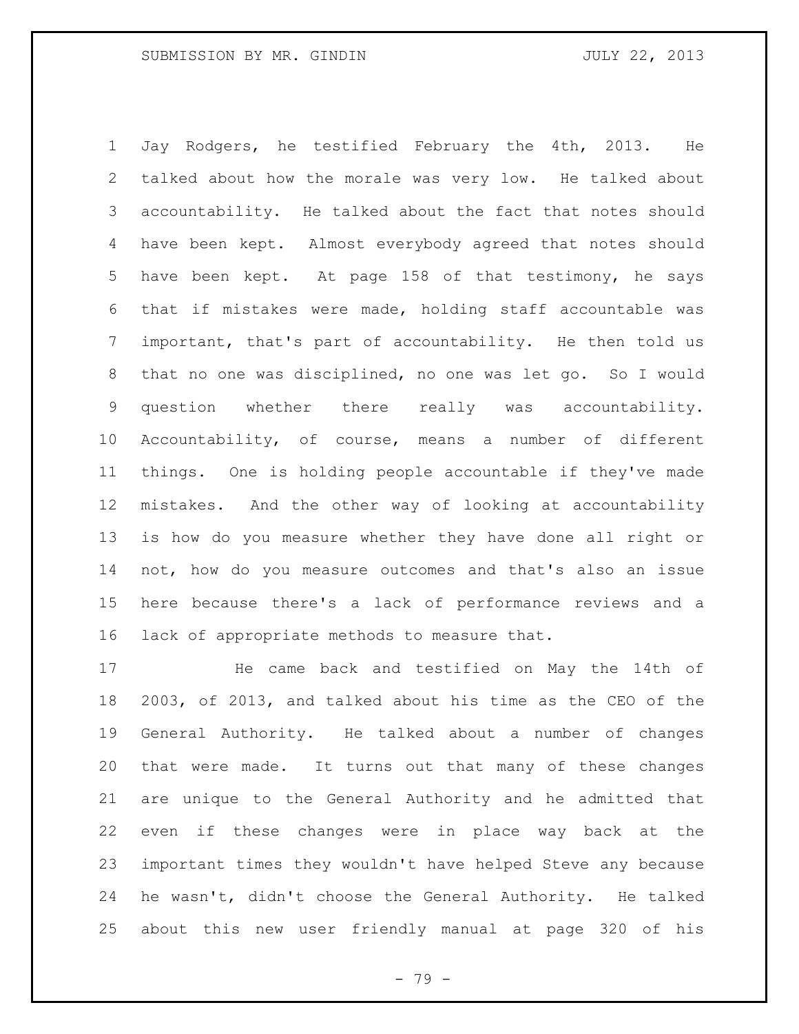Jay Rodgers, he testified February the 4th, 2013. He talked about how the morale was very low. He talked about accountability. He talked about the fact that notes should have been kept. Almost everybody agreed that notes should have been kept. At page 158 of that testimony, he says that if mistakes were made, holding staff accountable was important, that's part of accountability. He then told us that no one was disciplined, no one was let go. So I would question whether there really was accountability. Accountability, of course, means a number of different things. One is holding people accountable if they've made mistakes. And the other way of looking at accountability is how do you measure whether they have done all right or not, how do you measure outcomes and that's also an issue here because there's a lack of performance reviews and a lack of appropriate methods to measure that.

He came back and testified on May the 14th of 2003, of 2013, and talked about his time as the CEO of the General Authority. He talked about a number of changes that were made. It turns out that many of these changes are unique to the General Authority and he admitted that even if these changes were in place way back at the important times they wouldn't have helped Steve any because he wasn't, didn't choose the General Authority. He talked about this new user friendly manual at page 320 of his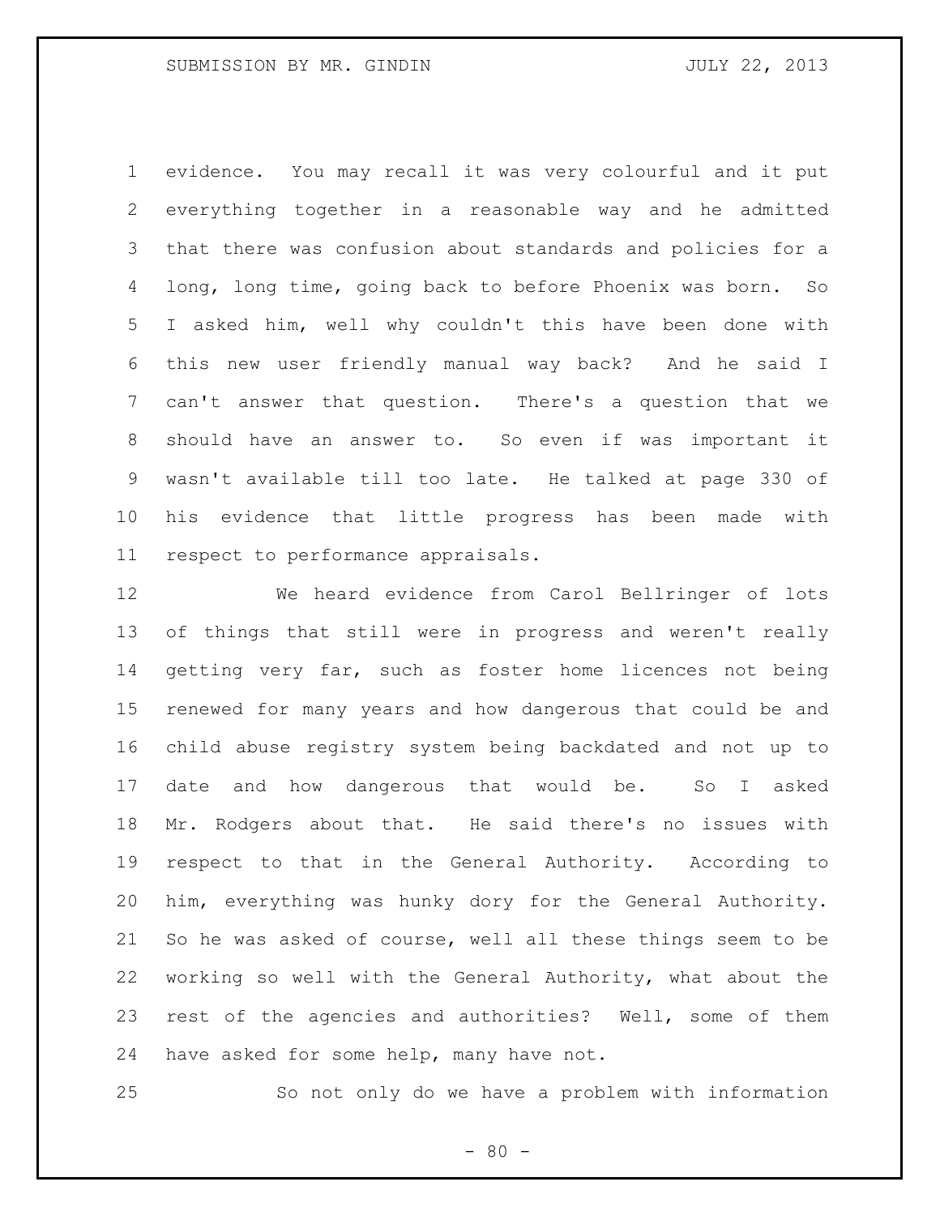evidence. You may recall it was very colourful and it put everything together in a reasonable way and he admitted that there was confusion about standards and policies for a long, long time, going back to before Phoenix was born. So I asked him, well why couldn't this have been done with this new user friendly manual way back? And he said I can't answer that question. There's a question that we should have an answer to. So even if was important it wasn't available till too late. He talked at page 330 of his evidence that little progress has been made with respect to performance appraisals.

We heard evidence from Carol Bellringer of lots of things that still were in progress and weren't really getting very far, such as foster home licences not being renewed for many years and how dangerous that could be and child abuse registry system being backdated and not up to date and how dangerous that would be. So I asked Mr. Rodgers about that. He said there's no issues with respect to that in the General Authority. According to him, everything was hunky dory for the General Authority. So he was asked of course, well all these things seem to be working so well with the General Authority, what about the rest of the agencies and authorities? Well, some of them have asked for some help, many have not.

So not only do we have a problem with information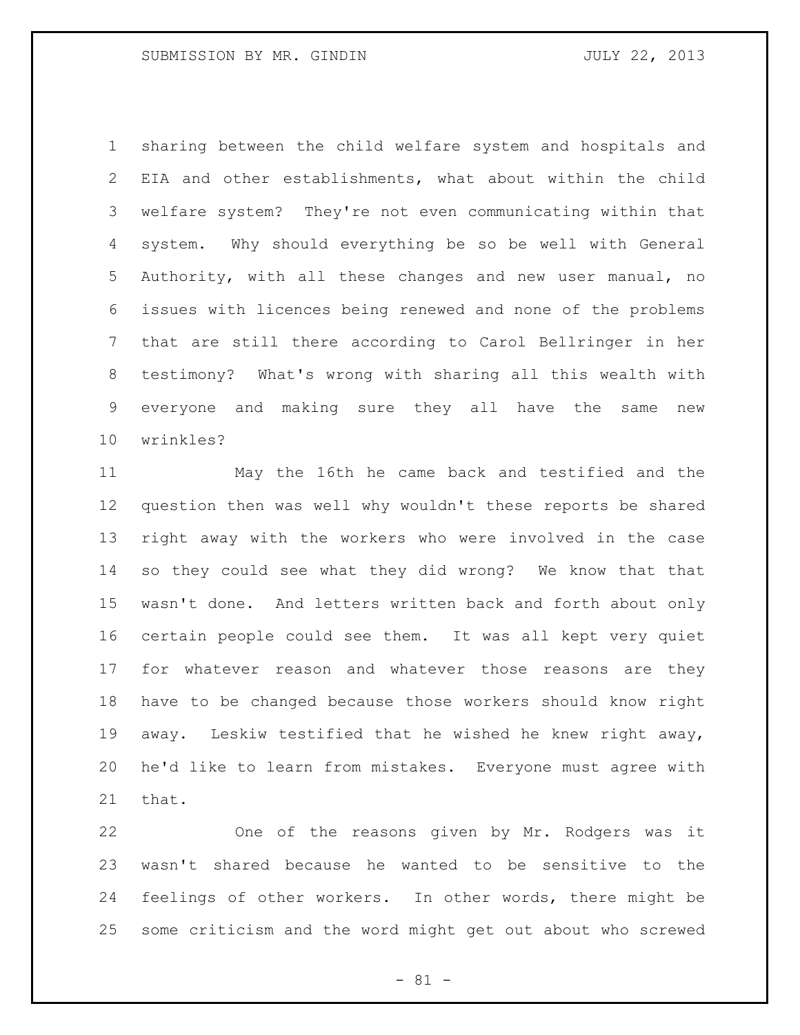sharing between the child welfare system and hospitals and EIA and other establishments, what about within the child welfare system? They're not even communicating within that system. Why should everything be so be well with General Authority, with all these changes and new user manual, no issues with licences being renewed and none of the problems that are still there according to Carol Bellringer in her testimony? What's wrong with sharing all this wealth with everyone and making sure they all have the same new wrinkles?

May the 16th he came back and testified and the question then was well why wouldn't these reports be shared right away with the workers who were involved in the case so they could see what they did wrong? We know that that wasn't done. And letters written back and forth about only certain people could see them. It was all kept very quiet for whatever reason and whatever those reasons are they have to be changed because those workers should know right away. Leskiw testified that he wished he knew right away, he'd like to learn from mistakes. Everyone must agree with that.

One of the reasons given by Mr. Rodgers was it wasn't shared because he wanted to be sensitive to the feelings of other workers. In other words, there might be some criticism and the word might get out about who screwed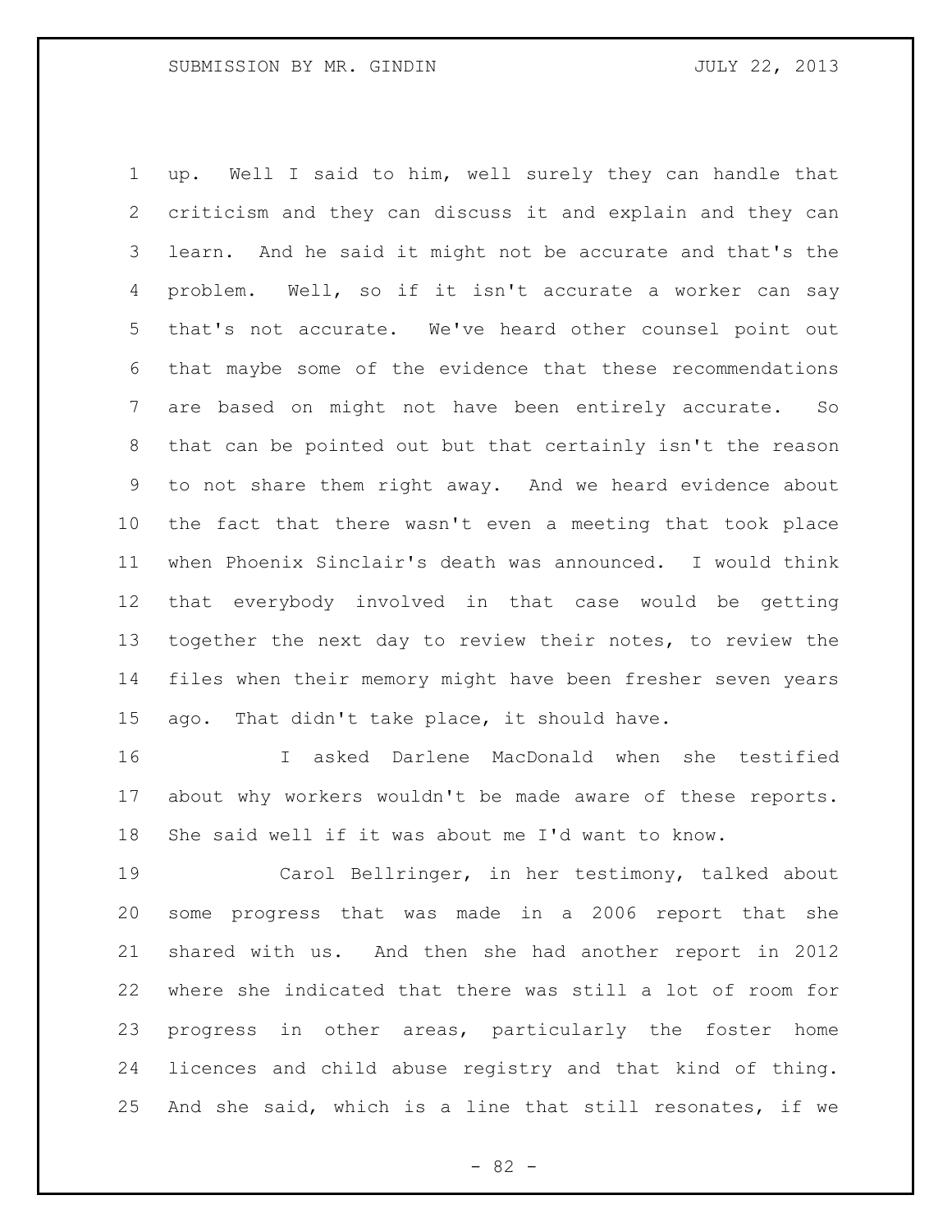up. Well I said to him, well surely they can handle that criticism and they can discuss it and explain and they can learn. And he said it might not be accurate and that's the problem. Well, so if it isn't accurate a worker can say that's not accurate. We've heard other counsel point out that maybe some of the evidence that these recommendations are based on might not have been entirely accurate. So that can be pointed out but that certainly isn't the reason to not share them right away. And we heard evidence about the fact that there wasn't even a meeting that took place when Phoenix Sinclair's death was announced. I would think that everybody involved in that case would be getting together the next day to review their notes, to review the files when their memory might have been fresher seven years ago. That didn't take place, it should have.

I asked Darlene MacDonald when she testified about why workers wouldn't be made aware of these reports. She said well if it was about me I'd want to know.

Carol Bellringer, in her testimony, talked about some progress that was made in a 2006 report that she shared with us. And then she had another report in 2012 where she indicated that there was still a lot of room for progress in other areas, particularly the foster home licences and child abuse registry and that kind of thing. And she said, which is a line that still resonates, if we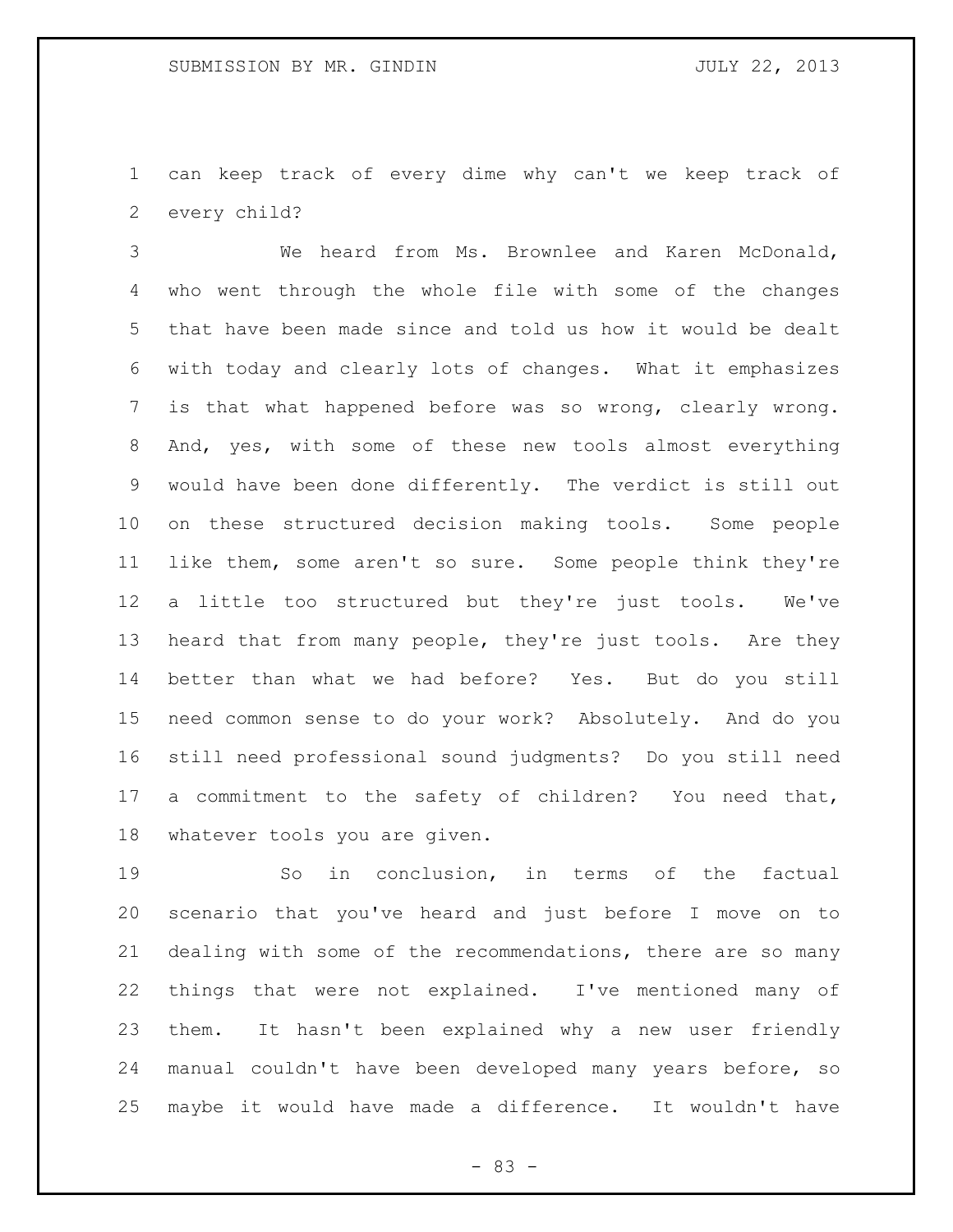can keep track of every dime why can't we keep track of every child?

We heard from Ms. Brownlee and Karen McDonald, who went through the whole file with some of the changes that have been made since and told us how it would be dealt with today and clearly lots of changes. What it emphasizes is that what happened before was so wrong, clearly wrong. And, yes, with some of these new tools almost everything would have been done differently. The verdict is still out on these structured decision making tools. Some people like them, some aren't so sure. Some people think they're a little too structured but they're just tools. We've heard that from many people, they're just tools. Are they better than what we had before? Yes. But do you still need common sense to do your work? Absolutely. And do you still need professional sound judgments? Do you still need a commitment to the safety of children? You need that, whatever tools you are given.

So in conclusion, in terms of the factual scenario that you've heard and just before I move on to dealing with some of the recommendations, there are so many things that were not explained. I've mentioned many of them. It hasn't been explained why a new user friendly manual couldn't have been developed many years before, so maybe it would have made a difference. It wouldn't have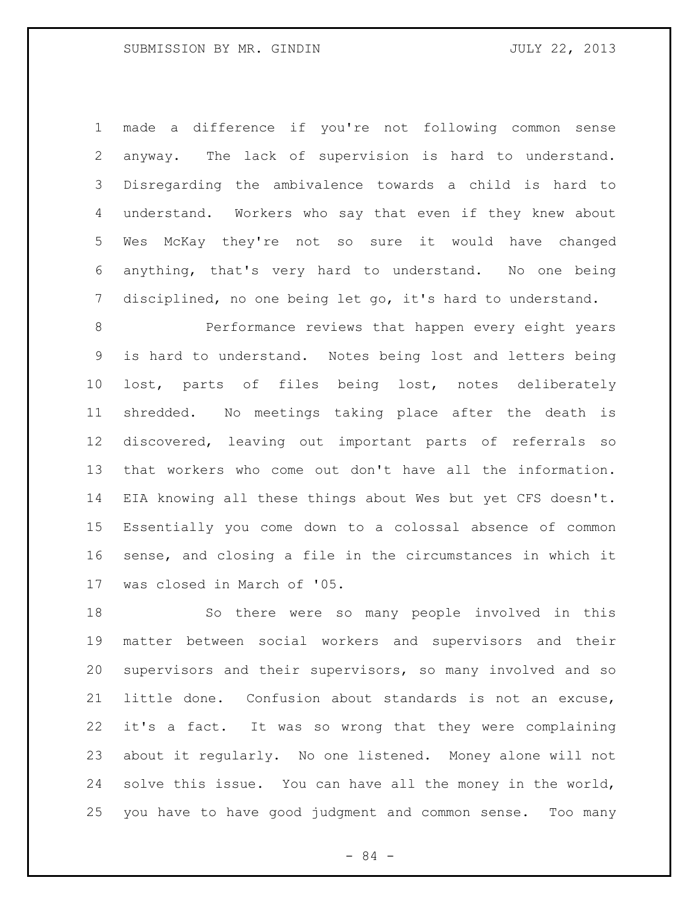made a difference if you're not following common sense anyway. The lack of supervision is hard to understand. Disregarding the ambivalence towards a child is hard to understand. Workers who say that even if they knew about Wes McKay they're not so sure it would have changed anything, that's very hard to understand. No one being disciplined, no one being let go, it's hard to understand.

Performance reviews that happen every eight years is hard to understand. Notes being lost and letters being lost, parts of files being lost, notes deliberately shredded. No meetings taking place after the death is discovered, leaving out important parts of referrals so that workers who come out don't have all the information. EIA knowing all these things about Wes but yet CFS doesn't. Essentially you come down to a colossal absence of common sense, and closing a file in the circumstances in which it was closed in March of '05.

So there were so many people involved in this matter between social workers and supervisors and their supervisors and their supervisors, so many involved and so little done. Confusion about standards is not an excuse, it's a fact. It was so wrong that they were complaining about it regularly. No one listened. Money alone will not solve this issue. You can have all the money in the world, you have to have good judgment and common sense. Too many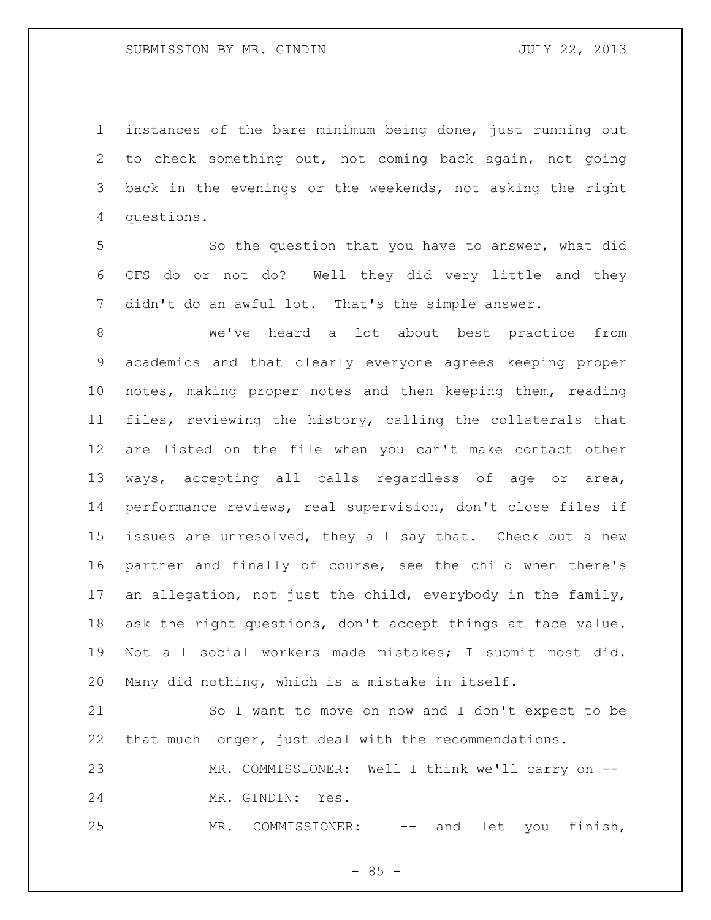instances of the bare minimum being done, just running out to check something out, not coming back again, not going back in the evenings or the weekends, not asking the right questions.

So the question that you have to answer, what did CFS do or not do? Well they did very little and they didn't do an awful lot. That's the simple answer.

We've heard a lot about best practice from academics and that clearly everyone agrees keeping proper notes, making proper notes and then keeping them, reading files, reviewing the history, calling the collaterals that are listed on the file when you can't make contact other ways, accepting all calls regardless of age or area, performance reviews, real supervision, don't close files if issues are unresolved, they all say that. Check out a new partner and finally of course, see the child when there's an allegation, not just the child, everybody in the family, ask the right questions, don't accept things at face value. Not all social workers made mistakes; I submit most did. Many did nothing, which is a mistake in itself.

So I want to move on now and I don't expect to be that much longer, just deal with the recommendations.

MR. COMMISSIONER: Well I think we'll carry on --

MR. GINDIN: Yes.

MR. COMMISSIONER: -- and let you finish,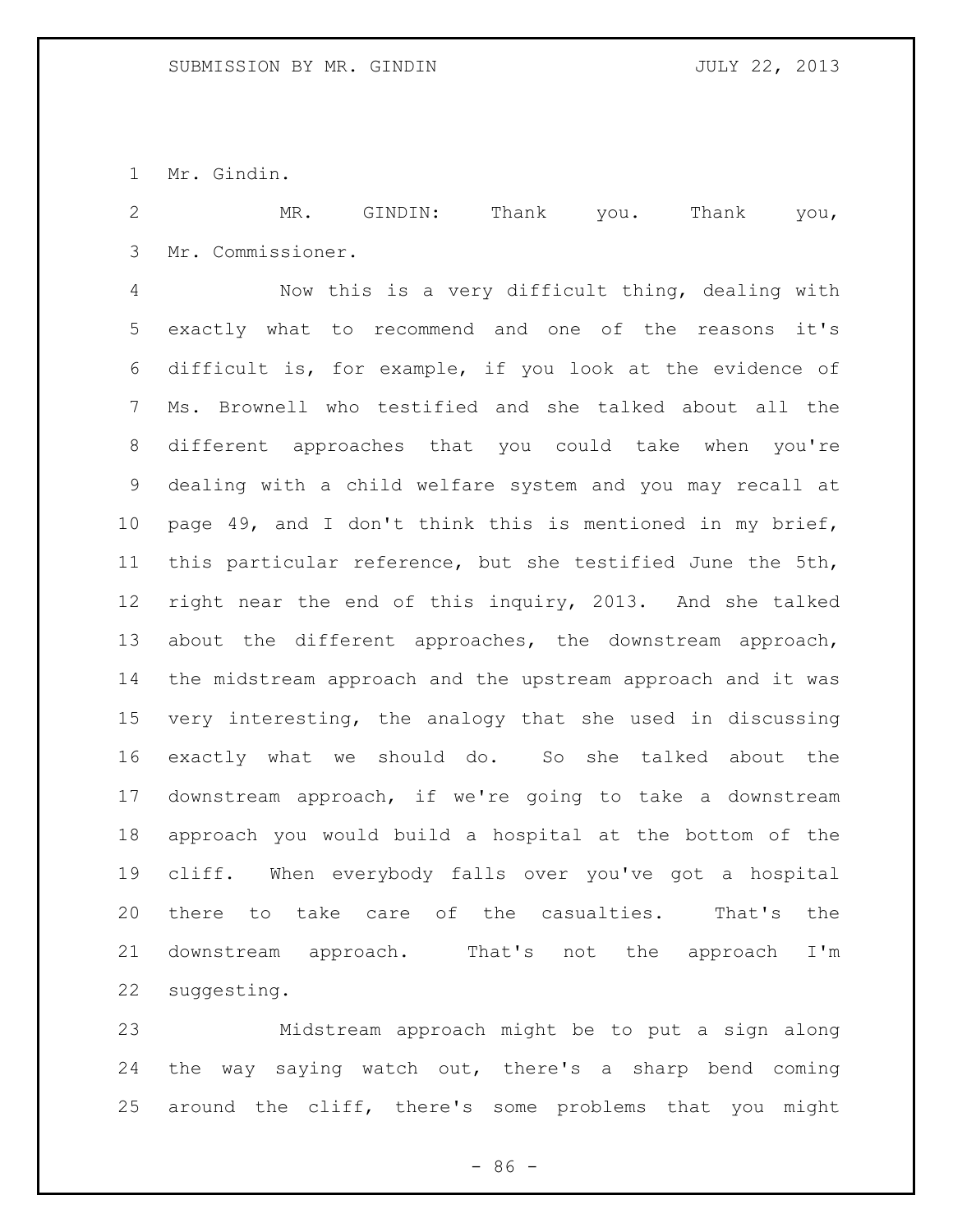Mr. Gindin.

MR. GINDIN: Thank you. Thank you, Mr. Commissioner.

Now this is a very difficult thing, dealing with exactly what to recommend and one of the reasons it's difficult is, for example, if you look at the evidence of Ms. Brownell who testified and she talked about all the different approaches that you could take when you're dealing with a child welfare system and you may recall at page 49, and I don't think this is mentioned in my brief, this particular reference, but she testified June the 5th, right near the end of this inquiry, 2013. And she talked about the different approaches, the downstream approach, the midstream approach and the upstream approach and it was very interesting, the analogy that she used in discussing exactly what we should do. So she talked about the downstream approach, if we're going to take a downstream approach you would build a hospital at the bottom of the cliff. When everybody falls over you've got a hospital there to take care of the casualties. That's the downstream approach. That's not the approach I'm suggesting.

Midstream approach might be to put a sign along the way saying watch out, there's a sharp bend coming around the cliff, there's some problems that you might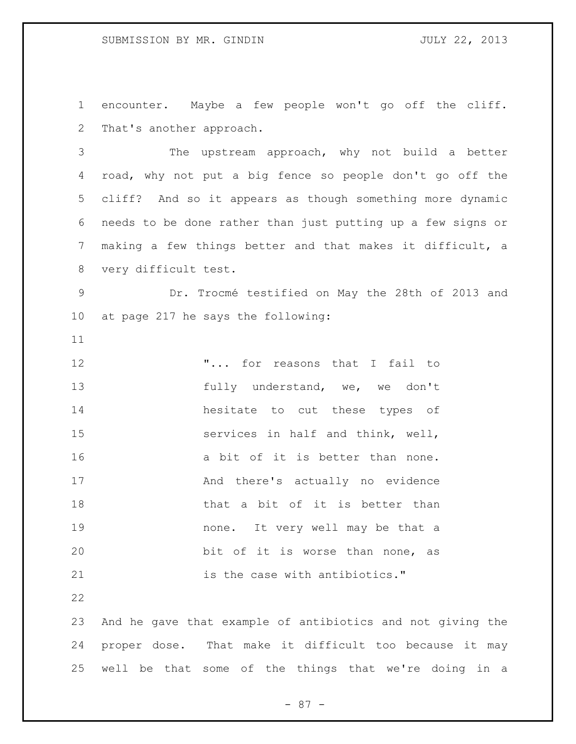encounter. Maybe a few people won't go off the cliff. That's another approach.

The upstream approach, why not build a better road, why not put a big fence so people don't go off the cliff? And so it appears as though something more dynamic needs to be done rather than just putting up a few signs or making a few things better and that makes it difficult, a very difficult test.

Dr. Trocmé testified on May the 28th of 2013 and at page 217 he says the following:

> "... for reasons that I fail to fully understand, we, we don't hesitate to cut these types of services in half and think, well, a bit of it is better than none. And there's actually no evidence that a bit of it is better than none. It very well may be that a bit of it is worse than none, as is the case with antibiotics."

And he gave that example of antibiotics and not giving the proper dose. That make it difficult too because it may well be that some of the things that we're doing in a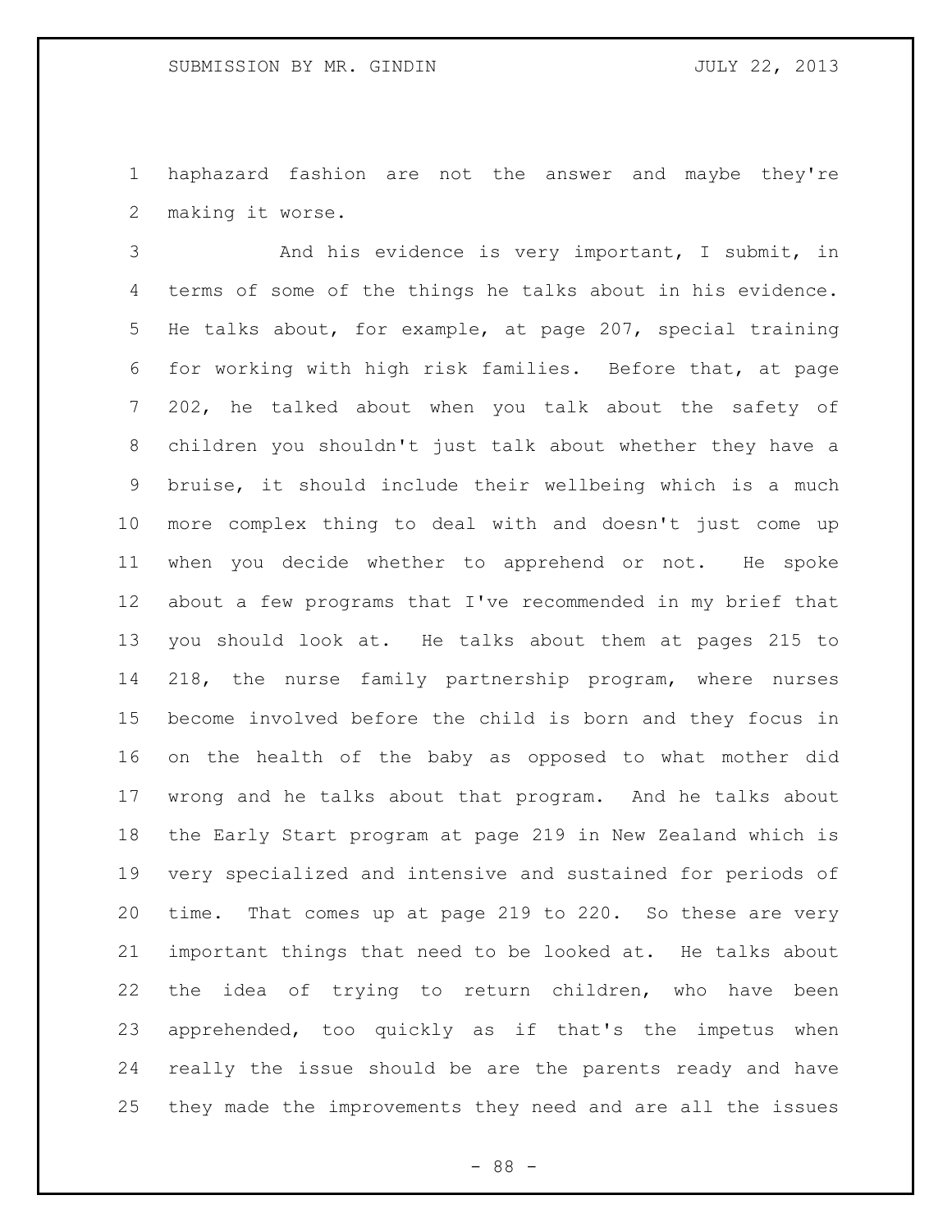haphazard fashion are not the answer and maybe they're making it worse.

And his evidence is very important, I submit, in terms of some of the things he talks about in his evidence. He talks about, for example, at page 207, special training for working with high risk families. Before that, at page 202, he talked about when you talk about the safety of children you shouldn't just talk about whether they have a bruise, it should include their wellbeing which is a much more complex thing to deal with and doesn't just come up when you decide whether to apprehend or not. He spoke about a few programs that I've recommended in my brief that you should look at. He talks about them at pages 215 to 218, the nurse family partnership program, where nurses become involved before the child is born and they focus in on the health of the baby as opposed to what mother did wrong and he talks about that program. And he talks about the Early Start program at page 219 in New Zealand which is very specialized and intensive and sustained for periods of time. That comes up at page 219 to 220. So these are very important things that need to be looked at. He talks about the idea of trying to return children, who have been apprehended, too quickly as if that's the impetus when really the issue should be are the parents ready and have they made the improvements they need and are all the issues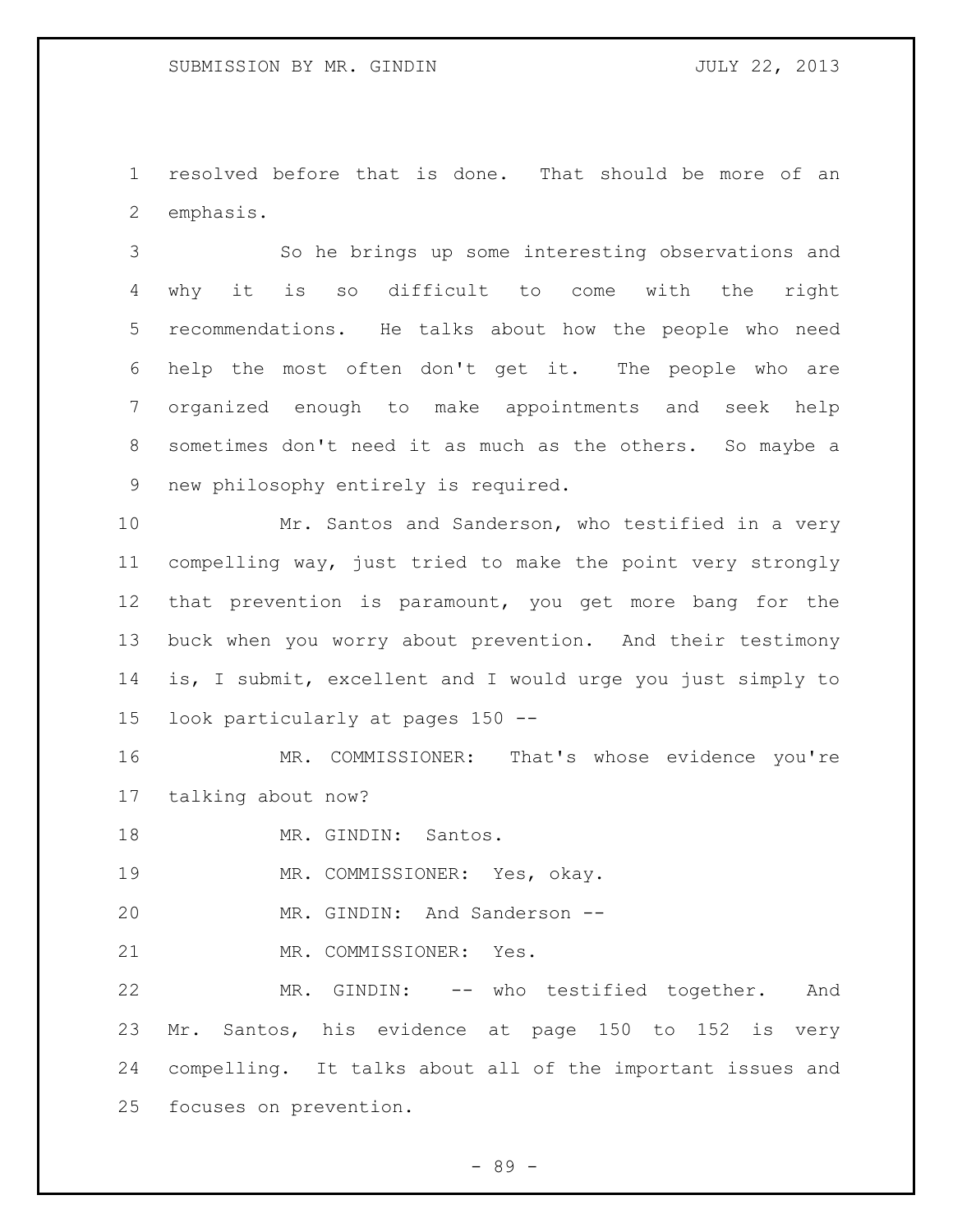resolved before that is done. That should be more of an emphasis.

So he brings up some interesting observations and why it is so difficult to come with the right recommendations. He talks about how the people who need help the most often don't get it. The people who are organized enough to make appointments and seek help sometimes don't need it as much as the others. So maybe a new philosophy entirely is required.

Mr. Santos and Sanderson, who testified in a very compelling way, just tried to make the point very strongly that prevention is paramount, you get more bang for the buck when you worry about prevention. And their testimony is, I submit, excellent and I would urge you just simply to look particularly at pages 150 --

MR. COMMISSIONER: That's whose evidence you're talking about now?

MR. GINDIN: Santos.

MR. COMMISSIONER: Yes, okay.

MR. GINDIN: And Sanderson --

MR. COMMISSIONER: Yes.

MR. GINDIN: -- who testified together. And Mr. Santos, his evidence at page 150 to 152 is very compelling. It talks about all of the important issues and focuses on prevention.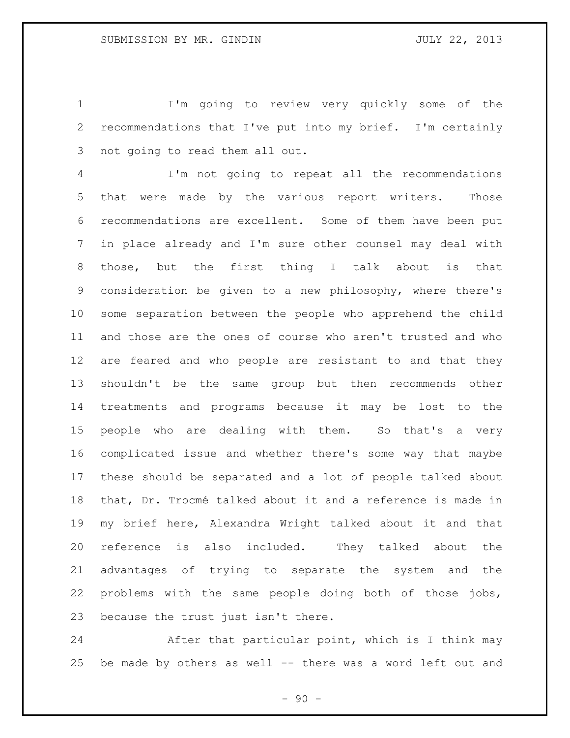I'm going to review very quickly some of the recommendations that I've put into my brief. I'm certainly not going to read them all out.

I'm not going to repeat all the recommendations that were made by the various report writers. Those recommendations are excellent. Some of them have been put in place already and I'm sure other counsel may deal with those, but the first thing I talk about is that consideration be given to a new philosophy, where there's some separation between the people who apprehend the child and those are the ones of course who aren't trusted and who are feared and who people are resistant to and that they shouldn't be the same group but then recommends other treatments and programs because it may be lost to the people who are dealing with them. So that's a very complicated issue and whether there's some way that maybe these should be separated and a lot of people talked about that, Dr. Trocmé talked about it and a reference is made in my brief here, Alexandra Wright talked about it and that reference is also included. They talked about the advantages of trying to separate the system and the problems with the same people doing both of those jobs, because the trust just isn't there.

After that particular point, which is I think may be made by others as well -- there was a word left out and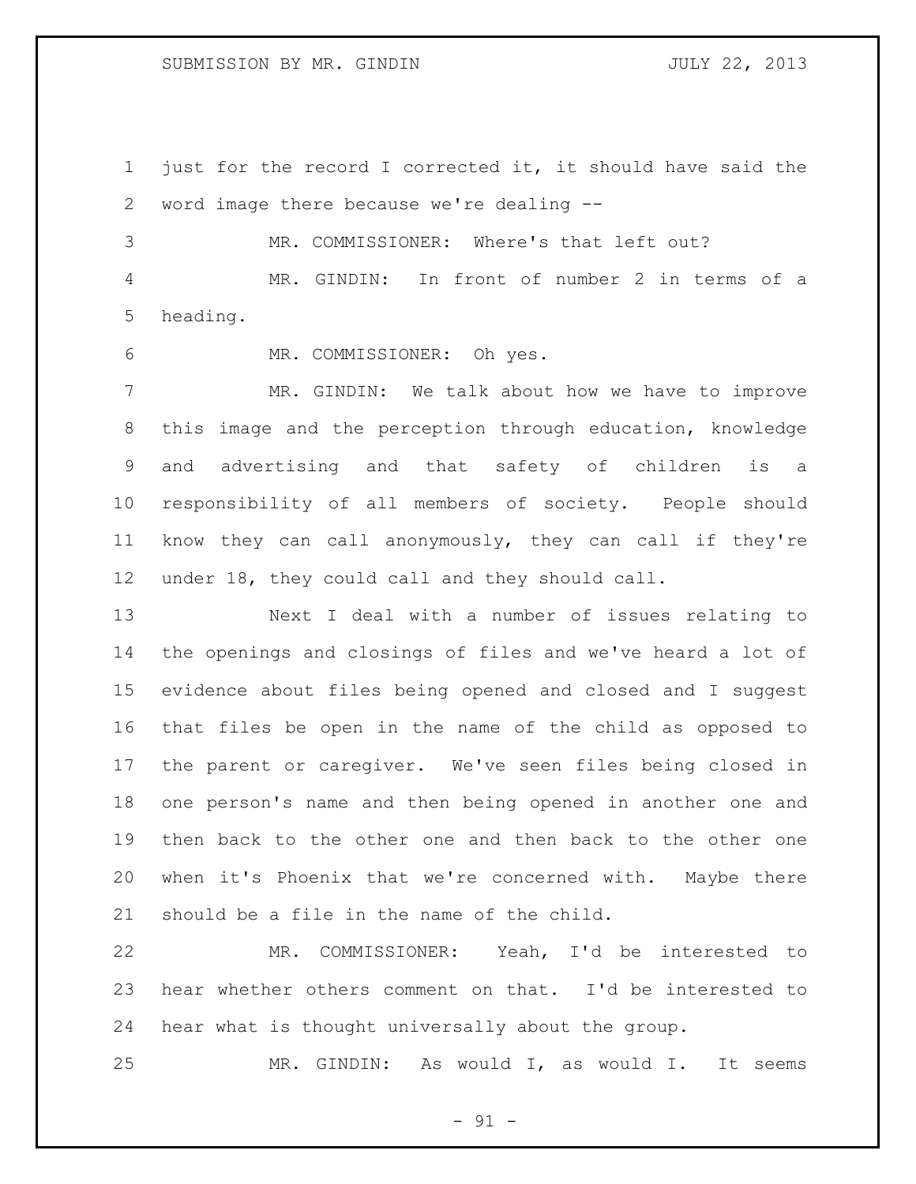just for the record I corrected it, it should have said the word image there because we're dealing --

MR. COMMISSIONER: Where's that left out?

MR. GINDIN: In front of number 2 in terms of a heading.

MR. COMMISSIONER: Oh yes.

MR. GINDIN: We talk about how we have to improve this image and the perception through education, knowledge and advertising and that safety of children is a responsibility of all members of society. People should know they can call anonymously, they can call if they're under 18, they could call and they should call.

Next I deal with a number of issues relating to the openings and closings of files and we've heard a lot of evidence about files being opened and closed and I suggest that files be open in the name of the child as opposed to the parent or caregiver. We've seen files being closed in one person's name and then being opened in another one and then back to the other one and then back to the other one when it's Phoenix that we're concerned with. Maybe there should be a file in the name of the child.

MR. COMMISSIONER: Yeah, I'd be interested to hear whether others comment on that. I'd be interested to hear what is thought universally about the group.

MR. GINDIN: As would I, as would I. It seems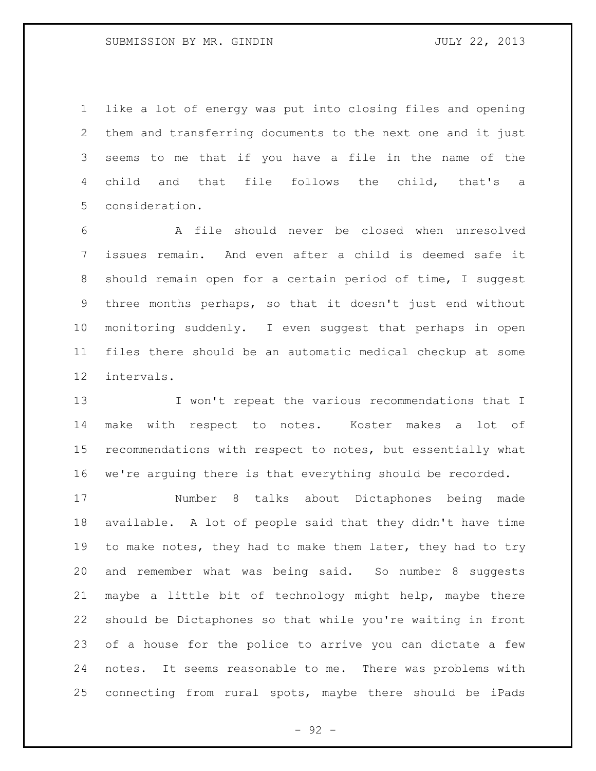like a lot of energy was put into closing files and opening them and transferring documents to the next one and it just seems to me that if you have a file in the name of the child and that file follows the child, that's a consideration.

A file should never be closed when unresolved issues remain. And even after a child is deemed safe it should remain open for a certain period of time, I suggest three months perhaps, so that it doesn't just end without monitoring suddenly. I even suggest that perhaps in open files there should be an automatic medical checkup at some intervals.

I won't repeat the various recommendations that I make with respect to notes. Koster makes a lot of recommendations with respect to notes, but essentially what we're arguing there is that everything should be recorded.

Number 8 talks about Dictaphones being made available. A lot of people said that they didn't have time to make notes, they had to make them later, they had to try and remember what was being said. So number 8 suggests maybe a little bit of technology might help, maybe there should be Dictaphones so that while you're waiting in front of a house for the police to arrive you can dictate a few notes. It seems reasonable to me. There was problems with connecting from rural spots, maybe there should be iPads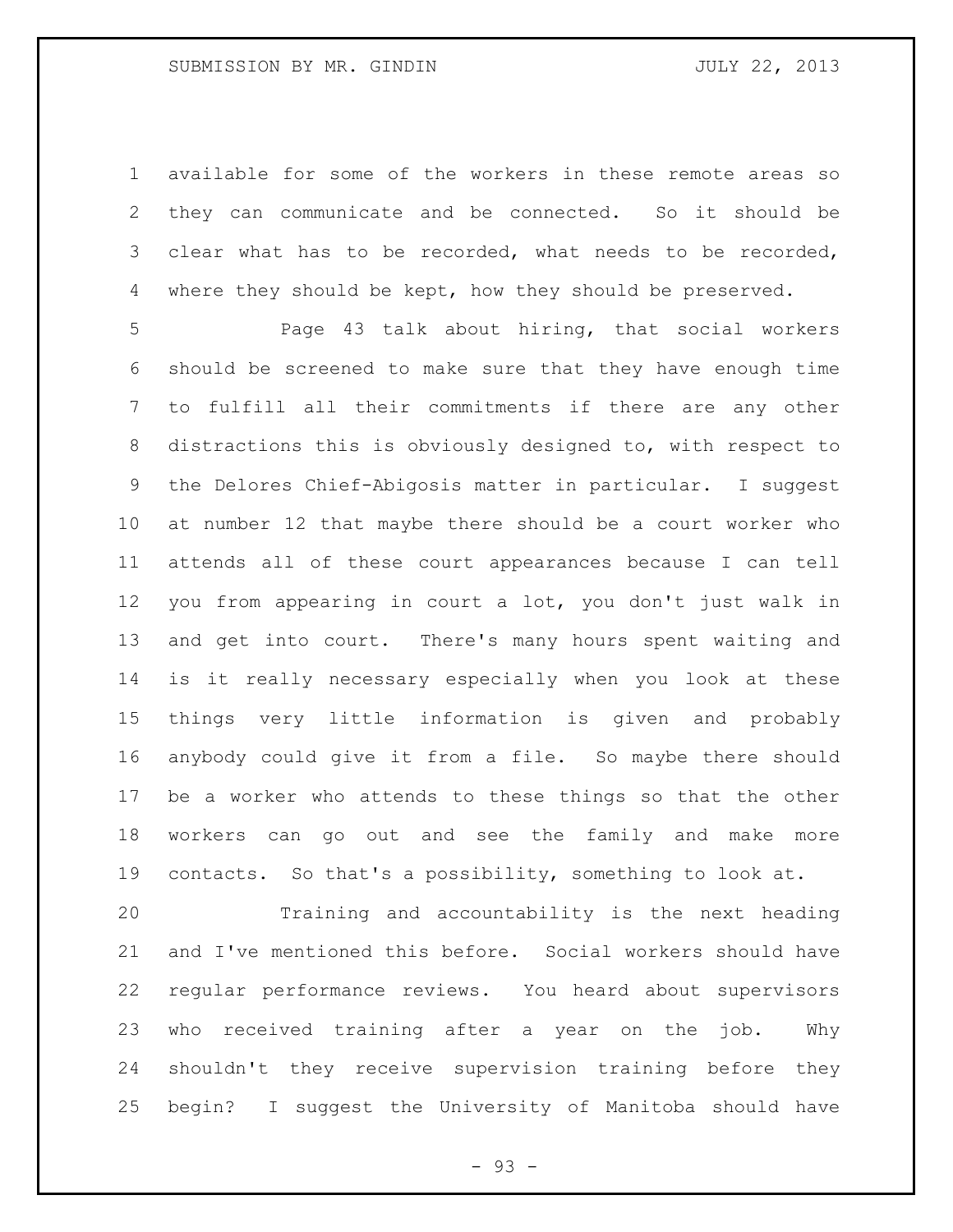available for some of the workers in these remote areas so they can communicate and be connected. So it should be clear what has to be recorded, what needs to be recorded, where they should be kept, how they should be preserved.

Page 43 talk about hiring, that social workers should be screened to make sure that they have enough time to fulfill all their commitments if there are any other distractions this is obviously designed to, with respect to the Delores Chief-Abigosis matter in particular. I suggest at number 12 that maybe there should be a court worker who attends all of these court appearances because I can tell you from appearing in court a lot, you don't just walk in and get into court. There's many hours spent waiting and is it really necessary especially when you look at these things very little information is given and probably anybody could give it from a file. So maybe there should be a worker who attends to these things so that the other workers can go out and see the family and make more contacts. So that's a possibility, something to look at.

Training and accountability is the next heading and I've mentioned this before. Social workers should have regular performance reviews. You heard about supervisors who received training after a year on the job. Why shouldn't they receive supervision training before they begin? I suggest the University of Manitoba should have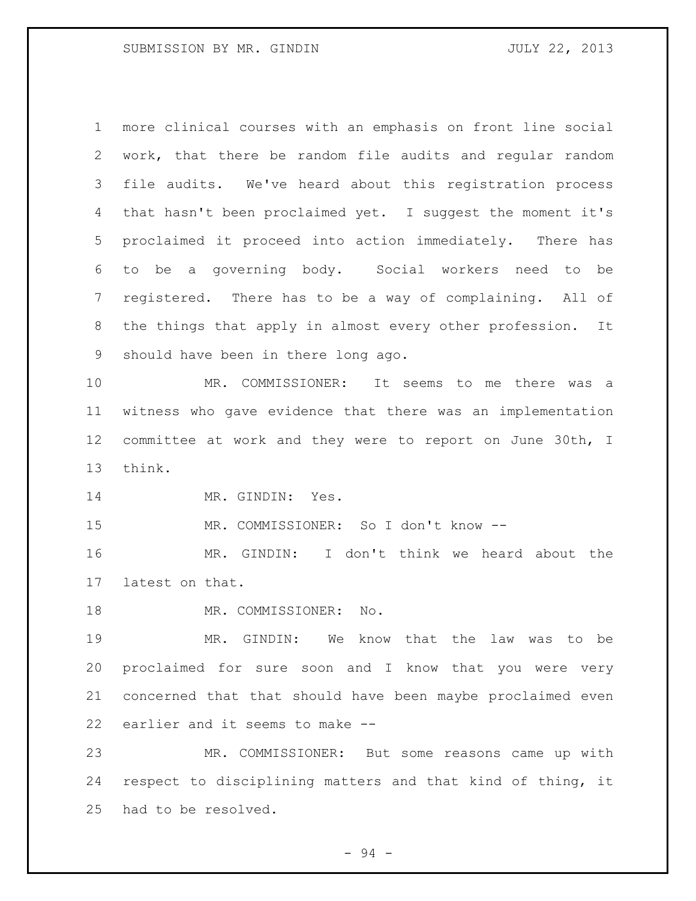more clinical courses with an emphasis on front line social work, that there be random file audits and regular random file audits. We've heard about this registration process that hasn't been proclaimed yet. I suggest the moment it's proclaimed it proceed into action immediately. There has to be a governing body. Social workers need to be registered. There has to be a way of complaining. All of the things that apply in almost every other profession. It should have been in there long ago.

MR. COMMISSIONER: It seems to me there was a witness who gave evidence that there was an implementation committee at work and they were to report on June 30th, I think.

MR. GINDIN: Yes.

MR. COMMISSIONER: So I don't know --

MR. GINDIN: I don't think we heard about the latest on that.

MR. COMMISSIONER: No.

MR. GINDIN: We know that the law was to be proclaimed for sure soon and I know that you were very concerned that that should have been maybe proclaimed even earlier and it seems to make --

MR. COMMISSIONER: But some reasons came up with respect to disciplining matters and that kind of thing, it had to be resolved.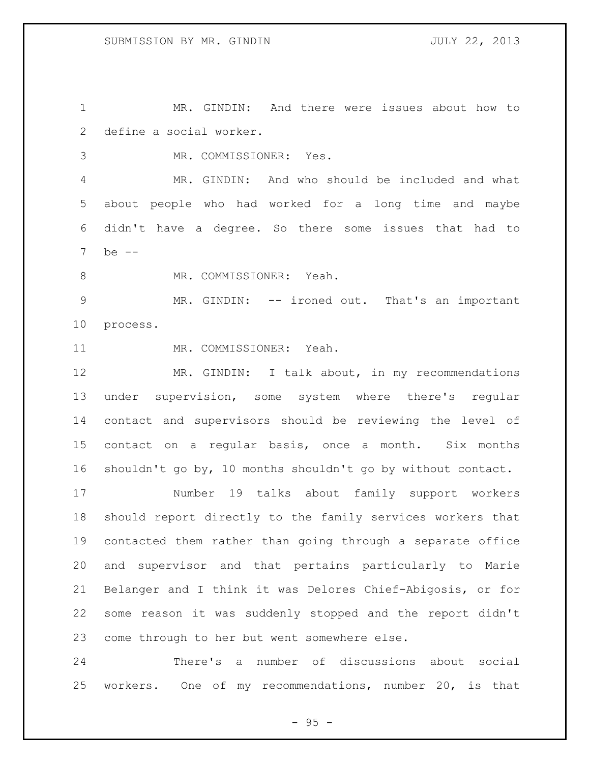MR. GINDIN: And there were issues about how to define a social worker.

MR. COMMISSIONER: Yes.

MR. GINDIN: And who should be included and what about people who had worked for a long time and maybe didn't have a degree. So there some issues that had to be --

MR. COMMISSIONER: Yeah.

MR. GINDIN: -- ironed out. That's an important process.

MR. COMMISSIONER: Yeah.

MR. GINDIN: I talk about, in my recommendations under supervision, some system where there's regular contact and supervisors should be reviewing the level of contact on a regular basis, once a month. Six months shouldn't go by, 10 months shouldn't go by without contact.

Number 19 talks about family support workers should report directly to the family services workers that contacted them rather than going through a separate office and supervisor and that pertains particularly to Marie Belanger and I think it was Delores Chief-Abigosis, or for some reason it was suddenly stopped and the report didn't come through to her but went somewhere else.

There's a number of discussions about social workers. One of my recommendations, number 20, is that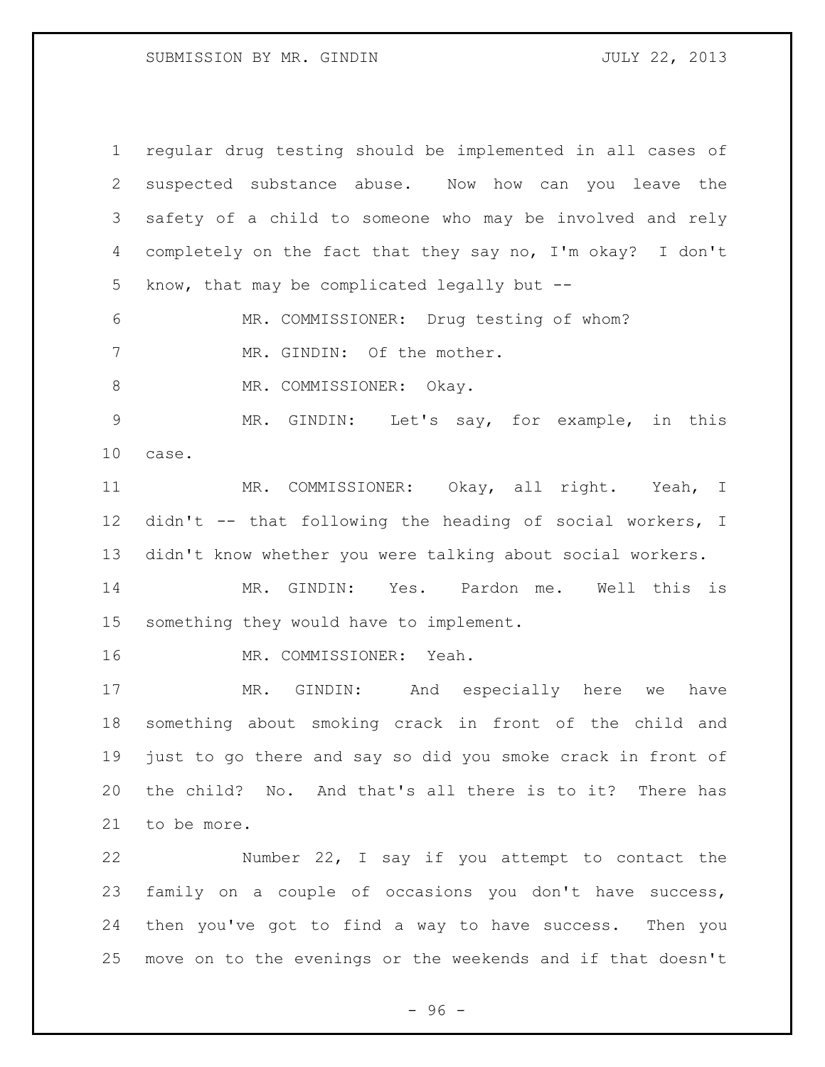regular drug testing should be implemented in all cases of suspected substance abuse. Now how can you leave the safety of a child to someone who may be involved and rely completely on the fact that they say no, I'm okay? I don't know, that may be complicated legally but --

MR. COMMISSIONER: Drug testing of whom?

MR. GINDIN: Of the mother.

MR. COMMISSIONER: Okay.

MR. GINDIN: Let's say, for example, in this case.

MR. COMMISSIONER: Okay, all right. Yeah, I didn't -- that following the heading of social workers, I didn't know whether you were talking about social workers.

MR. GINDIN: Yes. Pardon me. Well this is something they would have to implement.

MR. COMMISSIONER: Yeah.

MR. GINDIN: And especially here we have something about smoking crack in front of the child and just to go there and say so did you smoke crack in front of the child? No. And that's all there is to it? There has to be more.

Number 22, I say if you attempt to contact the family on a couple of occasions you don't have success, then you've got to find a way to have success. Then you move on to the evenings or the weekends and if that doesn't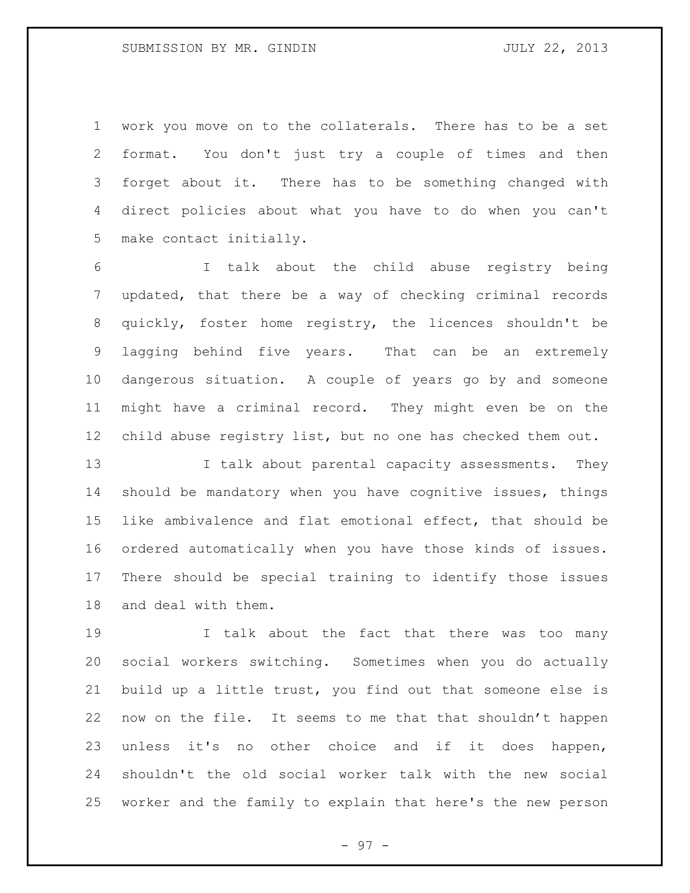work you move on to the collaterals. There has to be a set format. You don't just try a couple of times and then forget about it. There has to be something changed with direct policies about what you have to do when you can't make contact initially.

I talk about the child abuse registry being updated, that there be a way of checking criminal records quickly, foster home registry, the licences shouldn't be lagging behind five years. That can be an extremely dangerous situation. A couple of years go by and someone might have a criminal record. They might even be on the child abuse registry list, but no one has checked them out.

I talk about parental capacity assessments. They should be mandatory when you have cognitive issues, things like ambivalence and flat emotional effect, that should be ordered automatically when you have those kinds of issues. There should be special training to identify those issues and deal with them.

I talk about the fact that there was too many social workers switching. Sometimes when you do actually build up a little trust, you find out that someone else is now on the file. It seems to me that that shouldn't happen unless it's no other choice and if it does happen, shouldn't the old social worker talk with the new social worker and the family to explain that here's the new person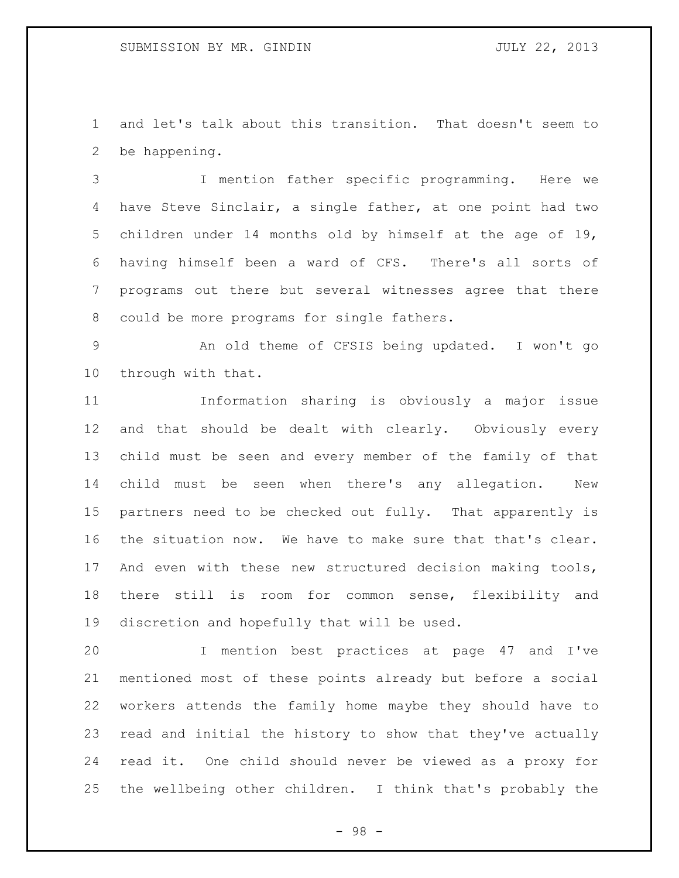and let's talk about this transition. That doesn't seem to be happening.

I mention father specific programming. Here we have Steve Sinclair, a single father, at one point had two children under 14 months old by himself at the age of 19, having himself been a ward of CFS. There's all sorts of programs out there but several witnesses agree that there could be more programs for single fathers.

An old theme of CFSIS being updated. I won't go through with that.

Information sharing is obviously a major issue and that should be dealt with clearly. Obviously every child must be seen and every member of the family of that child must be seen when there's any allegation. New partners need to be checked out fully. That apparently is the situation now. We have to make sure that that's clear. And even with these new structured decision making tools, there still is room for common sense, flexibility and discretion and hopefully that will be used.

I mention best practices at page 47 and I've mentioned most of these points already but before a social workers attends the family home maybe they should have to read and initial the history to show that they've actually read it. One child should never be viewed as a proxy for the wellbeing other children. I think that's probably the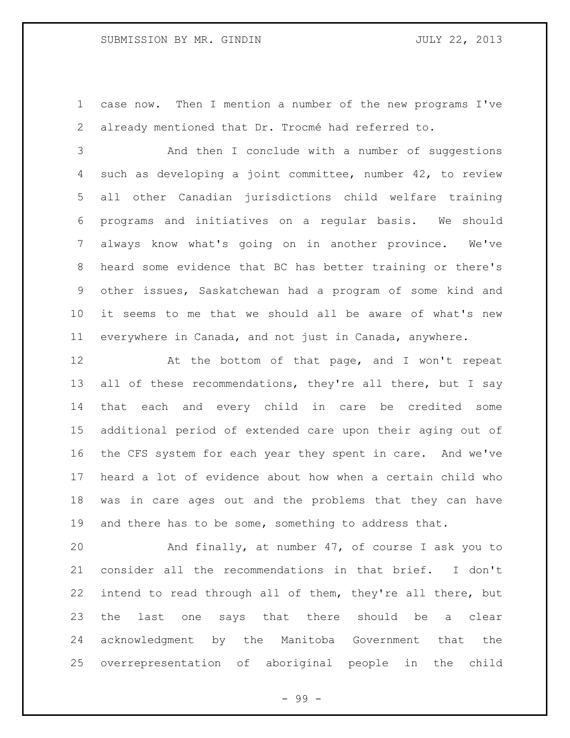case now. Then I mention a number of the new programs I've already mentioned that Dr. Trocmé had referred to.

And then I conclude with a number of suggestions such as developing a joint committee, number 42, to review all other Canadian jurisdictions child welfare training programs and initiatives on a regular basis. We should always know what's going on in another province. We've heard some evidence that BC has better training or there's other issues, Saskatchewan had a program of some kind and it seems to me that we should all be aware of what's new everywhere in Canada, and not just in Canada, anywhere.

At the bottom of that page, and I won't repeat all of these recommendations, they're all there, but I say that each and every child in care be credited some additional period of extended care upon their aging out of the CFS system for each year they spent in care. And we've heard a lot of evidence about how when a certain child who was in care ages out and the problems that they can have and there has to be some, something to address that.

And finally, at number 47, of course I ask you to consider all the recommendations in that brief. I don't intend to read through all of them, they're all there, but the last one says that there should be a clear acknowledgment by the Manitoba Government that the overrepresentation of aboriginal people in the child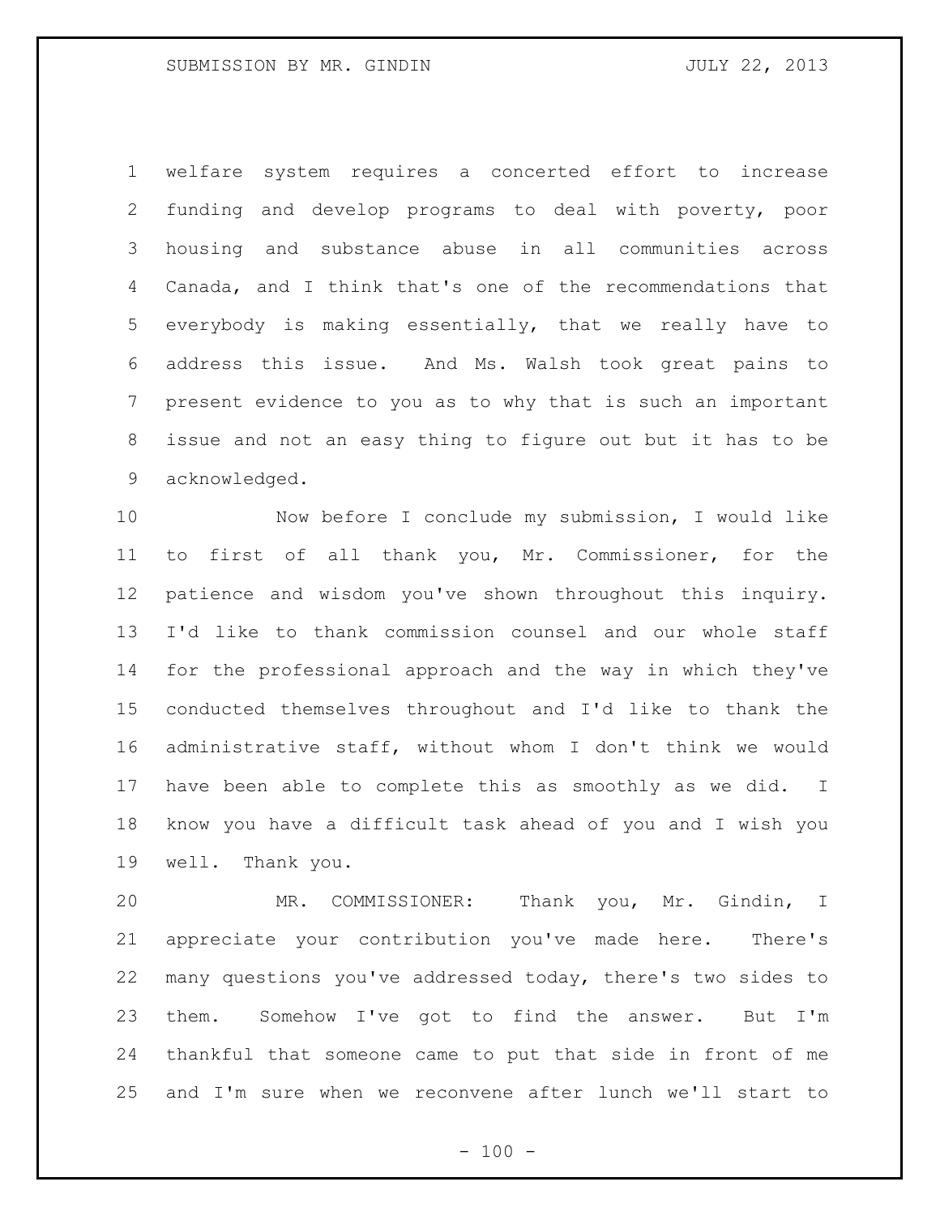welfare system requires a concerted effort to increase funding and develop programs to deal with poverty, poor housing and substance abuse in all communities across Canada, and I think that's one of the recommendations that everybody is making essentially, that we really have to address this issue. And Ms. Walsh took great pains to present evidence to you as to why that is such an important issue and not an easy thing to figure out but it has to be acknowledged.

Now before I conclude my submission, I would like to first of all thank you, Mr. Commissioner, for the patience and wisdom you've shown throughout this inquiry. I'd like to thank commission counsel and our whole staff for the professional approach and the way in which they've conducted themselves throughout and I'd like to thank the administrative staff, without whom I don't think we would have been able to complete this as smoothly as we did. I know you have a difficult task ahead of you and I wish you well. Thank you.

MR. COMMISSIONER: Thank you, Mr. Gindin, I appreciate your contribution you've made here. There's many questions you've addressed today, there's two sides to them. Somehow I've got to find the answer. But I'm thankful that someone came to put that side in front of me and I'm sure when we reconvene after lunch we'll start to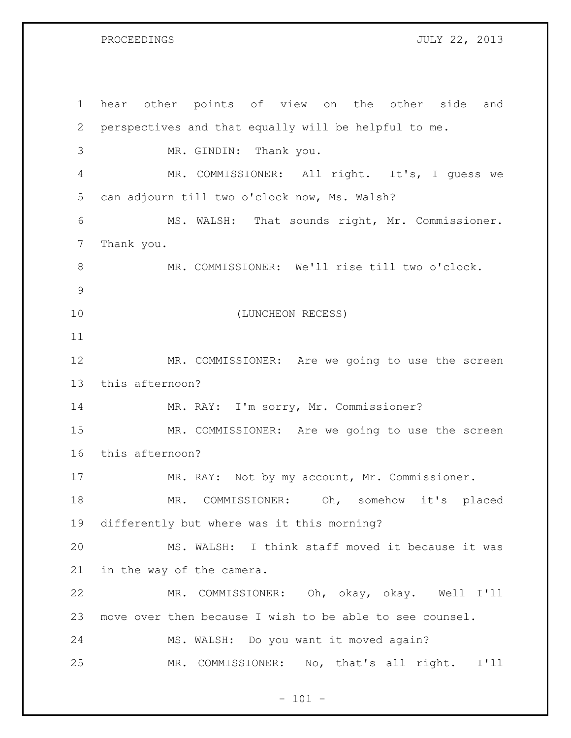hear other points of view on the other side and perspectives and that equally will be helpful to me.

MR. GINDIN: Thank you.

MR. COMMISSIONER: All right. It's, I guess we can adjourn till two o'clock now, Ms. Walsh?

MS. WALSH: That sounds right, Mr. Commissioner. Thank you.

MR. COMMISSIONER: We'll rise till two o'clock.

(LUNCHEON RECESS)

MR. COMMISSIONER: Are we going to use the screen this afternoon?

MR. RAY: I'm sorry, Mr. Commissioner?

MR. COMMISSIONER: Are we going to use the screen this afternoon?

MR. RAY: Not by my account, Mr. Commissioner.

MR. COMMISSIONER: Oh, somehow it's placed differently but where was it this morning?

MS. WALSH: I think staff moved it because it was in the way of the camera.

MR. COMMISSIONER: Oh, okay, okay. Well I'll move over then because I wish to be able to see counsel.

MS. WALSH: Do you want it moved again?

MR. COMMISSIONER: No, that's all right. I'll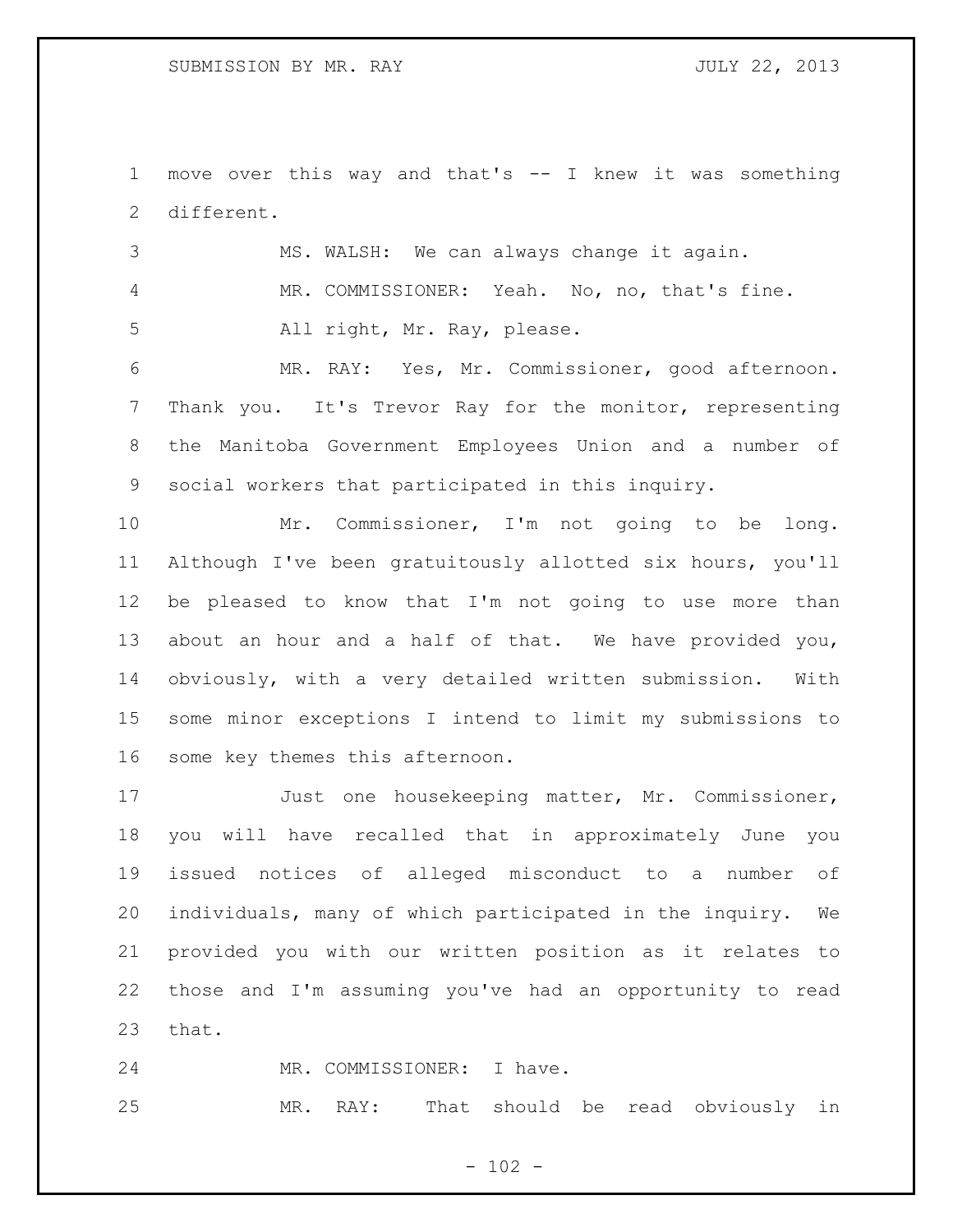move over this way and that's -- I knew it was something different.

MS. WALSH: We can always change it again.

MR. COMMISSIONER: Yeah. No, no, that's fine. All right, Mr. Ray, please.

MR. RAY: Yes, Mr. Commissioner, good afternoon. Thank you. It's Trevor Ray for the monitor, representing the Manitoba Government Employees Union and a number of social workers that participated in this inquiry.

Mr. Commissioner, I'm not going to be long. Although I've been gratuitously allotted six hours, you'll be pleased to know that I'm not going to use more than about an hour and a half of that. We have provided you, obviously, with a very detailed written submission. With some minor exceptions I intend to limit my submissions to some key themes this afternoon.

Just one housekeeping matter, Mr. Commissioner, you will have recalled that in approximately June you issued notices of alleged misconduct to a number of individuals, many of which participated in the inquiry. We provided you with our written position as it relates to those and I'm assuming you've had an opportunity to read that.

MR. COMMISSIONER: I have.

MR. RAY: That should be read obviously in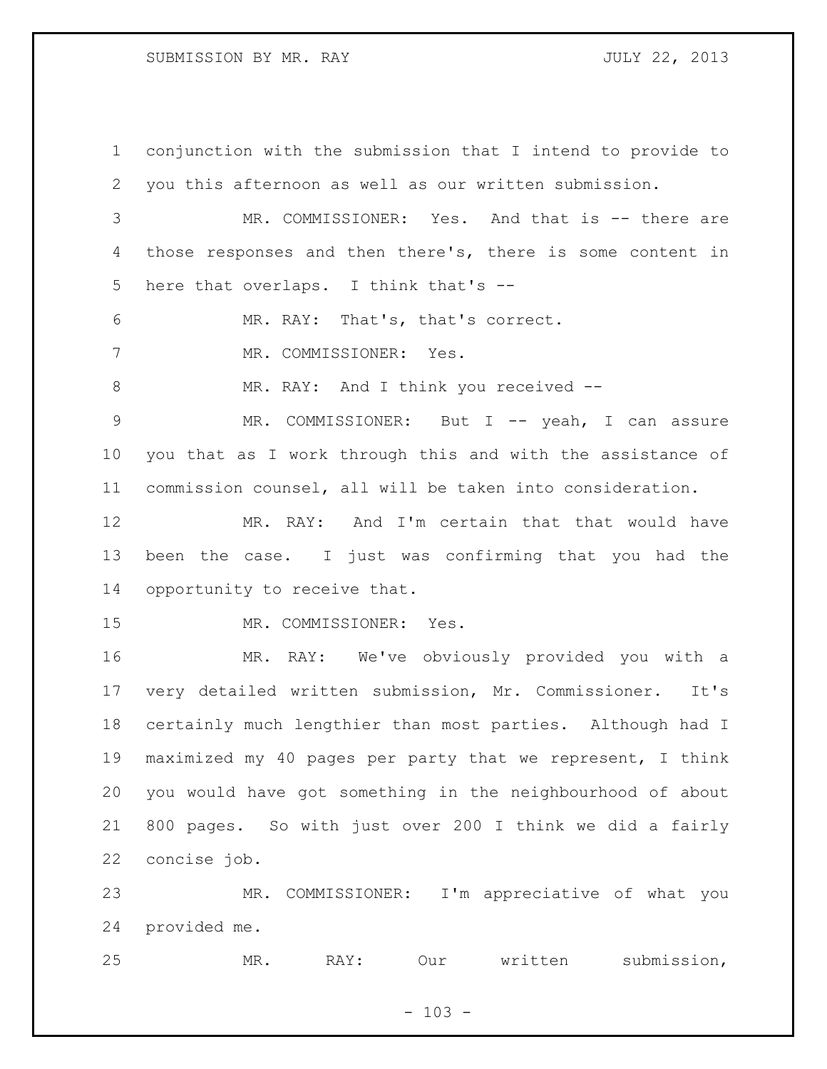conjunction with the submission that I intend to provide to you this afternoon as well as our written submission.

MR. COMMISSIONER: Yes. And that is -- there are those responses and then there's, there is some content in here that overlaps. I think that's --

MR. RAY: That's, that's correct.

MR. COMMISSIONER: Yes.

MR. RAY: And I think you received --

MR. COMMISSIONER: But I -- yeah, I can assure you that as I work through this and with the assistance of commission counsel, all will be taken into consideration.

MR. RAY: And I'm certain that that would have been the case. I just was confirming that you had the opportunity to receive that.

MR. COMMISSIONER: Yes.

MR. RAY: We've obviously provided you with a very detailed written submission, Mr. Commissioner. It's certainly much lengthier than most parties. Although had I maximized my 40 pages per party that we represent, I think you would have got something in the neighbourhood of about 800 pages. So with just over 200 I think we did a fairly concise job.

MR. COMMISSIONER: I'm appreciative of what you provided me.

MR. RAY: Our written submission,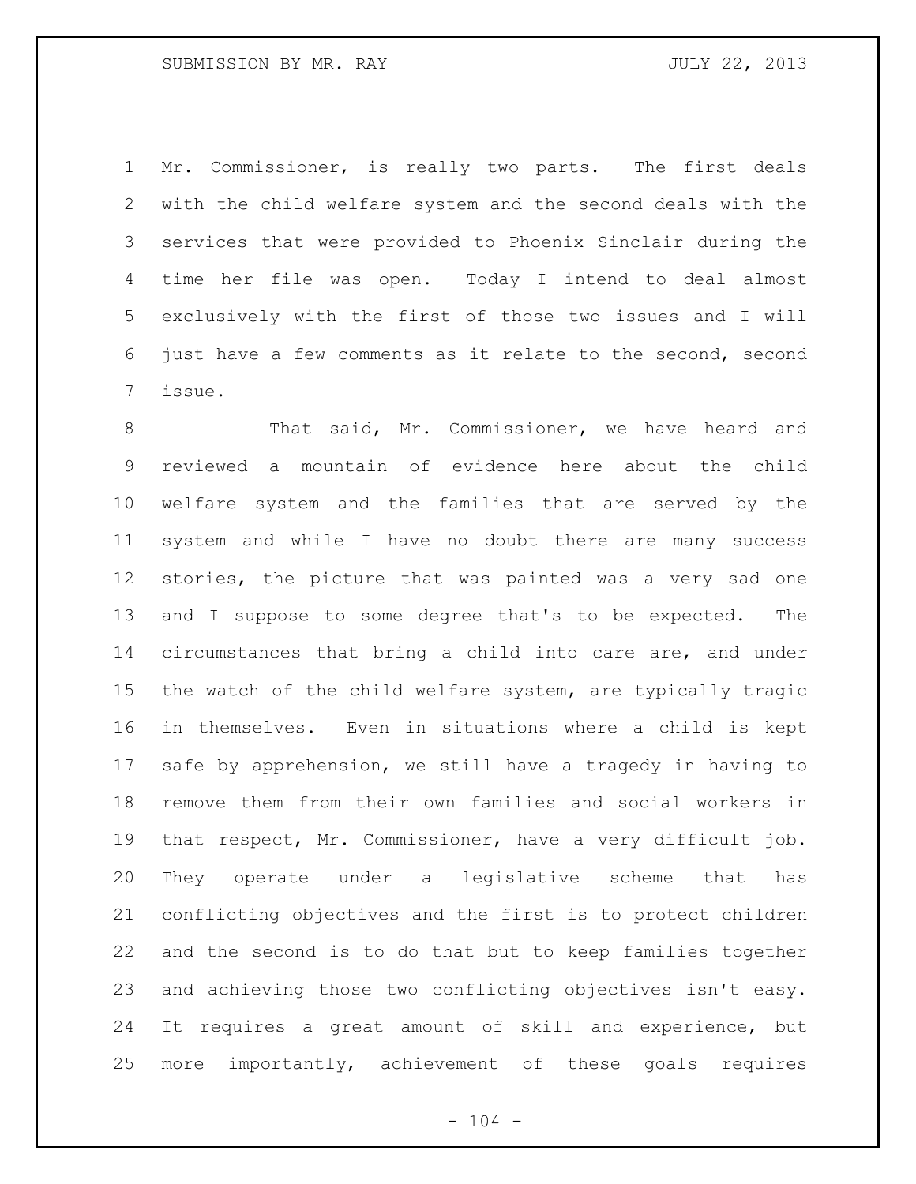Mr. Commissioner, is really two parts. The first deals with the child welfare system and the second deals with the services that were provided to Phoenix Sinclair during the time her file was open. Today I intend to deal almost exclusively with the first of those two issues and I will just have a few comments as it relate to the second, second issue.

That said, Mr. Commissioner, we have heard and reviewed a mountain of evidence here about the child welfare system and the families that are served by the system and while I have no doubt there are many success stories, the picture that was painted was a very sad one and I suppose to some degree that's to be expected. The circumstances that bring a child into care are, and under the watch of the child welfare system, are typically tragic in themselves. Even in situations where a child is kept safe by apprehension, we still have a tragedy in having to remove them from their own families and social workers in that respect, Mr. Commissioner, have a very difficult job. They operate under a legislative scheme that has conflicting objectives and the first is to protect children and the second is to do that but to keep families together and achieving those two conflicting objectives isn't easy. It requires a great amount of skill and experience, but more importantly, achievement of these goals requires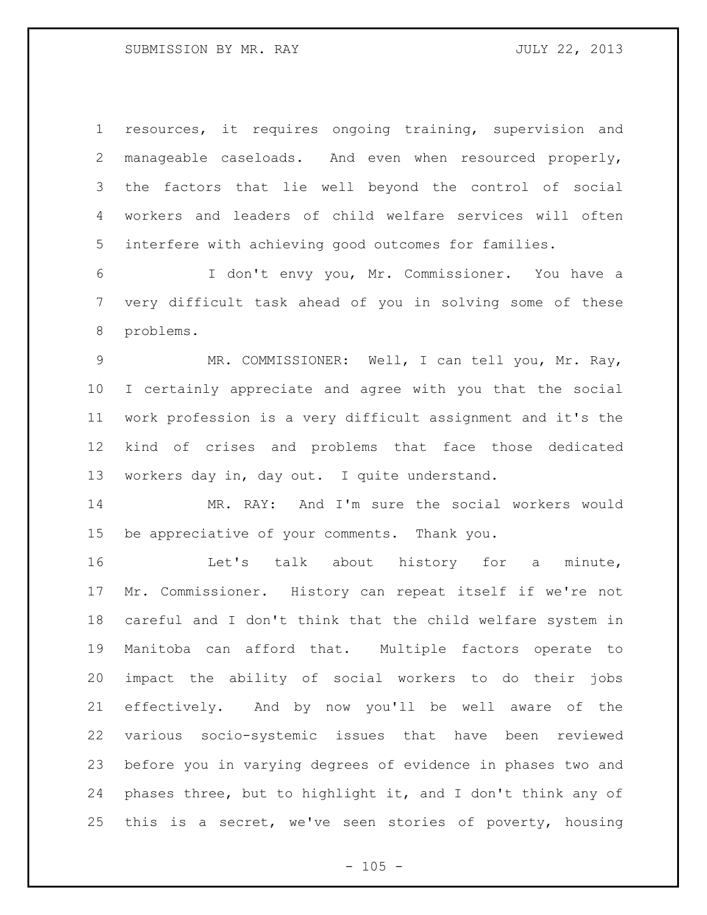resources, it requires ongoing training, supervision and manageable caseloads. And even when resourced properly, the factors that lie well beyond the control of social workers and leaders of child welfare services will often interfere with achieving good outcomes for families.

I don't envy you, Mr. Commissioner. You have a very difficult task ahead of you in solving some of these problems.

MR. COMMISSIONER: Well, I can tell you, Mr. Ray, I certainly appreciate and agree with you that the social work profession is a very difficult assignment and it's the kind of crises and problems that face those dedicated workers day in, day out. I quite understand.

MR. RAY: And I'm sure the social workers would be appreciative of your comments. Thank you.

Let's talk about history for a minute, Mr. Commissioner. History can repeat itself if we're not careful and I don't think that the child welfare system in Manitoba can afford that. Multiple factors operate to impact the ability of social workers to do their jobs effectively. And by now you'll be well aware of the various socio-systemic issues that have been reviewed before you in varying degrees of evidence in phases two and phases three, but to highlight it, and I don't think any of this is a secret, we've seen stories of poverty, housing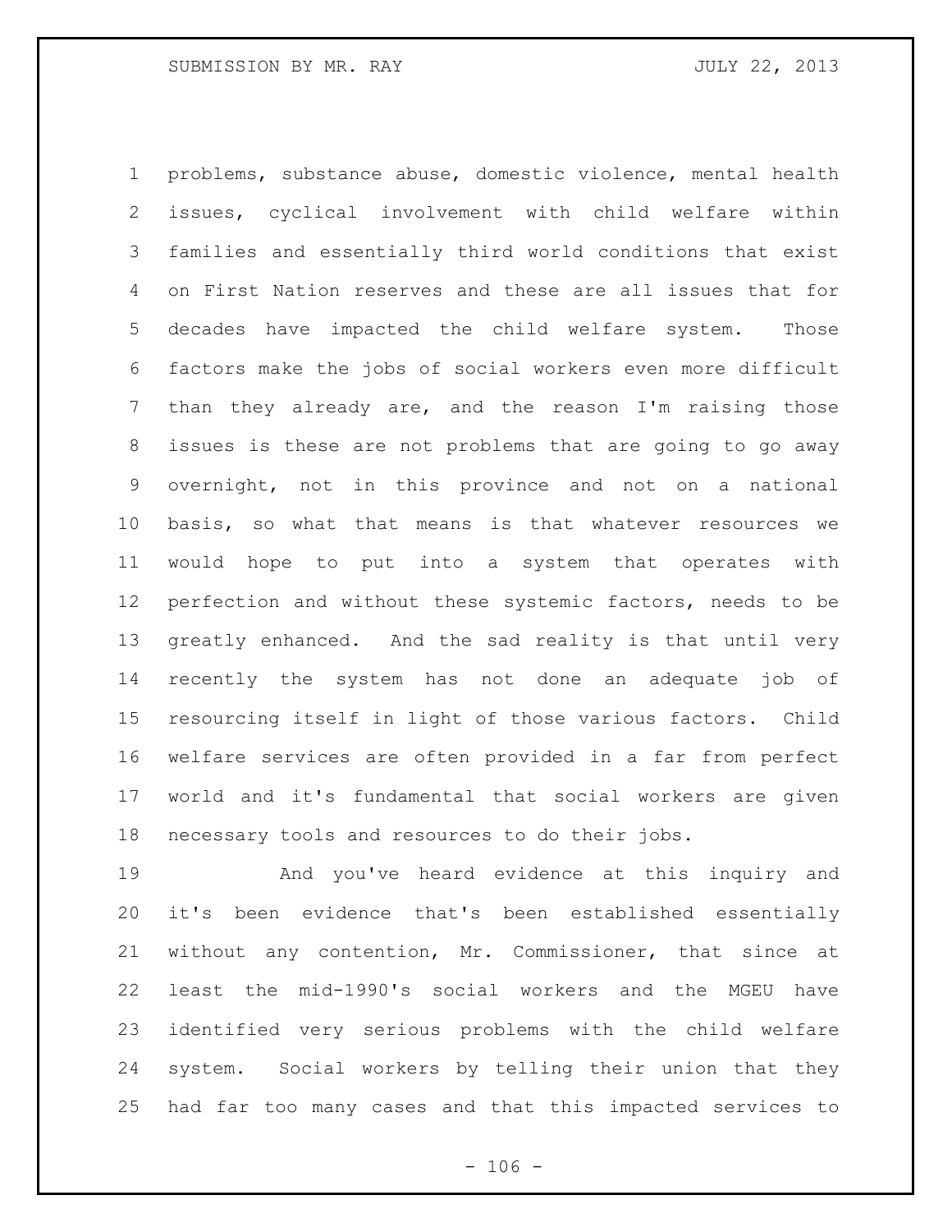problems, substance abuse, domestic violence, mental health issues, cyclical involvement with child welfare within families and essentially third world conditions that exist on First Nation reserves and these are all issues that for decades have impacted the child welfare system. Those factors make the jobs of social workers even more difficult than they already are, and the reason I'm raising those issues is these are not problems that are going to go away overnight, not in this province and not on a national basis, so what that means is that whatever resources we would hope to put into a system that operates with perfection and without these systemic factors, needs to be greatly enhanced. And the sad reality is that until very recently the system has not done an adequate job of resourcing itself in light of those various factors. Child welfare services are often provided in a far from perfect world and it's fundamental that social workers are given necessary tools and resources to do their jobs.

And you've heard evidence at this inquiry and it's been evidence that's been established essentially without any contention, Mr. Commissioner, that since at least the mid-1990's social workers and the MGEU have identified very serious problems with the child welfare system. Social workers by telling their union that they had far too many cases and that this impacted services to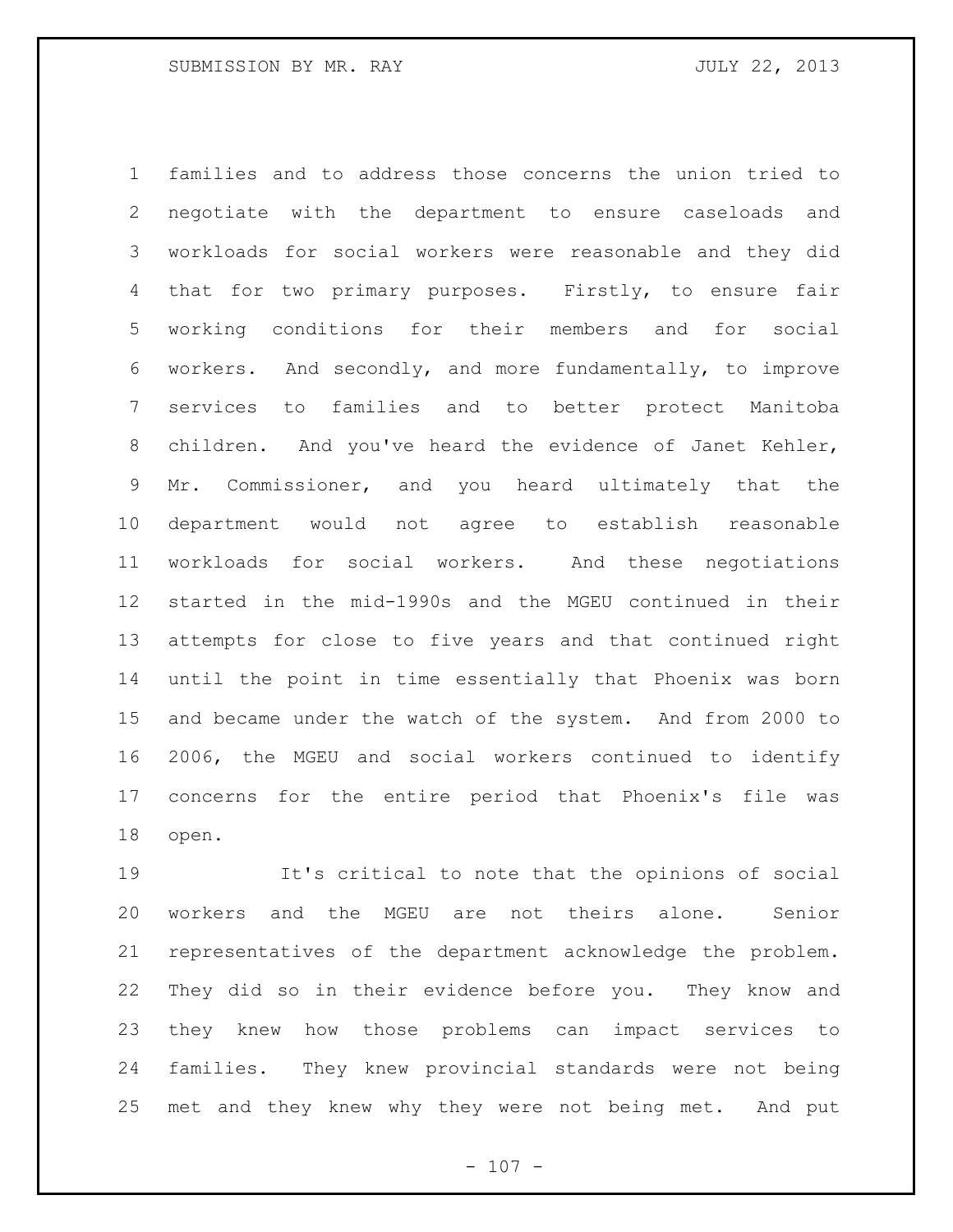families and to address those concerns the union tried to negotiate with the department to ensure caseloads and workloads for social workers were reasonable and they did that for two primary purposes. Firstly, to ensure fair working conditions for their members and for social workers. And secondly, and more fundamentally, to improve services to families and to better protect Manitoba children. And you've heard the evidence of Janet Kehler, Mr. Commissioner, and you heard ultimately that the department would not agree to establish reasonable workloads for social workers. And these negotiations started in the mid-1990s and the MGEU continued in their attempts for close to five years and that continued right until the point in time essentially that Phoenix was born and became under the watch of the system. And from 2000 to 2006, the MGEU and social workers continued to identify concerns for the entire period that Phoenix's file was open.

It's critical to note that the opinions of social workers and the MGEU are not theirs alone. Senior representatives of the department acknowledge the problem. They did so in their evidence before you. They know and they knew how those problems can impact services to families. They knew provincial standards were not being met and they knew why they were not being met. And put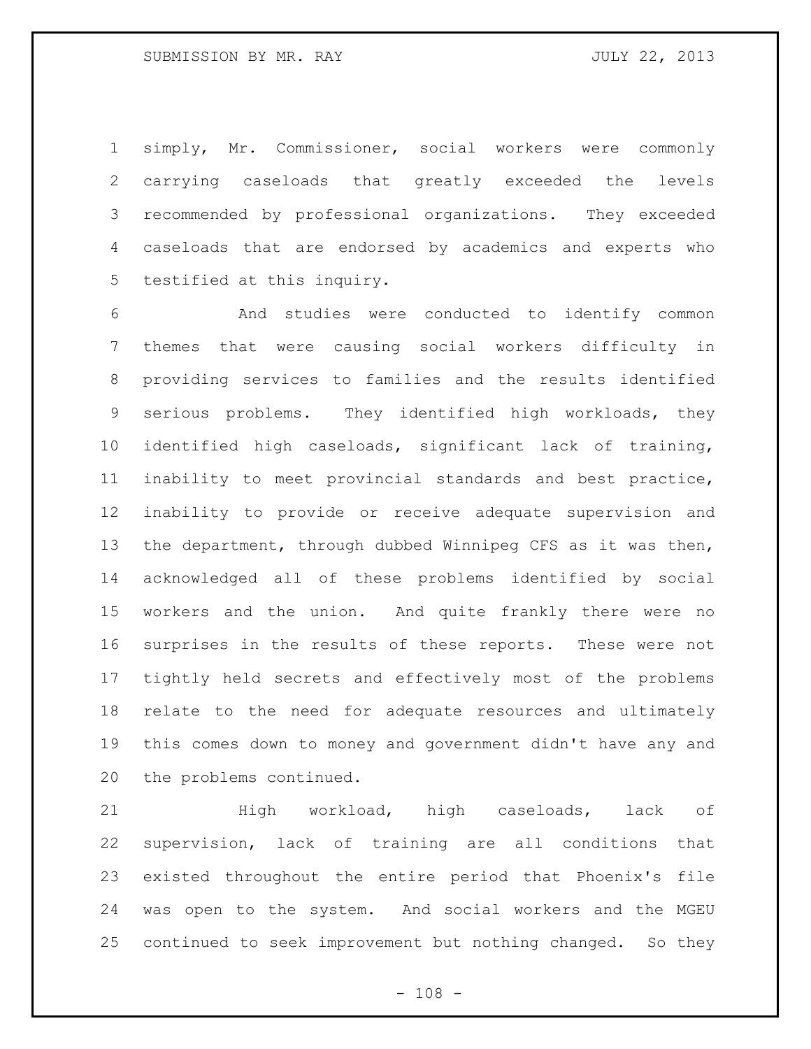simply, Mr. Commissioner, social workers were commonly carrying caseloads that greatly exceeded the levels recommended by professional organizations. They exceeded caseloads that are endorsed by academics and experts who testified at this inquiry.

And studies were conducted to identify common themes that were causing social workers difficulty in providing services to families and the results identified serious problems. They identified high workloads, they identified high caseloads, significant lack of training, inability to meet provincial standards and best practice, inability to provide or receive adequate supervision and the department, through dubbed Winnipeg CFS as it was then, acknowledged all of these problems identified by social workers and the union. And quite frankly there were no surprises in the results of these reports. These were not tightly held secrets and effectively most of the problems relate to the need for adequate resources and ultimately this comes down to money and government didn't have any and the problems continued.

High workload, high caseloads, lack of supervision, lack of training are all conditions that existed throughout the entire period that Phoenix's file was open to the system. And social workers and the MGEU continued to seek improvement but nothing changed. So they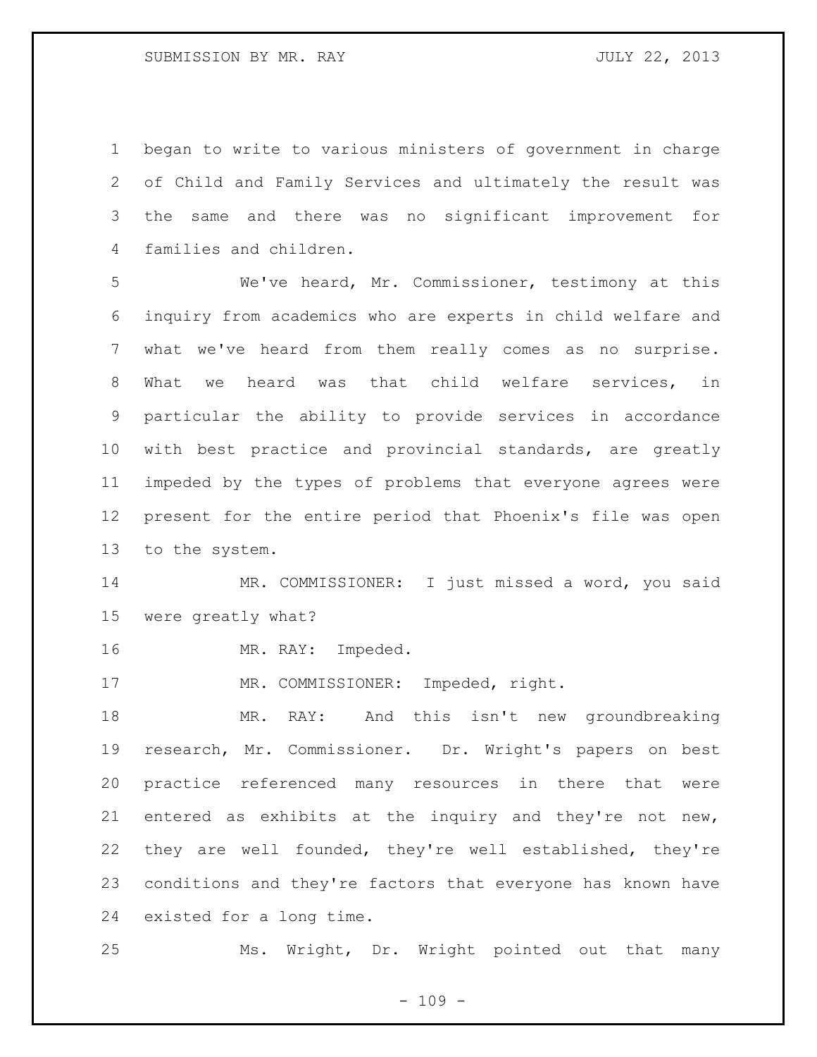began to write to various ministers of government in charge of Child and Family Services and ultimately the result was the same and there was no significant improvement for families and children.

We've heard, Mr. Commissioner, testimony at this inquiry from academics who are experts in child welfare and what we've heard from them really comes as no surprise. What we heard was that child welfare services, in particular the ability to provide services in accordance with best practice and provincial standards, are greatly impeded by the types of problems that everyone agrees were present for the entire period that Phoenix's file was open to the system.

MR. COMMISSIONER: I just missed a word, you said were greatly what?

MR. RAY: Impeded.

MR. COMMISSIONER: Impeded, right.

MR. RAY: And this isn't new groundbreaking research, Mr. Commissioner. Dr. Wright's papers on best practice referenced many resources in there that were entered as exhibits at the inquiry and they're not new, they are well founded, they're well established, they're conditions and they're factors that everyone has known have existed for a long time.

Ms. Wright, Dr. Wright pointed out that many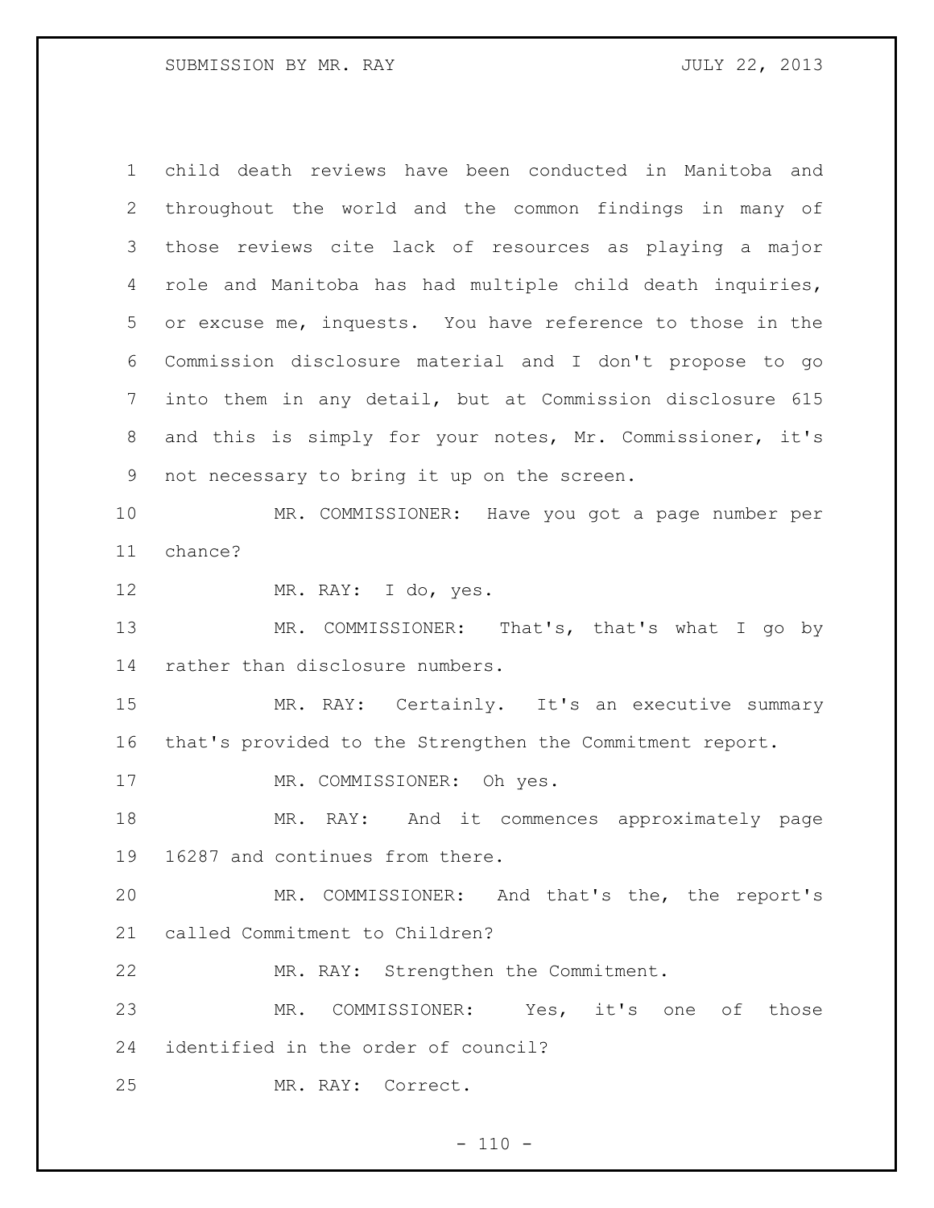child death reviews have been conducted in Manitoba and throughout the world and the common findings in many of those reviews cite lack of resources as playing a major role and Manitoba has had multiple child death inquiries, or excuse me, inquests. You have reference to those in the Commission disclosure material and I don't propose to go into them in any detail, but at Commission disclosure 615 and this is simply for your notes, Mr. Commissioner, it's not necessary to bring it up on the screen.

MR. COMMISSIONER: Have you got a page number per chance?

MR. RAY: I do, yes.

MR. COMMISSIONER: That's, that's what I go by rather than disclosure numbers.

MR. RAY: Certainly. It's an executive summary that's provided to the Strengthen the Commitment report.

MR. COMMISSIONER: Oh yes.

MR. RAY: And it commences approximately page 16287 and continues from there.

MR. COMMISSIONER: And that's the, the report's called Commitment to Children?

MR. RAY: Strengthen the Commitment.

MR. COMMISSIONER: Yes, it's one of those identified in the order of council?

MR. RAY: Correct.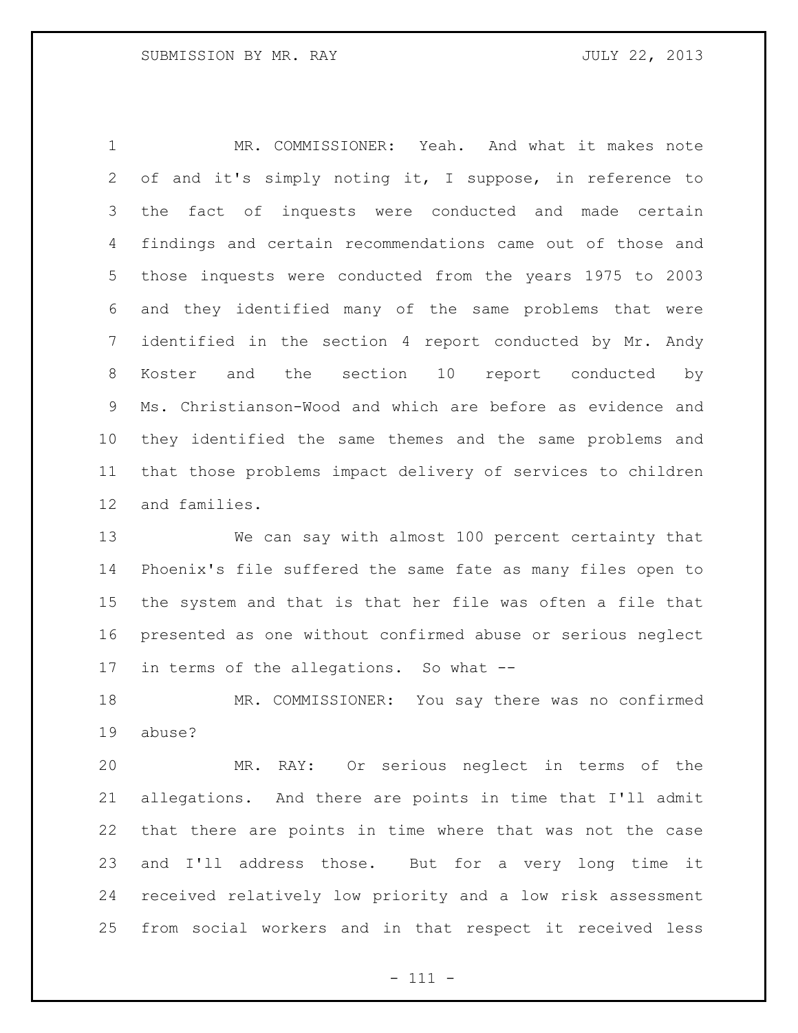MR. COMMISSIONER: Yeah. And what it makes note of and it's simply noting it, I suppose, in reference to the fact of inquests were conducted and made certain findings and certain recommendations came out of those and those inquests were conducted from the years 1975 to 2003 and they identified many of the same problems that were identified in the section 4 report conducted by Mr. Andy Koster and the section 10 report conducted by Ms. Christianson-Wood and which are before as evidence and they identified the same themes and the same problems and that those problems impact delivery of services to children and families.

We can say with almost 100 percent certainty that Phoenix's file suffered the same fate as many files open to the system and that is that her file was often a file that presented as one without confirmed abuse or serious neglect in terms of the allegations. So what --

MR. COMMISSIONER: You say there was no confirmed abuse?

MR. RAY: Or serious neglect in terms of the allegations. And there are points in time that I'll admit that there are points in time where that was not the case and I'll address those. But for a very long time it received relatively low priority and a low risk assessment from social workers and in that respect it received less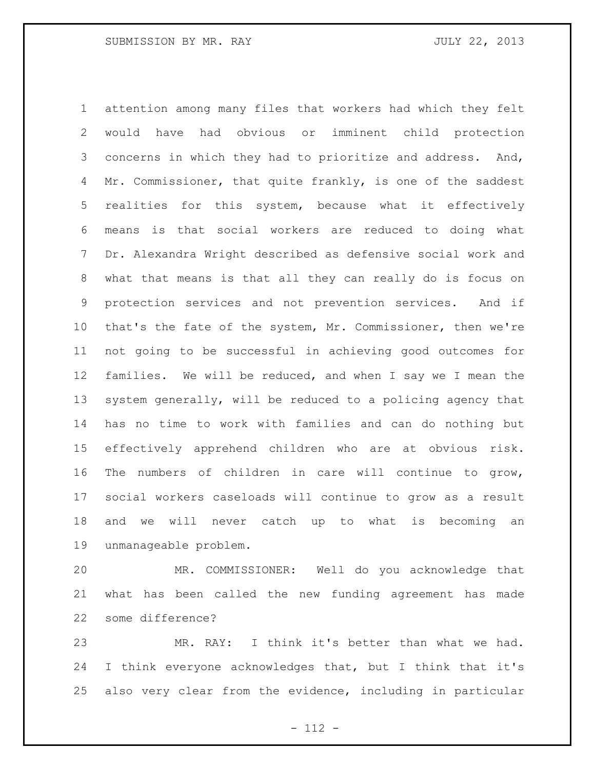attention among many files that workers had which they felt would have had obvious or imminent child protection concerns in which they had to prioritize and address. And, Mr. Commissioner, that quite frankly, is one of the saddest realities for this system, because what it effectively means is that social workers are reduced to doing what Dr. Alexandra Wright described as defensive social work and what that means is that all they can really do is focus on protection services and not prevention services. And if that's the fate of the system, Mr. Commissioner, then we're not going to be successful in achieving good outcomes for families. We will be reduced, and when I say we I mean the system generally, will be reduced to a policing agency that has no time to work with families and can do nothing but effectively apprehend children who are at obvious risk. The numbers of children in care will continue to grow, social workers caseloads will continue to grow as a result and we will never catch up to what is becoming an unmanageable problem.

MR. COMMISSIONER: Well do you acknowledge that what has been called the new funding agreement has made some difference?

MR. RAY: I think it's better than what we had. I think everyone acknowledges that, but I think that it's also very clear from the evidence, including in particular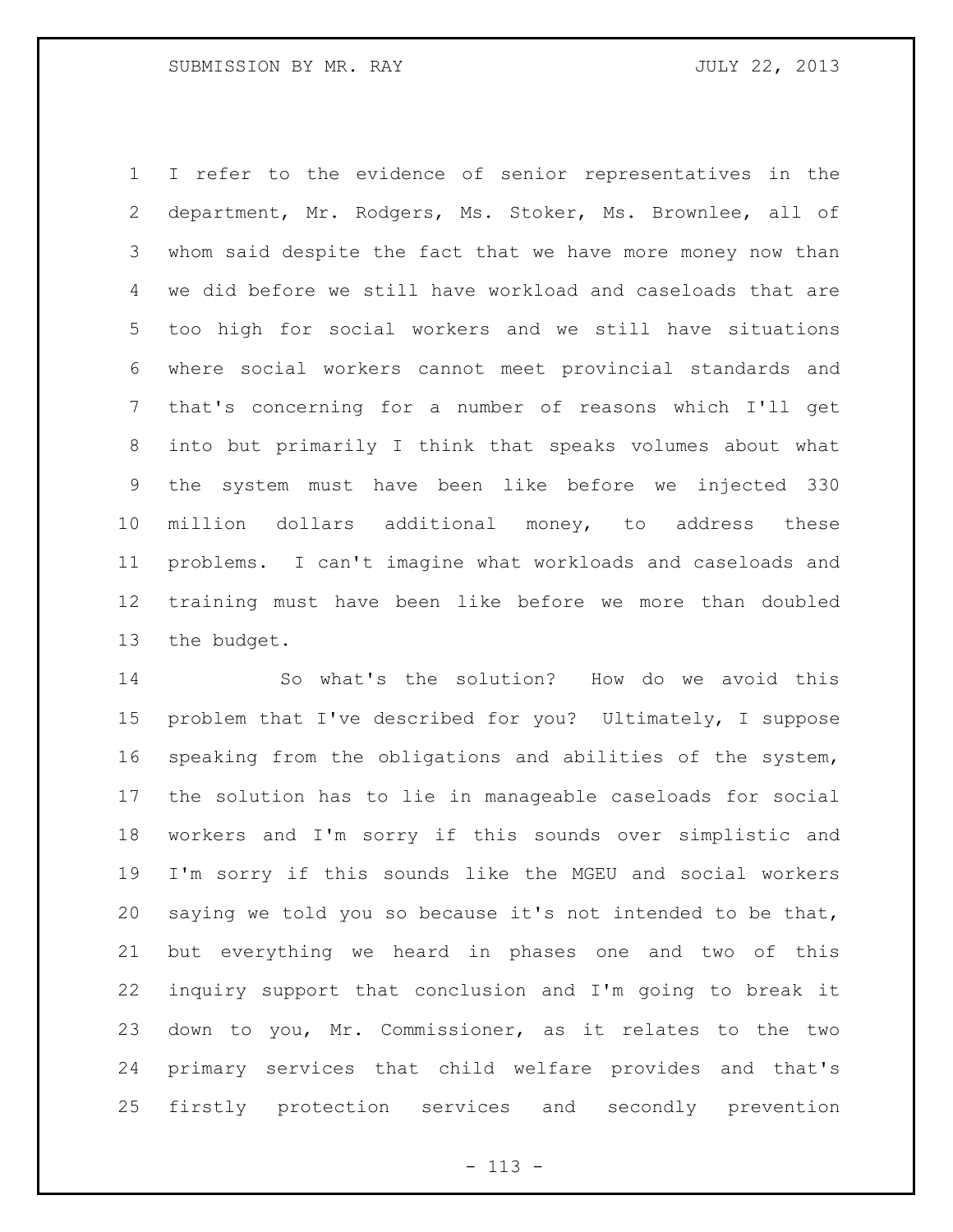I refer to the evidence of senior representatives in the department, Mr. Rodgers, Ms. Stoker, Ms. Brownlee, all of whom said despite the fact that we have more money now than we did before we still have workload and caseloads that are too high for social workers and we still have situations where social workers cannot meet provincial standards and that's concerning for a number of reasons which I'll get into but primarily I think that speaks volumes about what the system must have been like before we injected 330 million dollars additional money, to address these problems. I can't imagine what workloads and caseloads and training must have been like before we more than doubled the budget.

So what's the solution? How do we avoid this problem that I've described for you? Ultimately, I suppose speaking from the obligations and abilities of the system, the solution has to lie in manageable caseloads for social workers and I'm sorry if this sounds over simplistic and I'm sorry if this sounds like the MGEU and social workers saying we told you so because it's not intended to be that, but everything we heard in phases one and two of this inquiry support that conclusion and I'm going to break it down to you, Mr. Commissioner, as it relates to the two primary services that child welfare provides and that's firstly protection services and secondly prevention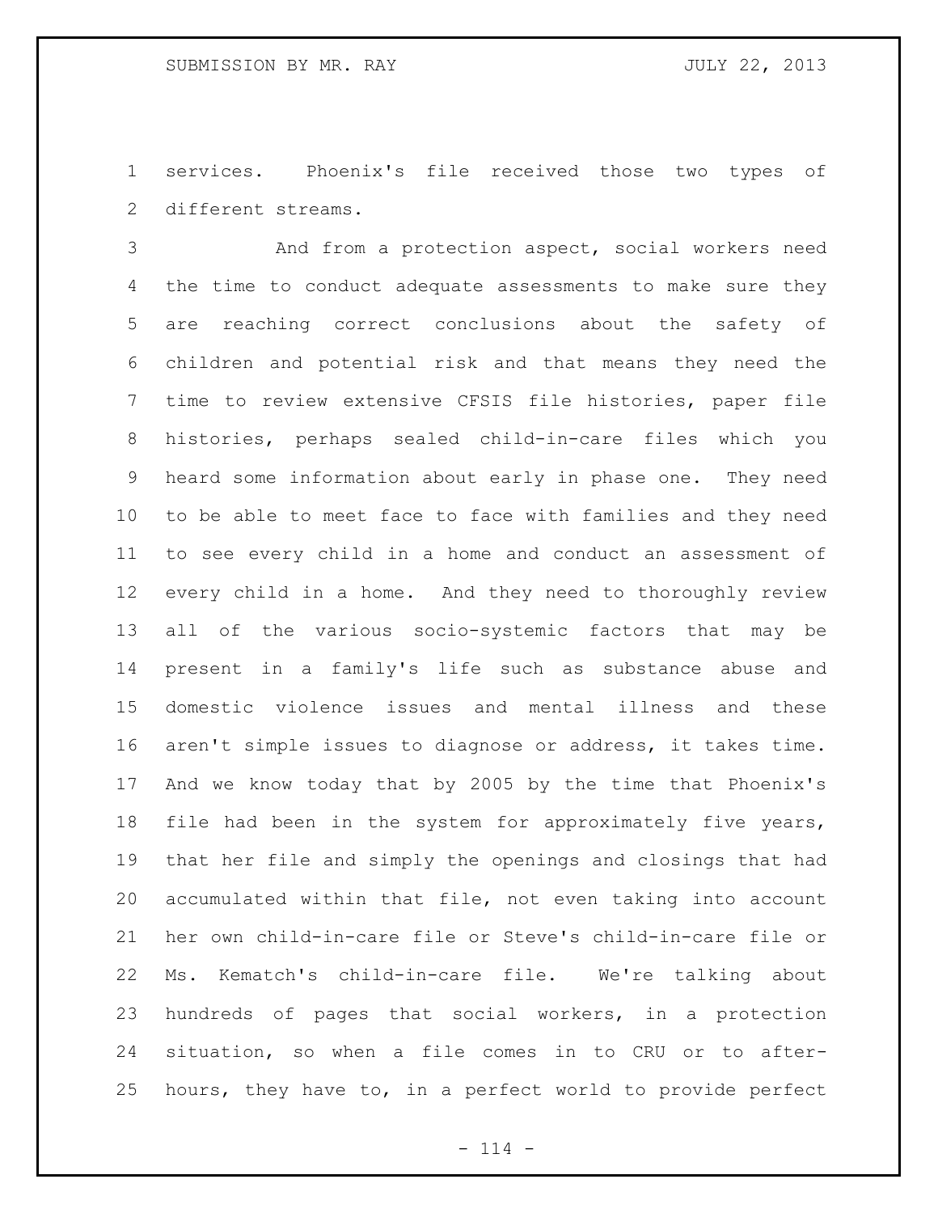services. Phoenix's file received those two types of different streams.

And from a protection aspect, social workers need the time to conduct adequate assessments to make sure they are reaching correct conclusions about the safety of children and potential risk and that means they need the time to review extensive CFSIS file histories, paper file histories, perhaps sealed child-in-care files which you heard some information about early in phase one. They need to be able to meet face to face with families and they need to see every child in a home and conduct an assessment of every child in a home. And they need to thoroughly review all of the various socio-systemic factors that may be present in a family's life such as substance abuse and domestic violence issues and mental illness and these aren't simple issues to diagnose or address, it takes time. And we know today that by 2005 by the time that Phoenix's file had been in the system for approximately five years, that her file and simply the openings and closings that had accumulated within that file, not even taking into account her own child-in-care file or Steve's child-in-care file or Ms. Kematch's child-in-care file. We're talking about hundreds of pages that social workers, in a protection situation, so when a file comes in to CRU or to after-hours, they have to, in a perfect world to provide perfect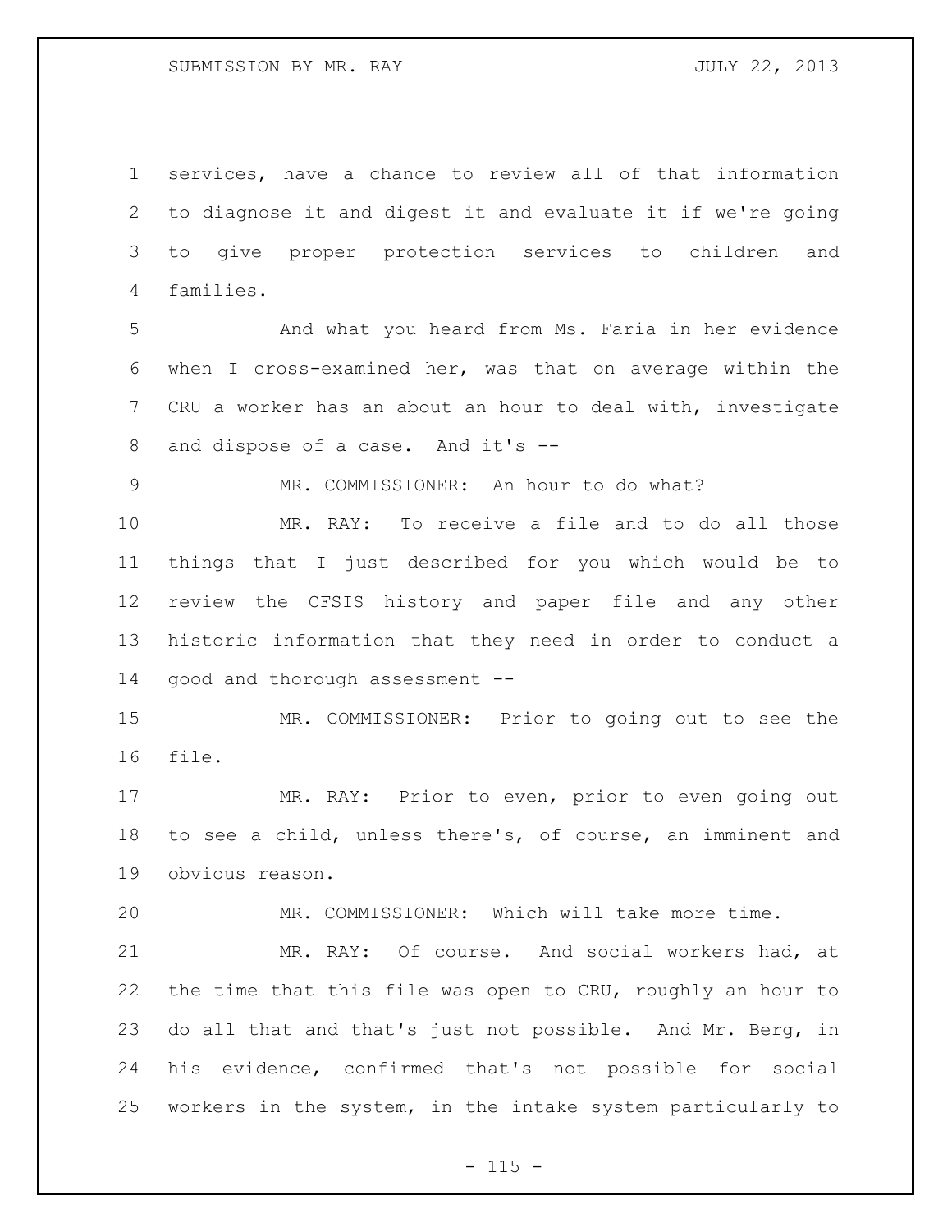services, have a chance to review all of that information to diagnose it and digest it and evaluate it if we're going to give proper protection services to children and families.

And what you heard from Ms. Faria in her evidence when I cross-examined her, was that on average within the CRU a worker has an about an hour to deal with, investigate and dispose of a case. And it's --

MR. COMMISSIONER: An hour to do what?

MR. RAY: To receive a file and to do all those things that I just described for you which would be to review the CFSIS history and paper file and any other historic information that they need in order to conduct a good and thorough assessment --

MR. COMMISSIONER: Prior to going out to see the file.

MR. RAY: Prior to even, prior to even going out to see a child, unless there's, of course, an imminent and obvious reason.

MR. COMMISSIONER: Which will take more time.

MR. RAY: Of course. And social workers had, at the time that this file was open to CRU, roughly an hour to do all that and that's just not possible. And Mr. Berg, in his evidence, confirmed that's not possible for social workers in the system, in the intake system particularly to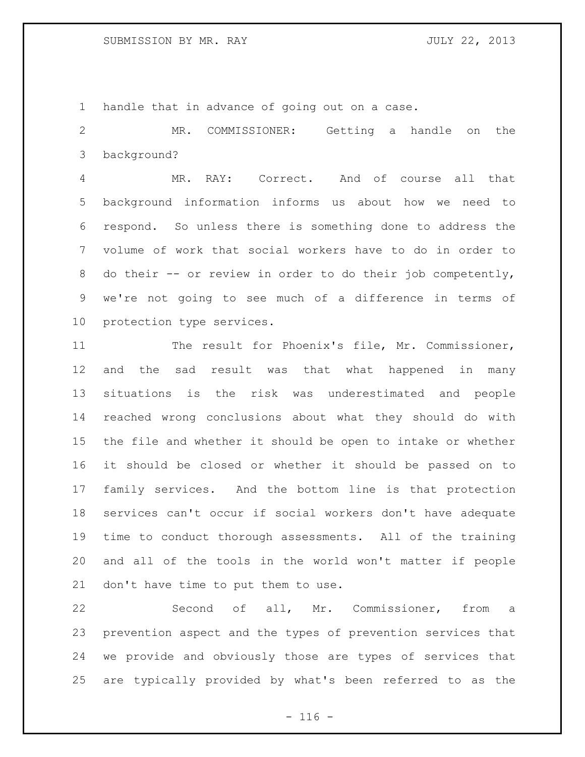handle that in advance of going out on a case.

MR. COMMISSIONER: Getting a handle on the background?

MR. RAY: Correct. And of course all that background information informs us about how we need to respond. So unless there is something done to address the volume of work that social workers have to do in order to do their -- or review in order to do their job competently, we're not going to see much of a difference in terms of protection type services.

The result for Phoenix's file, Mr. Commissioner, and the sad result was that what happened in many situations is the risk was underestimated and people reached wrong conclusions about what they should do with the file and whether it should be open to intake or whether it should be closed or whether it should be passed on to family services. And the bottom line is that protection services can't occur if social workers don't have adequate time to conduct thorough assessments. All of the training and all of the tools in the world won't matter if people don't have time to put them to use.

Second of all, Mr. Commissioner, from a prevention aspect and the types of prevention services that we provide and obviously those are types of services that are typically provided by what's been referred to as the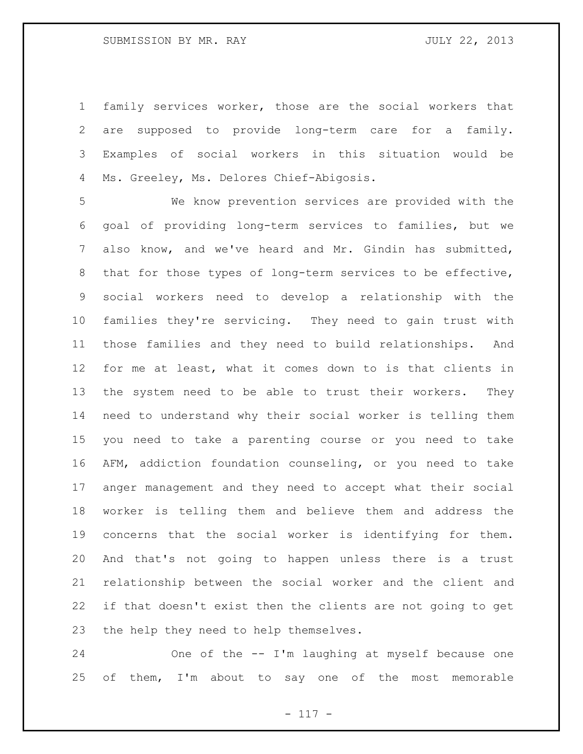family services worker, those are the social workers that are supposed to provide long-term care for a family. Examples of social workers in this situation would be Ms. Greeley, Ms. Delores Chief-Abigosis.

We know prevention services are provided with the goal of providing long-term services to families, but we also know, and we've heard and Mr. Gindin has submitted, that for those types of long-term services to be effective, social workers need to develop a relationship with the families they're servicing. They need to gain trust with those families and they need to build relationships. And for me at least, what it comes down to is that clients in the system need to be able to trust their workers. They need to understand why their social worker is telling them you need to take a parenting course or you need to take AFM, addiction foundation counseling, or you need to take anger management and they need to accept what their social worker is telling them and believe them and address the concerns that the social worker is identifying for them. And that's not going to happen unless there is a trust relationship between the social worker and the client and if that doesn't exist then the clients are not going to get the help they need to help themselves.

One of the -- I'm laughing at myself because one of them, I'm about to say one of the most memorable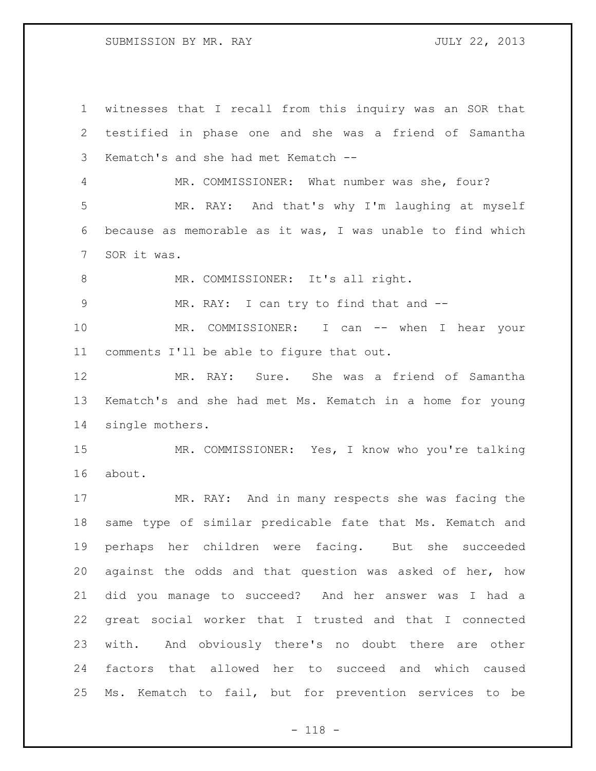witnesses that I recall from this inquiry was an SOR that testified in phase one and she was a friend of Samantha Kematch's and she had met Kematch --

MR. COMMISSIONER: What number was she, four?

MR. RAY: And that's why I'm laughing at myself because as memorable as it was, I was unable to find which SOR it was.

MR. COMMISSIONER: It's all right.

MR. RAY: I can try to find that and --

MR. COMMISSIONER: I can -- when I hear your comments I'll be able to figure that out.

MR. RAY: Sure. She was a friend of Samantha Kematch's and she had met Ms. Kematch in a home for young single mothers.

MR. COMMISSIONER: Yes, I know who you're talking about.

MR. RAY: And in many respects she was facing the same type of similar predicable fate that Ms. Kematch and perhaps her children were facing. But she succeeded against the odds and that question was asked of her, how did you manage to succeed? And her answer was I had a great social worker that I trusted and that I connected with. And obviously there's no doubt there are other factors that allowed her to succeed and which caused Ms. Kematch to fail, but for prevention services to be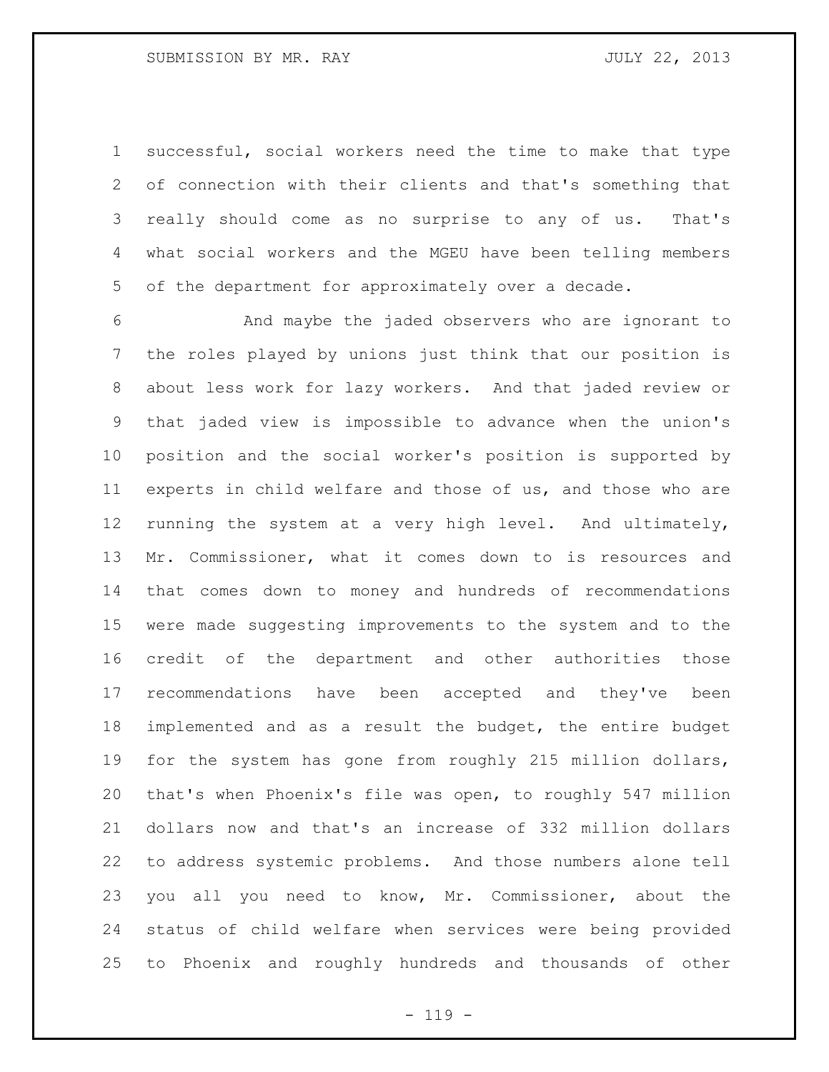successful, social workers need the time to make that type of connection with their clients and that's something that really should come as no surprise to any of us. That's what social workers and the MGEU have been telling members of the department for approximately over a decade.

And maybe the jaded observers who are ignorant to the roles played by unions just think that our position is about less work for lazy workers. And that jaded review or that jaded view is impossible to advance when the union's position and the social worker's position is supported by experts in child welfare and those of us, and those who are running the system at a very high level. And ultimately, Mr. Commissioner, what it comes down to is resources and that comes down to money and hundreds of recommendations were made suggesting improvements to the system and to the credit of the department and other authorities those recommendations have been accepted and they've been implemented and as a result the budget, the entire budget for the system has gone from roughly 215 million dollars, that's when Phoenix's file was open, to roughly 547 million dollars now and that's an increase of 332 million dollars to address systemic problems. And those numbers alone tell you all you need to know, Mr. Commissioner, about the status of child welfare when services were being provided to Phoenix and roughly hundreds and thousands of other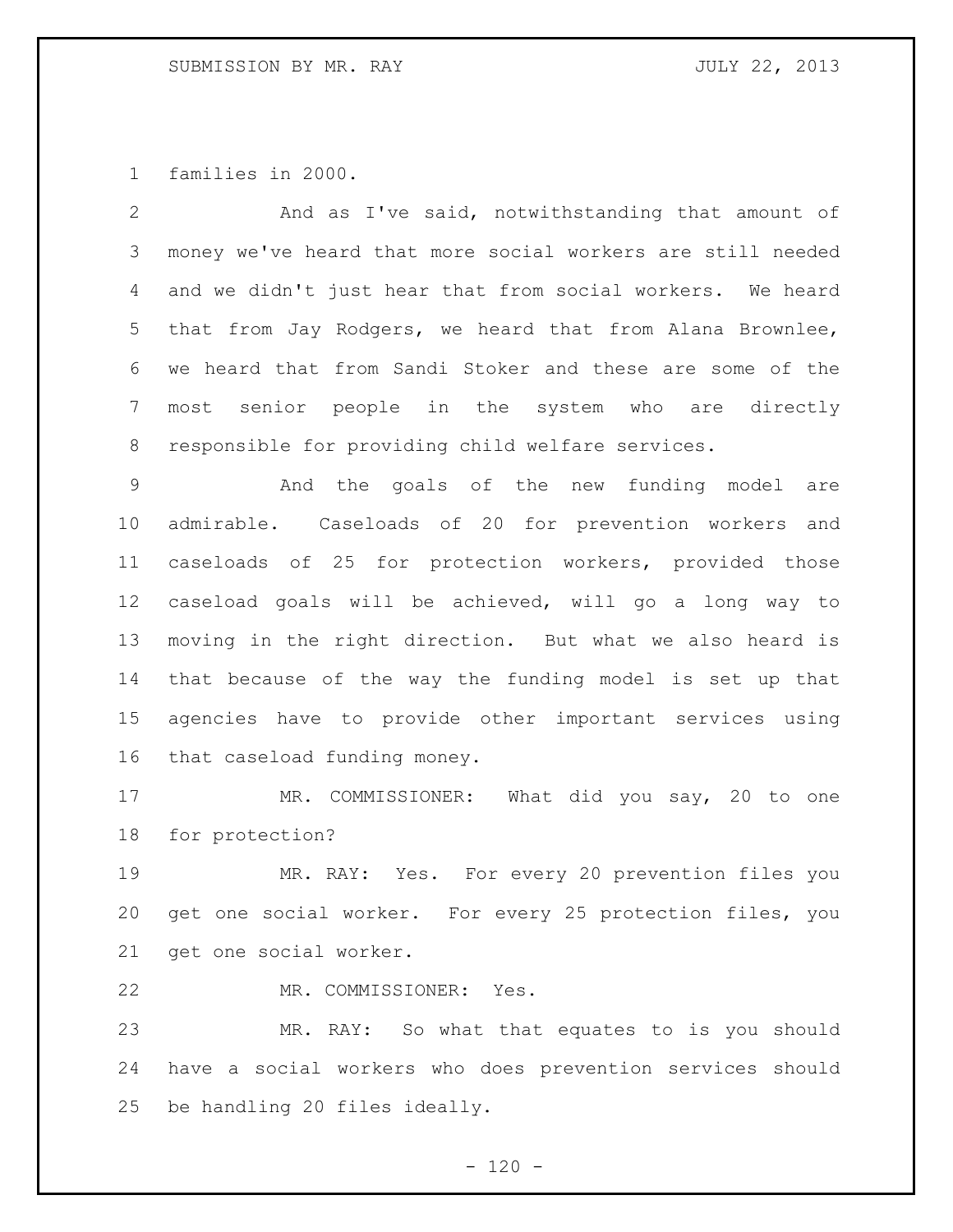families in 2000.

And as I've said, notwithstanding that amount of money we've heard that more social workers are still needed and we didn't just hear that from social workers. We heard that from Jay Rodgers, we heard that from Alana Brownlee, we heard that from Sandi Stoker and these are some of the most senior people in the system who are directly responsible for providing child welfare services.

And the goals of the new funding model are admirable. Caseloads of 20 for prevention workers and caseloads of 25 for protection workers, provided those caseload goals will be achieved, will go a long way to moving in the right direction. But what we also heard is that because of the way the funding model is set up that agencies have to provide other important services using that caseload funding money.

MR. COMMISSIONER: What did you say, 20 to one for protection?

MR. RAY: Yes. For every 20 prevention files you get one social worker. For every 25 protection files, you get one social worker.

MR. COMMISSIONER: Yes.

MR. RAY: So what that equates to is you should have a social workers who does prevention services should be handling 20 files ideally.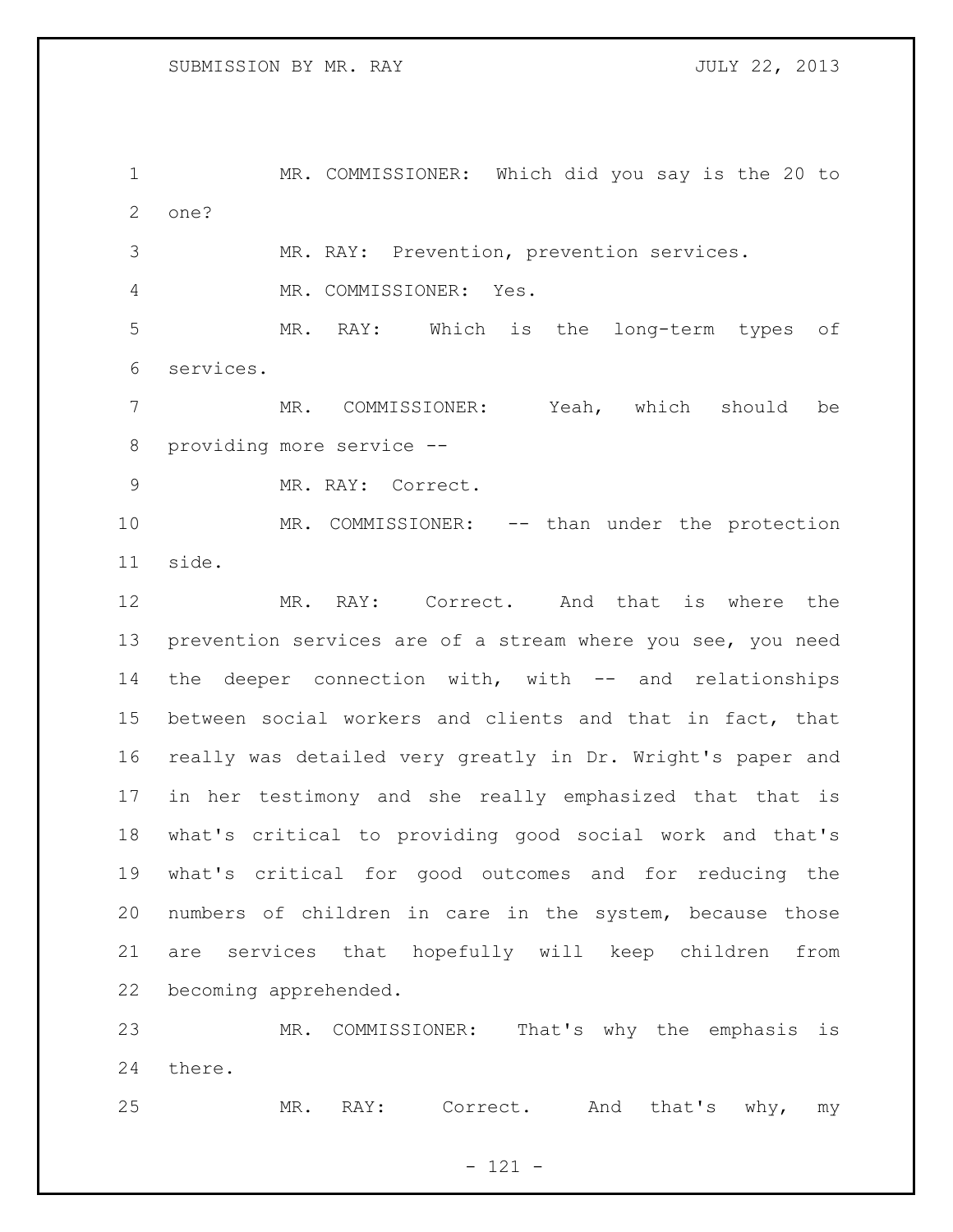MR. COMMISSIONER: Which did you say is the 20 to one?

MR. RAY: Prevention, prevention services.

MR. COMMISSIONER: Yes.

MR. RAY: Which is the long-term types of services.

MR. COMMISSIONER: Yeah, which should be providing more service --

MR. RAY: Correct.

MR. COMMISSIONER: -- than under the protection side.

MR. RAY: Correct. And that is where the prevention services are of a stream where you see, you need the deeper connection with, with -- and relationships between social workers and clients and that in fact, that really was detailed very greatly in Dr. Wright's paper and in her testimony and she really emphasized that that is what's critical to providing good social work and that's what's critical for good outcomes and for reducing the numbers of children in care in the system, because those are services that hopefully will keep children from becoming apprehended.

MR. COMMISSIONER: That's why the emphasis is there.

MR. RAY: Correct. And that's why, my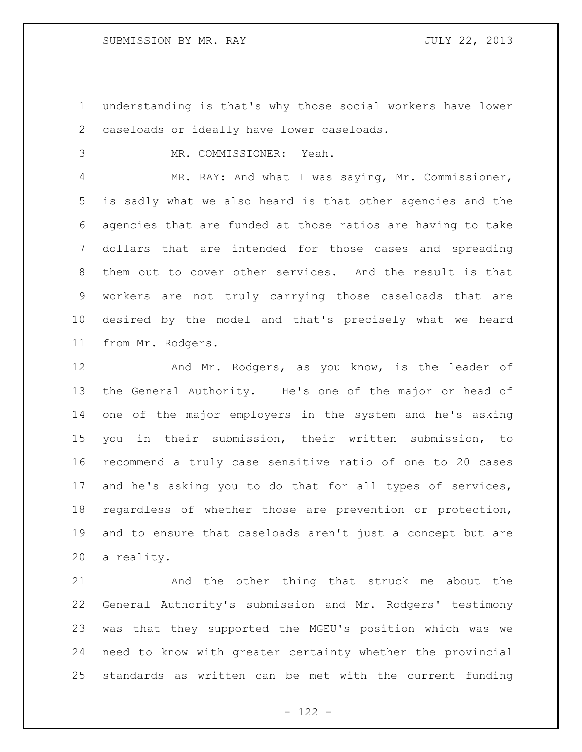understanding is that's why those social workers have lower caseloads or ideally have lower caseloads.

MR. COMMISSIONER: Yeah.

MR. RAY: And what I was saying, Mr. Commissioner, is sadly what we also heard is that other agencies and the agencies that are funded at those ratios are having to take dollars that are intended for those cases and spreading them out to cover other services. And the result is that workers are not truly carrying those caseloads that are desired by the model and that's precisely what we heard from Mr. Rodgers.

And Mr. Rodgers, as you know, is the leader of the General Authority. He's one of the major or head of one of the major employers in the system and he's asking you in their submission, their written submission, to recommend a truly case sensitive ratio of one to 20 cases and he's asking you to do that for all types of services, regardless of whether those are prevention or protection, and to ensure that caseloads aren't just a concept but are a reality.

And the other thing that struck me about the General Authority's submission and Mr. Rodgers' testimony was that they supported the MGEU's position which was we need to know with greater certainty whether the provincial standards as written can be met with the current funding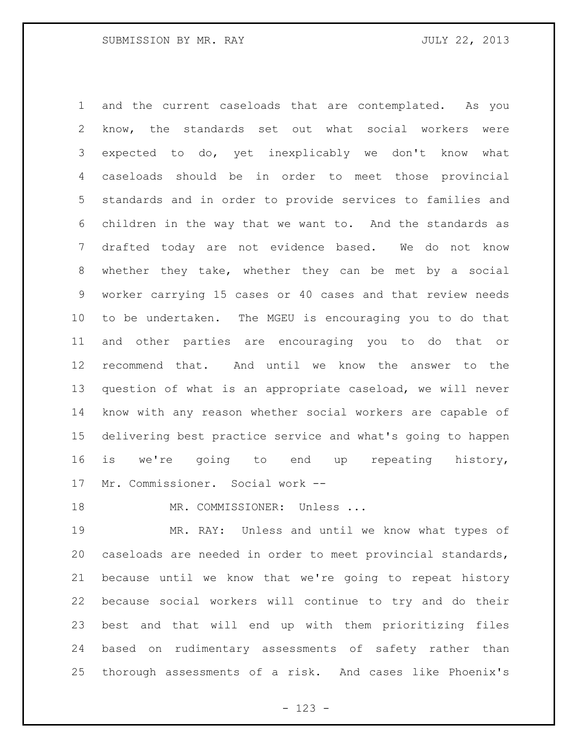and the current caseloads that are contemplated. As you know, the standards set out what social workers were expected to do, yet inexplicably we don't know what caseloads should be in order to meet those provincial standards and in order to provide services to families and children in the way that we want to. And the standards as drafted today are not evidence based. We do not know whether they take, whether they can be met by a social worker carrying 15 cases or 40 cases and that review needs to be undertaken. The MGEU is encouraging you to do that and other parties are encouraging you to do that or recommend that. And until we know the answer to the question of what is an appropriate caseload, we will never know with any reason whether social workers are capable of delivering best practice service and what's going to happen is we're going to end up repeating history, Mr. Commissioner. Social work --

MR. COMMISSIONER: Unless ...

MR. RAY: Unless and until we know what types of caseloads are needed in order to meet provincial standards, because until we know that we're going to repeat history because social workers will continue to try and do their best and that will end up with them prioritizing files based on rudimentary assessments of safety rather than thorough assessments of a risk. And cases like Phoenix's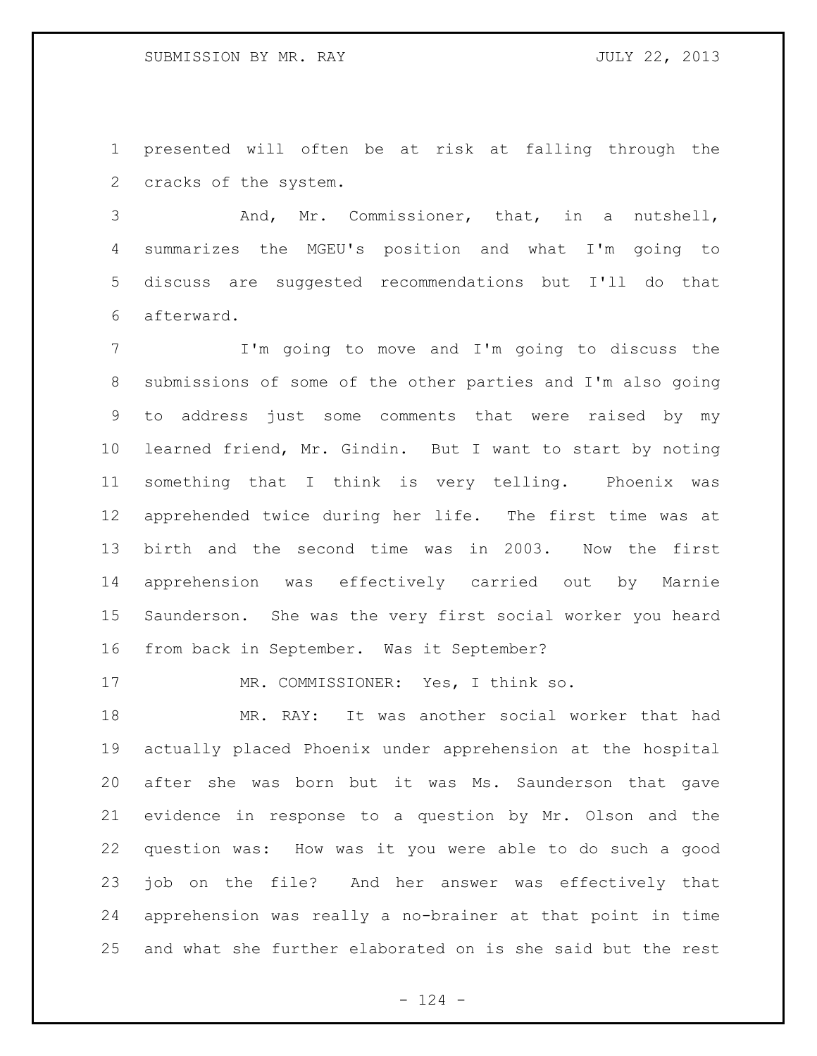presented will often be at risk at falling through the cracks of the system.

And, Mr. Commissioner, that, in a nutshell, summarizes the MGEU's position and what I'm going to discuss are suggested recommendations but I'll do that afterward.

I'm going to move and I'm going to discuss the submissions of some of the other parties and I'm also going to address just some comments that were raised by my learned friend, Mr. Gindin. But I want to start by noting something that I think is very telling. Phoenix was apprehended twice during her life. The first time was at birth and the second time was in 2003. Now the first apprehension was effectively carried out by Marnie Saunderson. She was the very first social worker you heard from back in September. Was it September?

MR. COMMISSIONER: Yes, I think so.

MR. RAY: It was another social worker that had actually placed Phoenix under apprehension at the hospital after she was born but it was Ms. Saunderson that gave evidence in response to a question by Mr. Olson and the question was: How was it you were able to do such a good job on the file? And her answer was effectively that apprehension was really a no-brainer at that point in time and what she further elaborated on is she said but the rest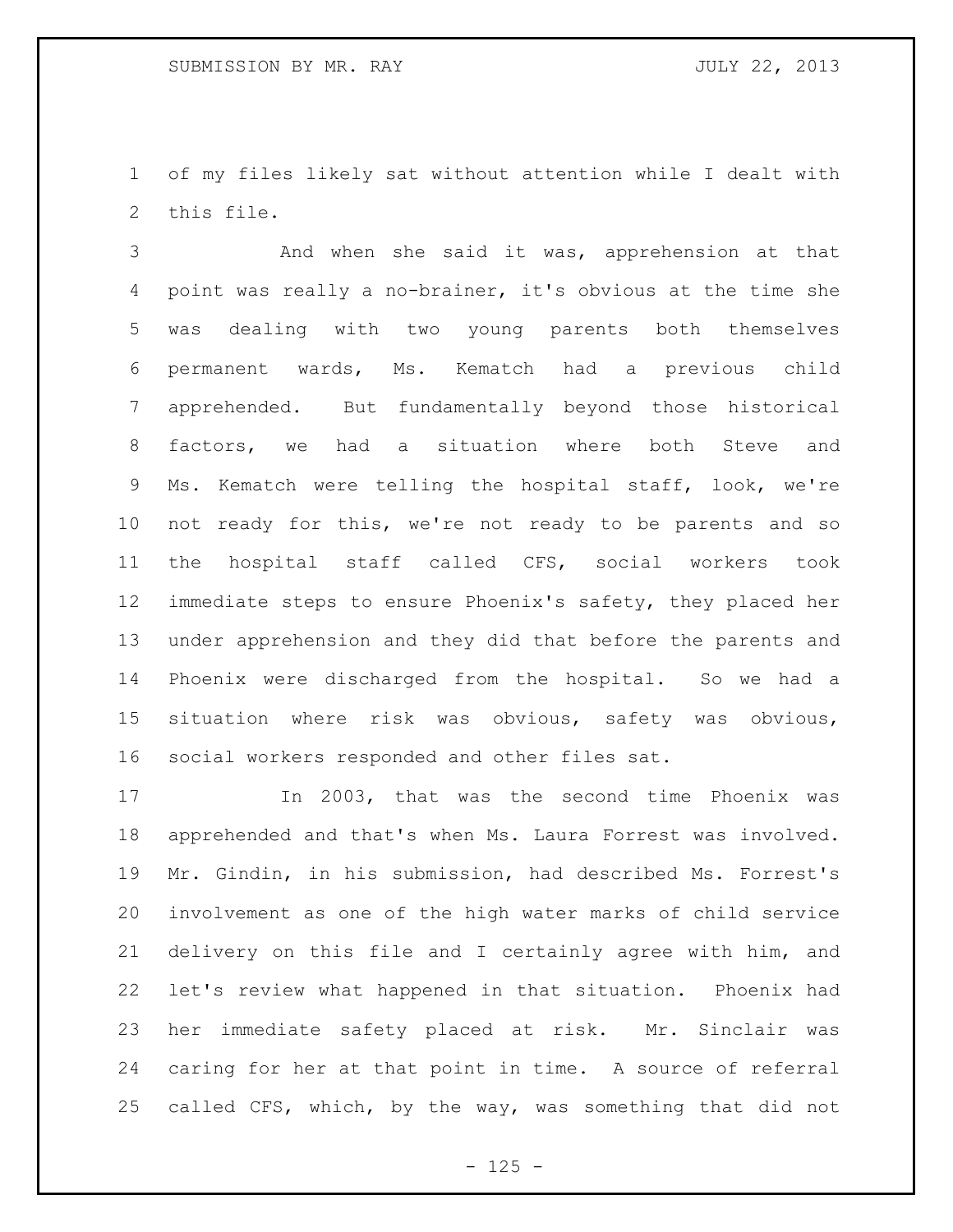of my files likely sat without attention while I dealt with this file.

And when she said it was, apprehension at that point was really a no-brainer, it's obvious at the time she was dealing with two young parents both themselves permanent wards, Ms. Kematch had a previous child apprehended. But fundamentally beyond those historical factors, we had a situation where both Steve and Ms. Kematch were telling the hospital staff, look, we're not ready for this, we're not ready to be parents and so the hospital staff called CFS, social workers took immediate steps to ensure Phoenix's safety, they placed her under apprehension and they did that before the parents and Phoenix were discharged from the hospital. So we had a situation where risk was obvious, safety was obvious, social workers responded and other files sat.

In 2003, that was the second time Phoenix was apprehended and that's when Ms. Laura Forrest was involved. Mr. Gindin, in his submission, had described Ms. Forrest's involvement as one of the high water marks of child service delivery on this file and I certainly agree with him, and let's review what happened in that situation. Phoenix had her immediate safety placed at risk. Mr. Sinclair was caring for her at that point in time. A source of referral called CFS, which, by the way, was something that did not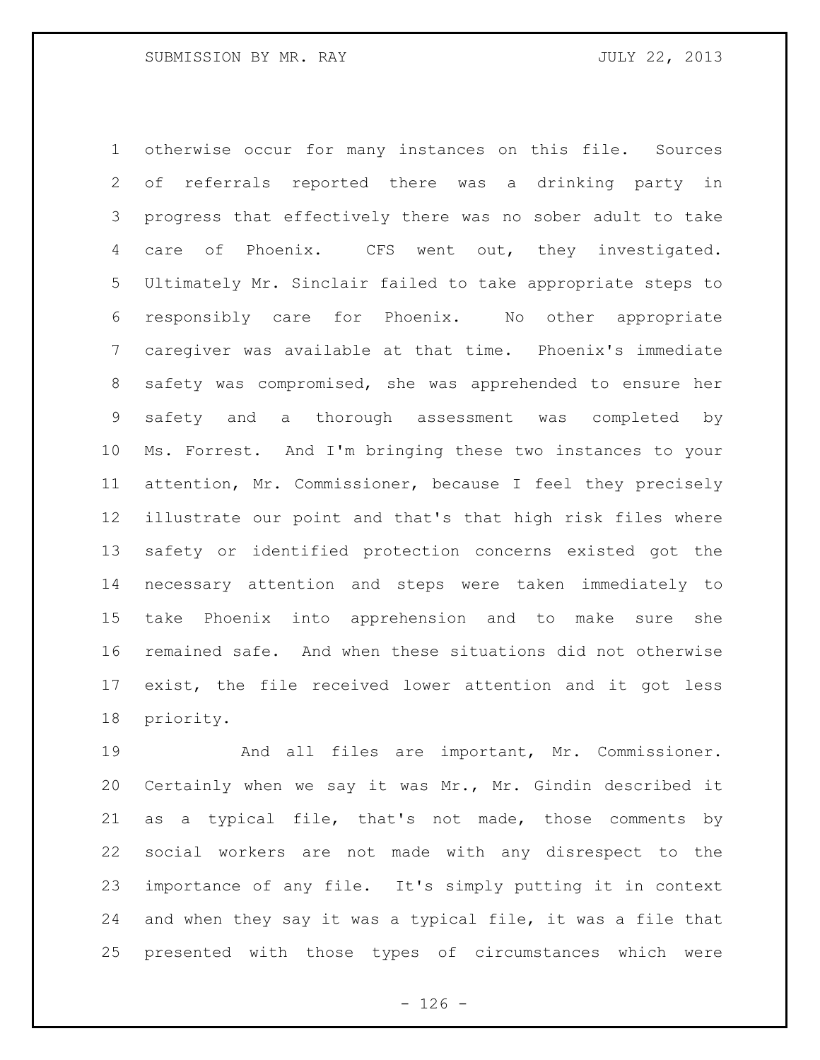otherwise occur for many instances on this file. Sources of referrals reported there was a drinking party in progress that effectively there was no sober adult to take care of Phoenix. CFS went out, they investigated. Ultimately Mr. Sinclair failed to take appropriate steps to responsibly care for Phoenix. No other appropriate caregiver was available at that time. Phoenix's immediate safety was compromised, she was apprehended to ensure her safety and a thorough assessment was completed by Ms. Forrest. And I'm bringing these two instances to your attention, Mr. Commissioner, because I feel they precisely illustrate our point and that's that high risk files where safety or identified protection concerns existed got the necessary attention and steps were taken immediately to take Phoenix into apprehension and to make sure she remained safe. And when these situations did not otherwise exist, the file received lower attention and it got less priority.

And all files are important, Mr. Commissioner. Certainly when we say it was Mr., Mr. Gindin described it as a typical file, that's not made, those comments by social workers are not made with any disrespect to the importance of any file. It's simply putting it in context and when they say it was a typical file, it was a file that presented with those types of circumstances which were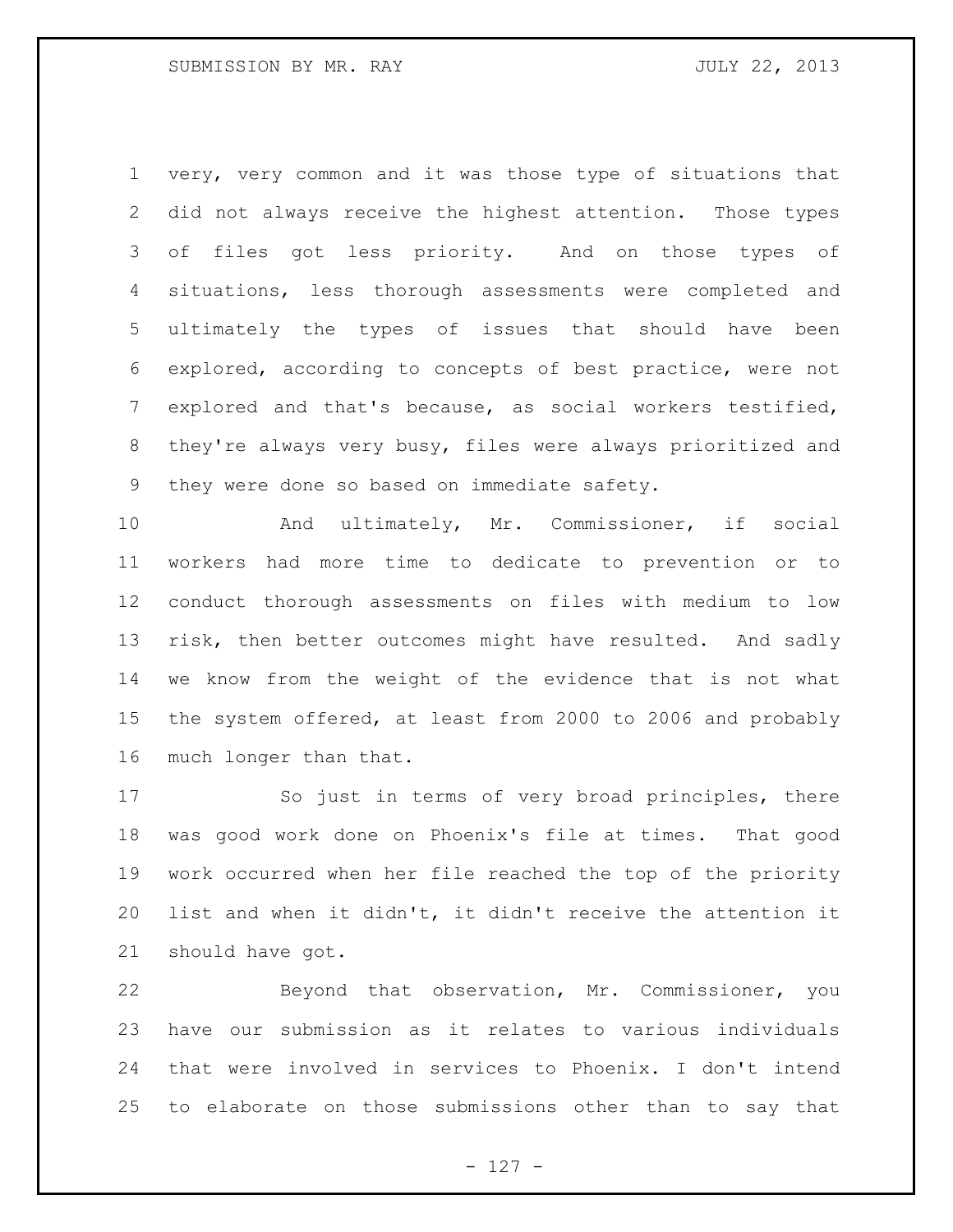very, very common and it was those type of situations that did not always receive the highest attention. Those types of files got less priority. And on those types of situations, less thorough assessments were completed and ultimately the types of issues that should have been explored, according to concepts of best practice, were not explored and that's because, as social workers testified, they're always very busy, files were always prioritized and they were done so based on immediate safety.

And ultimately, Mr. Commissioner, if social workers had more time to dedicate to prevention or to conduct thorough assessments on files with medium to low risk, then better outcomes might have resulted. And sadly we know from the weight of the evidence that is not what the system offered, at least from 2000 to 2006 and probably much longer than that.

So just in terms of very broad principles, there was good work done on Phoenix's file at times. That good work occurred when her file reached the top of the priority list and when it didn't, it didn't receive the attention it should have got.

Beyond that observation, Mr. Commissioner, you have our submission as it relates to various individuals that were involved in services to Phoenix. I don't intend to elaborate on those submissions other than to say that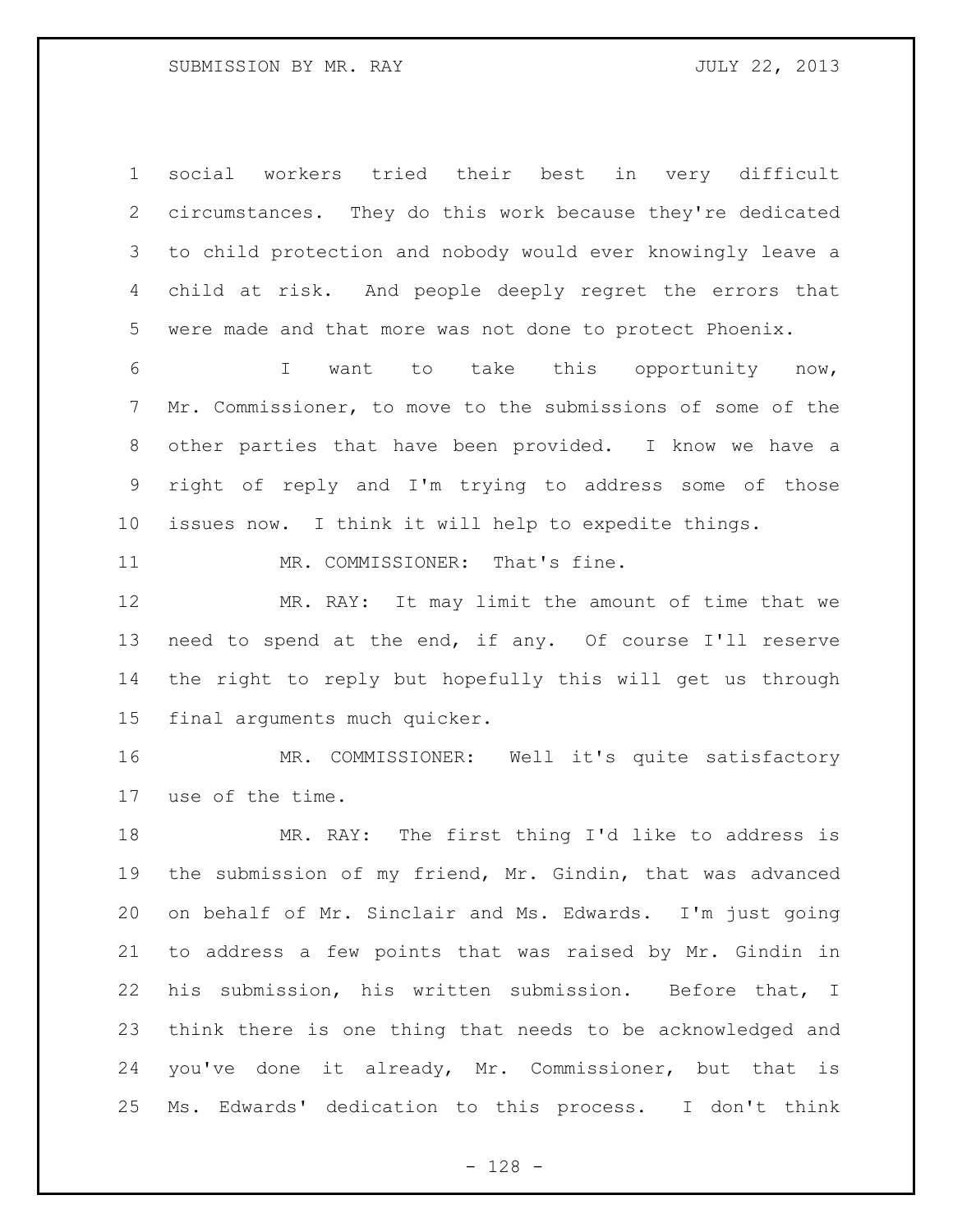social workers tried their best in very difficult circumstances. They do this work because they're dedicated to child protection and nobody would ever knowingly leave a child at risk. And people deeply regret the errors that were made and that more was not done to protect Phoenix.

I want to take this opportunity now, Mr. Commissioner, to move to the submissions of some of the other parties that have been provided. I know we have a right of reply and I'm trying to address some of those issues now. I think it will help to expedite things.

MR. COMMISSIONER: That's fine.

MR. RAY: It may limit the amount of time that we need to spend at the end, if any. Of course I'll reserve the right to reply but hopefully this will get us through final arguments much quicker.

MR. COMMISSIONER: Well it's quite satisfactory use of the time.

MR. RAY: The first thing I'd like to address is the submission of my friend, Mr. Gindin, that was advanced on behalf of Mr. Sinclair and Ms. Edwards. I'm just going to address a few points that was raised by Mr. Gindin in his submission, his written submission. Before that, I think there is one thing that needs to be acknowledged and you've done it already, Mr. Commissioner, but that is Ms. Edwards' dedication to this process. I don't think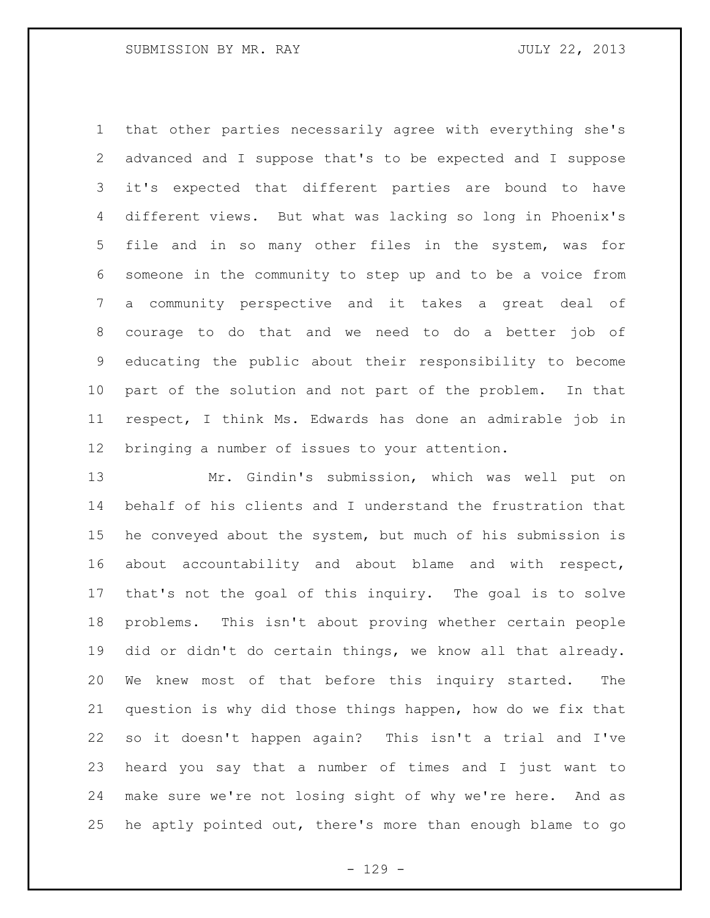that other parties necessarily agree with everything she's advanced and I suppose that's to be expected and I suppose it's expected that different parties are bound to have different views. But what was lacking so long in Phoenix's file and in so many other files in the system, was for someone in the community to step up and to be a voice from a community perspective and it takes a great deal of courage to do that and we need to do a better job of educating the public about their responsibility to become part of the solution and not part of the problem. In that respect, I think Ms. Edwards has done an admirable job in bringing a number of issues to your attention.

Mr. Gindin's submission, which was well put on behalf of his clients and I understand the frustration that he conveyed about the system, but much of his submission is about accountability and about blame and with respect, that's not the goal of this inquiry. The goal is to solve problems. This isn't about proving whether certain people did or didn't do certain things, we know all that already. We knew most of that before this inquiry started. The question is why did those things happen, how do we fix that so it doesn't happen again? This isn't a trial and I've heard you say that a number of times and I just want to make sure we're not losing sight of why we're here. And as he aptly pointed out, there's more than enough blame to go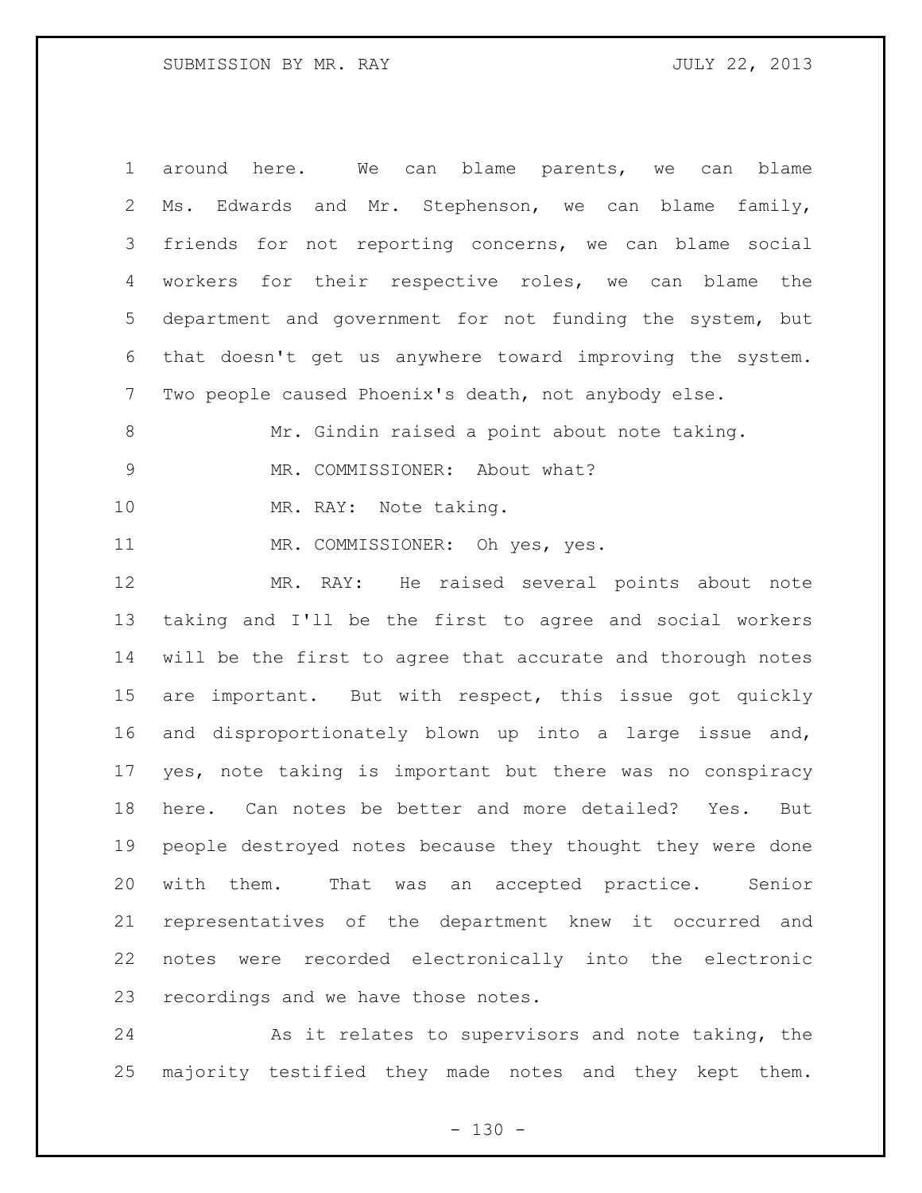around here. We can blame parents, we can blame Ms. Edwards and Mr. Stephenson, we can blame family, friends for not reporting concerns, we can blame social workers for their respective roles, we can blame the department and government for not funding the system, but that doesn't get us anywhere toward improving the system. Two people caused Phoenix's death, not anybody else.

Mr. Gindin raised a point about note taking.

MR. COMMISSIONER: About what?

MR. RAY: Note taking.

MR. COMMISSIONER: Oh yes, yes.

MR. RAY: He raised several points about note taking and I'll be the first to agree and social workers will be the first to agree that accurate and thorough notes are important. But with respect, this issue got quickly and disproportionately blown up into a large issue and, yes, note taking is important but there was no conspiracy here. Can notes be better and more detailed? Yes. But people destroyed notes because they thought they were done with them. That was an accepted practice. Senior representatives of the department knew it occurred and notes were recorded electronically into the electronic recordings and we have those notes.

As it relates to supervisors and note taking, the majority testified they made notes and they kept them.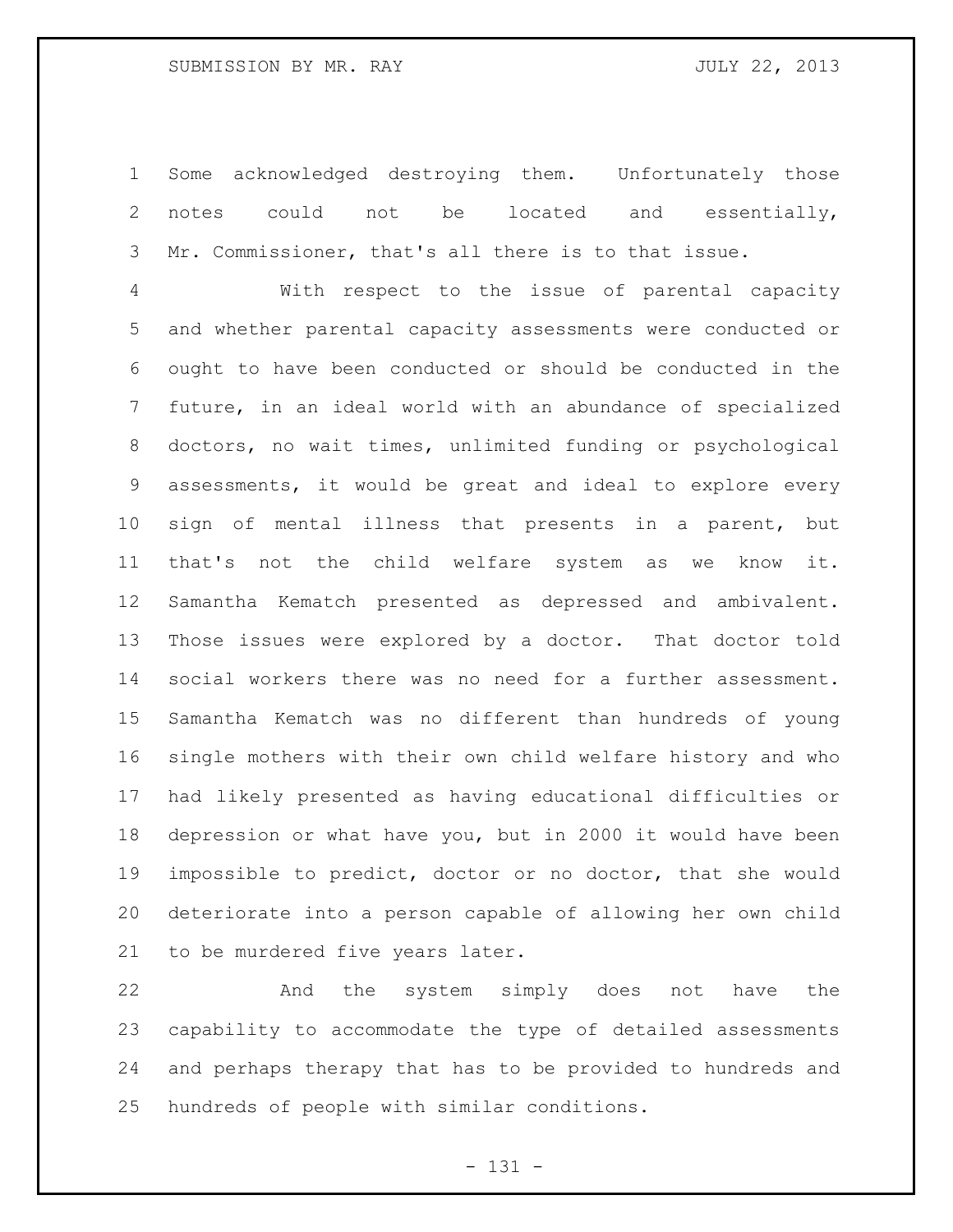Some acknowledged destroying them. Unfortunately those notes could not be located and essentially, Mr. Commissioner, that's all there is to that issue.

With respect to the issue of parental capacity and whether parental capacity assessments were conducted or ought to have been conducted or should be conducted in the future, in an ideal world with an abundance of specialized doctors, no wait times, unlimited funding or psychological assessments, it would be great and ideal to explore every sign of mental illness that presents in a parent, but that's not the child welfare system as we know it. Samantha Kematch presented as depressed and ambivalent. Those issues were explored by a doctor. That doctor told social workers there was no need for a further assessment. Samantha Kematch was no different than hundreds of young single mothers with their own child welfare history and who had likely presented as having educational difficulties or depression or what have you, but in 2000 it would have been impossible to predict, doctor or no doctor, that she would deteriorate into a person capable of allowing her own child to be murdered five years later.

And the system simply does not have the capability to accommodate the type of detailed assessments and perhaps therapy that has to be provided to hundreds and hundreds of people with similar conditions.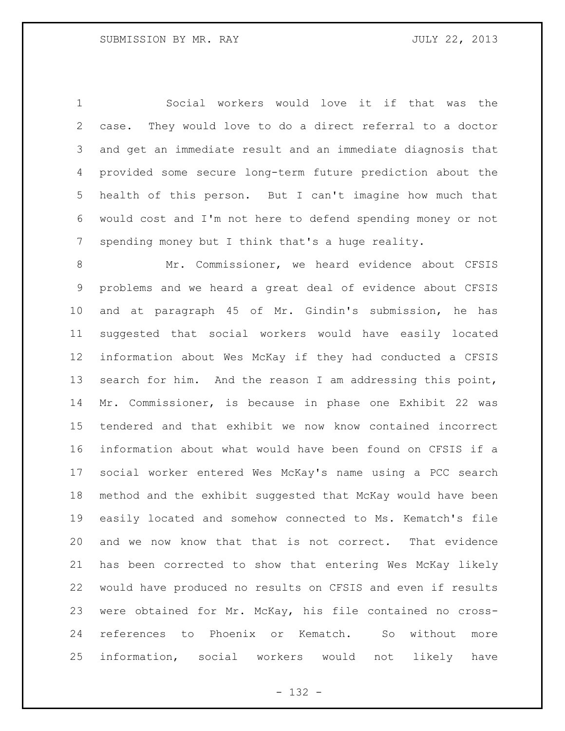Social workers would love it if that was the case. They would love to do a direct referral to a doctor and get an immediate result and an immediate diagnosis that provided some secure long-term future prediction about the health of this person. But I can't imagine how much that would cost and I'm not here to defend spending money or not spending money but I think that's a huge reality.

Mr. Commissioner, we heard evidence about CFSIS problems and we heard a great deal of evidence about CFSIS and at paragraph 45 of Mr. Gindin's submission, he has suggested that social workers would have easily located information about Wes McKay if they had conducted a CFSIS search for him. And the reason I am addressing this point, Mr. Commissioner, is because in phase one Exhibit 22 was tendered and that exhibit we now know contained incorrect information about what would have been found on CFSIS if a social worker entered Wes McKay's name using a PCC search method and the exhibit suggested that McKay would have been easily located and somehow connected to Ms. Kematch's file and we now know that that is not correct. That evidence has been corrected to show that entering Wes McKay likely would have produced no results on CFSIS and even if results were obtained for Mr. McKay, his file contained no cross-references to Phoenix or Kematch. So without more information, social workers would not likely have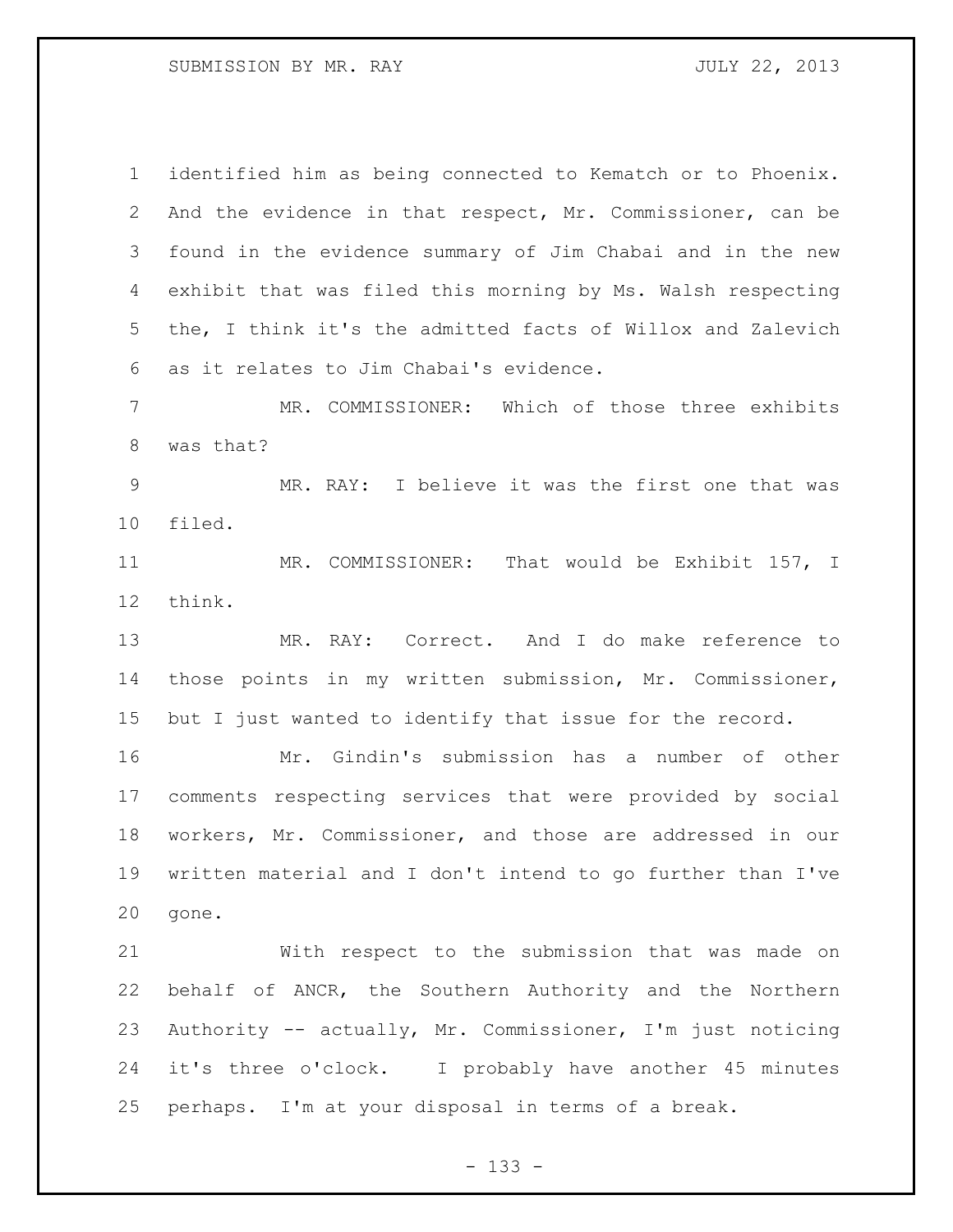identified him as being connected to Kematch or to Phoenix. And the evidence in that respect, Mr. Commissioner, can be found in the evidence summary of Jim Chabai and in the new exhibit that was filed this morning by Ms. Walsh respecting the, I think it's the admitted facts of Willox and Zalevich as it relates to Jim Chabai's evidence.

MR. COMMISSIONER: Which of those three exhibits was that?

MR. RAY: I believe it was the first one that was filed.

MR. COMMISSIONER: That would be Exhibit 157, I think.

MR. RAY: Correct. And I do make reference to those points in my written submission, Mr. Commissioner, but I just wanted to identify that issue for the record.

Mr. Gindin's submission has a number of other comments respecting services that were provided by social workers, Mr. Commissioner, and those are addressed in our written material and I don't intend to go further than I've gone.

With respect to the submission that was made on behalf of ANCR, the Southern Authority and the Northern Authority -- actually, Mr. Commissioner, I'm just noticing it's three o'clock. I probably have another 45 minutes perhaps. I'm at your disposal in terms of a break.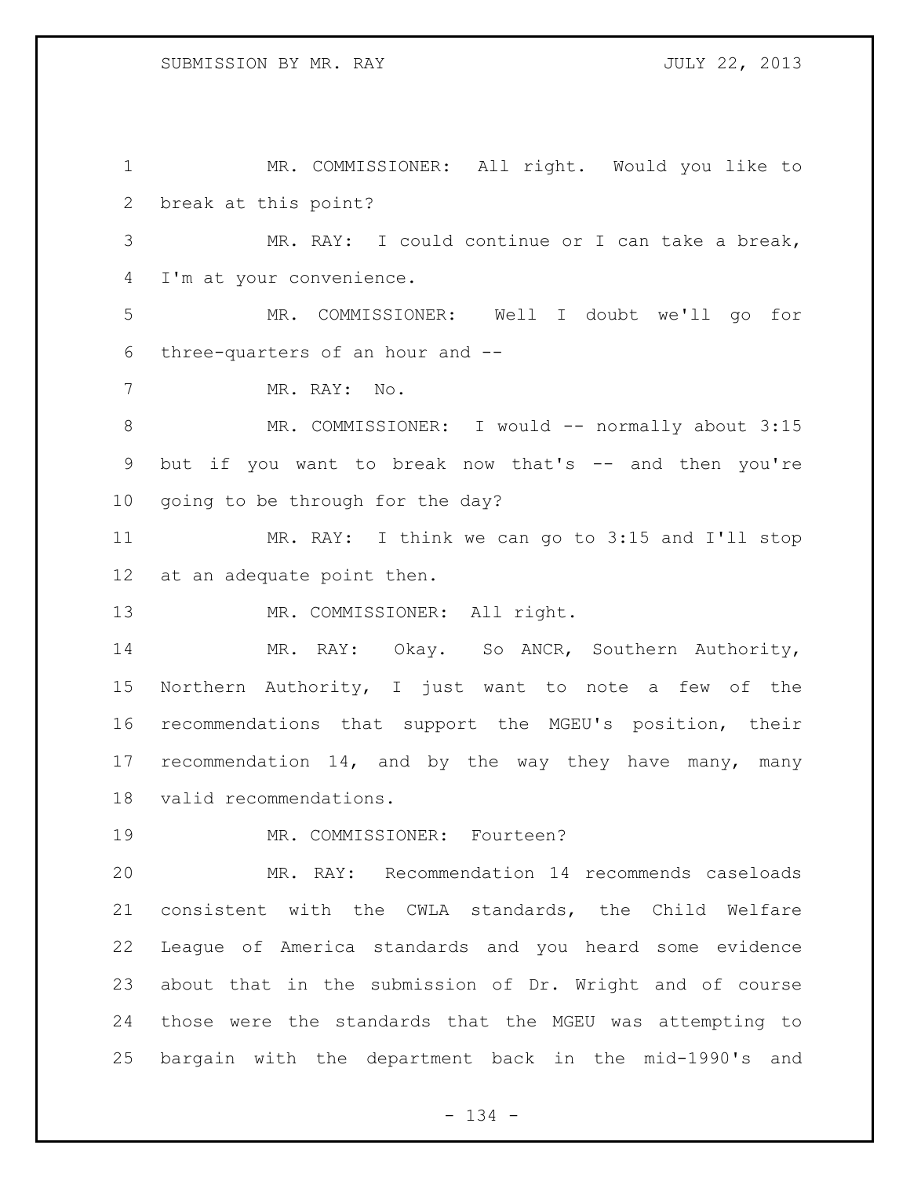MR. COMMISSIONER: All right. Would you like to break at this point?

MR. RAY: I could continue or I can take a break, I'm at your convenience.

MR. COMMISSIONER: Well I doubt we'll go for three-quarters of an hour and --

MR. RAY: No.

MR. COMMISSIONER: I would -- normally about 3:15 but if you want to break now that's -- and then you're going to be through for the day?

MR. RAY: I think we can go to 3:15 and I'll stop at an adequate point then.

MR. COMMISSIONER: All right.

MR. RAY: Okay. So ANCR, Southern Authority, Northern Authority, I just want to note a few of the recommendations that support the MGEU's position, their recommendation 14, and by the way they have many, many valid recommendations.

MR. COMMISSIONER: Fourteen?

MR. RAY: Recommendation 14 recommends caseloads consistent with the CWLA standards, the Child Welfare League of America standards and you heard some evidence about that in the submission of Dr. Wright and of course those were the standards that the MGEU was attempting to bargain with the department back in the mid-1990's and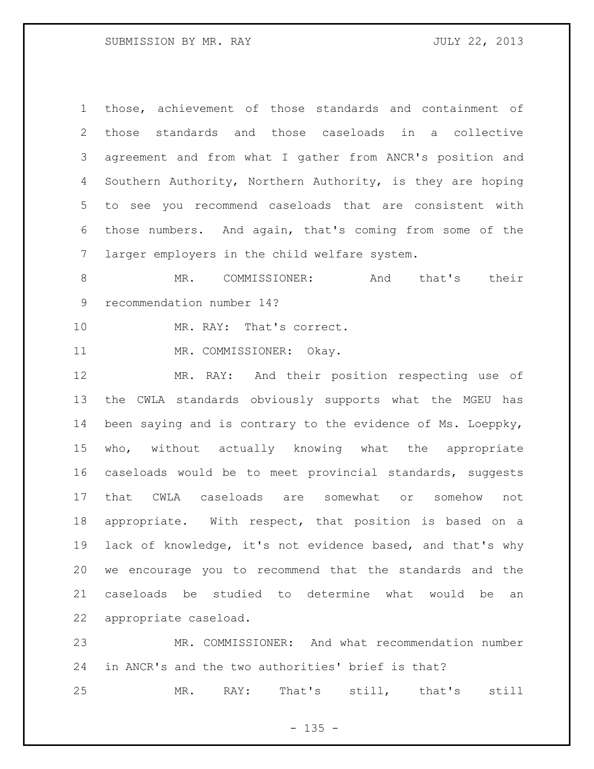those, achievement of those standards and containment of those standards and those caseloads in a collective agreement and from what I gather from ANCR's position and Southern Authority, Northern Authority, is they are hoping to see you recommend caseloads that are consistent with those numbers. And again, that's coming from some of the larger employers in the child welfare system.

MR. COMMISSIONER: And that's their recommendation number 14?

MR. RAY: That's correct.

MR. COMMISSIONER: Okay.

MR. RAY: And their position respecting use of the CWLA standards obviously supports what the MGEU has been saying and is contrary to the evidence of Ms. Loeppky, who, without actually knowing what the appropriate caseloads would be to meet provincial standards, suggests that CWLA caseloads are somewhat or somehow not appropriate. With respect, that position is based on a lack of knowledge, it's not evidence based, and that's why we encourage you to recommend that the standards and the caseloads be studied to determine what would be an appropriate caseload.

MR. COMMISSIONER: And what recommendation number in ANCR's and the two authorities' brief is that?

MR. RAY: That's still, that's still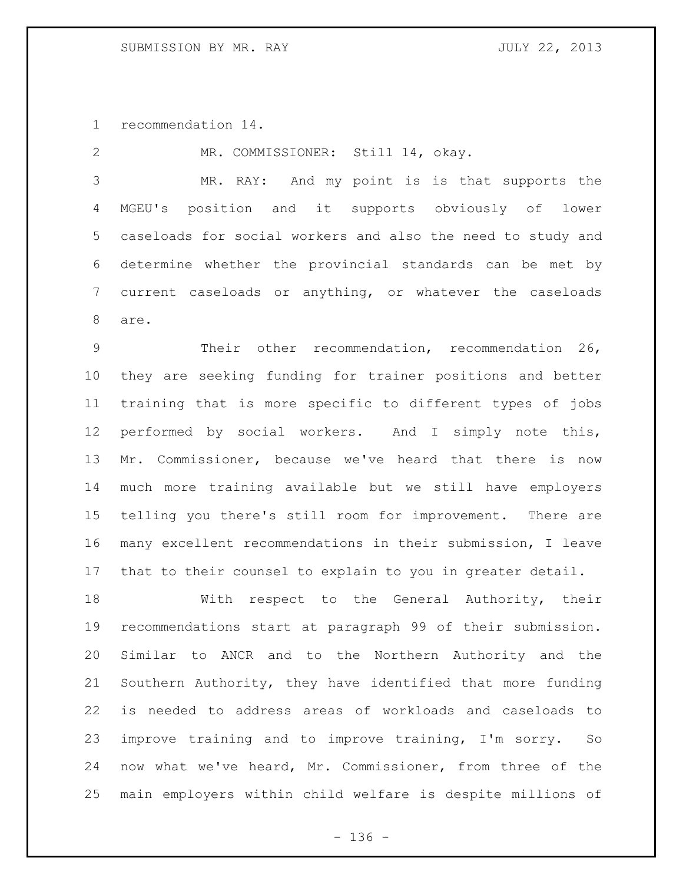recommendation 14.

MR. COMMISSIONER: Still 14, okay.

MR. RAY: And my point is is that supports the MGEU's position and it supports obviously of lower caseloads for social workers and also the need to study and determine whether the provincial standards can be met by current caseloads or anything, or whatever the caseloads are.

Their other recommendation, recommendation 26, they are seeking funding for trainer positions and better training that is more specific to different types of jobs performed by social workers. And I simply note this, Mr. Commissioner, because we've heard that there is now much more training available but we still have employers telling you there's still room for improvement. There are many excellent recommendations in their submission, I leave that to their counsel to explain to you in greater detail.

With respect to the General Authority, their recommendations start at paragraph 99 of their submission. Similar to ANCR and to the Northern Authority and the Southern Authority, they have identified that more funding is needed to address areas of workloads and caseloads to improve training and to improve training, I'm sorry. So now what we've heard, Mr. Commissioner, from three of the main employers within child welfare is despite millions of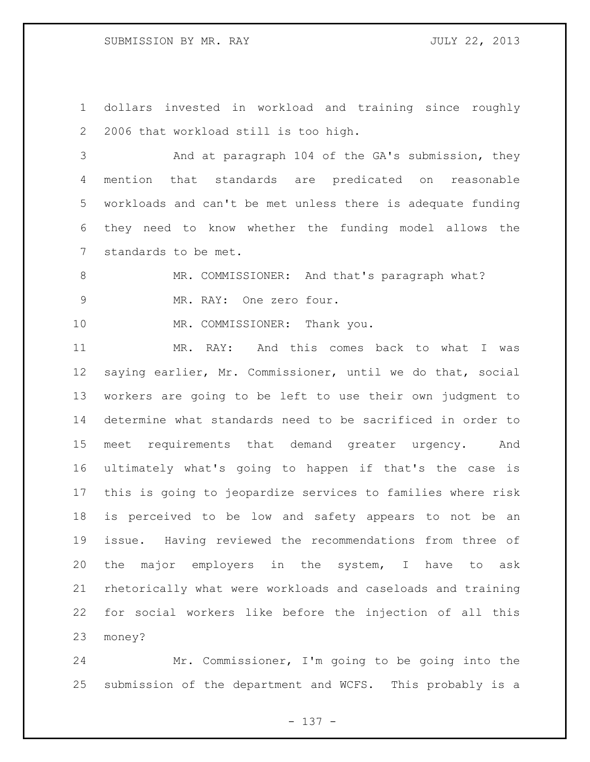dollars invested in workload and training since roughly 2006 that workload still is too high.

And at paragraph 104 of the GA's submission, they mention that standards are predicated on reasonable workloads and can't be met unless there is adequate funding they need to know whether the funding model allows the standards to be met.

MR. COMMISSIONER: And that's paragraph what?

MR. RAY: One zero four.

MR. COMMISSIONER: Thank you.

MR. RAY: And this comes back to what I was saying earlier, Mr. Commissioner, until we do that, social workers are going to be left to use their own judgment to determine what standards need to be sacrificed in order to meet requirements that demand greater urgency. And ultimately what's going to happen if that's the case is this is going to jeopardize services to families where risk is perceived to be low and safety appears to not be an issue. Having reviewed the recommendations from three of the major employers in the system, I have to ask rhetorically what were workloads and caseloads and training for social workers like before the injection of all this money?

Mr. Commissioner, I'm going to be going into the submission of the department and WCFS. This probably is a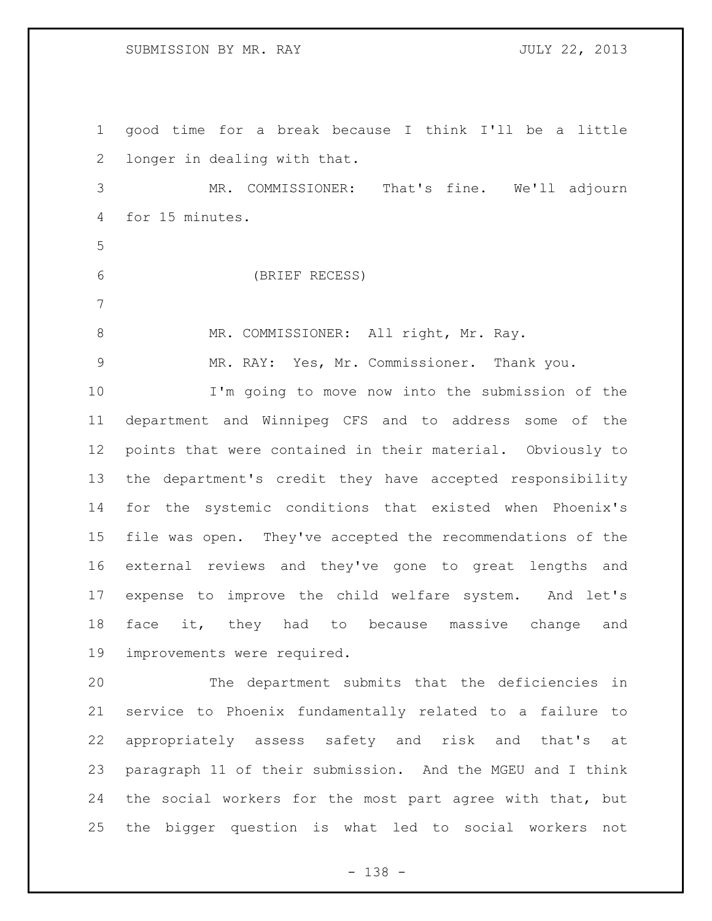good time for a break because I think I'll be a little longer in dealing with that.

MR. COMMISSIONER: That's fine. We'll adjourn for 15 minutes.

(BRIEF RECESS)

MR. COMMISSIONER: All right, Mr. Ray.

MR. RAY: Yes, Mr. Commissioner. Thank you.

I'm going to move now into the submission of the department and Winnipeg CFS and to address some of the points that were contained in their material. Obviously to the department's credit they have accepted responsibility for the systemic conditions that existed when Phoenix's file was open. They've accepted the recommendations of the external reviews and they've gone to great lengths and expense to improve the child welfare system. And let's face it, they had to because massive change and improvements were required.

The department submits that the deficiencies in service to Phoenix fundamentally related to a failure to appropriately assess safety and risk and that's at paragraph 11 of their submission. And the MGEU and I think the social workers for the most part agree with that, but the bigger question is what led to social workers not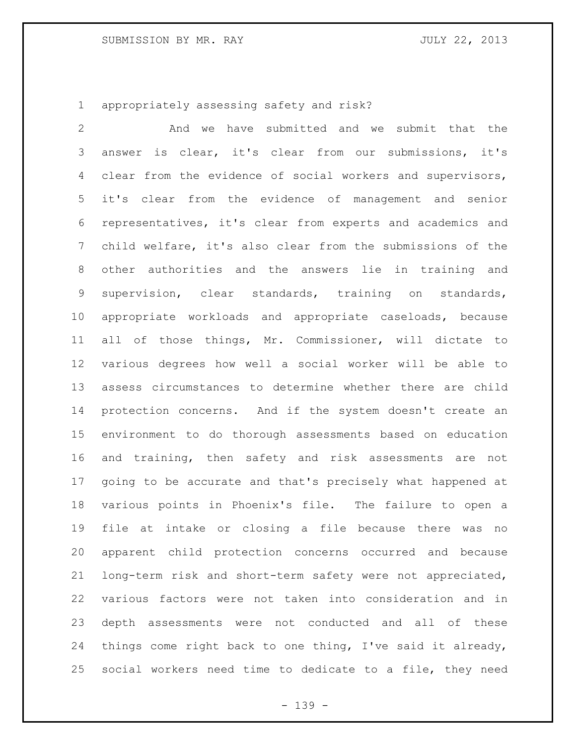appropriately assessing safety and risk?

And we have submitted and we submit that the answer is clear, it's clear from our submissions, it's clear from the evidence of social workers and supervisors, it's clear from the evidence of management and senior representatives, it's clear from experts and academics and child welfare, it's also clear from the submissions of the other authorities and the answers lie in training and supervision, clear standards, training on standards, appropriate workloads and appropriate caseloads, because all of those things, Mr. Commissioner, will dictate to various degrees how well a social worker will be able to assess circumstances to determine whether there are child protection concerns. And if the system doesn't create an environment to do thorough assessments based on education and training, then safety and risk assessments are not going to be accurate and that's precisely what happened at various points in Phoenix's file. The failure to open a file at intake or closing a file because there was no apparent child protection concerns occurred and because long-term risk and short-term safety were not appreciated, various factors were not taken into consideration and in depth assessments were not conducted and all of these things come right back to one thing, I've said it already, social workers need time to dedicate to a file, they need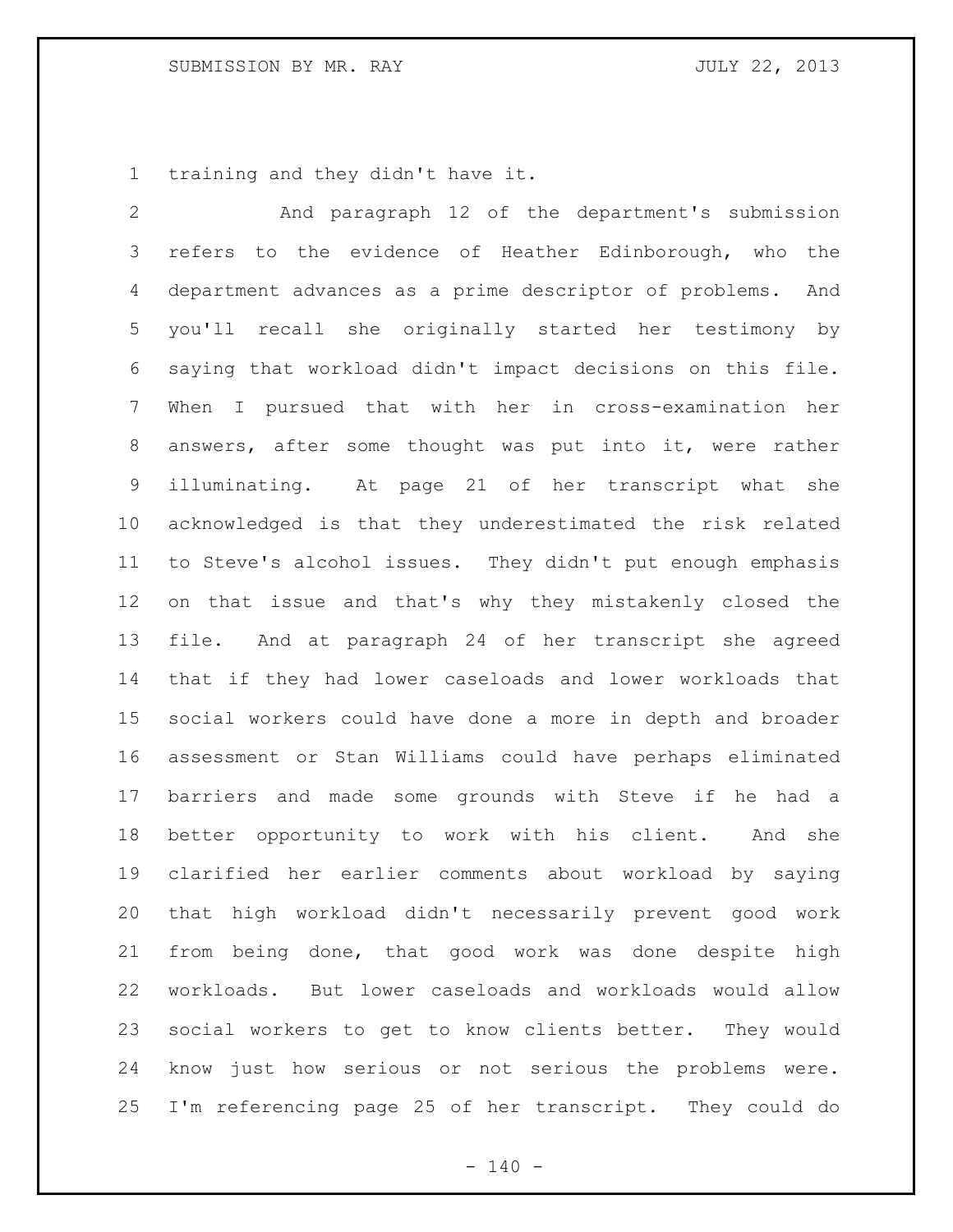training and they didn't have it.

And paragraph 12 of the department's submission refers to the evidence of Heather Edinborough, who the department advances as a prime descriptor of problems. And you'll recall she originally started her testimony by saying that workload didn't impact decisions on this file. When I pursued that with her in cross-examination her answers, after some thought was put into it, were rather illuminating. At page 21 of her transcript what she acknowledged is that they underestimated the risk related to Steve's alcohol issues. They didn't put enough emphasis on that issue and that's why they mistakenly closed the file. And at paragraph 24 of her transcript she agreed that if they had lower caseloads and lower workloads that social workers could have done a more in depth and broader assessment or Stan Williams could have perhaps eliminated barriers and made some grounds with Steve if he had a better opportunity to work with his client. And she clarified her earlier comments about workload by saying that high workload didn't necessarily prevent good work from being done, that good work was done despite high workloads. But lower caseloads and workloads would allow social workers to get to know clients better. They would know just how serious or not serious the problems were. I'm referencing page 25 of her transcript. They could do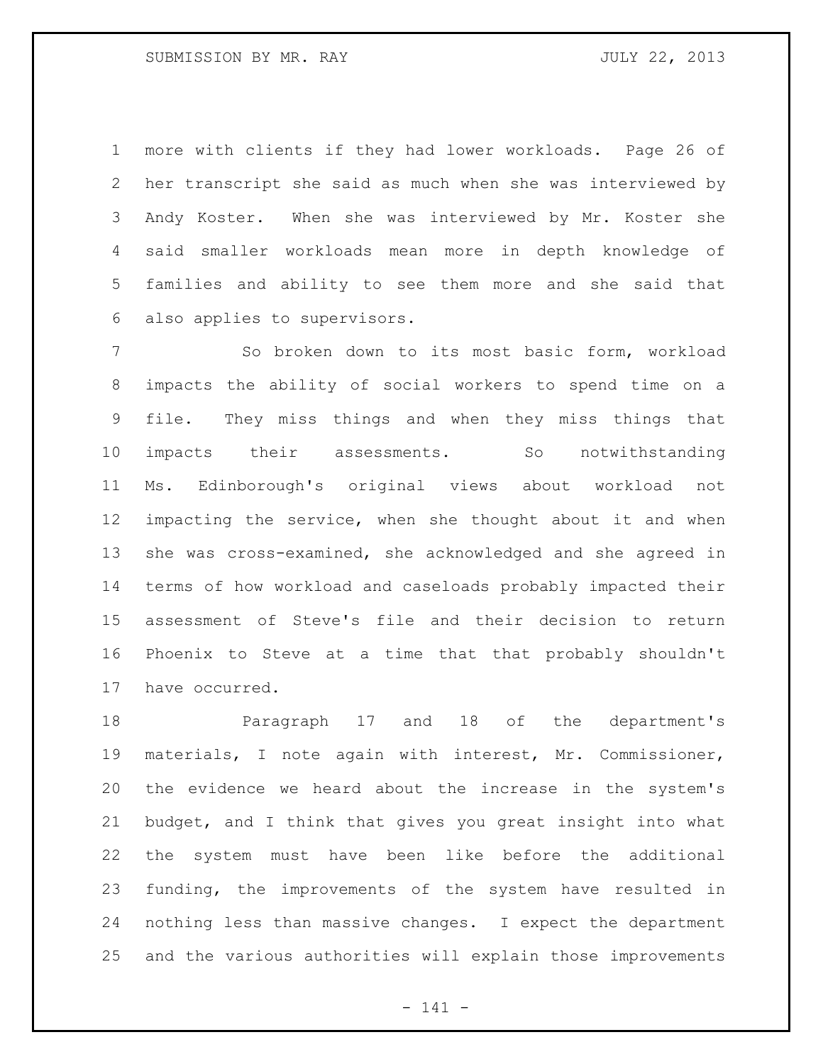more with clients if they had lower workloads. Page 26 of her transcript she said as much when she was interviewed by Andy Koster. When she was interviewed by Mr. Koster she said smaller workloads mean more in depth knowledge of families and ability to see them more and she said that also applies to supervisors.

So broken down to its most basic form, workload impacts the ability of social workers to spend time on a file. They miss things and when they miss things that impacts their assessments. So notwithstanding Ms. Edinborough's original views about workload not impacting the service, when she thought about it and when she was cross-examined, she acknowledged and she agreed in terms of how workload and caseloads probably impacted their assessment of Steve's file and their decision to return Phoenix to Steve at a time that that probably shouldn't have occurred.

Paragraph 17 and 18 of the department's materials, I note again with interest, Mr. Commissioner, the evidence we heard about the increase in the system's budget, and I think that gives you great insight into what the system must have been like before the additional funding, the improvements of the system have resulted in nothing less than massive changes. I expect the department and the various authorities will explain those improvements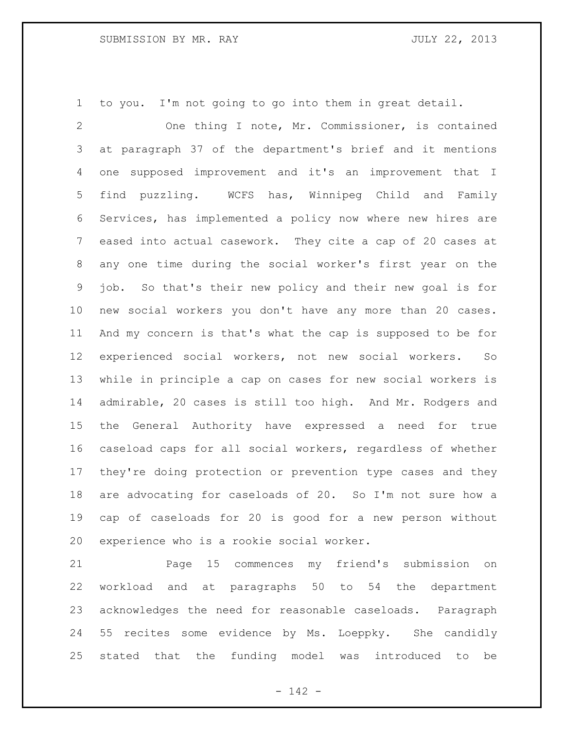to you. I'm not going to go into them in great detail.

One thing I note, Mr. Commissioner, is contained at paragraph 37 of the department's brief and it mentions one supposed improvement and it's an improvement that I find puzzling. WCFS has, Winnipeg Child and Family Services, has implemented a policy now where new hires are eased into actual casework. They cite a cap of 20 cases at any one time during the social worker's first year on the job. So that's their new policy and their new goal is for new social workers you don't have any more than 20 cases. And my concern is that's what the cap is supposed to be for experienced social workers, not new social workers. So while in principle a cap on cases for new social workers is admirable, 20 cases is still too high. And Mr. Rodgers and the General Authority have expressed a need for true caseload caps for all social workers, regardless of whether they're doing protection or prevention type cases and they are advocating for caseloads of 20. So I'm not sure how a cap of caseloads for 20 is good for a new person without experience who is a rookie social worker.

Page 15 commences my friend's submission on workload and at paragraphs 50 to 54 the department acknowledges the need for reasonable caseloads. Paragraph 55 recites some evidence by Ms. Loeppky. She candidly stated that the funding model was introduced to be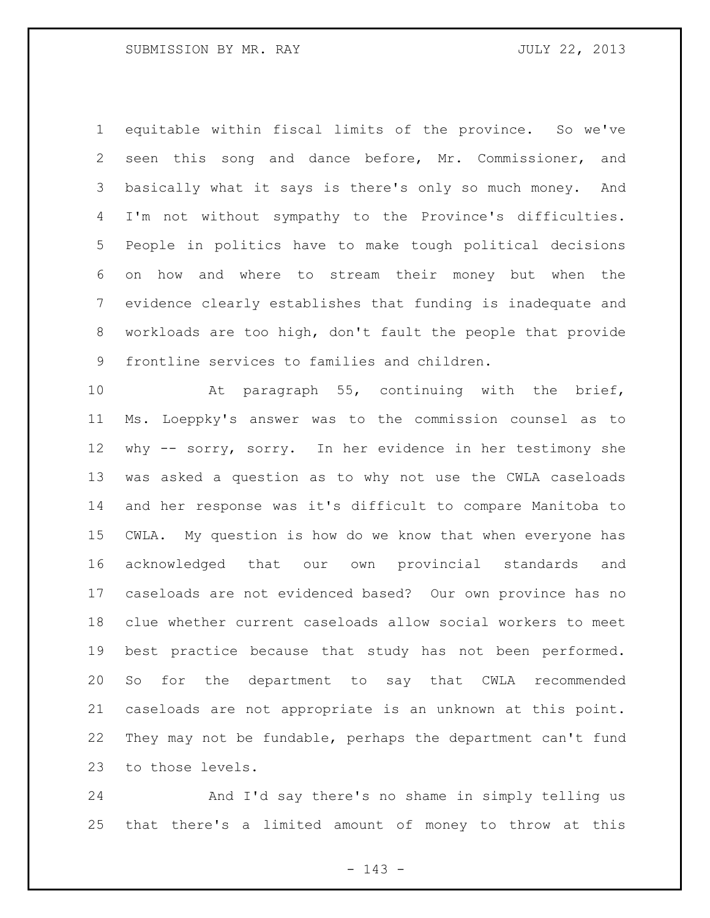equitable within fiscal limits of the province. So we've seen this song and dance before, Mr. Commissioner, and basically what it says is there's only so much money. And I'm not without sympathy to the Province's difficulties. People in politics have to make tough political decisions on how and where to stream their money but when the evidence clearly establishes that funding is inadequate and workloads are too high, don't fault the people that provide frontline services to families and children.

At paragraph 55, continuing with the brief, Ms. Loeppky's answer was to the commission counsel as to why -- sorry, sorry. In her evidence in her testimony she was asked a question as to why not use the CWLA caseloads and her response was it's difficult to compare Manitoba to CWLA. My question is how do we know that when everyone has acknowledged that our own provincial standards and caseloads are not evidenced based? Our own province has no clue whether current caseloads allow social workers to meet best practice because that study has not been performed. So for the department to say that CWLA recommended caseloads are not appropriate is an unknown at this point. They may not be fundable, perhaps the department can't fund to those levels.

And I'd say there's no shame in simply telling us that there's a limited amount of money to throw at this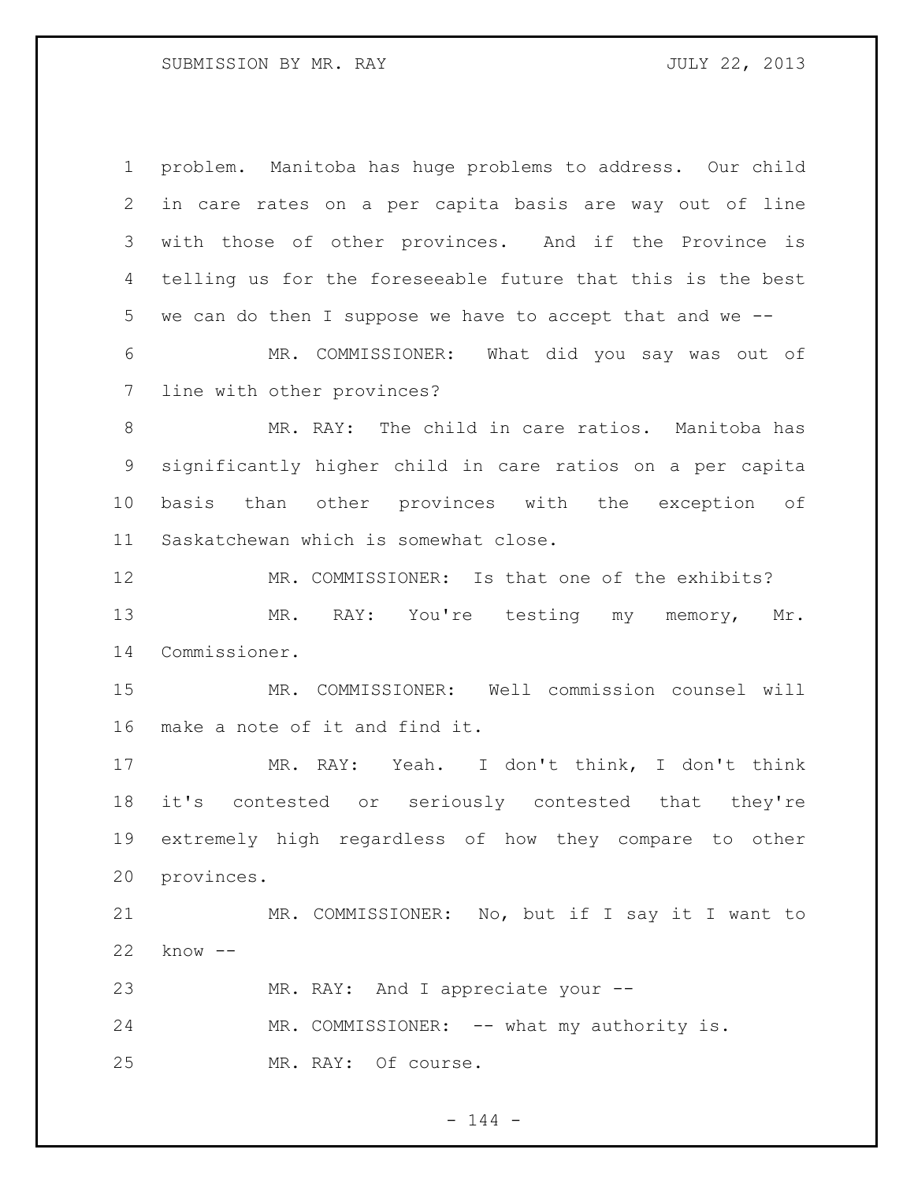problem. Manitoba has huge problems to address. Our child in care rates on a per capita basis are way out of line with those of other provinces. And if the Province is telling us for the foreseeable future that this is the best we can do then I suppose we have to accept that and we --

MR. COMMISSIONER: What did you say was out of line with other provinces?

MR. RAY: The child in care ratios. Manitoba has significantly higher child in care ratios on a per capita basis than other provinces with the exception of Saskatchewan which is somewhat close.

MR. COMMISSIONER: Is that one of the exhibits?

MR. RAY: You're testing my memory, Mr. Commissioner.

MR. COMMISSIONER: Well commission counsel will make a note of it and find it.

MR. RAY: Yeah. I don't think, I don't think it's contested or seriously contested that they're extremely high regardless of how they compare to other provinces.

MR. COMMISSIONER: No, but if I say it I want to know --

MR. RAY: And I appreciate your --

MR. COMMISSIONER: -- what my authority is.

MR. RAY: Of course.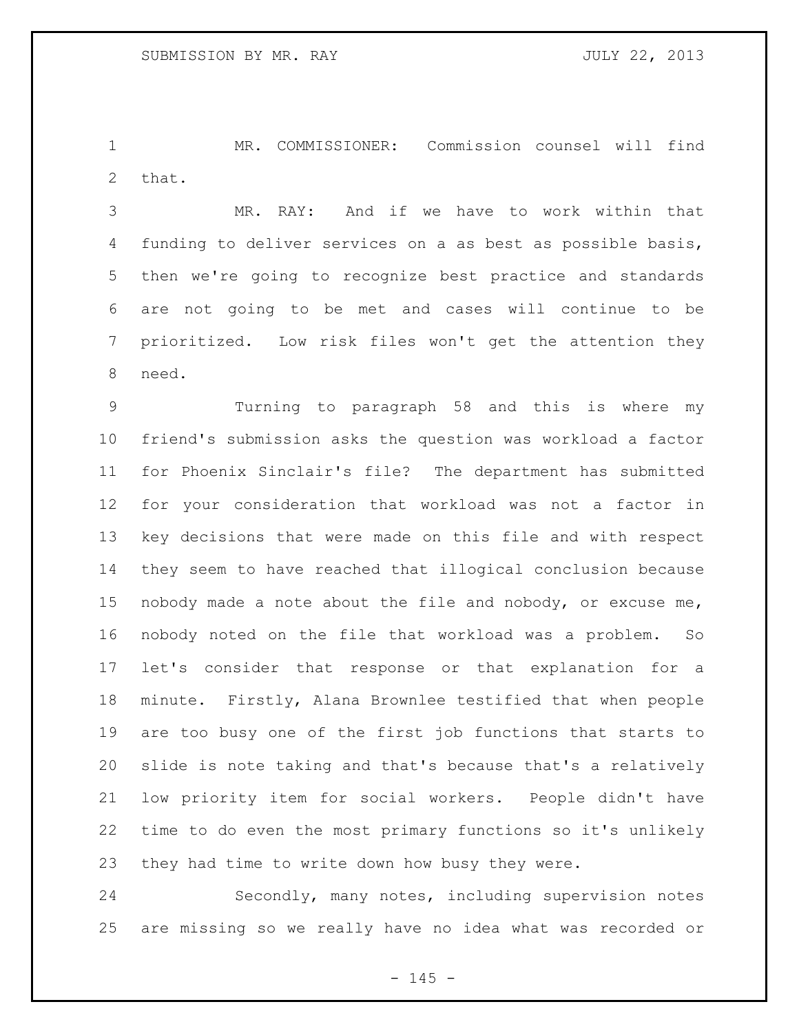MR. COMMISSIONER: Commission counsel will find that.

MR. RAY: And if we have to work within that funding to deliver services on a as best as possible basis, then we're going to recognize best practice and standards are not going to be met and cases will continue to be prioritized. Low risk files won't get the attention they need.

Turning to paragraph 58 and this is where my friend's submission asks the question was workload a factor for Phoenix Sinclair's file? The department has submitted for your consideration that workload was not a factor in key decisions that were made on this file and with respect they seem to have reached that illogical conclusion because nobody made a note about the file and nobody, or excuse me, nobody noted on the file that workload was a problem. So let's consider that response or that explanation for a minute. Firstly, Alana Brownlee testified that when people are too busy one of the first job functions that starts to slide is note taking and that's because that's a relatively low priority item for social workers. People didn't have time to do even the most primary functions so it's unlikely they had time to write down how busy they were.

Secondly, many notes, including supervision notes are missing so we really have no idea what was recorded or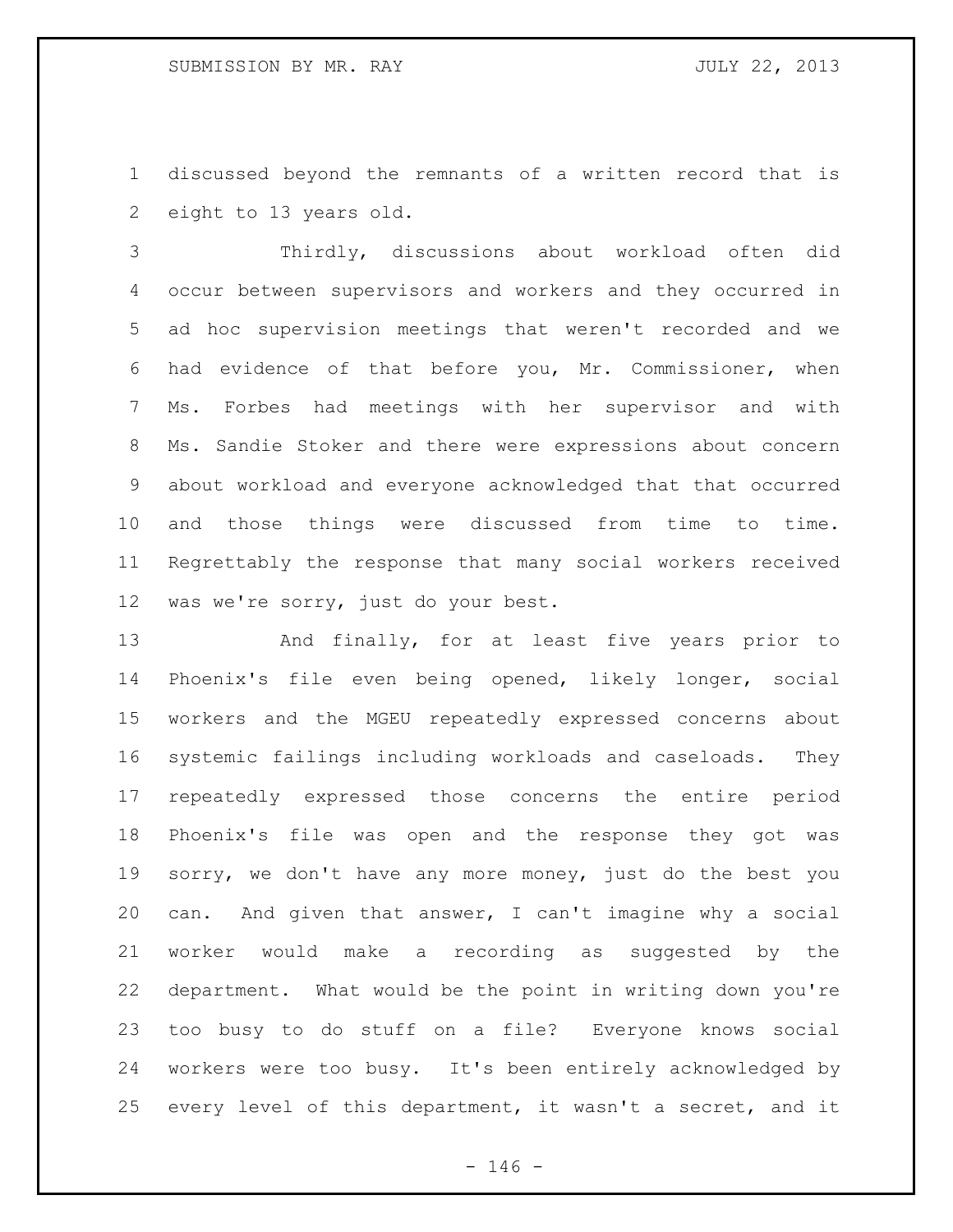discussed beyond the remnants of a written record that is eight to 13 years old.

Thirdly, discussions about workload often did occur between supervisors and workers and they occurred in ad hoc supervision meetings that weren't recorded and we had evidence of that before you, Mr. Commissioner, when Ms. Forbes had meetings with her supervisor and with Ms. Sandie Stoker and there were expressions about concern about workload and everyone acknowledged that that occurred and those things were discussed from time to time. Regrettably the response that many social workers received was we're sorry, just do your best.

And finally, for at least five years prior to Phoenix's file even being opened, likely longer, social workers and the MGEU repeatedly expressed concerns about systemic failings including workloads and caseloads. They repeatedly expressed those concerns the entire period Phoenix's file was open and the response they got was sorry, we don't have any more money, just do the best you can. And given that answer, I can't imagine why a social worker would make a recording as suggested by the department. What would be the point in writing down you're too busy to do stuff on a file? Everyone knows social workers were too busy. It's been entirely acknowledged by every level of this department, it wasn't a secret, and it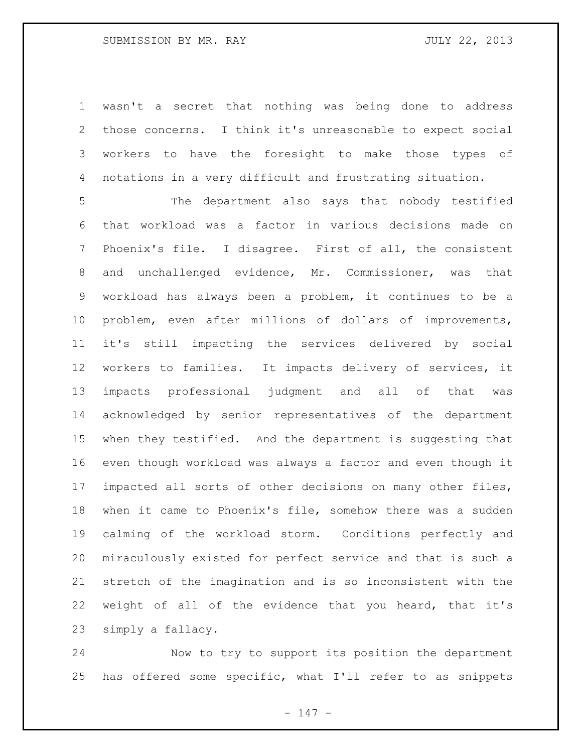wasn't a secret that nothing was being done to address those concerns. I think it's unreasonable to expect social workers to have the foresight to make those types of notations in a very difficult and frustrating situation.

The department also says that nobody testified that workload was a factor in various decisions made on Phoenix's file. I disagree. First of all, the consistent and unchallenged evidence, Mr. Commissioner, was that workload has always been a problem, it continues to be a problem, even after millions of dollars of improvements, it's still impacting the services delivered by social workers to families. It impacts delivery of services, it impacts professional judgment and all of that was acknowledged by senior representatives of the department when they testified. And the department is suggesting that even though workload was always a factor and even though it impacted all sorts of other decisions on many other files, when it came to Phoenix's file, somehow there was a sudden calming of the workload storm. Conditions perfectly and miraculously existed for perfect service and that is such a stretch of the imagination and is so inconsistent with the weight of all of the evidence that you heard, that it's simply a fallacy.

Now to try to support its position the department has offered some specific, what I'll refer to as snippets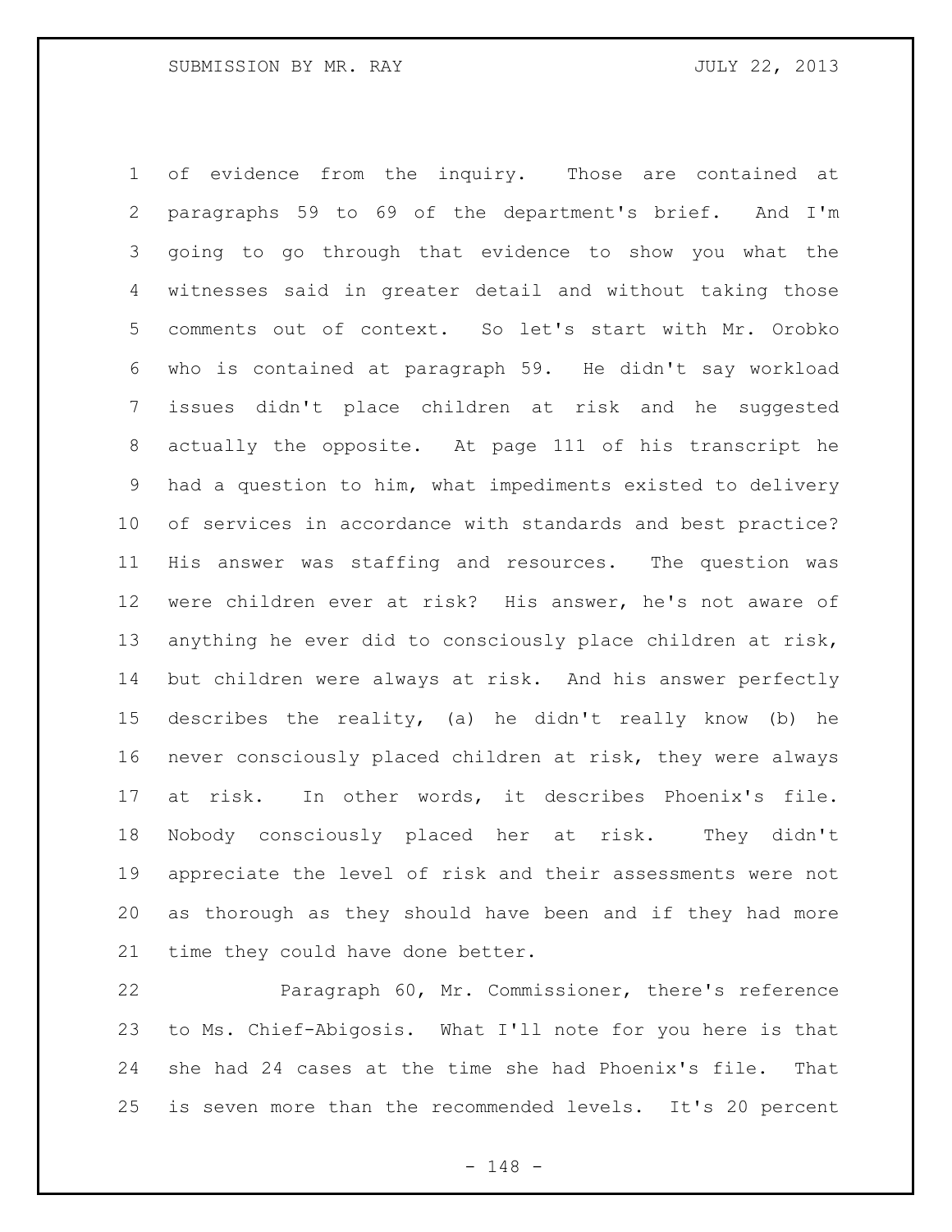of evidence from the inquiry. Those are contained at paragraphs 59 to 69 of the department's brief. And I'm going to go through that evidence to show you what the witnesses said in greater detail and without taking those comments out of context. So let's start with Mr. Orobko who is contained at paragraph 59. He didn't say workload issues didn't place children at risk and he suggested actually the opposite. At page 111 of his transcript he had a question to him, what impediments existed to delivery of services in accordance with standards and best practice? His answer was staffing and resources. The question was were children ever at risk? His answer, he's not aware of anything he ever did to consciously place children at risk, but children were always at risk. And his answer perfectly describes the reality, (a) he didn't really know (b) he never consciously placed children at risk, they were always at risk. In other words, it describes Phoenix's file. Nobody consciously placed her at risk. They didn't appreciate the level of risk and their assessments were not as thorough as they should have been and if they had more time they could have done better.

Paragraph 60, Mr. Commissioner, there's reference to Ms. Chief-Abigosis. What I'll note for you here is that she had 24 cases at the time she had Phoenix's file. That is seven more than the recommended levels. It's 20 percent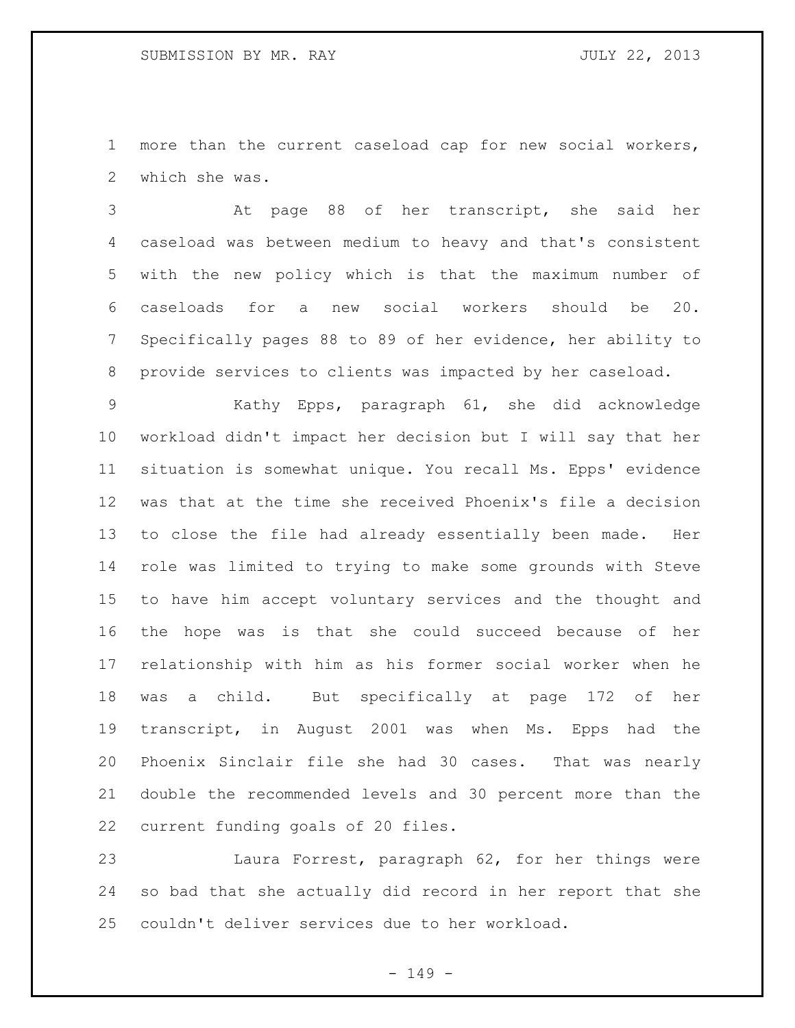more than the current caseload cap for new social workers, which she was.

At page 88 of her transcript, she said her caseload was between medium to heavy and that's consistent with the new policy which is that the maximum number of caseloads for a new social workers should be 20. Specifically pages 88 to 89 of her evidence, her ability to provide services to clients was impacted by her caseload.

Kathy Epps, paragraph 61, she did acknowledge workload didn't impact her decision but I will say that her situation is somewhat unique. You recall Ms. Epps' evidence was that at the time she received Phoenix's file a decision to close the file had already essentially been made. Her role was limited to trying to make some grounds with Steve to have him accept voluntary services and the thought and the hope was is that she could succeed because of her relationship with him as his former social worker when he was a child. But specifically at page 172 of her transcript, in August 2001 was when Ms. Epps had the Phoenix Sinclair file she had 30 cases. That was nearly double the recommended levels and 30 percent more than the current funding goals of 20 files.

Laura Forrest, paragraph 62, for her things were so bad that she actually did record in her report that she couldn't deliver services due to her workload.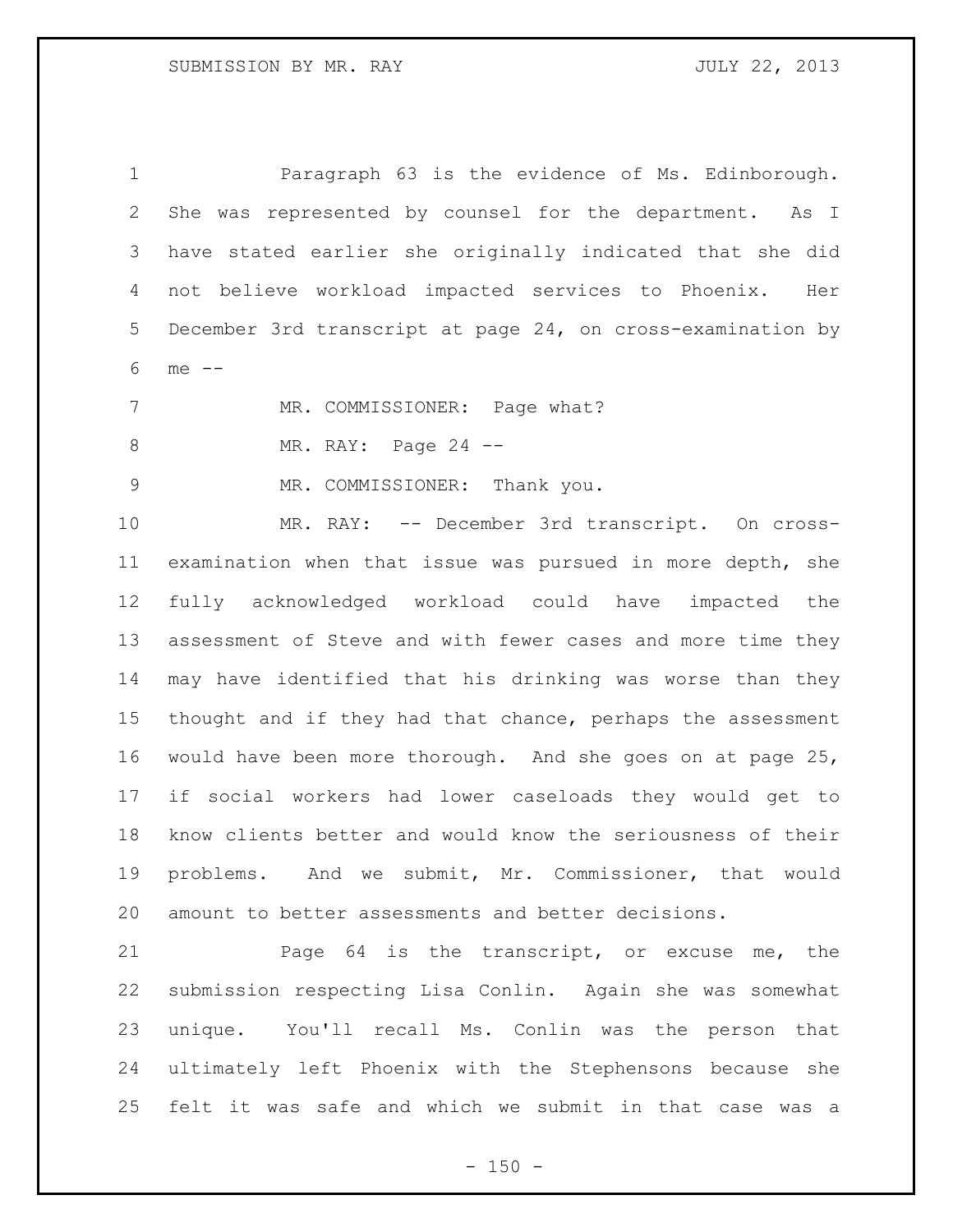Paragraph 63 is the evidence of Ms. Edinborough. She was represented by counsel for the department. As I have stated earlier she originally indicated that she did not believe workload impacted services to Phoenix. Her December 3rd transcript at page 24, on cross-examination by me --

MR. COMMISSIONER: Page what?

MR. RAY: Page 24 --

MR. COMMISSIONER: Thank you.

MR. RAY: -- December 3rd transcript. On cross-examination when that issue was pursued in more depth, she fully acknowledged workload could have impacted the assessment of Steve and with fewer cases and more time they may have identified that his drinking was worse than they thought and if they had that chance, perhaps the assessment would have been more thorough. And she goes on at page 25, if social workers had lower caseloads they would get to know clients better and would know the seriousness of their problems. And we submit, Mr. Commissioner, that would amount to better assessments and better decisions.

Page 64 is the transcript, or excuse me, the submission respecting Lisa Conlin. Again she was somewhat unique. You'll recall Ms. Conlin was the person that ultimately left Phoenix with the Stephensons because she felt it was safe and which we submit in that case was a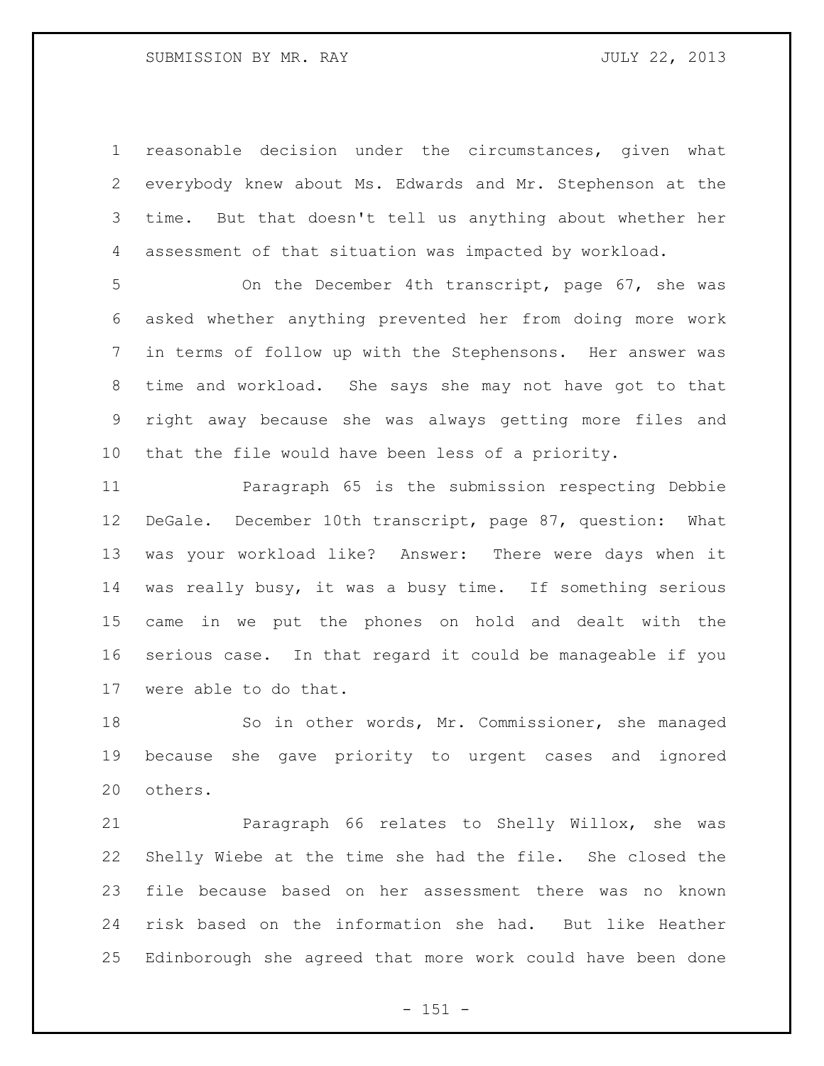reasonable decision under the circumstances, given what everybody knew about Ms. Edwards and Mr. Stephenson at the time. But that doesn't tell us anything about whether her assessment of that situation was impacted by workload.

On the December 4th transcript, page 67, she was asked whether anything prevented her from doing more work in terms of follow up with the Stephensons. Her answer was time and workload. She says she may not have got to that right away because she was always getting more files and that the file would have been less of a priority.

Paragraph 65 is the submission respecting Debbie DeGale. December 10th transcript, page 87, question: What was your workload like? Answer: There were days when it was really busy, it was a busy time. If something serious came in we put the phones on hold and dealt with the serious case. In that regard it could be manageable if you were able to do that.

So in other words, Mr. Commissioner, she managed because she gave priority to urgent cases and ignored others.

Paragraph 66 relates to Shelly Willox, she was Shelly Wiebe at the time she had the file. She closed the file because based on her assessment there was no known risk based on the information she had. But like Heather Edinborough she agreed that more work could have been done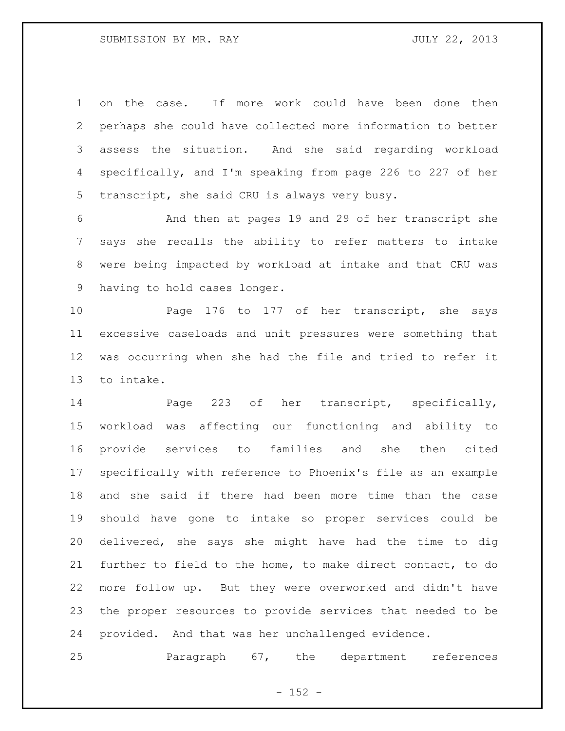on the case. If more work could have been done then perhaps she could have collected more information to better assess the situation. And she said regarding workload specifically, and I'm speaking from page 226 to 227 of her transcript, she said CRU is always very busy.

And then at pages 19 and 29 of her transcript she says she recalls the ability to refer matters to intake were being impacted by workload at intake and that CRU was having to hold cases longer.

Page 176 to 177 of her transcript, she says excessive caseloads and unit pressures were something that was occurring when she had the file and tried to refer it to intake.

Page 223 of her transcript, specifically, workload was affecting our functioning and ability to provide services to families and she then cited specifically with reference to Phoenix's file as an example and she said if there had been more time than the case should have gone to intake so proper services could be delivered, she says she might have had the time to dig further to field to the home, to make direct contact, to do more follow up. But they were overworked and didn't have the proper resources to provide services that needed to be provided. And that was her unchallenged evidence.

Paragraph 67, the department references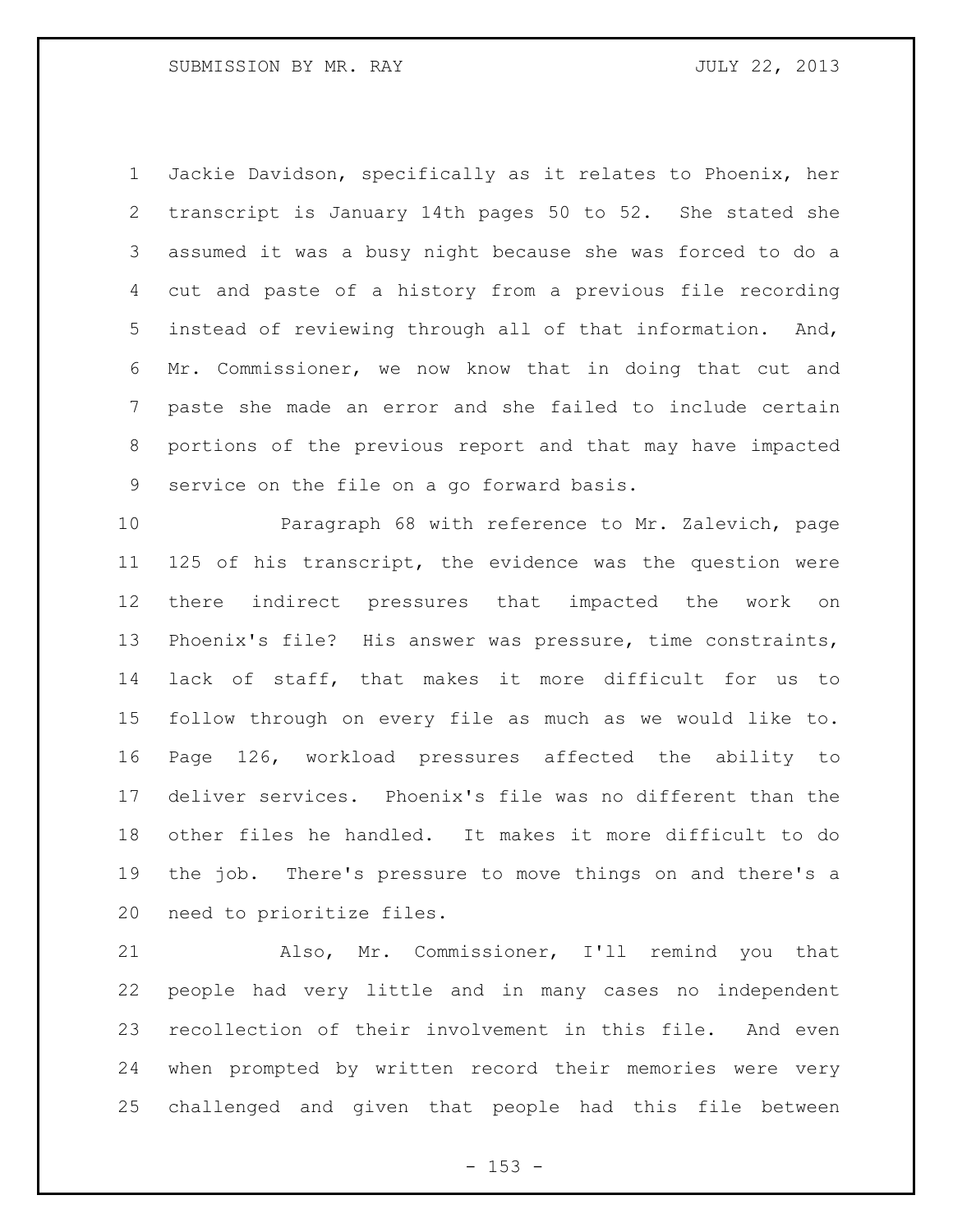Jackie Davidson, specifically as it relates to Phoenix, her transcript is January 14th pages 50 to 52. She stated she assumed it was a busy night because she was forced to do a cut and paste of a history from a previous file recording instead of reviewing through all of that information. And, Mr. Commissioner, we now know that in doing that cut and paste she made an error and she failed to include certain portions of the previous report and that may have impacted service on the file on a go forward basis.

Paragraph 68 with reference to Mr. Zalevich, page 125 of his transcript, the evidence was the question were there indirect pressures that impacted the work on Phoenix's file? His answer was pressure, time constraints, lack of staff, that makes it more difficult for us to follow through on every file as much as we would like to. Page 126, workload pressures affected the ability to deliver services. Phoenix's file was no different than the other files he handled. It makes it more difficult to do the job. There's pressure to move things on and there's a need to prioritize files.

Also, Mr. Commissioner, I'll remind you that people had very little and in many cases no independent recollection of their involvement in this file. And even when prompted by written record their memories were very challenged and given that people had this file between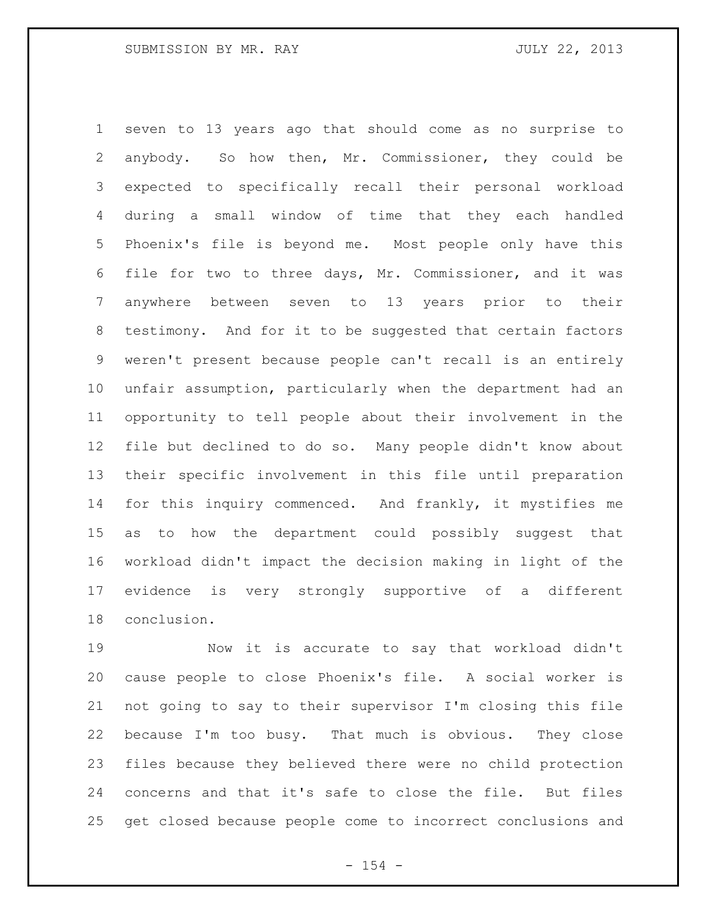seven to 13 years ago that should come as no surprise to anybody. So how then, Mr. Commissioner, they could be expected to specifically recall their personal workload during a small window of time that they each handled Phoenix's file is beyond me. Most people only have this file for two to three days, Mr. Commissioner, and it was anywhere between seven to 13 years prior to their testimony. And for it to be suggested that certain factors weren't present because people can't recall is an entirely unfair assumption, particularly when the department had an opportunity to tell people about their involvement in the file but declined to do so. Many people didn't know about their specific involvement in this file until preparation for this inquiry commenced. And frankly, it mystifies me as to how the department could possibly suggest that workload didn't impact the decision making in light of the evidence is very strongly supportive of a different conclusion.

Now it is accurate to say that workload didn't cause people to close Phoenix's file. A social worker is not going to say to their supervisor I'm closing this file because I'm too busy. That much is obvious. They close files because they believed there were no child protection concerns and that it's safe to close the file. But files get closed because people come to incorrect conclusions and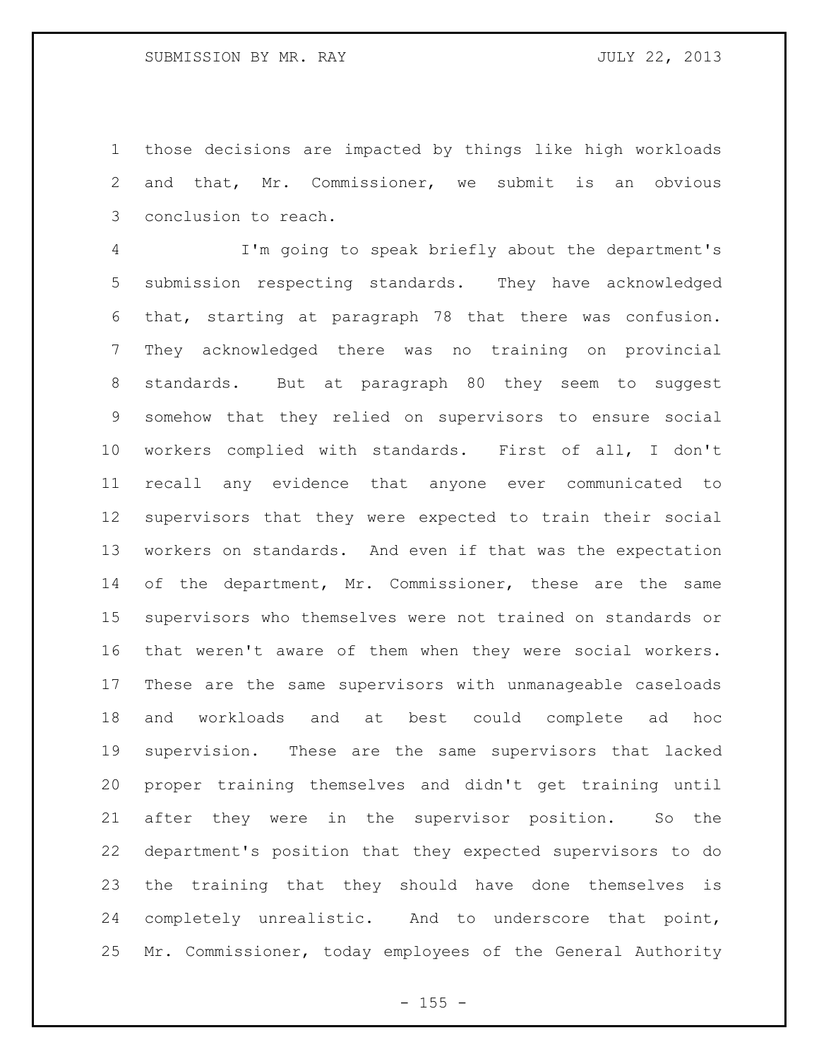those decisions are impacted by things like high workloads and that, Mr. Commissioner, we submit is an obvious conclusion to reach.

I'm going to speak briefly about the department's submission respecting standards. They have acknowledged that, starting at paragraph 78 that there was confusion. They acknowledged there was no training on provincial standards. But at paragraph 80 they seem to suggest somehow that they relied on supervisors to ensure social workers complied with standards. First of all, I don't recall any evidence that anyone ever communicated to supervisors that they were expected to train their social workers on standards. And even if that was the expectation of the department, Mr. Commissioner, these are the same supervisors who themselves were not trained on standards or that weren't aware of them when they were social workers. These are the same supervisors with unmanageable caseloads and workloads and at best could complete ad hoc supervision. These are the same supervisors that lacked proper training themselves and didn't get training until after they were in the supervisor position. So the department's position that they expected supervisors to do the training that they should have done themselves is completely unrealistic. And to underscore that point, Mr. Commissioner, today employees of the General Authority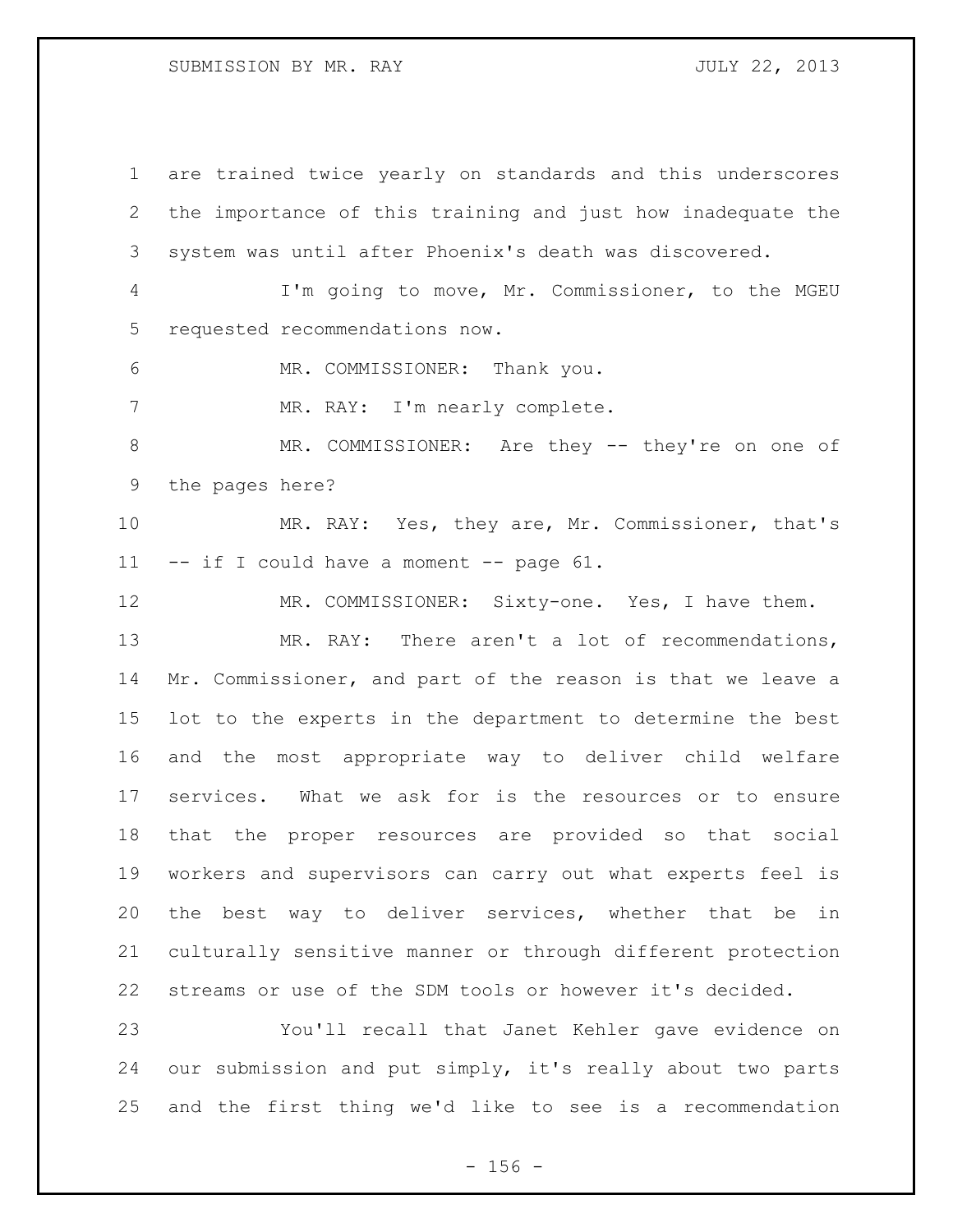are trained twice yearly on standards and this underscores the importance of this training and just how inadequate the system was until after Phoenix's death was discovered.

I'm going to move, Mr. Commissioner, to the MGEU requested recommendations now.

MR. COMMISSIONER: Thank you.

MR. RAY: I'm nearly complete.

MR. COMMISSIONER: Are they -- they're on one of the pages here?

MR. RAY: Yes, they are, Mr. Commissioner, that's -- if I could have a moment -- page 61.

MR. COMMISSIONER: Sixty-one. Yes, I have them.

MR. RAY: There aren't a lot of recommendations, Mr. Commissioner, and part of the reason is that we leave a lot to the experts in the department to determine the best and the most appropriate way to deliver child welfare services. What we ask for is the resources or to ensure that the proper resources are provided so that social workers and supervisors can carry out what experts feel is the best way to deliver services, whether that be in culturally sensitive manner or through different protection streams or use of the SDM tools or however it's decided.

You'll recall that Janet Kehler gave evidence on our submission and put simply, it's really about two parts and the first thing we'd like to see is a recommendation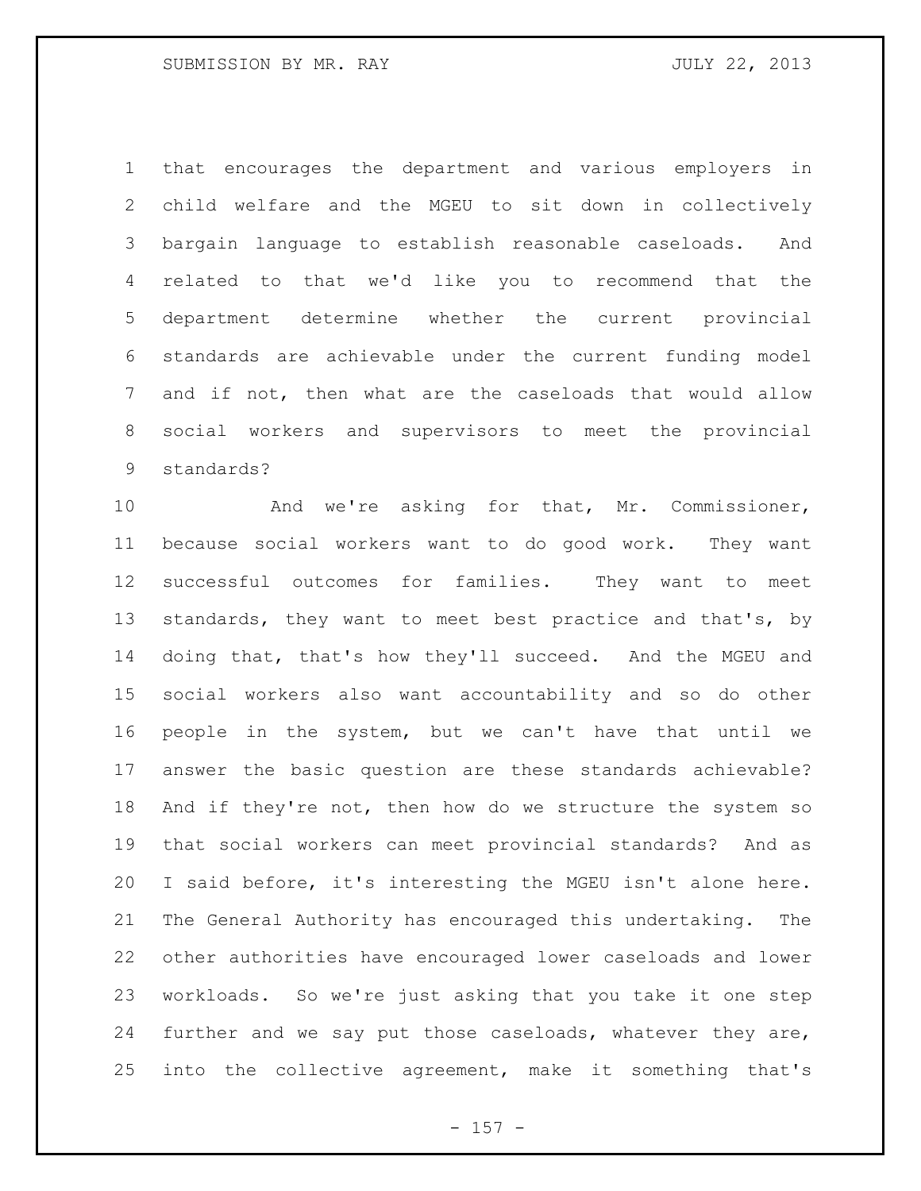that encourages the department and various employers in child welfare and the MGEU to sit down in collectively bargain language to establish reasonable caseloads. And related to that we'd like you to recommend that the department determine whether the current provincial standards are achievable under the current funding model and if not, then what are the caseloads that would allow social workers and supervisors to meet the provincial standards?

And we're asking for that, Mr. Commissioner, because social workers want to do good work. They want successful outcomes for families. They want to meet standards, they want to meet best practice and that's, by doing that, that's how they'll succeed. And the MGEU and social workers also want accountability and so do other people in the system, but we can't have that until we answer the basic question are these standards achievable? And if they're not, then how do we structure the system so that social workers can meet provincial standards? And as I said before, it's interesting the MGEU isn't alone here. The General Authority has encouraged this undertaking. The other authorities have encouraged lower caseloads and lower workloads. So we're just asking that you take it one step further and we say put those caseloads, whatever they are, into the collective agreement, make it something that's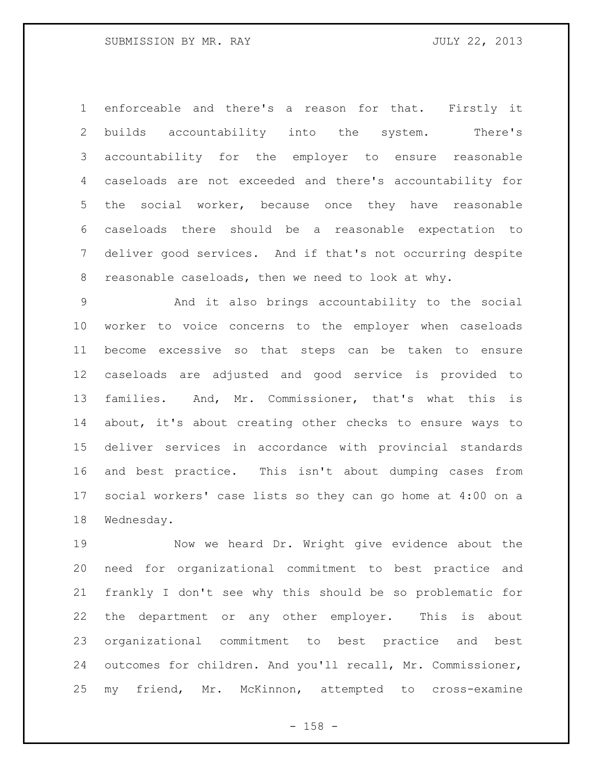enforceable and there's a reason for that. Firstly it builds accountability into the system. There's accountability for the employer to ensure reasonable caseloads are not exceeded and there's accountability for the social worker, because once they have reasonable caseloads there should be a reasonable expectation to deliver good services. And if that's not occurring despite reasonable caseloads, then we need to look at why.

And it also brings accountability to the social worker to voice concerns to the employer when caseloads become excessive so that steps can be taken to ensure caseloads are adjusted and good service is provided to families. And, Mr. Commissioner, that's what this is about, it's about creating other checks to ensure ways to deliver services in accordance with provincial standards and best practice. This isn't about dumping cases from social workers' case lists so they can go home at 4:00 on a Wednesday.

Now we heard Dr. Wright give evidence about the need for organizational commitment to best practice and frankly I don't see why this should be so problematic for the department or any other employer. This is about organizational commitment to best practice and best outcomes for children. And you'll recall, Mr. Commissioner, my friend, Mr. McKinnon, attempted to cross-examine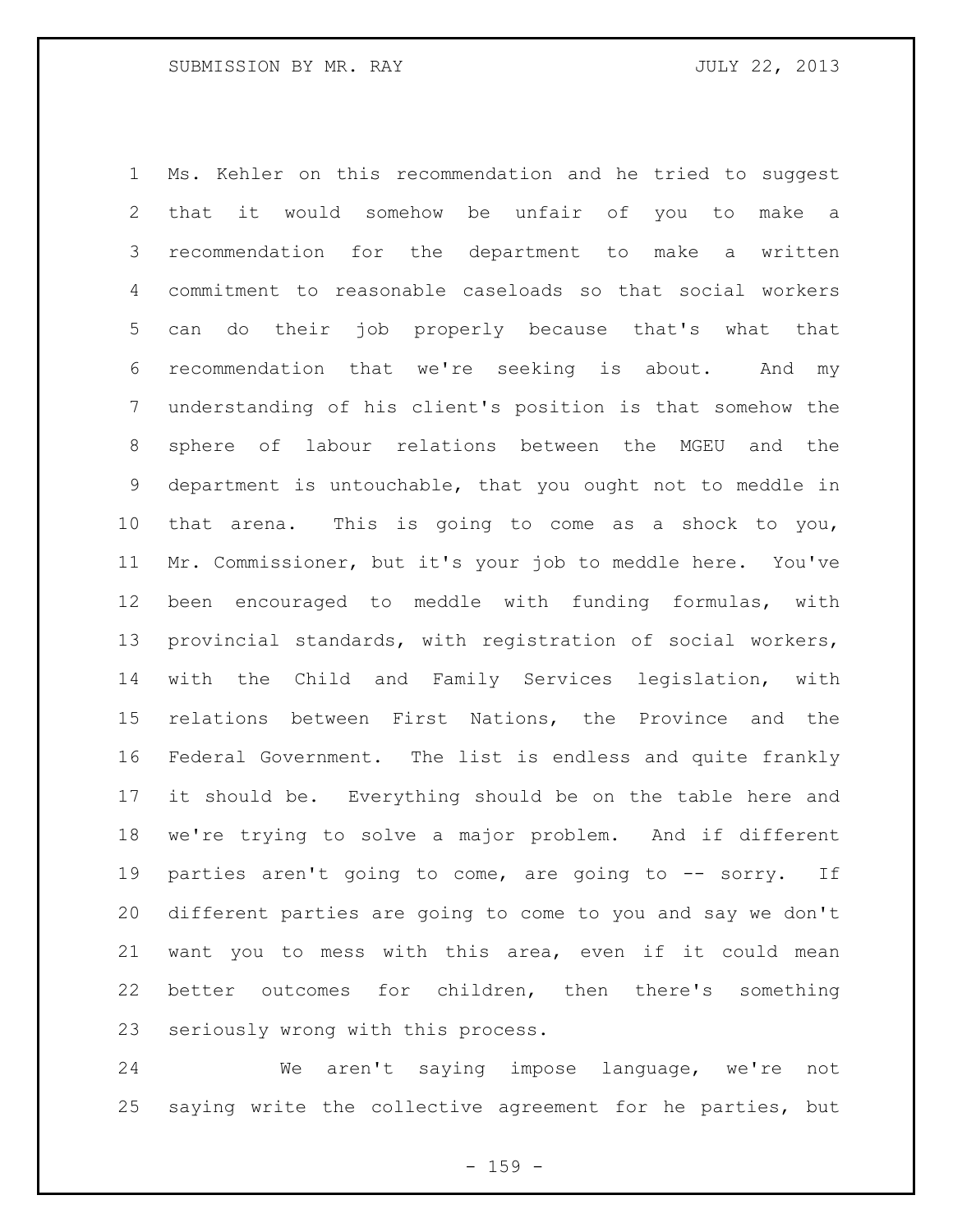Ms. Kehler on this recommendation and he tried to suggest that it would somehow be unfair of you to make a recommendation for the department to make a written commitment to reasonable caseloads so that social workers can do their job properly because that's what that recommendation that we're seeking is about. And my understanding of his client's position is that somehow the sphere of labour relations between the MGEU and the department is untouchable, that you ought not to meddle in that arena. This is going to come as a shock to you, Mr. Commissioner, but it's your job to meddle here. You've been encouraged to meddle with funding formulas, with provincial standards, with registration of social workers, with the Child and Family Services legislation, with relations between First Nations, the Province and the Federal Government. The list is endless and quite frankly it should be. Everything should be on the table here and we're trying to solve a major problem. And if different parties aren't going to come, are going to -- sorry. If different parties are going to come to you and say we don't want you to mess with this area, even if it could mean better outcomes for children, then there's something seriously wrong with this process.

We aren't saying impose language, we're not saying write the collective agreement for he parties, but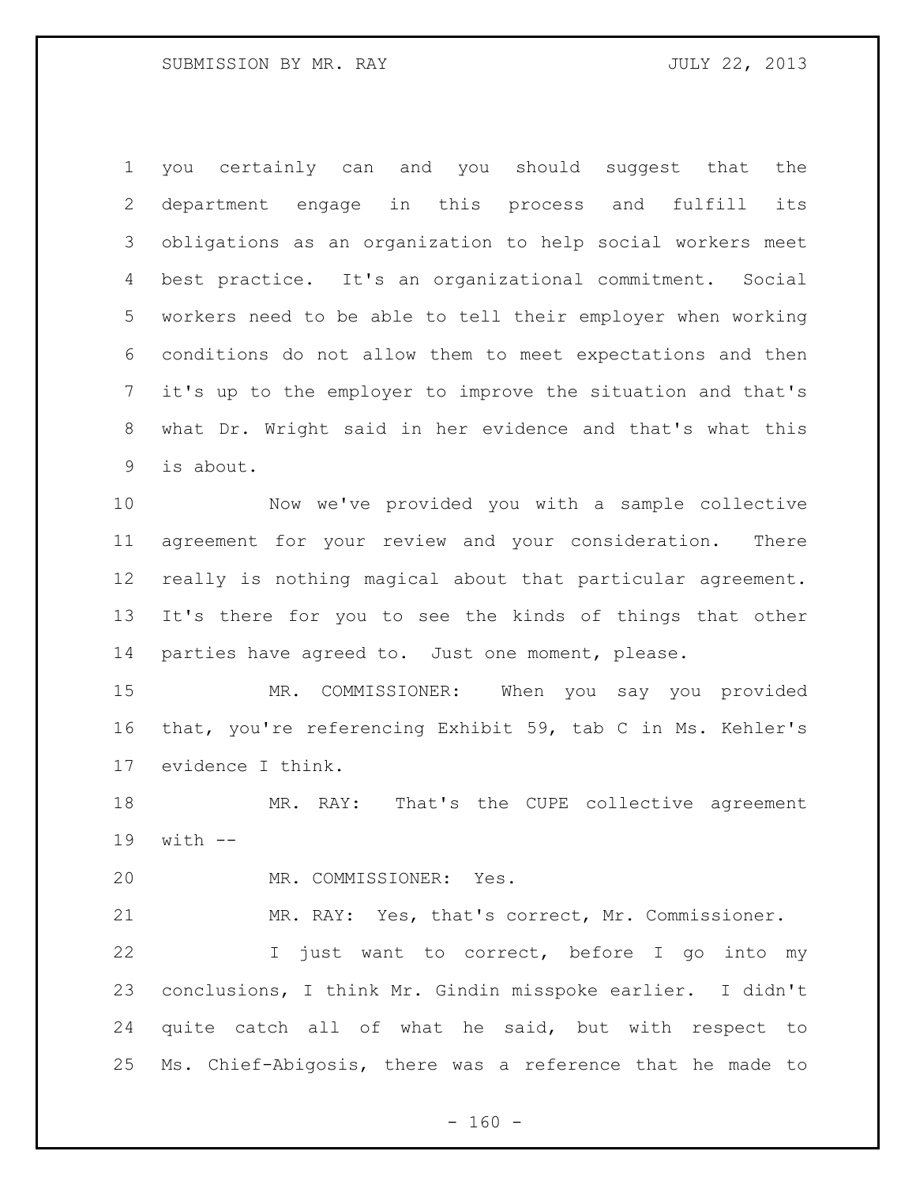you certainly can and you should suggest that the department engage in this process and fulfill its obligations as an organization to help social workers meet best practice. It's an organizational commitment. Social workers need to be able to tell their employer when working conditions do not allow them to meet expectations and then it's up to the employer to improve the situation and that's what Dr. Wright said in her evidence and that's what this is about.

Now we've provided you with a sample collective agreement for your review and your consideration. There really is nothing magical about that particular agreement. It's there for you to see the kinds of things that other parties have agreed to. Just one moment, please.

MR. COMMISSIONER: When you say you provided that, you're referencing Exhibit 59, tab C in Ms. Kehler's evidence I think.

MR. RAY: That's the CUPE collective agreement with --

MR. COMMISSIONER: Yes.

MR. RAY: Yes, that's correct, Mr. Commissioner.

I just want to correct, before I go into my conclusions, I think Mr. Gindin misspoke earlier. I didn't quite catch all of what he said, but with respect to Ms. Chief-Abigosis, there was a reference that he made to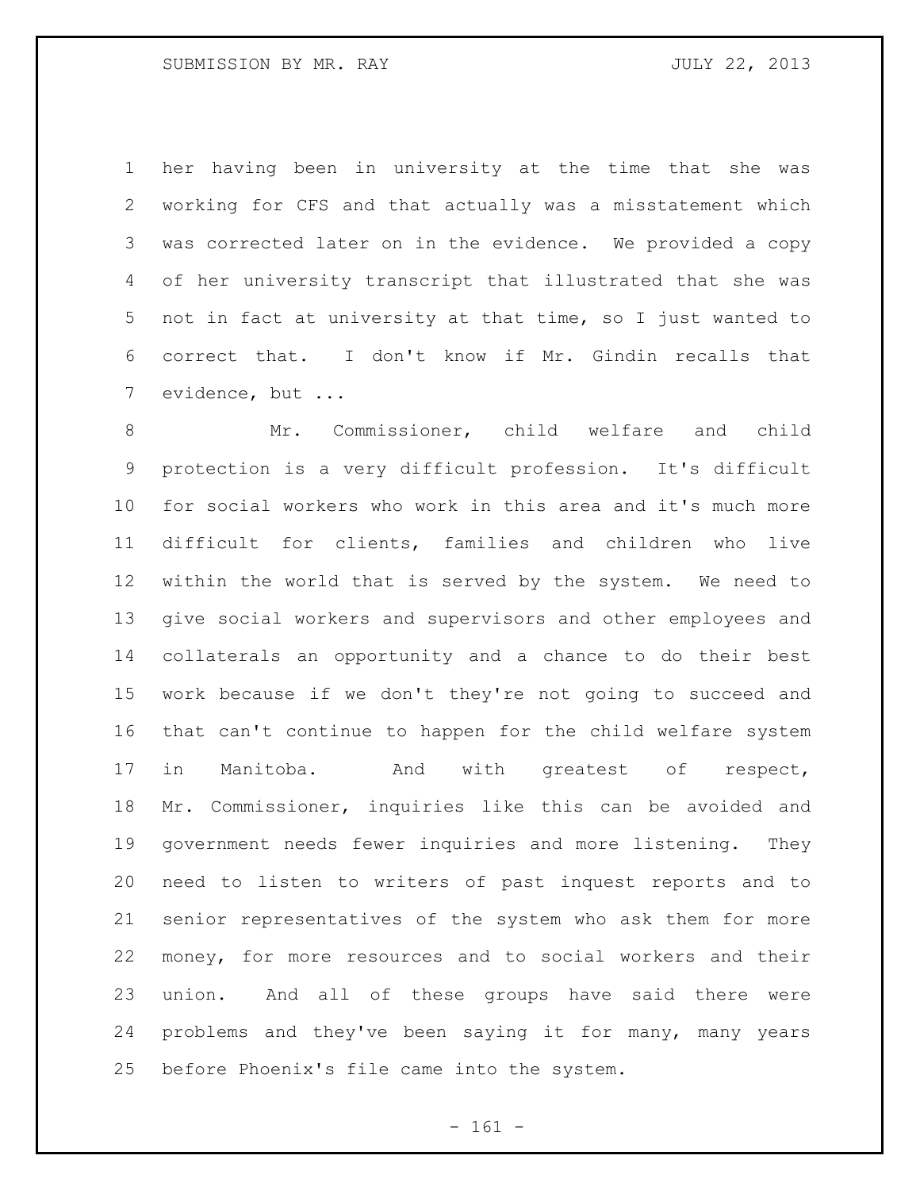her having been in university at the time that she was working for CFS and that actually was a misstatement which was corrected later on in the evidence. We provided a copy of her university transcript that illustrated that she was not in fact at university at that time, so I just wanted to correct that. I don't know if Mr. Gindin recalls that evidence, but ...

Mr. Commissioner, child welfare and child protection is a very difficult profession. It's difficult for social workers who work in this area and it's much more difficult for clients, families and children who live within the world that is served by the system. We need to give social workers and supervisors and other employees and collaterals an opportunity and a chance to do their best work because if we don't they're not going to succeed and that can't continue to happen for the child welfare system in Manitoba. And with greatest of respect, Mr. Commissioner, inquiries like this can be avoided and government needs fewer inquiries and more listening. They need to listen to writers of past inquest reports and to senior representatives of the system who ask them for more money, for more resources and to social workers and their union. And all of these groups have said there were problems and they've been saying it for many, many years before Phoenix's file came into the system.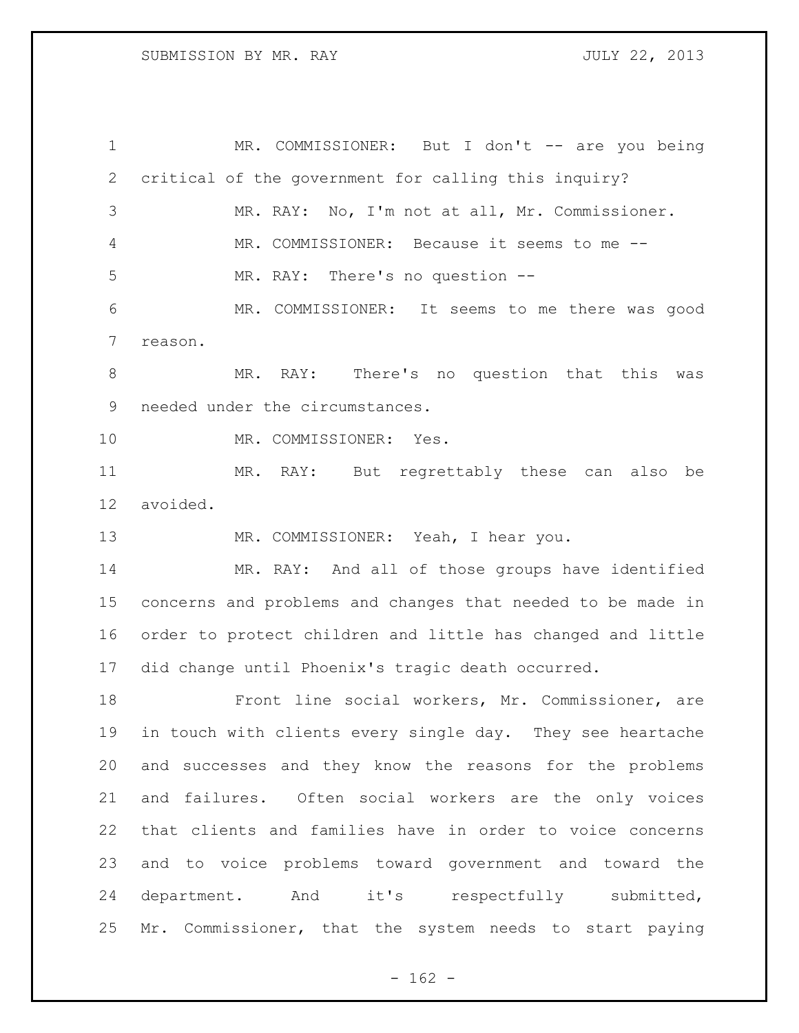MR. COMMISSIONER: But I don't -- are you being critical of the government for calling this inquiry?

MR. RAY: No, I'm not at all, Mr. Commissioner.

MR. COMMISSIONER: Because it seems to me --

MR. RAY: There's no question --

MR. COMMISSIONER: It seems to me there was good reason.

MR. RAY: There's no question that this was needed under the circumstances.

MR. COMMISSIONER: Yes.

MR. RAY: But regrettably these can also be avoided.

MR. COMMISSIONER: Yeah, I hear you.

MR. RAY: And all of those groups have identified concerns and problems and changes that needed to be made in order to protect children and little has changed and little did change until Phoenix's tragic death occurred.

Front line social workers, Mr. Commissioner, are in touch with clients every single day. They see heartache and successes and they know the reasons for the problems and failures. Often social workers are the only voices that clients and families have in order to voice concerns and to voice problems toward government and toward the department. And it's respectfully submitted, Mr. Commissioner, that the system needs to start paying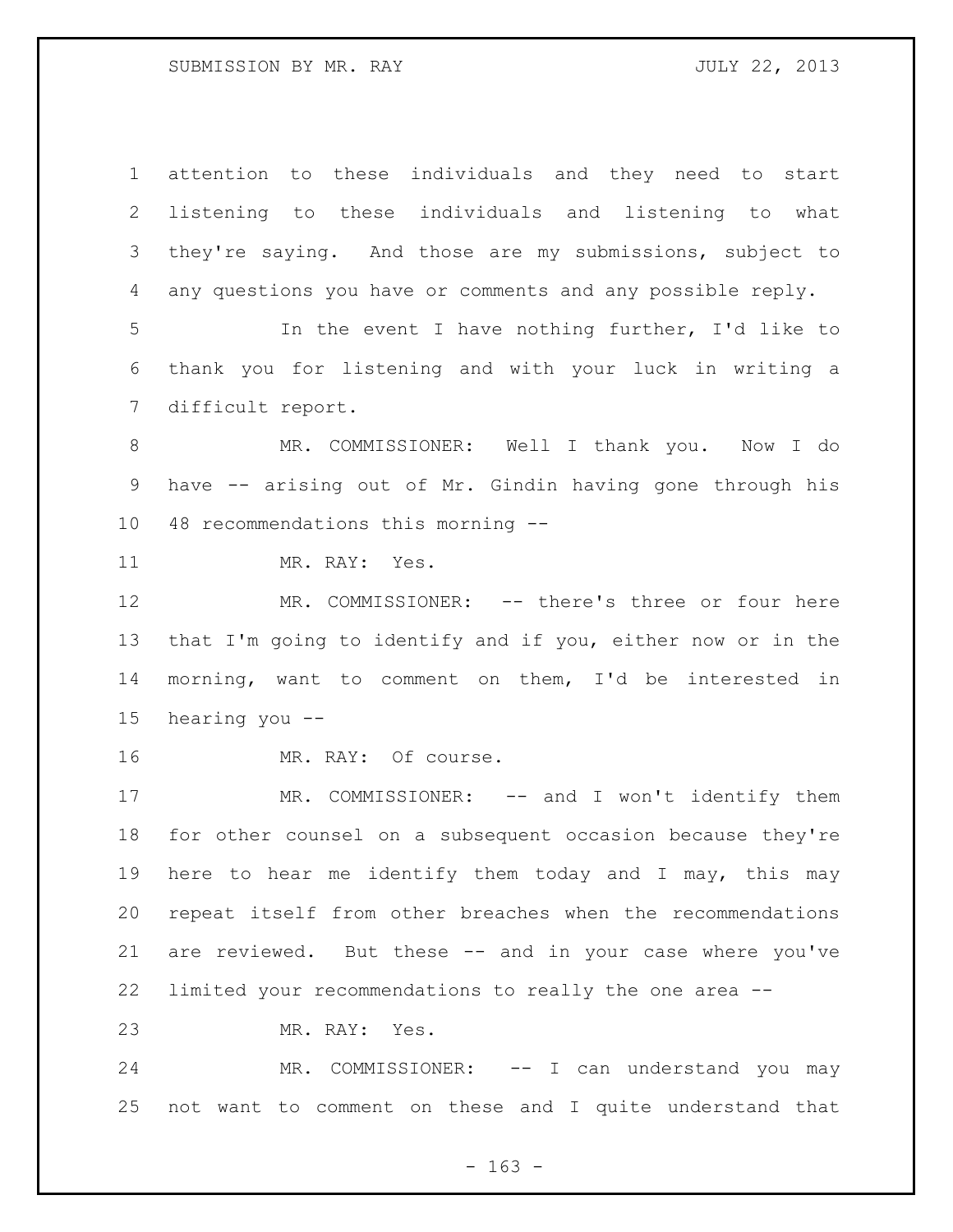attention to these individuals and they need to start listening to these individuals and listening to what they're saying. And those are my submissions, subject to any questions you have or comments and any possible reply.

In the event I have nothing further, I'd like to thank you for listening and with your luck in writing a difficult report.

MR. COMMISSIONER: Well I thank you. Now I do have -- arising out of Mr. Gindin having gone through his 48 recommendations this morning --

MR. RAY: Yes.

MR. COMMISSIONER: -- there's three or four here that I'm going to identify and if you, either now or in the morning, want to comment on them, I'd be interested in hearing you --

MR. RAY: Of course.

MR. COMMISSIONER: -- and I won't identify them for other counsel on a subsequent occasion because they're here to hear me identify them today and I may, this may repeat itself from other breaches when the recommendations are reviewed. But these -- and in your case where you've limited your recommendations to really the one area --

MR. RAY: Yes.

MR. COMMISSIONER: -- I can understand you may not want to comment on these and I quite understand that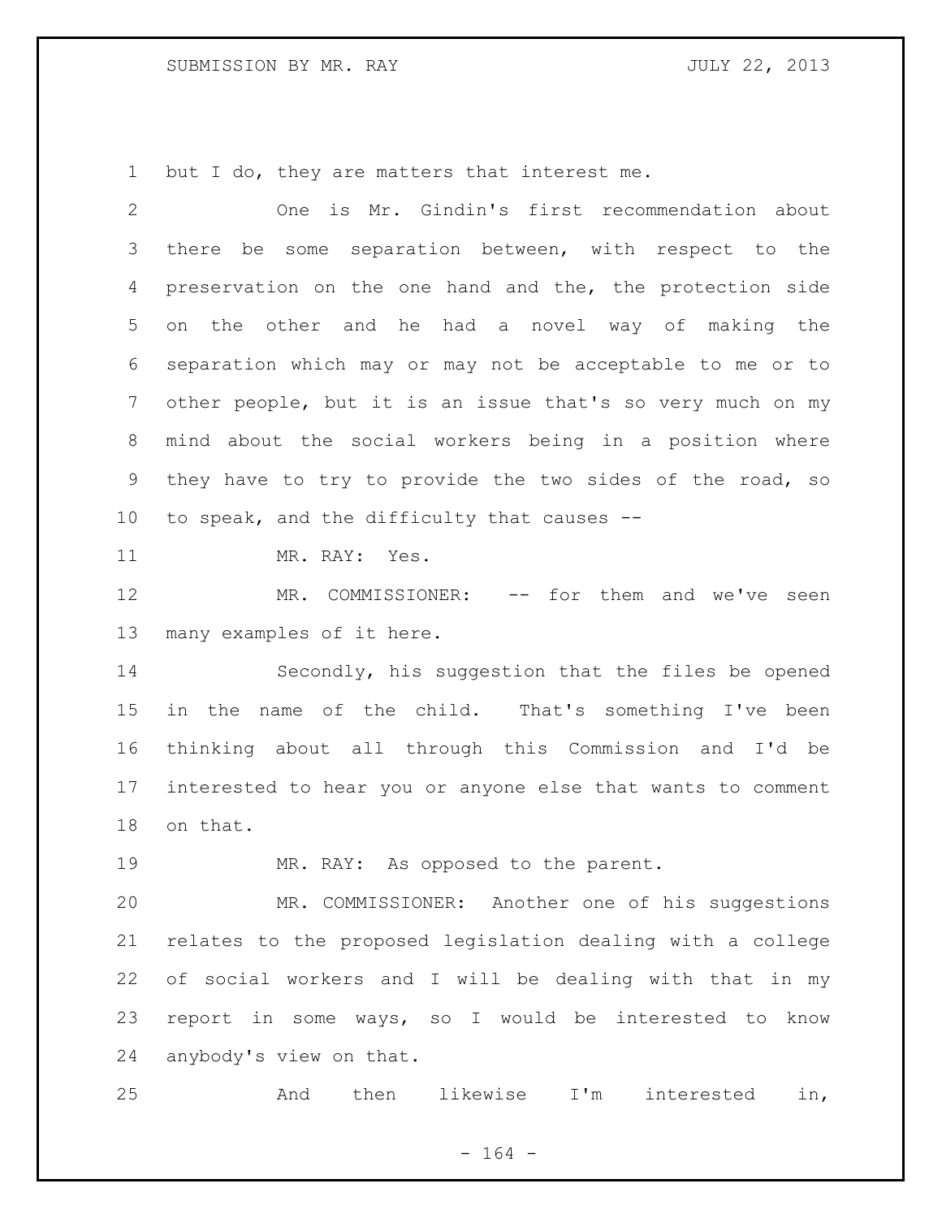but I do, they are matters that interest me.

One is Mr. Gindin's first recommendation about there be some separation between, with respect to the preservation on the one hand and the, the protection side on the other and he had a novel way of making the separation which may or may not be acceptable to me or to other people, but it is an issue that's so very much on my mind about the social workers being in a position where they have to try to provide the two sides of the road, so to speak, and the difficulty that causes --

MR. RAY: Yes.

MR. COMMISSIONER: -- for them and we've seen many examples of it here.

Secondly, his suggestion that the files be opened in the name of the child. That's something I've been thinking about all through this Commission and I'd be interested to hear you or anyone else that wants to comment on that.

MR. RAY: As opposed to the parent.

MR. COMMISSIONER: Another one of his suggestions relates to the proposed legislation dealing with a college of social workers and I will be dealing with that in my report in some ways, so I would be interested to know anybody's view on that.

And then likewise I'm interested in,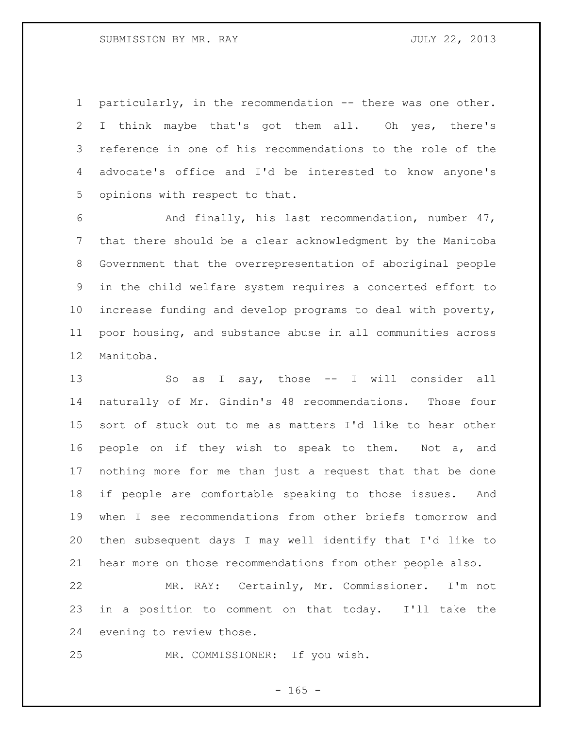particularly, in the recommendation -- there was one other. I think maybe that's got them all. Oh yes, there's reference in one of his recommendations to the role of the advocate's office and I'd be interested to know anyone's opinions with respect to that.

And finally, his last recommendation, number 47, that there should be a clear acknowledgment by the Manitoba Government that the overrepresentation of aboriginal people in the child welfare system requires a concerted effort to increase funding and develop programs to deal with poverty, poor housing, and substance abuse in all communities across Manitoba.

So as I say, those -- I will consider all naturally of Mr. Gindin's 48 recommendations. Those four sort of stuck out to me as matters I'd like to hear other people on if they wish to speak to them. Not a, and nothing more for me than just a request that that be done if people are comfortable speaking to those issues. And when I see recommendations from other briefs tomorrow and then subsequent days I may well identify that I'd like to hear more on those recommendations from other people also.

MR. RAY: Certainly, Mr. Commissioner. I'm not in a position to comment on that today. I'll take the evening to review those.

MR. COMMISSIONER: If you wish.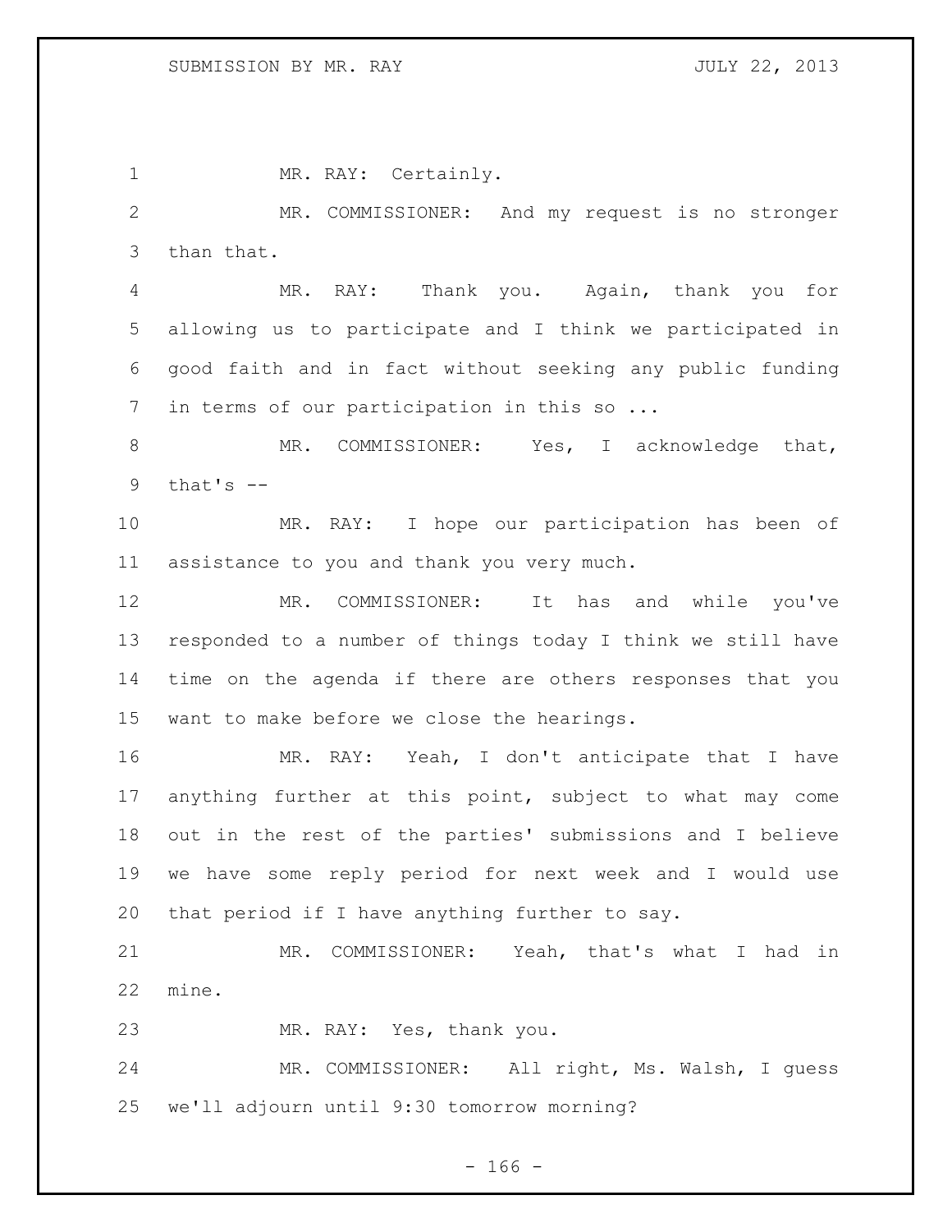MR. RAY: Certainly.

MR. COMMISSIONER: And my request is no stronger than that.

MR. RAY: Thank you. Again, thank you for allowing us to participate and I think we participated in good faith and in fact without seeking any public funding in terms of our participation in this so ...

MR. COMMISSIONER: Yes, I acknowledge that, that's --

MR. RAY: I hope our participation has been of assistance to you and thank you very much.

MR. COMMISSIONER: It has and while you've responded to a number of things today I think we still have time on the agenda if there are others responses that you want to make before we close the hearings.

MR. RAY: Yeah, I don't anticipate that I have anything further at this point, subject to what may come out in the rest of the parties' submissions and I believe we have some reply period for next week and I would use that period if I have anything further to say.

MR. COMMISSIONER: Yeah, that's what I had in mine.

MR. RAY: Yes, thank you.

MR. COMMISSIONER: All right, Ms. Walsh, I guess we'll adjourn until 9:30 tomorrow morning?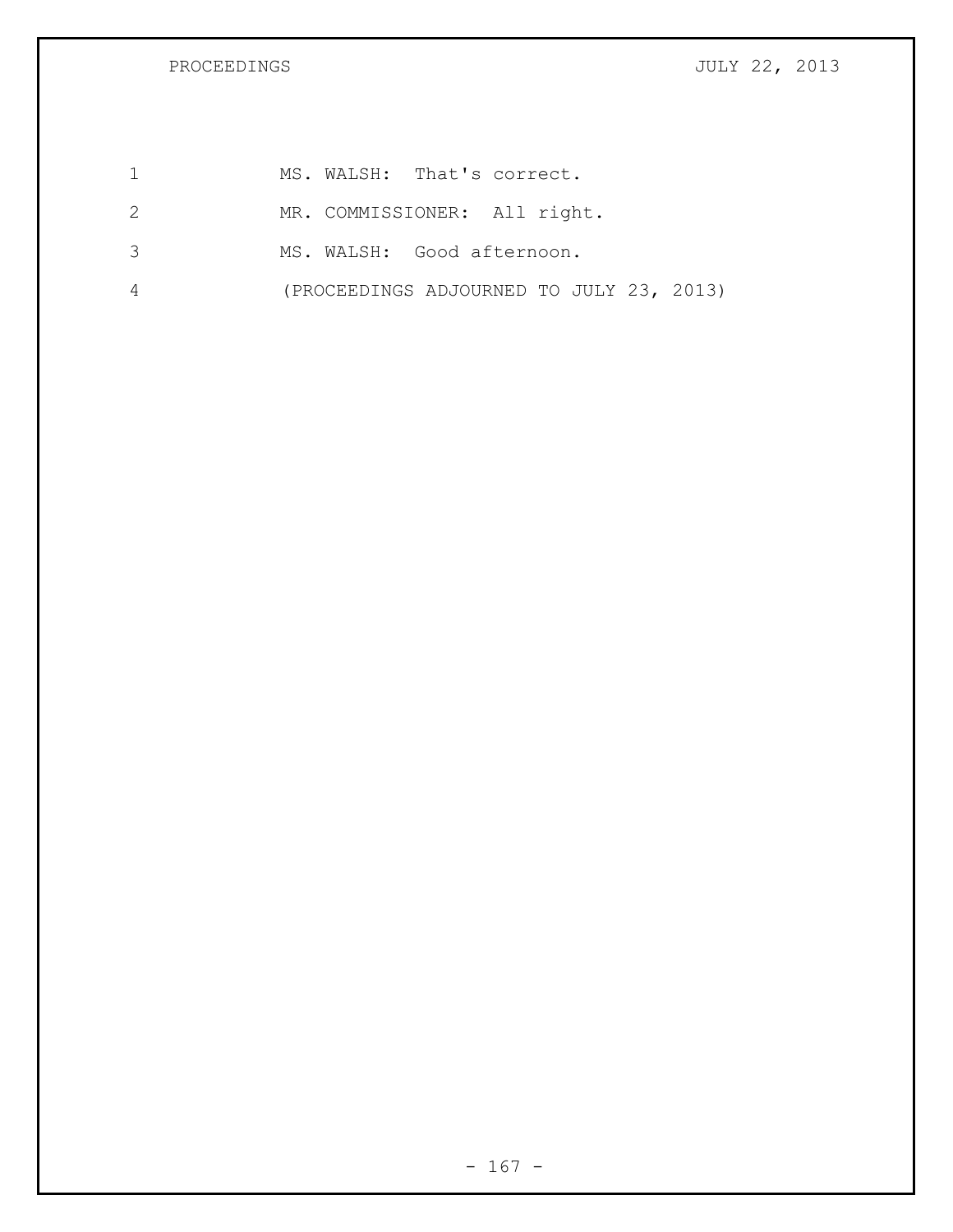1 MS. WALSH: That's correct.

2 MR. COMMISSIONER: All right.

3 MS. WALSH: Good afternoon.

4 (PROCEEDINGS ADJOURNED TO JULY 23, 2013)